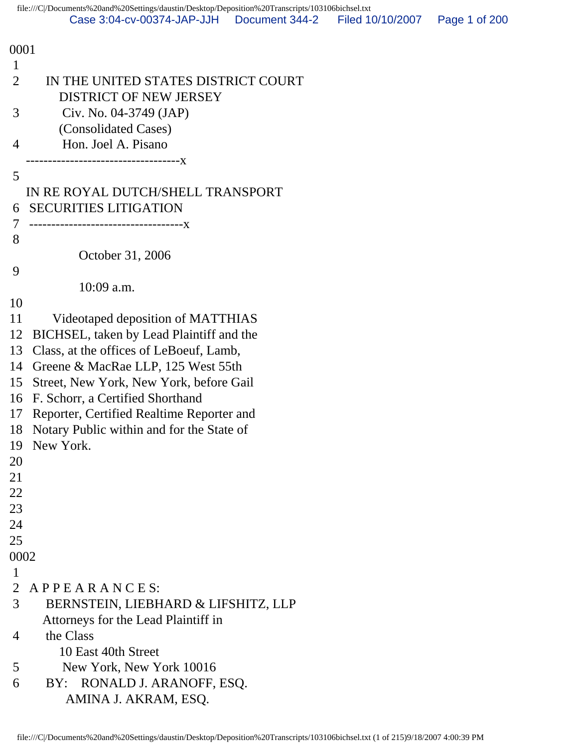0001

1

2 IN THE UNITED STATES DISTRICT COURT
DISTRICT OF NEW JERSEY

3 Civ. No. 04-3749 (JAP)
(Consolidated Cases)

4 Hon. Joel A. Pisano

-----------------------------------x

5

IN RE ROYAL DUTCH/SHELL TRANSPORT

6 SECURITIES LITIGATION

7 -----------------------------------x

8

October 31, 2006

9

10:09 a.m.

10

11 Videotaped deposition of MATTHIAS

12 BICHSEL, taken by Lead Plaintiff and the

13 Class, at the offices of LeBoeuf, Lamb,

14 Greene & MacRae LLP, 125 West 55th

15 Street, New York, New York, before Gail

16 F. Schorr, a Certified Shorthand

17 Reporter, Certified Realtime Reporter and

18 Notary Public within and for the State of

19 New York.

20

21

22

23

24

25

0002

1

2 A P P E A R A N C E S:

3 BERNSTEIN, LIEBHARD & LIFSHITZ, LLP
Attorneys for the Lead Plaintiff in

4 the Class
10 East 40th Street

5 New York, New York 10016

6 BY: RONALD J. ARANOFF, ESQ.
AMINA J. AKRAM, ESQ.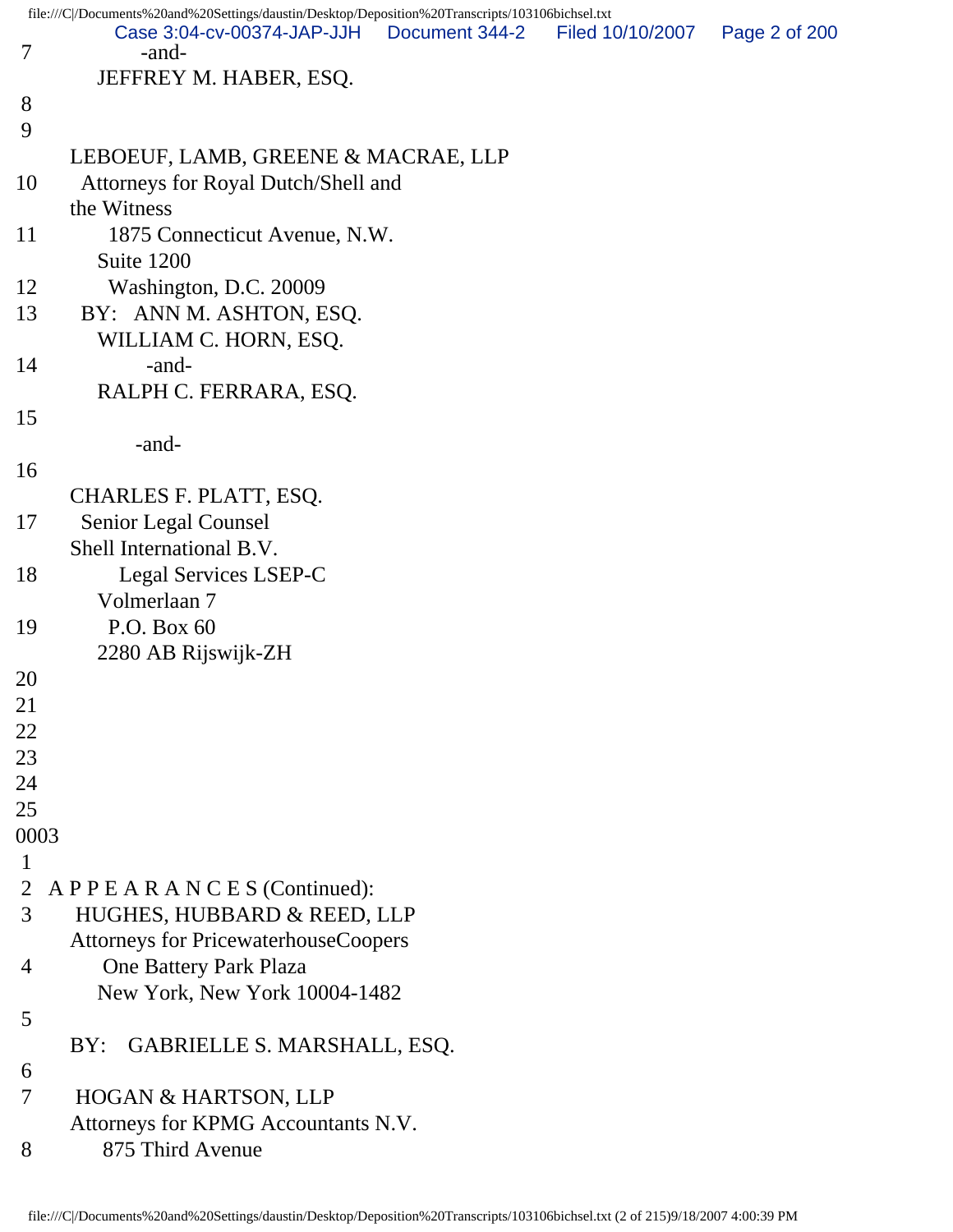7 -and-
JEFFREY M. HABER, ESQ.
8
9
LEBOEUF, LAMB, GREENE & MACRAE, LLP
10 Attorneys for Royal Dutch/Shell and
the Witness
11 1875 Connecticut Avenue, N.W.
Suite 1200
12 Washington, D.C. 20009
13 BY: ANN M. ASHTON, ESQ.
WILLIAM C. HORN, ESQ.
14 -and-
RALPH C. FERRARA, ESQ.
15
-and-
16
CHARLES F. PLATT, ESQ.
17 Senior Legal Counsel
Shell International B.V.
18 Legal Services LSEP-C
Volmerlaan 7
19 P.O. Box 60
2280 AB Rijswijk-ZH
20
21
22
23
24
25
0003
1
2 A P P E A R A N C E S (Continued):
3 HUGHES, HUBBARD & REED, LLP
Attorneys for PricewaterhouseCoopers
4 One Battery Park Plaza
New York, New York 10004-1482
5
BY: GABRIELLE S. MARSHALL, ESQ.
6
7 HOGAN & HARTSON, LLP
Attorneys for KPMG Accountants N.V.
8 875 Third Avenue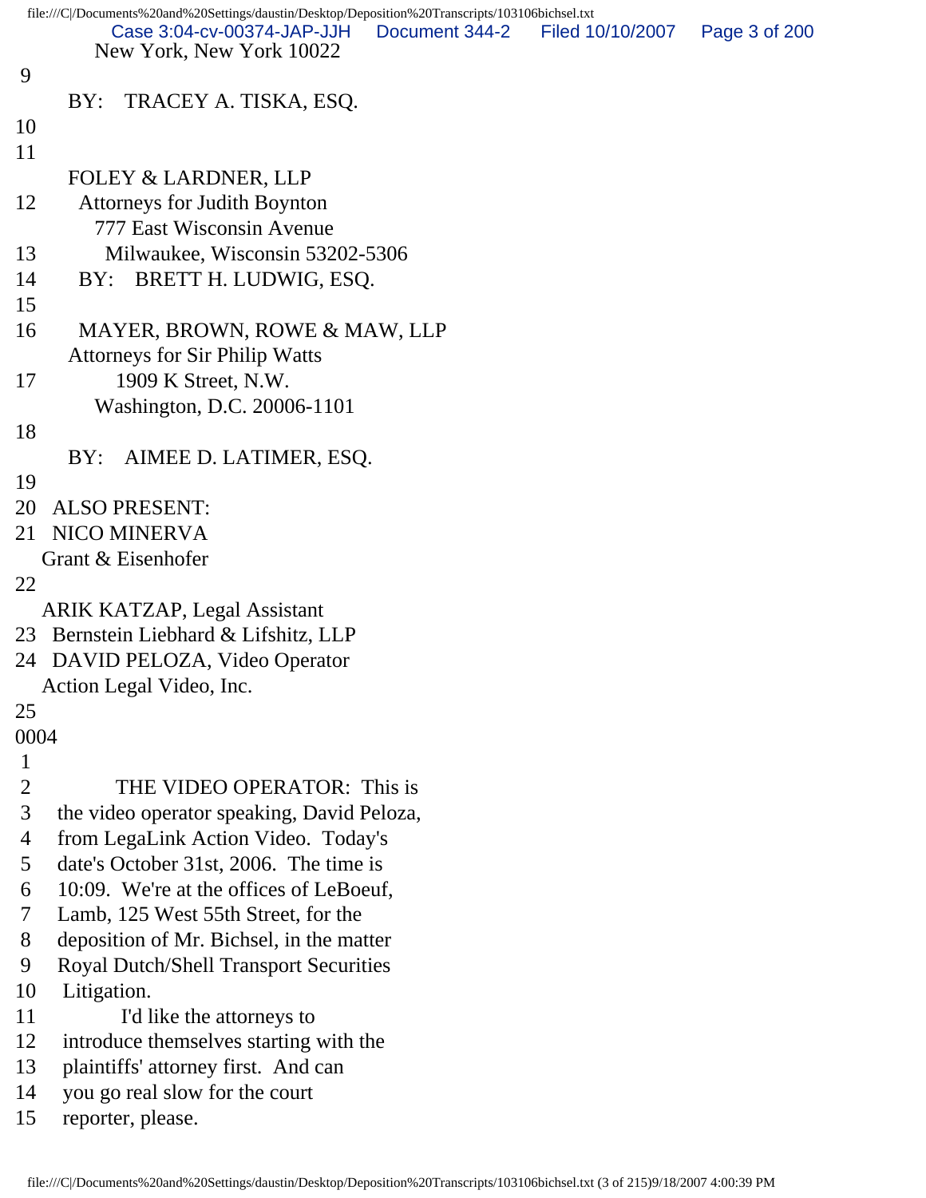New York, New York 10022

9

BY: TRACEY A. TISKA, ESQ.

10

11

FOLEY & LARDNER, LLP

12 Attorneys for Judith Boynton

777 East Wisconsin Avenue

13 Milwaukee, Wisconsin 53202-5306

14 BY: BRETT H. LUDWIG, ESQ.

15

16 MAYER, BROWN, ROWE & MAW, LLP

Attorneys for Sir Philip Watts

17 1909 K Street, N.W.

Washington, D.C. 20006-1101

18

BY: AIMEE D. LATIMER, ESQ.

19

20 ALSO PRESENT:

21 NICO MINERVA

Grant & Eisenhofer

22

ARIK KATZAP, Legal Assistant

23 Bernstein Liebhard & Lifshitz, LLP

24 DAVID PELOZA, Video Operator

Action Legal Video, Inc.

25

0004

1

2 THE VIDEO OPERATOR: This is

3 the video operator speaking, David Peloza,

4 from LegaLink Action Video. Today's

5 date's October 31st, 2006. The time is

6 10:09. We're at the offices of LeBoeuf,

7 Lamb, 125 West 55th Street, for the

8 deposition of Mr. Bichsel, in the matter

9 Royal Dutch/Shell Transport Securities

10 Litigation.

11 I'd like the attorneys to

12 introduce themselves starting with the

13 plaintiffs' attorney first. And can

14 you go real slow for the court

15 reporter, please.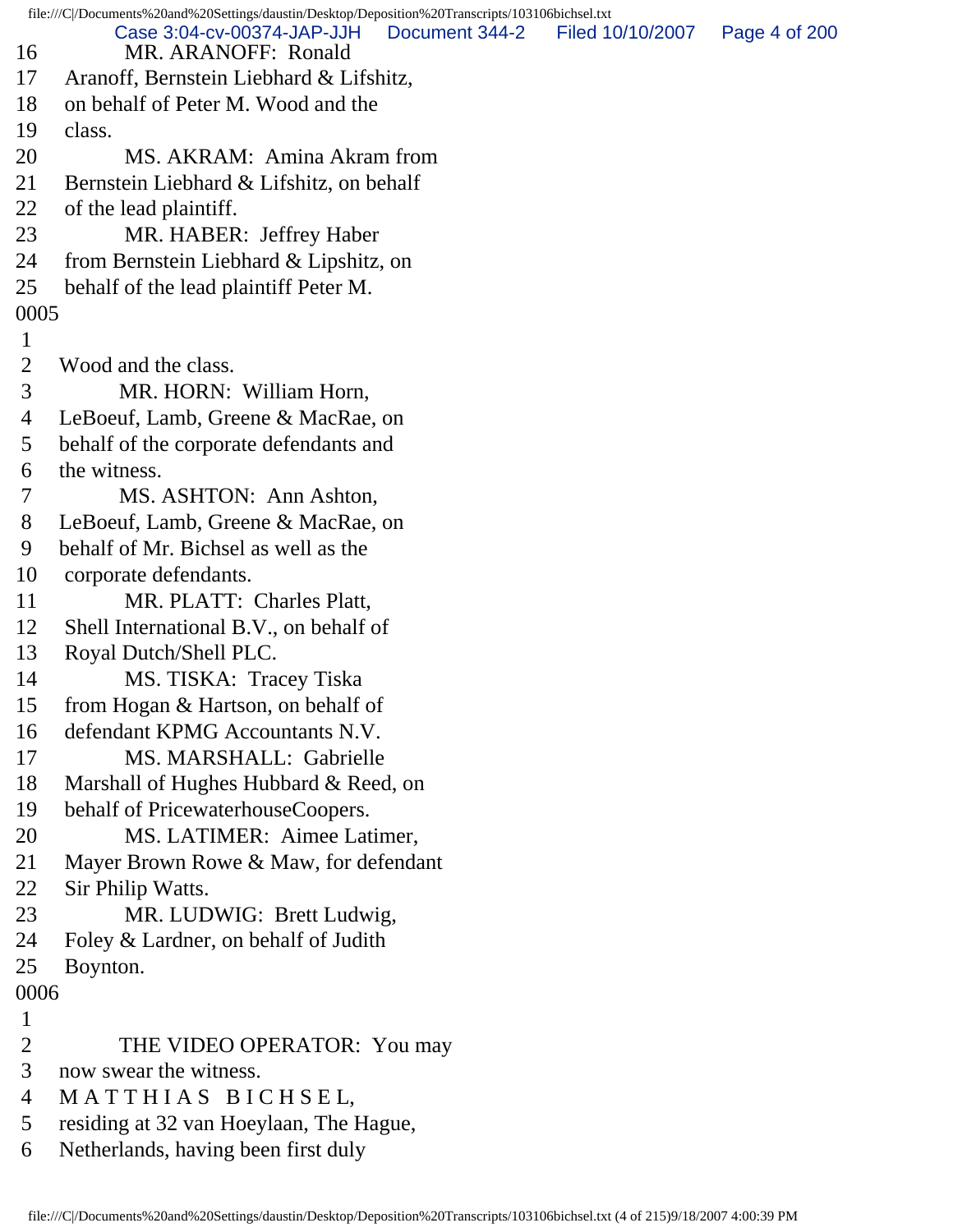16 MR. ARANOFF: Ronald
17 Aranoff, Bernstein Liebhard & Lifshitz,
18 on behalf of Peter M. Wood and the
19 class.
20 MS. AKRAM: Amina Akram from
21 Bernstein Liebhard & Lifshitz, on behalf
22 of the lead plaintiff.
23 MR. HABER: Jeffrey Haber
24 from Bernstein Liebhard & Lipshitz, on
25 behalf of the lead plaintiff Peter M.

0005

1
2 Wood and the class.
3 MR. HORN: William Horn,
4 LeBoeuf, Lamb, Greene & MacRae, on
5 behalf of the corporate defendants and
6 the witness.
7 MS. ASHTON: Ann Ashton,
8 LeBoeuf, Lamb, Greene & MacRae, on
9 behalf of Mr. Bichsel as well as the
10 corporate defendants.
11 MR. PLATT: Charles Platt,
12 Shell International B.V., on behalf of
13 Royal Dutch/Shell PLC.
14 MS. TISKA: Tracey Tiska
15 from Hogan & Hartson, on behalf of
16 defendant KPMG Accountants N.V.
17 MS. MARSHALL: Gabrielle
18 Marshall of Hughes Hubbard & Reed, on
19 behalf of PricewaterhouseCoopers.
20 MS. LATIMER: Aimee Latimer,
21 Mayer Brown Rowe & Maw, for defendant
22 Sir Philip Watts.
23 MR. LUDWIG: Brett Ludwig,
24 Foley & Lardner, on behalf of Judith
25 Boynton.

0006

1
2 THE VIDEO OPERATOR: You may
3 now swear the witness.
4 M A T T H I A S B I C H S E L,
5 residing at 32 van Hoeylaan, The Hague,
6 Netherlands, having been first duly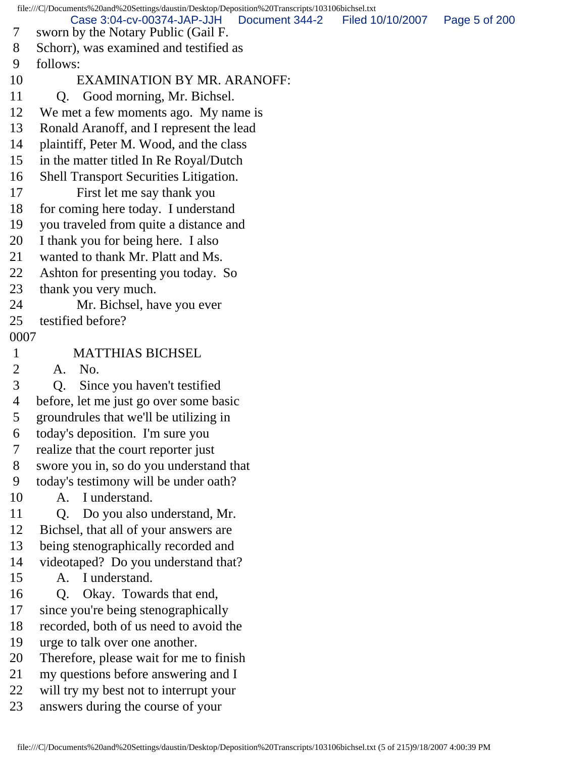7 sworn by the Notary Public (Gail F.
8 Schorr), was examined and testified as
9 follows:
10 EXAMINATION BY MR. ARANOFF:
11 Q. Good morning, Mr. Bichsel.
12 We met a few moments ago. My name is
13 Ronald Aranoff, and I represent the lead
14 plaintiff, Peter M. Wood, and the class
15 in the matter titled In Re Royal/Dutch
16 Shell Transport Securities Litigation.
17 First let me say thank you
18 for coming here today. I understand
19 you traveled from quite a distance and
20 I thank you for being here. I also
21 wanted to thank Mr. Platt and Ms.
22 Ashton for presenting you today. So
23 thank you very much.
24 Mr. Bichsel, have you ever
25 testified before?
0007
1 MATTHIAS BICHSEL
2 A. No.
3 Q. Since you haven't testified
4 before, let me just go over some basic
5 groundrules that we'll be utilizing in
6 today's deposition. I'm sure you
7 realize that the court reporter just
8 swore you in, so do you understand that
9 today's testimony will be under oath?
10 A. I understand.
11 Q. Do you also understand, Mr.
12 Bichsel, that all of your answers are
13 being stenographically recorded and
14 videotaped? Do you understand that?
15 A. I understand.
16 Q. Okay. Towards that end,
17 since you're being stenographically
18 recorded, both of us need to avoid the
19 urge to talk over one another.
20 Therefore, please wait for me to finish
21 my questions before answering and I
22 will try my best not to interrupt your
23 answers during the course of your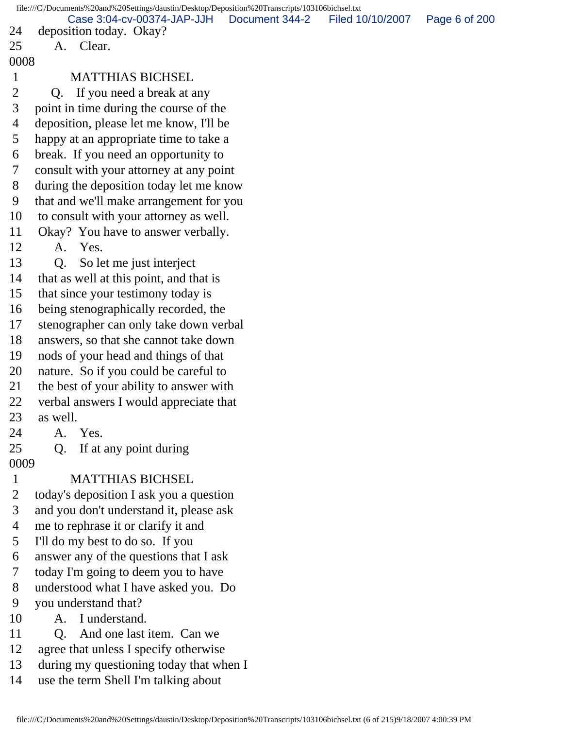24 deposition today. Okay?
25 A. Clear.

0008

1 MATTHIAS BICHSEL
2 Q. If you need a break at any
3 point in time during the course of the
4 deposition, please let me know, I'll be
5 happy at an appropriate time to take a
6 break. If you need an opportunity to
7 consult with your attorney at any point
8 during the deposition today let me know
9 that and we'll make arrangement for you
10 to consult with your attorney as well.
11 Okay? You have to answer verbally.
12 A. Yes.
13 Q. So let me just interject
14 that as well at this point, and that is
15 that since your testimony today is
16 being stenographically recorded, the
17 stenographer can only take down verbal
18 answers, so that she cannot take down
19 nods of your head and things of that
20 nature. So if you could be careful to
21 the best of your ability to answer with
22 verbal answers I would appreciate that
23 as well.
24 A. Yes.
25 Q. If at any point during

0009

1 MATTHIAS BICHSEL
2 today's deposition I ask you a question
3 and you don't understand it, please ask
4 me to rephrase it or clarify it and
5 I'll do my best to do so. If you
6 answer any of the questions that I ask
7 today I'm going to deem you to have
8 understood what I have asked you. Do
9 you understand that?
10 A. I understand.
11 Q. And one last item. Can we
12 agree that unless I specify otherwise
13 during my questioning today that when I
14 use the term Shell I'm talking about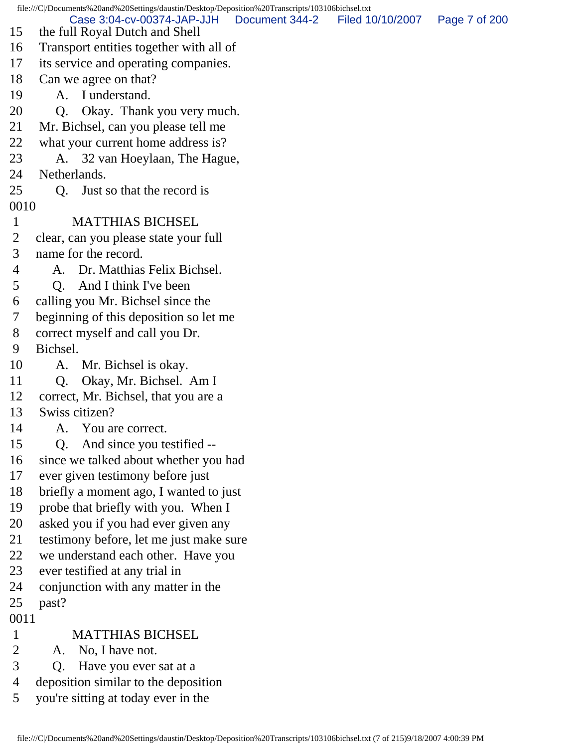15 the full Royal Dutch and Shell
16 Transport entities together with all of
17 its service and operating companies.
18 Can we agree on that?
19 A. I understand.
20 Q. Okay. Thank you very much.
21 Mr. Bichsel, can you please tell me
22 what your current home address is?
23 A. 32 van Hoeylaan, The Hague,
24 Netherlands.
25 Q. Just so that the record is

0010

1 MATTHIAS BICHSEL
2 clear, can you please state your full
3 name for the record.
4 A. Dr. Matthias Felix Bichsel.
5 Q. And I think I've been
6 calling you Mr. Bichsel since the
7 beginning of this deposition so let me
8 correct myself and call you Dr.
9 Bichsel.
10 A. Mr. Bichsel is okay.
11 Q. Okay, Mr. Bichsel. Am I
12 correct, Mr. Bichsel, that you are a
13 Swiss citizen?
14 A. You are correct.
15 Q. And since you testified --
16 since we talked about whether you had
17 ever given testimony before just
18 briefly a moment ago, I wanted to just
19 probe that briefly with you. When I
20 asked you if you had ever given any
21 testimony before, let me just make sure
22 we understand each other. Have you
23 ever testified at any trial in
24 conjunction with any matter in the
25 past?

0011

1 MATTHIAS BICHSEL
2 A. No, I have not.
3 Q. Have you ever sat at a
4 deposition similar to the deposition
5 you're sitting at today ever in the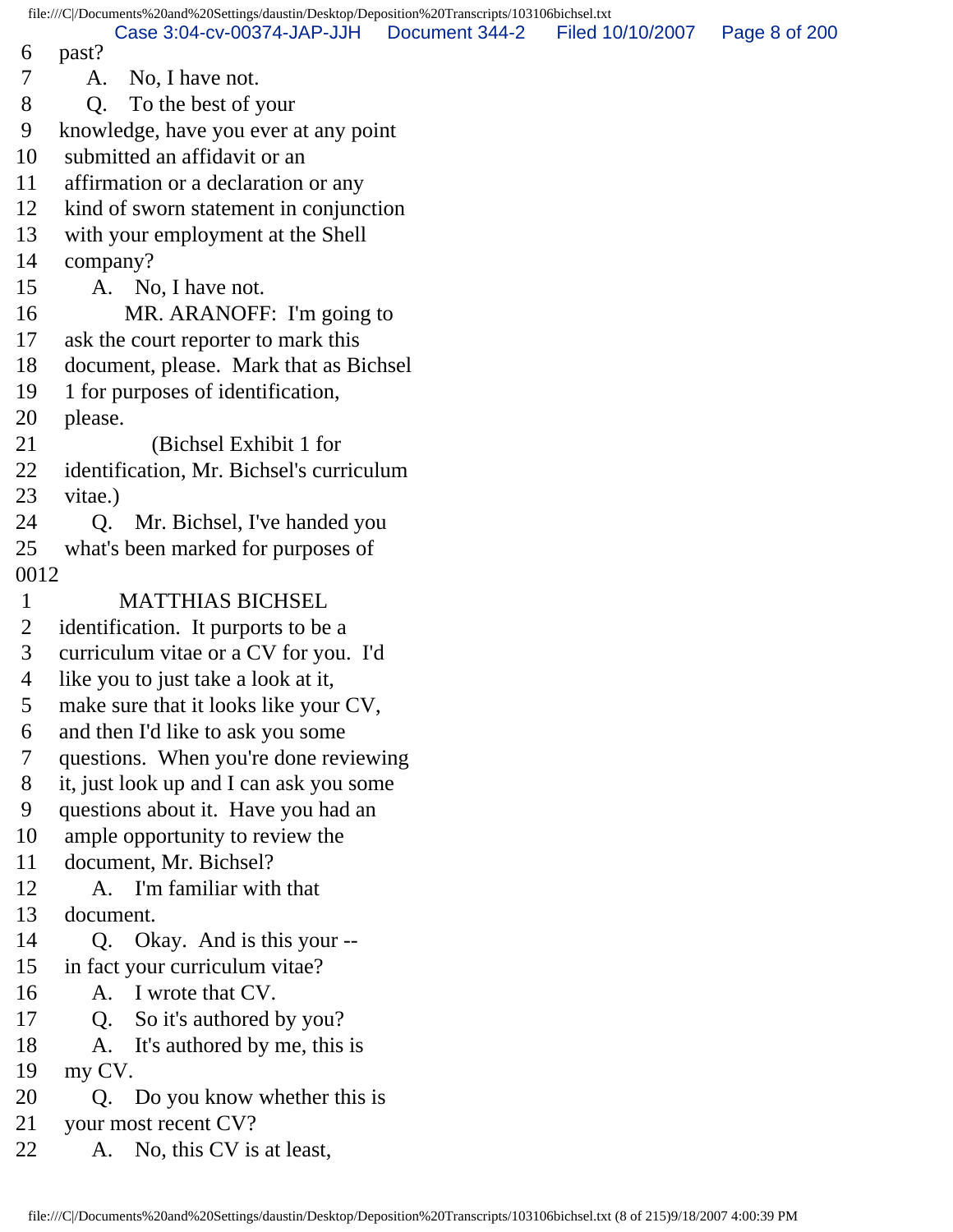6 past?
7 A. No, I have not.
8 Q. To the best of your
9 knowledge, have you ever at any point
10 submitted an affidavit or an
11 affirmation or a declaration or any
12 kind of sworn statement in conjunction
13 with your employment at the Shell
14 company?
15 A. No, I have not.
16 MR. ARANOFF: I'm going to
17 ask the court reporter to mark this
18 document, please. Mark that as Bichsel
19 1 for purposes of identification,
20 please.
21 (Bichsel Exhibit 1 for
22 identification, Mr. Bichsel's curriculum
23 vitae.)
24 Q. Mr. Bichsel, I've handed you
25 what's been marked for purposes of
0012
1 MATTHIAS BICHSEL
2 identification. It purports to be a
3 curriculum vitae or a CV for you. I'd
4 like you to just take a look at it,
5 make sure that it looks like your CV,
6 and then I'd like to ask you some
7 questions. When you're done reviewing
8 it, just look up and I can ask you some
9 questions about it. Have you had an
10 ample opportunity to review the
11 document, Mr. Bichsel?
12 A. I'm familiar with that
13 document.
14 Q. Okay. And is this your --
15 in fact your curriculum vitae?
16 A. I wrote that CV.
17 Q. So it's authored by you?
18 A. It's authored by me, this is
19 my CV.
20 Q. Do you know whether this is
21 your most recent CV?
22 A. No, this CV is at least,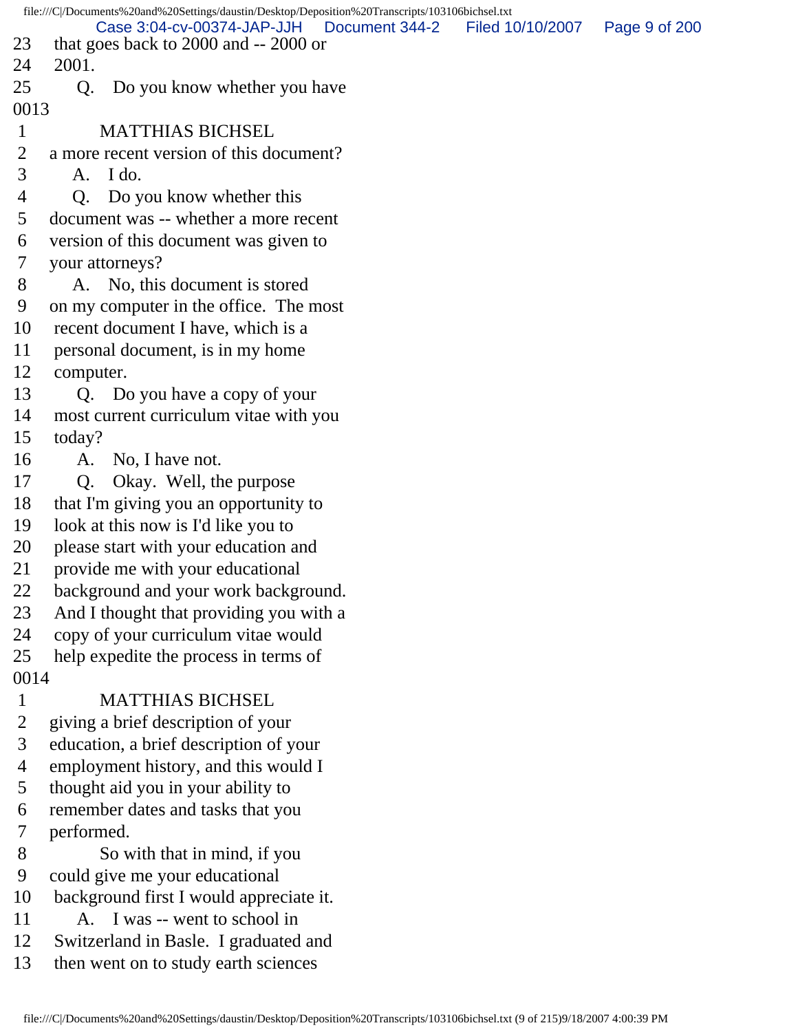23 that goes back to 2000 and -- 2000 or
24 2001.
25 Q. Do you know whether you have
0013
1 MATTHIAS BICHSEL
2 a more recent version of this document?
3 A. I do.
4 Q. Do you know whether this
5 document was -- whether a more recent
6 version of this document was given to
7 your attorneys?
8 A. No, this document is stored
9 on my computer in the office. The most
10 recent document I have, which is a
11 personal document, is in my home
12 computer.
13 Q. Do you have a copy of your
14 most current curriculum vitae with you
15 today?
16 A. No, I have not.
17 Q. Okay. Well, the purpose
18 that I'm giving you an opportunity to
19 look at this now is I'd like you to
20 please start with your education and
21 provide me with your educational
22 background and your work background.
23 And I thought that providing you with a
24 copy of your curriculum vitae would
25 help expedite the process in terms of
0014
1 MATTHIAS BICHSEL
2 giving a brief description of your
3 education, a brief description of your
4 employment history, and this would I
5 thought aid you in your ability to
6 remember dates and tasks that you
7 performed.
8 So with that in mind, if you
9 could give me your educational
10 background first I would appreciate it.
11 A. I was -- went to school in
12 Switzerland in Basle. I graduated and
13 then went on to study earth sciences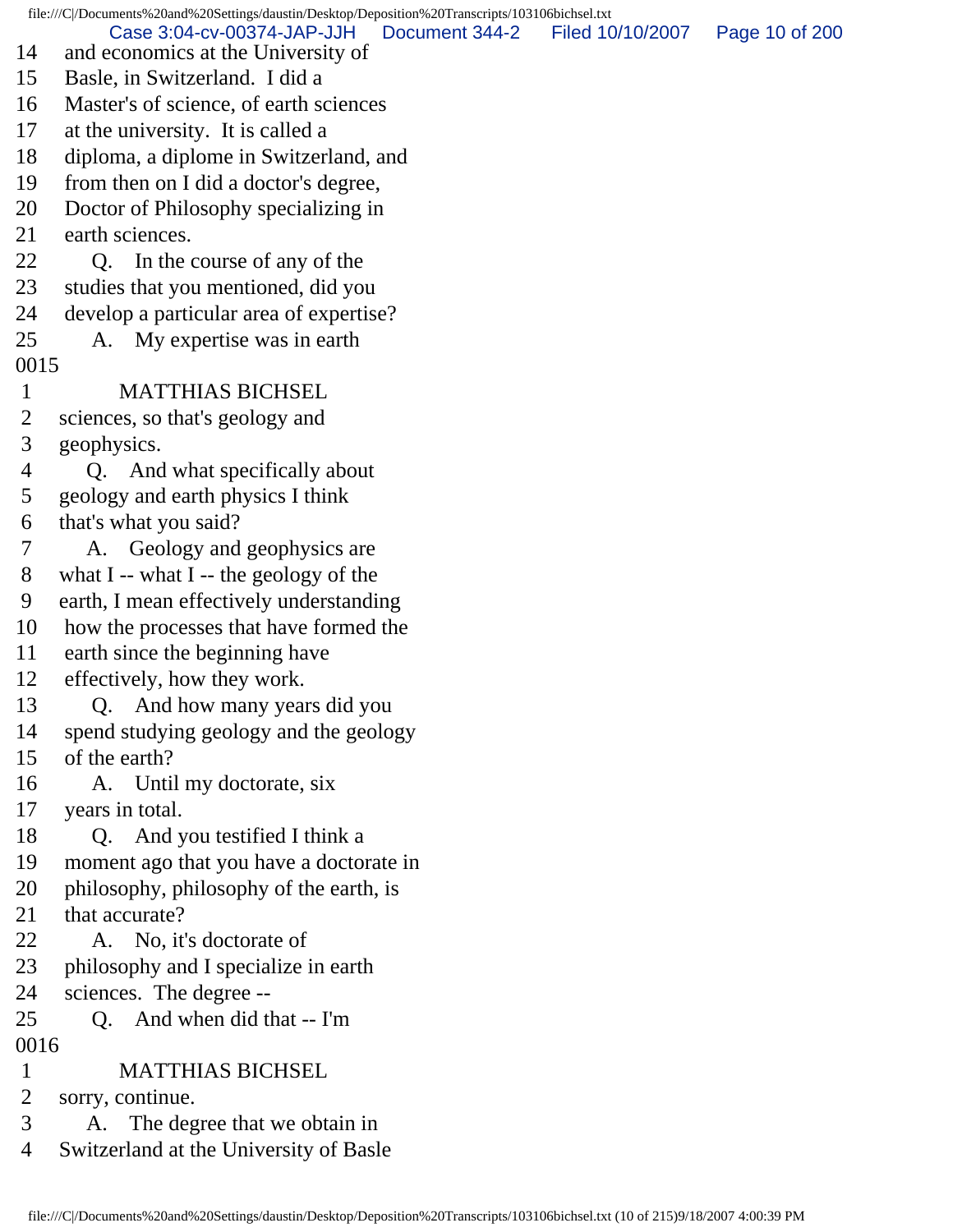14 and economics at the University of
15 Basle, in Switzerland. I did a
16 Master's of science, of earth sciences
17 at the university. It is called a
18 diploma, a diplome in Switzerland, and
19 from then on I did a doctor's degree,
20 Doctor of Philosophy specializing in
21 earth sciences.
22 Q. In the course of any of the
23 studies that you mentioned, did you
24 develop a particular area of expertise?
25 A. My expertise was in earth

0015

1 MATTHIAS BICHSEL
2 sciences, so that's geology and
3 geophysics.
4 Q. And what specifically about
5 geology and earth physics I think
6 that's what you said?
7 A. Geology and geophysics are
8 what I -- what I -- the geology of the
9 earth, I mean effectively understanding
10 how the processes that have formed the
11 earth since the beginning have
12 effectively, how they work.
13 Q. And how many years did you
14 spend studying geology and the geology
15 of the earth?
16 A. Until my doctorate, six
17 years in total.
18 Q. And you testified I think a
19 moment ago that you have a doctorate in
20 philosophy, philosophy of the earth, is
21 that accurate?
22 A. No, it's doctorate of
23 philosophy and I specialize in earth
24 sciences. The degree --
25 Q. And when did that -- I'm

0016

1 MATTHIAS BICHSEL
2 sorry, continue.
3 A. The degree that we obtain in
4 Switzerland at the University of Basle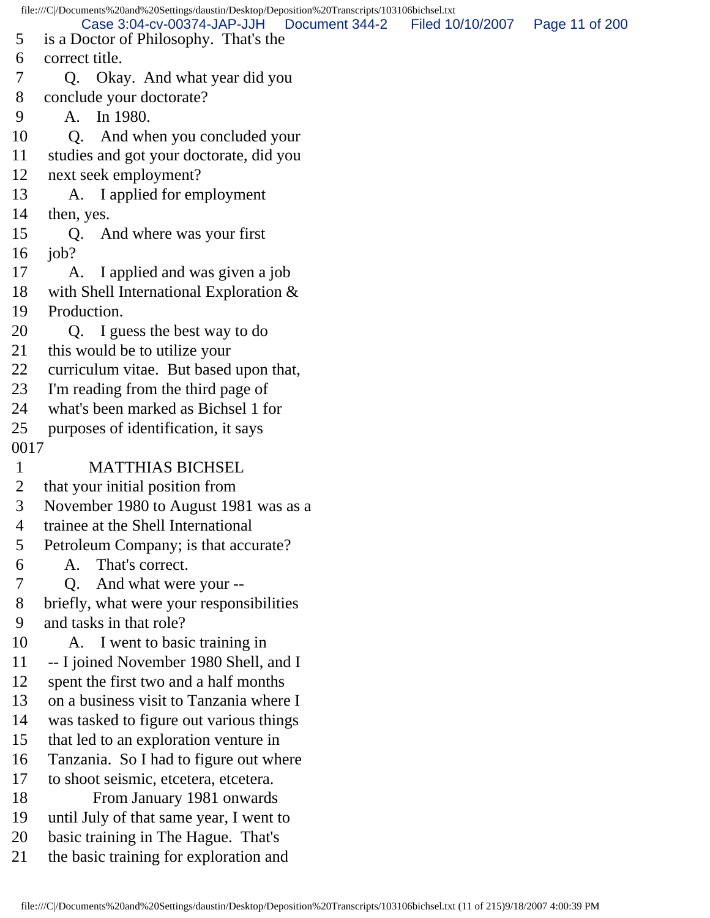5 is a Doctor of Philosophy. That's the
6 correct title.
7 Q. Okay. And what year did you
8 conclude your doctorate?
9 A. In 1980.
10 Q. And when you concluded your
11 studies and got your doctorate, did you
12 next seek employment?
13 A. I applied for employment
14 then, yes.
15 Q. And where was your first
16 job?
17 A. I applied and was given a job
18 with Shell International Exploration &
19 Production.
20 Q. I guess the best way to do
21 this would be to utilize your
22 curriculum vitae. But based upon that,
23 I'm reading from the third page of
24 what's been marked as Bichsel 1 for
25 purposes of identification, it says

0017

1 MATTHIAS BICHSEL
2 that your initial position from
3 November 1980 to August 1981 was as a
4 trainee at the Shell International
5 Petroleum Company; is that accurate?
6 A. That's correct.
7 Q. And what were your --
8 briefly, what were your responsibilities
9 and tasks in that role?
10 A. I went to basic training in
11 -- I joined November 1980 Shell, and I
12 spent the first two and a half months
13 on a business visit to Tanzania where I
14 was tasked to figure out various things
15 that led to an exploration venture in
16 Tanzania. So I had to figure out where
17 to shoot seismic, etcetera, etcetera.
18 From January 1981 onwards
19 until July of that same year, I went to
20 basic training in The Hague. That's
21 the basic training for exploration and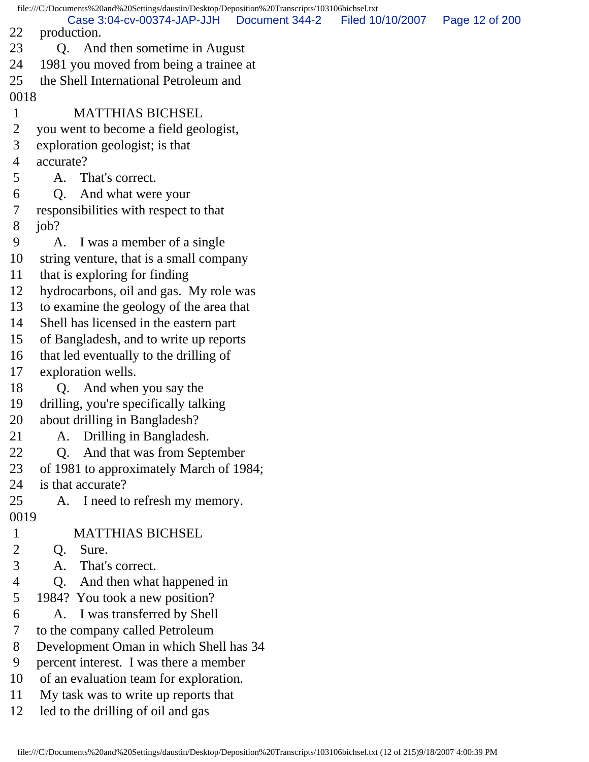22 production.
23 Q. And then sometime in August
24 1981 you moved from being a trainee at
25 the Shell International Petroleum and
0018
1 MATTHIAS BICHSEL
2 you went to become a field geologist,
3 exploration geologist; is that
4 accurate?
5 A. That's correct.
6 Q. And what were your
7 responsibilities with respect to that
8 job?
9 A. I was a member of a single
10 string venture, that is a small company
11 that is exploring for finding
12 hydrocarbons, oil and gas. My role was
13 to examine the geology of the area that
14 Shell has licensed in the eastern part
15 of Bangladesh, and to write up reports
16 that led eventually to the drilling of
17 exploration wells.
18 Q. And when you say the
19 drilling, you're specifically talking
20 about drilling in Bangladesh?
21 A. Drilling in Bangladesh.
22 Q. And that was from September
23 of 1981 to approximately March of 1984;
24 is that accurate?
25 A. I need to refresh my memory.
0019
1 MATTHIAS BICHSEL
2 Q. Sure.
3 A. That's correct.
4 Q. And then what happened in
5 1984? You took a new position?
6 A. I was transferred by Shell
7 to the company called Petroleum
8 Development Oman in which Shell has 34
9 percent interest. I was there a member
10 of an evaluation team for exploration.
11 My task was to write up reports that
12 led to the drilling of oil and gas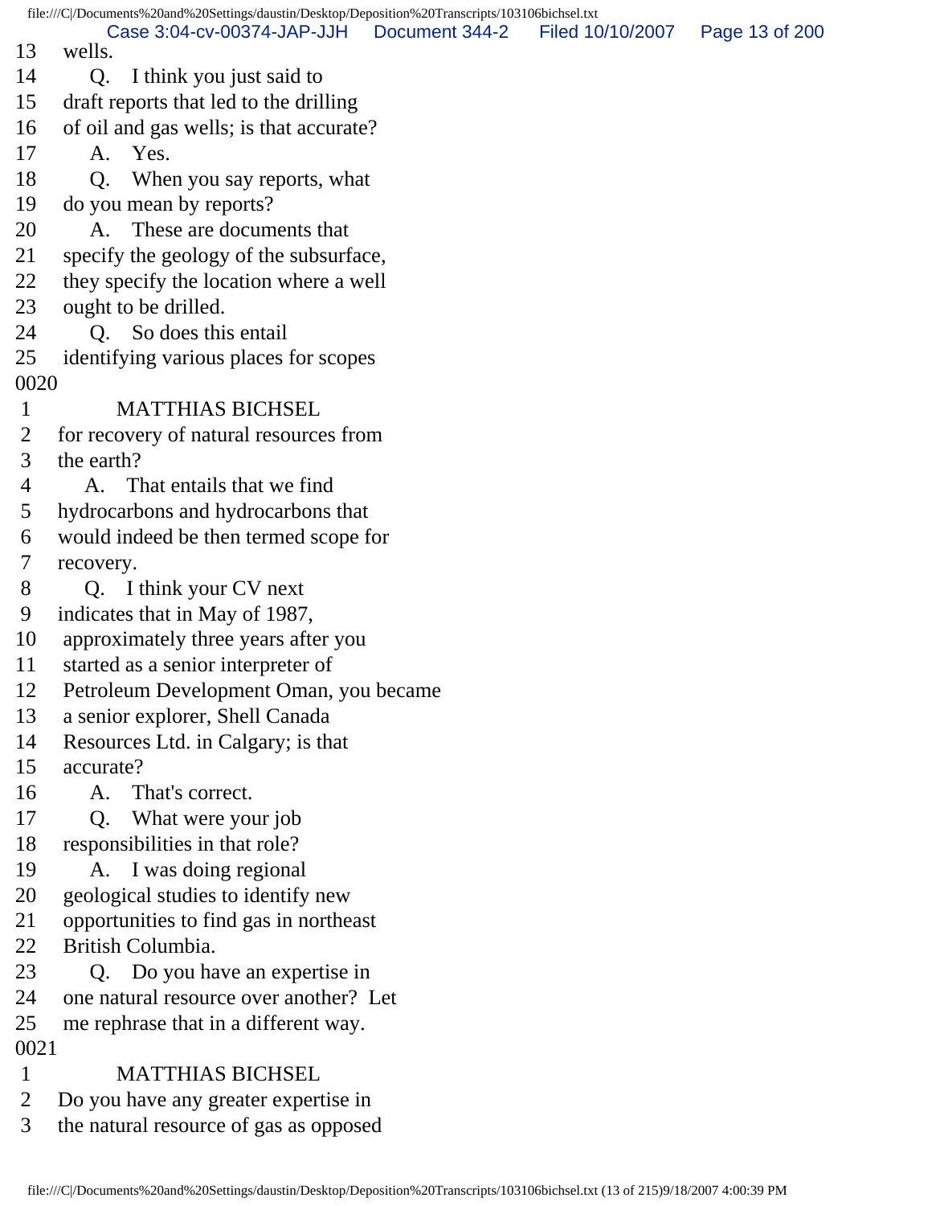13 wells.

14 Q. I think you just said to

15 draft reports that led to the drilling

16 of oil and gas wells; is that accurate?

17 A. Yes.

18 Q. When you say reports, what

19 do you mean by reports?

20 A. These are documents that

21 specify the geology of the subsurface,

22 they specify the location where a well

23 ought to be drilled.

24 Q. So does this entail

25 identifying various places for scopes

0020

1 MATTHIAS BICHSEL

2 for recovery of natural resources from

3 the earth?

4 A. That entails that we find

5 hydrocarbons and hydrocarbons that

6 would indeed be then termed scope for

7 recovery.

8 Q. I think your CV next

9 indicates that in May of 1987,

10 approximately three years after you

11 started as a senior interpreter of

12 Petroleum Development Oman, you became

13 a senior explorer, Shell Canada

14 Resources Ltd. in Calgary; is that

15 accurate?

16 A. That's correct.

17 Q. What were your job

18 responsibilities in that role?

19 A. I was doing regional

20 geological studies to identify new

21 opportunities to find gas in northeast

22 British Columbia.

23 Q. Do you have an expertise in

24 one natural resource over another? Let

25 me rephrase that in a different way.

0021

1 MATTHIAS BICHSEL

2 Do you have any greater expertise in

3 the natural resource of gas as opposed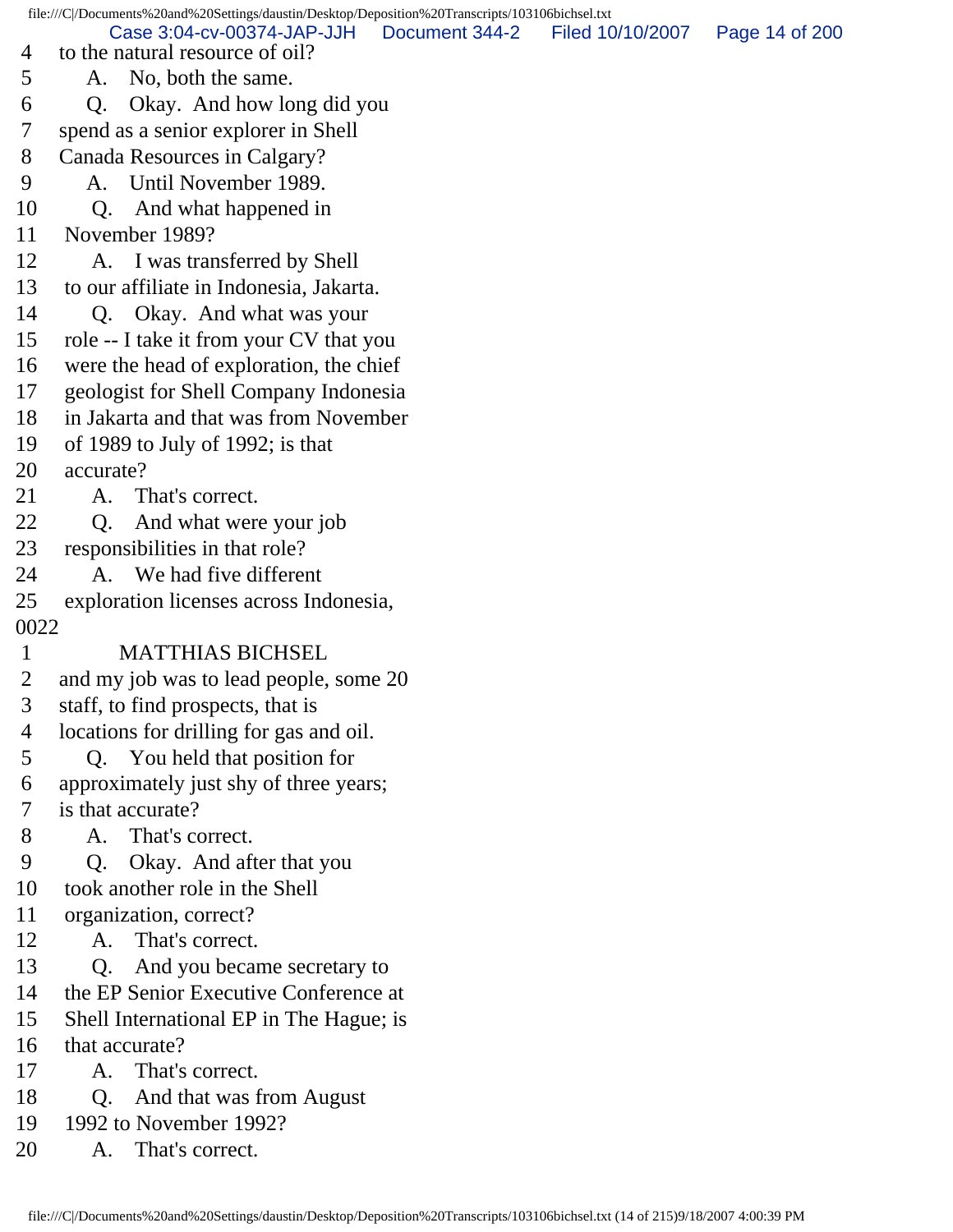4 to the natural resource of oil?
5 A. No, both the same.
6 Q. Okay. And how long did you
7 spend as a senior explorer in Shell
8 Canada Resources in Calgary?
9 A. Until November 1989.
10 Q. And what happened in
11 November 1989?
12 A. I was transferred by Shell
13 to our affiliate in Indonesia, Jakarta.
14 Q. Okay. And what was your
15 role -- I take it from your CV that you
16 were the head of exploration, the chief
17 geologist for Shell Company Indonesia
18 in Jakarta and that was from November
19 of 1989 to July of 1992; is that
20 accurate?
21 A. That's correct.
22 Q. And what were your job
23 responsibilities in that role?
24 A. We had five different
25 exploration licenses across Indonesia,

0022

1 MATTHIAS BICHSEL
2 and my job was to lead people, some 20
3 staff, to find prospects, that is
4 locations for drilling for gas and oil.
5 Q. You held that position for
6 approximately just shy of three years;
7 is that accurate?
8 A. That's correct.
9 Q. Okay. And after that you
10 took another role in the Shell
11 organization, correct?
12 A. That's correct.
13 Q. And you became secretary to
14 the EP Senior Executive Conference at
15 Shell International EP in The Hague; is
16 that accurate?
17 A. That's correct.
18 Q. And that was from August
19 1992 to November 1992?
20 A. That's correct.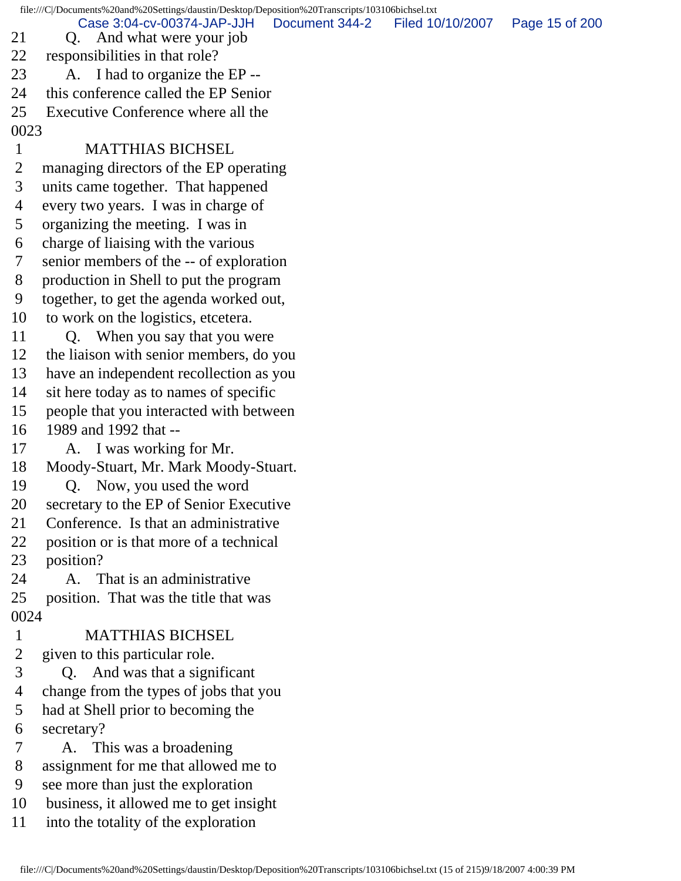21 Q. And what were your job
22 responsibilities in that role?
23 A. I had to organize the EP --
24 this conference called the EP Senior
25 Executive Conference where all the
0023
1 MATTHIAS BICHSEL
2 managing directors of the EP operating
3 units came together. That happened
4 every two years. I was in charge of
5 organizing the meeting. I was in
6 charge of liaising with the various
7 senior members of the -- of exploration
8 production in Shell to put the program
9 together, to get the agenda worked out,
10 to work on the logistics, etcetera.
11 Q. When you say that you were
12 the liaison with senior members, do you
13 have an independent recollection as you
14 sit here today as to names of specific
15 people that you interacted with between
16 1989 and 1992 that --
17 A. I was working for Mr.
18 Moody-Stuart, Mr. Mark Moody-Stuart.
19 Q. Now, you used the word
20 secretary to the EP of Senior Executive
21 Conference. Is that an administrative
22 position or is that more of a technical
23 position?
24 A. That is an administrative
25 position. That was the title that was
0024
1 MATTHIAS BICHSEL
2 given to this particular role.
3 Q. And was that a significant
4 change from the types of jobs that you
5 had at Shell prior to becoming the
6 secretary?
7 A. This was a broadening
8 assignment for me that allowed me to
9 see more than just the exploration
10 business, it allowed me to get insight
11 into the totality of the exploration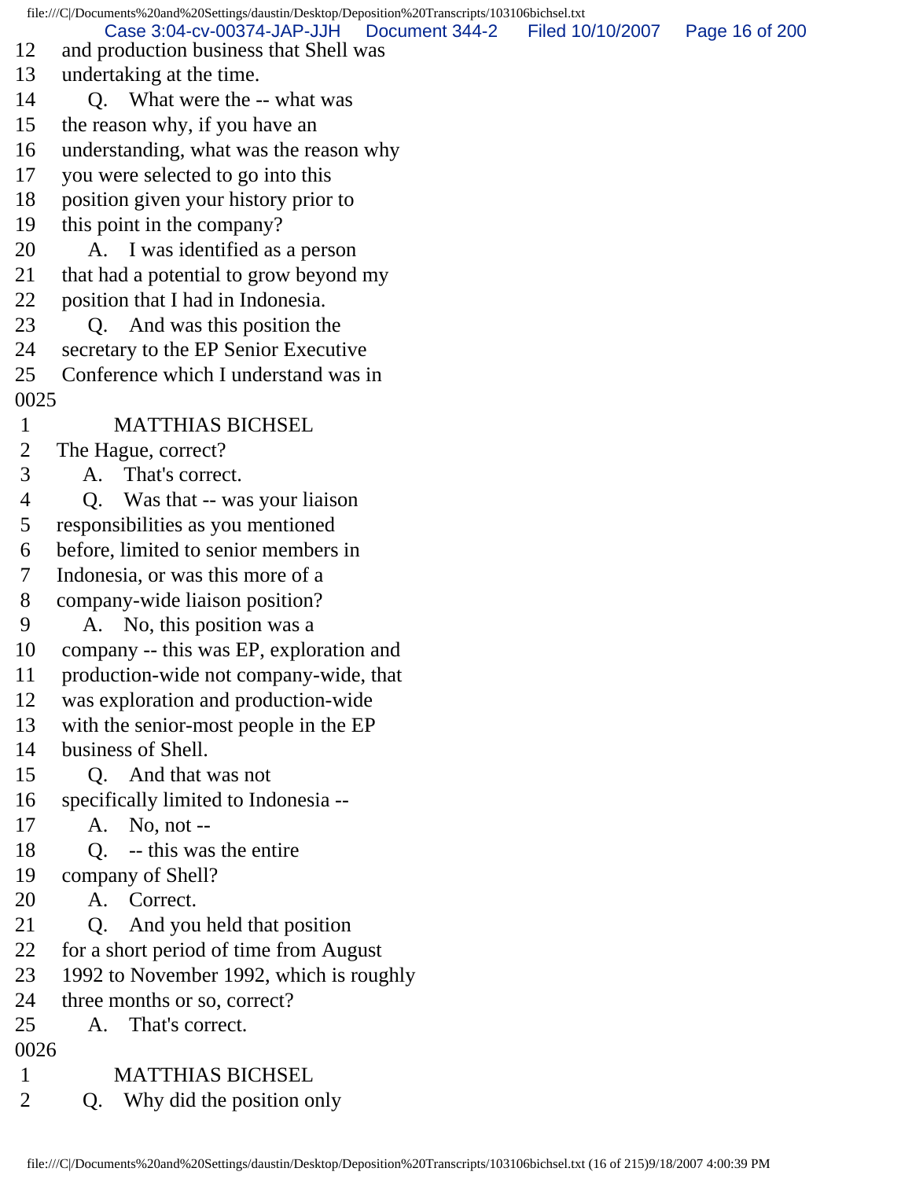12 and production business that Shell was
13 undertaking at the time.
14 Q. What were the -- what was
15 the reason why, if you have an
16 understanding, what was the reason why
17 you were selected to go into this
18 position given your history prior to
19 this point in the company?
20 A. I was identified as a person
21 that had a potential to grow beyond my
22 position that I had in Indonesia.
23 Q. And was this position the
24 secretary to the EP Senior Executive
25 Conference which I understand was in
0025
1 MATTHIAS BICHSEL
2 The Hague, correct?
3 A. That's correct.
4 Q. Was that -- was your liaison
5 responsibilities as you mentioned
6 before, limited to senior members in
7 Indonesia, or was this more of a
8 company-wide liaison position?
9 A. No, this position was a
10 company -- this was EP, exploration and
11 production-wide not company-wide, that
12 was exploration and production-wide
13 with the senior-most people in the EP
14 business of Shell.
15 Q. And that was not
16 specifically limited to Indonesia --
17 A. No, not --
18 Q. -- this was the entire
19 company of Shell?
20 A. Correct.
21 Q. And you held that position
22 for a short period of time from August
23 1992 to November 1992, which is roughly
24 three months or so, correct?
25 A. That's correct.
0026
1 MATTHIAS BICHSEL
2 Q. Why did the position only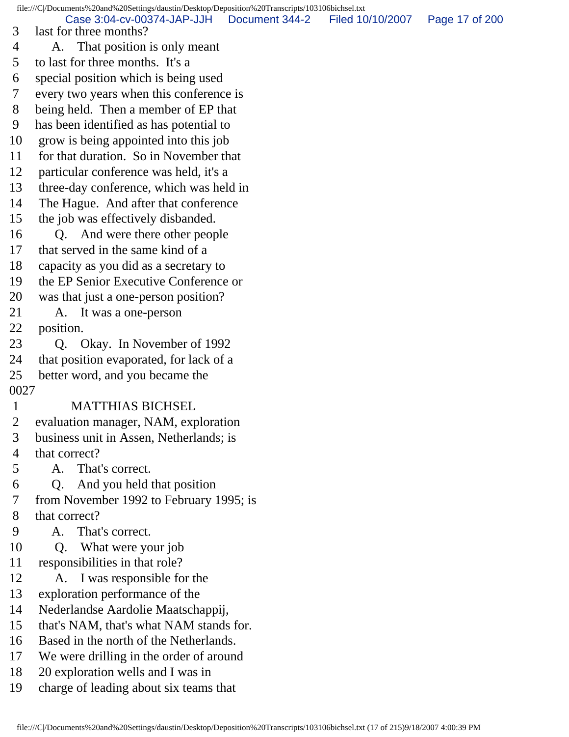3 last for three months?
4 A. That position is only meant
5 to last for three months. It's a
6 special position which is being used
7 every two years when this conference is
8 being held. Then a member of EP that
9 has been identified as has potential to
10 grow is being appointed into this job
11 for that duration. So in November that
12 particular conference was held, it's a
13 three-day conference, which was held in
14 The Hague. And after that conference
15 the job was effectively disbanded.
16 Q. And were there other people
17 that served in the same kind of a
18 capacity as you did as a secretary to
19 the EP Senior Executive Conference or
20 was that just a one-person position?
21 A. It was a one-person
22 position.
23 Q. Okay. In November of 1992
24 that position evaporated, for lack of a
25 better word, and you became the
0027
1 MATTHIAS BICHSEL
2 evaluation manager, NAM, exploration
3 business unit in Assen, Netherlands; is
4 that correct?
5 A. That's correct.
6 Q. And you held that position
7 from November 1992 to February 1995; is
8 that correct?
9 A. That's correct.
10 Q. What were your job
11 responsibilities in that role?
12 A. I was responsible for the
13 exploration performance of the
14 Nederlandse Aardolie Maatschappij,
15 that's NAM, that's what NAM stands for.
16 Based in the north of the Netherlands.
17 We were drilling in the order of around
18 20 exploration wells and I was in
19 charge of leading about six teams that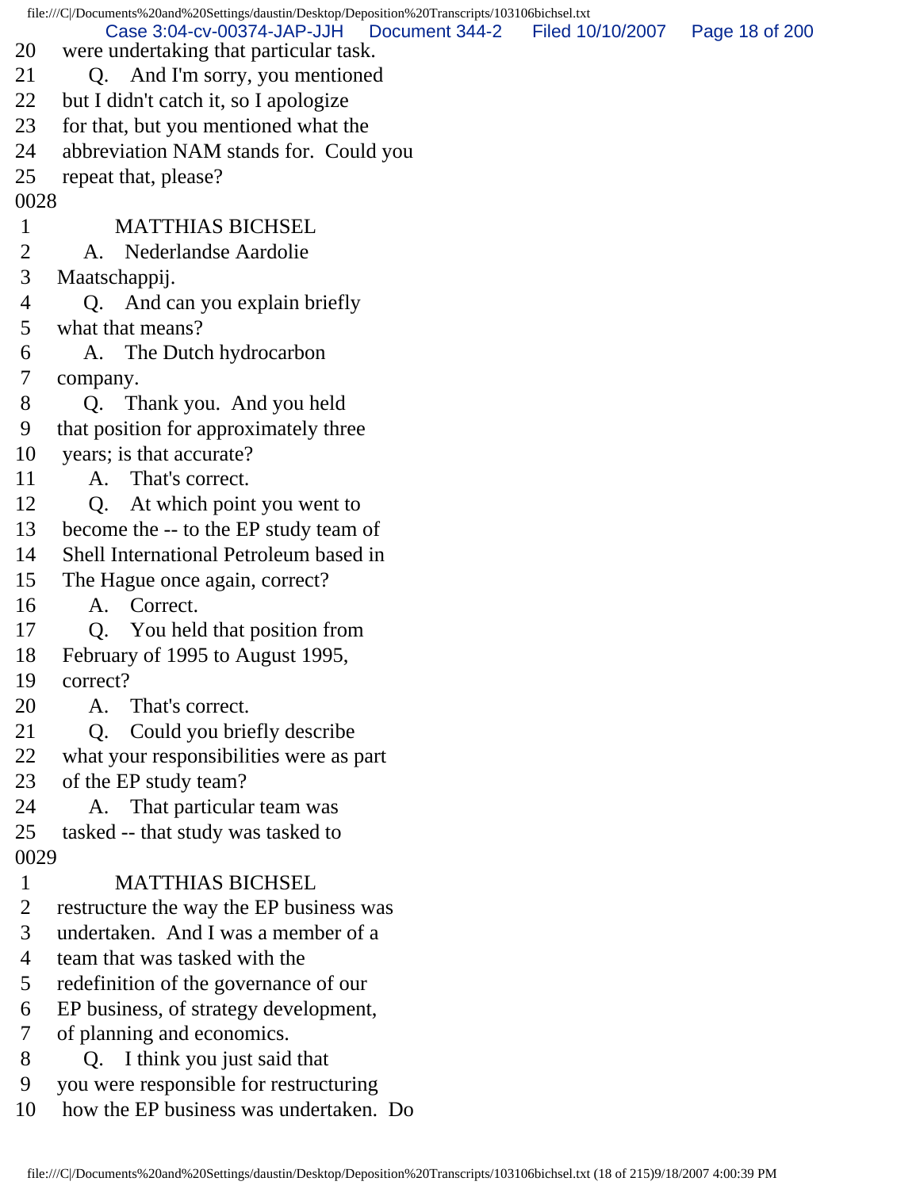20 were undertaking that particular task.
21 Q. And I'm sorry, you mentioned
22 but I didn't catch it, so I apologize
23 for that, but you mentioned what the
24 abbreviation NAM stands for. Could you
25 repeat that, please?
0028
1 MATTHIAS BICHSEL
2 A. Nederlandse Aardolie
3 Maatschappij.
4 Q. And can you explain briefly
5 what that means?
6 A. The Dutch hydrocarbon
7 company.
8 Q. Thank you. And you held
9 that position for approximately three
10 years; is that accurate?
11 A. That's correct.
12 Q. At which point you went to
13 become the -- to the EP study team of
14 Shell International Petroleum based in
15 The Hague once again, correct?
16 A. Correct.
17 Q. You held that position from
18 February of 1995 to August 1995,
19 correct?
20 A. That's correct.
21 Q. Could you briefly describe
22 what your responsibilities were as part
23 of the EP study team?
24 A. That particular team was
25 tasked -- that study was tasked to
0029
1 MATTHIAS BICHSEL
2 restructure the way the EP business was
3 undertaken. And I was a member of a
4 team that was tasked with the
5 redefinition of the governance of our
6 EP business, of strategy development,
7 of planning and economics.
8 Q. I think you just said that
9 you were responsible for restructuring
10 how the EP business was undertaken. Do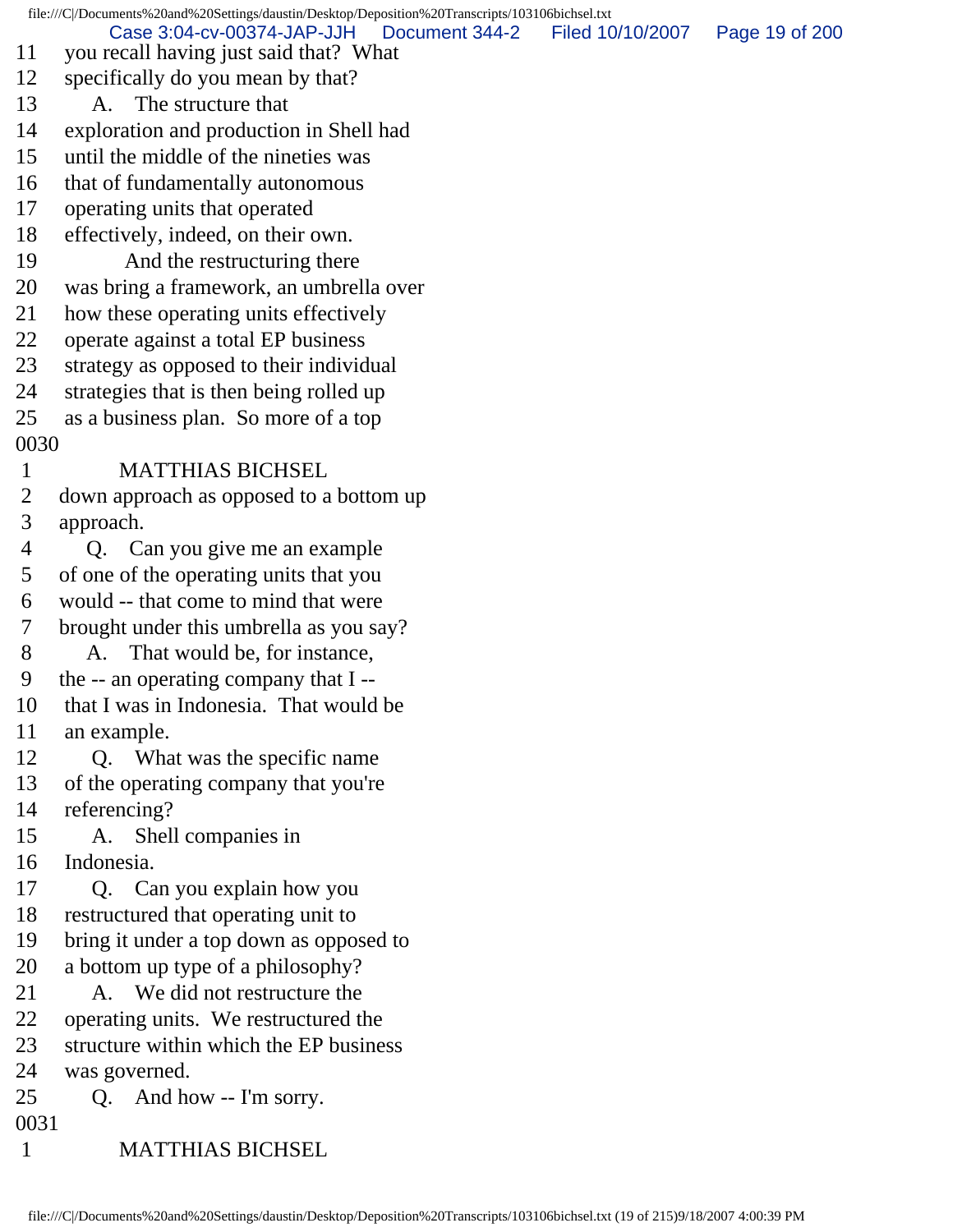11 you recall having just said that? What
12 specifically do you mean by that?
13 A. The structure that
14 exploration and production in Shell had
15 until the middle of the nineties was
16 that of fundamentally autonomous
17 operating units that operated
18 effectively, indeed, on their own.
19 And the restructuring there
20 was bring a framework, an umbrella over
21 how these operating units effectively
22 operate against a total EP business
23 strategy as opposed to their individual
24 strategies that is then being rolled up
25 as a business plan. So more of a top
0030
1 MATTHIAS BICHSEL
2 down approach as opposed to a bottom up
3 approach.
4 Q. Can you give me an example
5 of one of the operating units that you
6 would -- that come to mind that were
7 brought under this umbrella as you say?
8 A. That would be, for instance,
9 the -- an operating company that I --
10 that I was in Indonesia. That would be
11 an example.
12 Q. What was the specific name
13 of the operating company that you're
14 referencing?
15 A. Shell companies in
16 Indonesia.
17 Q. Can you explain how you
18 restructured that operating unit to
19 bring it under a top down as opposed to
20 a bottom up type of a philosophy?
21 A. We did not restructure the
22 operating units. We restructured the
23 structure within which the EP business
24 was governed.
25 Q. And how -- I'm sorry.
0031
1 MATTHIAS BICHSEL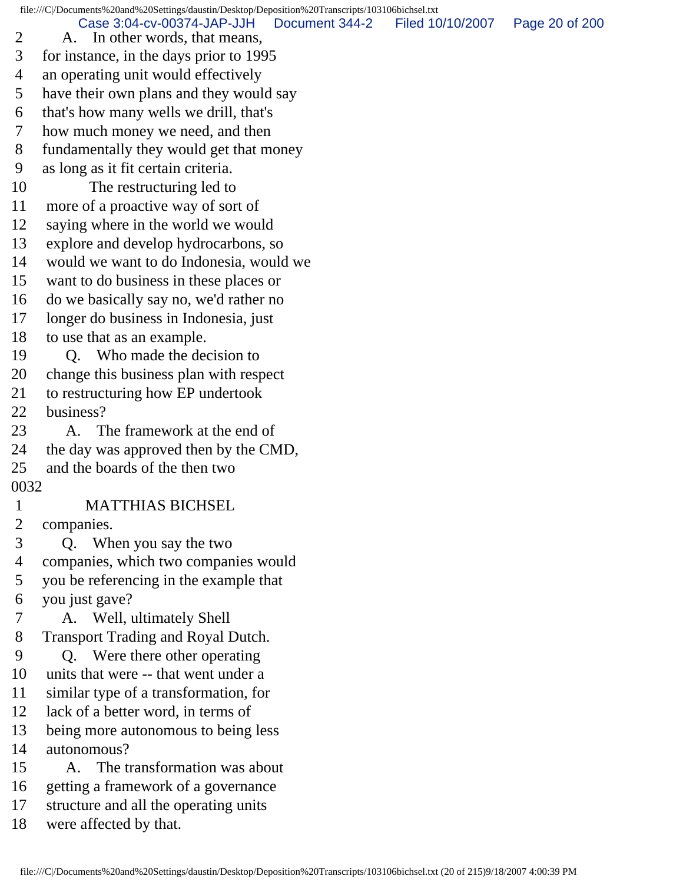2 A. In other words, that means,
3 for instance, in the days prior to 1995
4 an operating unit would effectively
5 have their own plans and they would say
6 that's how many wells we drill, that's
7 how much money we need, and then
8 fundamentally they would get that money
9 as long as it fit certain criteria.
10 The restructuring led to
11 more of a proactive way of sort of
12 saying where in the world we would
13 explore and develop hydrocarbons, so
14 would we want to do Indonesia, would we
15 want to do business in these places or
16 do we basically say no, we'd rather no
17 longer do business in Indonesia, just
18 to use that as an example.
19 Q. Who made the decision to
20 change this business plan with respect
21 to restructuring how EP undertook
22 business?
23 A. The framework at the end of
24 the day was approved then by the CMD,
25 and the boards of the then two
0032
1 MATTHIAS BICHSEL
2 companies.
3 Q. When you say the two
4 companies, which two companies would
5 you be referencing in the example that
6 you just gave?
7 A. Well, ultimately Shell
8 Transport Trading and Royal Dutch.
9 Q. Were there other operating
10 units that were -- that went under a
11 similar type of a transformation, for
12 lack of a better word, in terms of
13 being more autonomous to being less
14 autonomous?
15 A. The transformation was about
16 getting a framework of a governance
17 structure and all the operating units
18 were affected by that.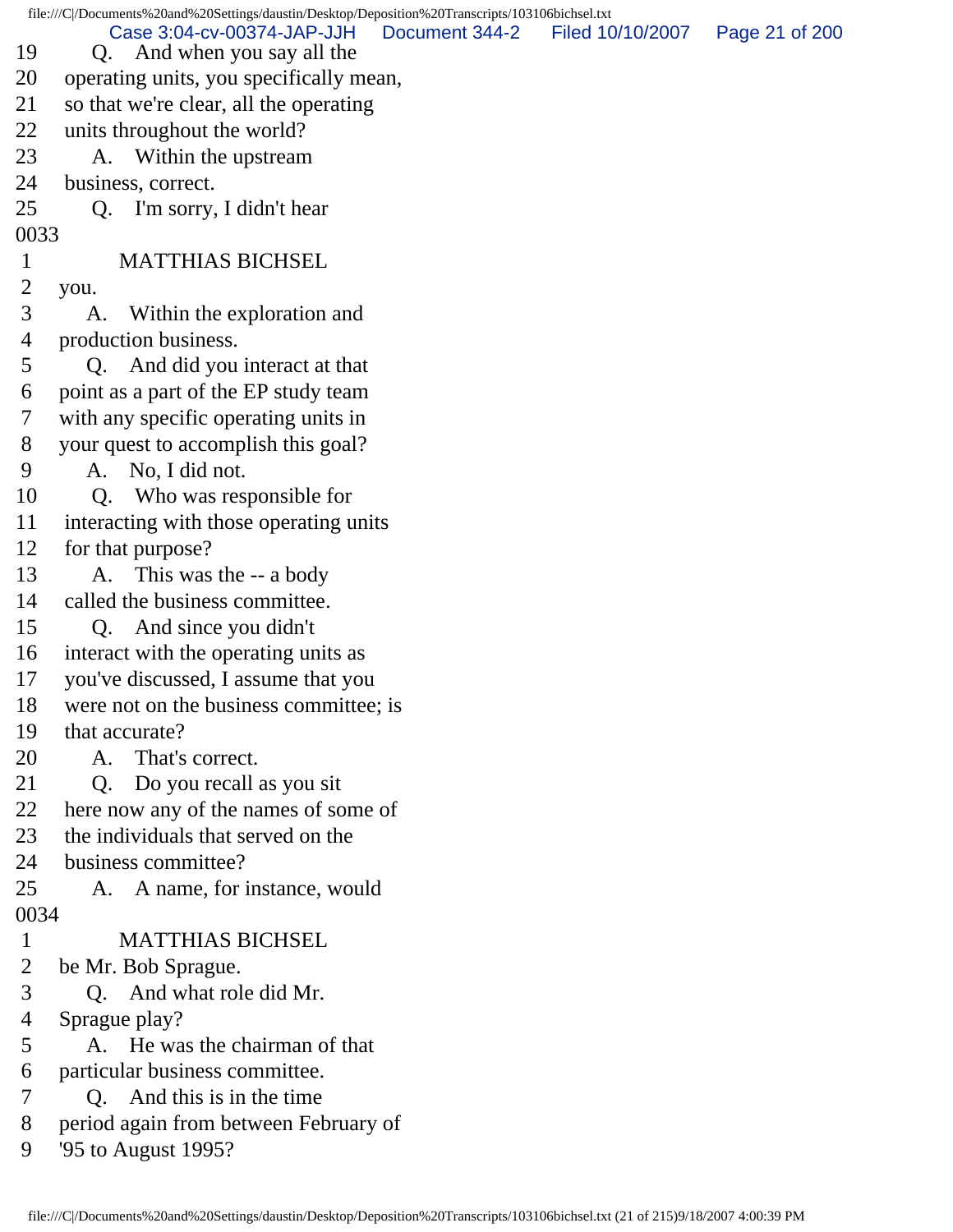19 Q. And when you say all the
20 operating units, you specifically mean,
21 so that we're clear, all the operating
22 units throughout the world?
23 A. Within the upstream
24 business, correct.
25 Q. I'm sorry, I didn't hear
0033
1 MATTHIAS BICHSEL
2 you.
3 A. Within the exploration and
4 production business.
5 Q. And did you interact at that
6 point as a part of the EP study team
7 with any specific operating units in
8 your quest to accomplish this goal?
9 A. No, I did not.
10 Q. Who was responsible for
11 interacting with those operating units
12 for that purpose?
13 A. This was the -- a body
14 called the business committee.
15 Q. And since you didn't
16 interact with the operating units as
17 you've discussed, I assume that you
18 were not on the business committee; is
19 that accurate?
20 A. That's correct.
21 Q. Do you recall as you sit
22 here now any of the names of some of
23 the individuals that served on the
24 business committee?
25 A. A name, for instance, would
0034
1 MATTHIAS BICHSEL
2 be Mr. Bob Sprague.
3 Q. And what role did Mr.
4 Sprague play?
5 A. He was the chairman of that
6 particular business committee.
7 Q. And this is in the time
8 period again from between February of
9 '95 to August 1995?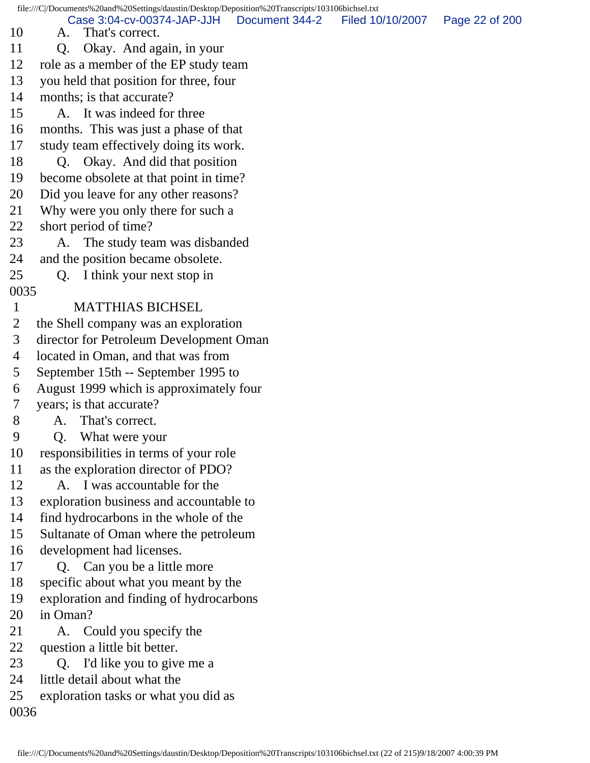10 A. That's correct.
11 Q. Okay. And again, in your
12 role as a member of the EP study team
13 you held that position for three, four
14 months; is that accurate?
15 A. It was indeed for three
16 months. This was just a phase of that
17 study team effectively doing its work.
18 Q. Okay. And did that position
19 become obsolete at that point in time?
20 Did you leave for any other reasons?
21 Why were you only there for such a
22 short period of time?
23 A. The study team was disbanded
24 and the position became obsolete.
25 Q. I think your next stop in
0035
1 MATTHIAS BICHSEL
2 the Shell company was an exploration
3 director for Petroleum Development Oman
4 located in Oman, and that was from
5 September 15th -- September 1995 to
6 August 1999 which is approximately four
7 years; is that accurate?
8 A. That's correct.
9 Q. What were your
10 responsibilities in terms of your role
11 as the exploration director of PDO?
12 A. I was accountable for the
13 exploration business and accountable to
14 find hydrocarbons in the whole of the
15 Sultanate of Oman where the petroleum
16 development had licenses.
17 Q. Can you be a little more
18 specific about what you meant by the
19 exploration and finding of hydrocarbons
20 in Oman?
21 A. Could you specify the
22 question a little bit better.
23 Q. I'd like you to give me a
24 little detail about what the
25 exploration tasks or what you did as
0036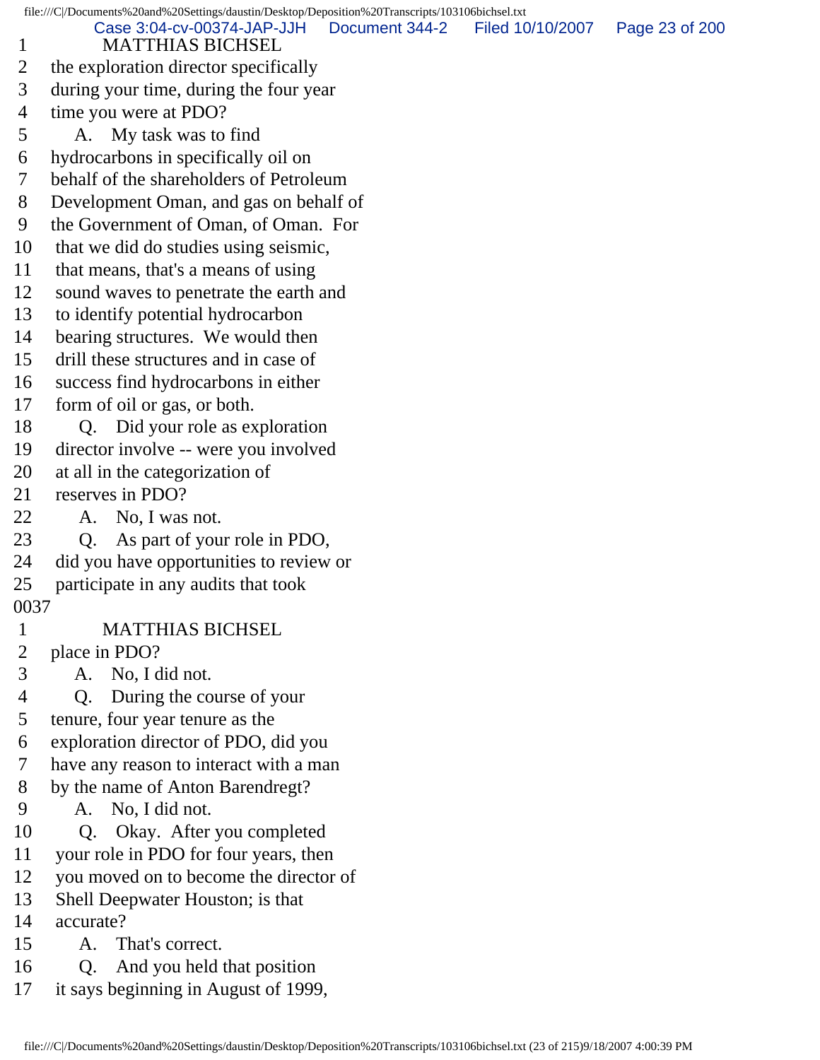1 MATTHIAS BICHSEL
2 the exploration director specifically
3 during your time, during the four year
4 time you were at PDO?
5 A. My task was to find
6 hydrocarbons in specifically oil on
7 behalf of the shareholders of Petroleum
8 Development Oman, and gas on behalf of
9 the Government of Oman, of Oman. For
10 that we did do studies using seismic,
11 that means, that's a means of using
12 sound waves to penetrate the earth and
13 to identify potential hydrocarbon
14 bearing structures. We would then
15 drill these structures and in case of
16 success find hydrocarbons in either
17 form of oil or gas, or both.
18 Q. Did your role as exploration
19 director involve -- were you involved
20 at all in the categorization of
21 reserves in PDO?
22 A. No, I was not.
23 Q. As part of your role in PDO,
24 did you have opportunities to review or
25 participate in any audits that took

0037

1 MATTHIAS BICHSEL
2 place in PDO?
3 A. No, I did not.
4 Q. During the course of your
5 tenure, four year tenure as the
6 exploration director of PDO, did you
7 have any reason to interact with a man
8 by the name of Anton Barendregt?
9 A. No, I did not.
10 Q. Okay. After you completed
11 your role in PDO for four years, then
12 you moved on to become the director of
13 Shell Deepwater Houston; is that
14 accurate?
15 A. That's correct.
16 Q. And you held that position
17 it says beginning in August of 1999,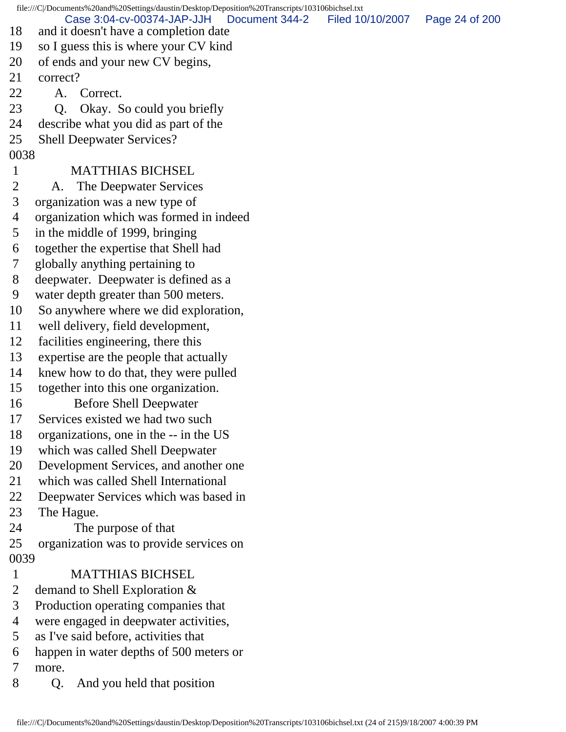18 and it doesn't have a completion date
19 so I guess this is where your CV kind
20 of ends and your new CV begins,
21 correct?
22 A. Correct.
23 Q. Okay. So could you briefly
24 describe what you did as part of the
25 Shell Deepwater Services?
0038
1 MATTHIAS BICHSEL
2 A. The Deepwater Services
3 organization was a new type of
4 organization which was formed in indeed
5 in the middle of 1999, bringing
6 together the expertise that Shell had
7 globally anything pertaining to
8 deepwater. Deepwater is defined as a
9 water depth greater than 500 meters.
10 So anywhere where we did exploration,
11 well delivery, field development,
12 facilities engineering, there this
13 expertise are the people that actually
14 knew how to do that, they were pulled
15 together into this one organization.
16 Before Shell Deepwater
17 Services existed we had two such
18 organizations, one in the -- in the US
19 which was called Shell Deepwater
20 Development Services, and another one
21 which was called Shell International
22 Deepwater Services which was based in
23 The Hague.
24 The purpose of that
25 organization was to provide services on
0039
1 MATTHIAS BICHSEL
2 demand to Shell Exploration &
3 Production operating companies that
4 were engaged in deepwater activities,
5 as I've said before, activities that
6 happen in water depths of 500 meters or
7 more.
8 Q. And you held that position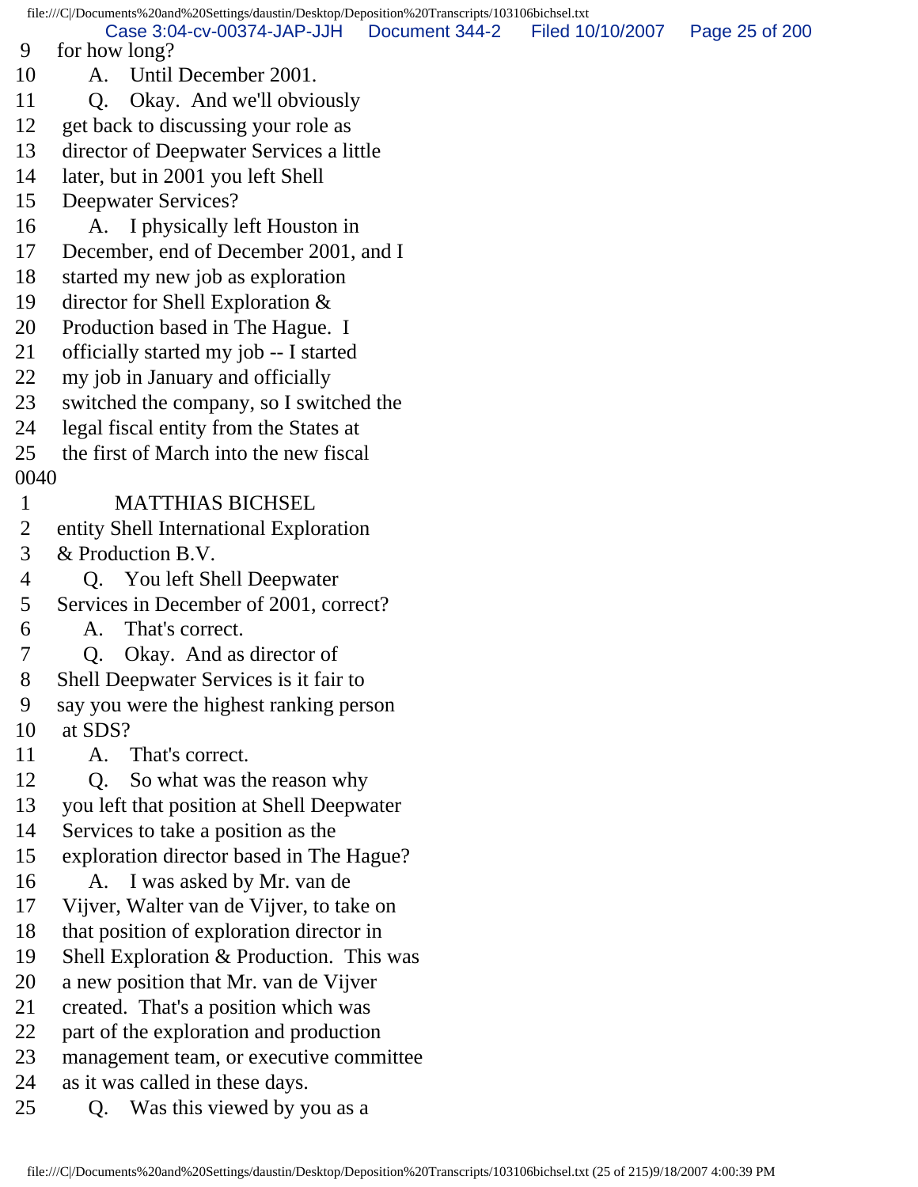9 for how long?
10 A. Until December 2001.
11 Q. Okay. And we'll obviously
12 get back to discussing your role as
13 director of Deepwater Services a little
14 later, but in 2001 you left Shell
15 Deepwater Services?
16 A. I physically left Houston in
17 December, end of December 2001, and I
18 started my new job as exploration
19 director for Shell Exploration &
20 Production based in The Hague. I
21 officially started my job -- I started
22 my job in January and officially
23 switched the company, so I switched the
24 legal fiscal entity from the States at
25 the first of March into the new fiscal
0040
1 MATTHIAS BICHSEL
2 entity Shell International Exploration
3 & Production B.V.
4 Q. You left Shell Deepwater
5 Services in December of 2001, correct?
6 A. That's correct.
7 Q. Okay. And as director of
8 Shell Deepwater Services is it fair to
9 say you were the highest ranking person
10 at SDS?
11 A. That's correct.
12 Q. So what was the reason why
13 you left that position at Shell Deepwater
14 Services to take a position as the
15 exploration director based in The Hague?
16 A. I was asked by Mr. van de
17 Vijver, Walter van de Vijver, to take on
18 that position of exploration director in
19 Shell Exploration & Production. This was
20 a new position that Mr. van de Vijver
21 created. That's a position which was
22 part of the exploration and production
23 management team, or executive committee
24 as it was called in these days.
25 Q. Was this viewed by you as a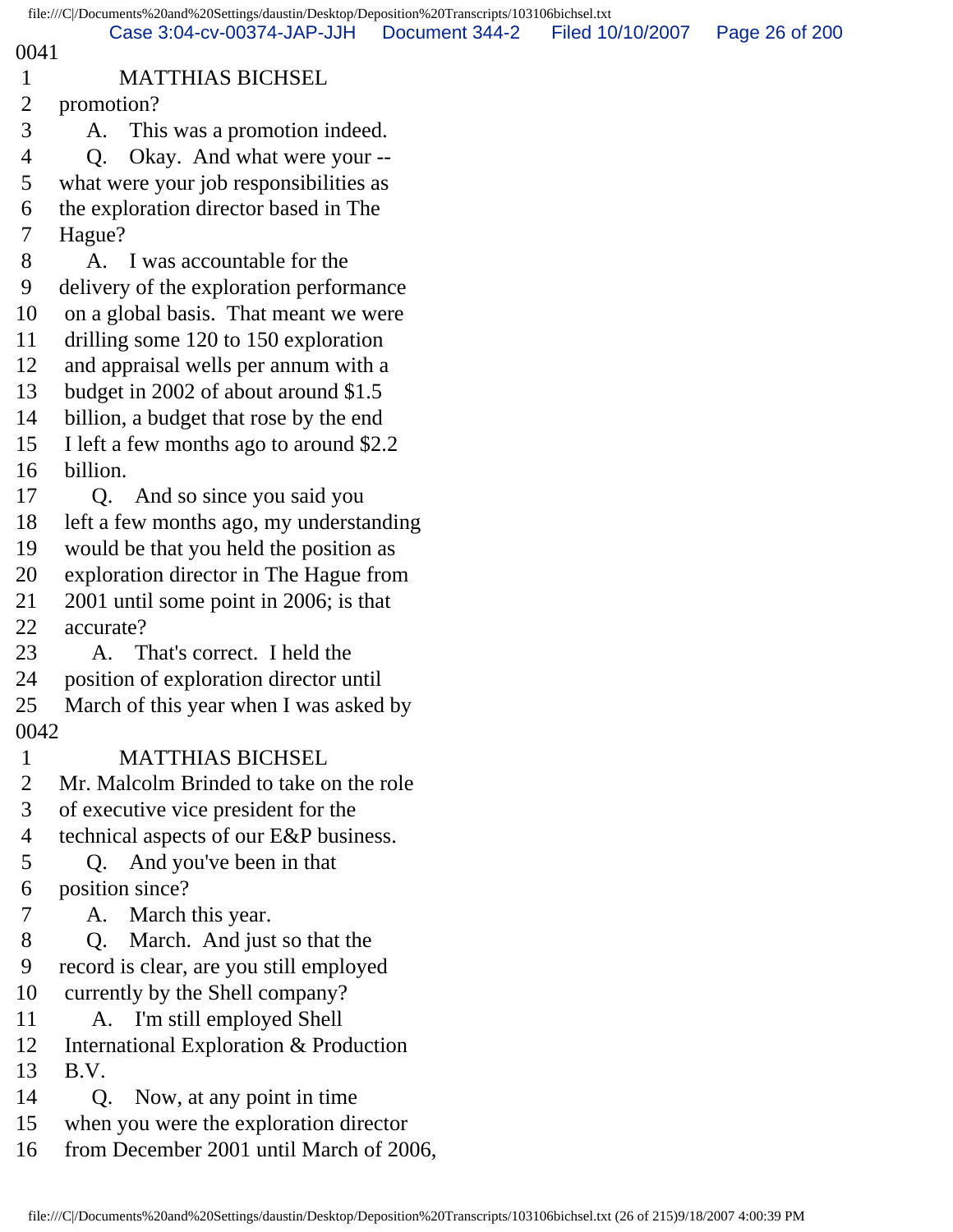0041

1 MATTHIAS BICHSEL
2 promotion?
3 A. This was a promotion indeed.
4 Q. Okay. And what were your --
5 what were your job responsibilities as
6 the exploration director based in The
7 Hague?
8 A. I was accountable for the
9 delivery of the exploration performance
10 on a global basis. That meant we were
11 drilling some 120 to 150 exploration
12 and appraisal wells per annum with a
13 budget in 2002 of about around $1.5
14 billion, a budget that rose by the end
15 I left a few months ago to around $2.2
16 billion.
17 Q. And so since you said you
18 left a few months ago, my understanding
19 would be that you held the position as
20 exploration director in The Hague from
21 2001 until some point in 2006; is that
22 accurate?
23 A. That's correct. I held the
24 position of exploration director until
25 March of this year when I was asked by

0042

1 MATTHIAS BICHSEL
2 Mr. Malcolm Brinded to take on the role
3 of executive vice president for the
4 technical aspects of our E&P business.
5 Q. And you've been in that
6 position since?
7 A. March this year.
8 Q. March. And just so that the
9 record is clear, are you still employed
10 currently by the Shell company?
11 A. I'm still employed Shell
12 International Exploration & Production
13 B.V.
14 Q. Now, at any point in time
15 when you were the exploration director
16 from December 2001 until March of 2006,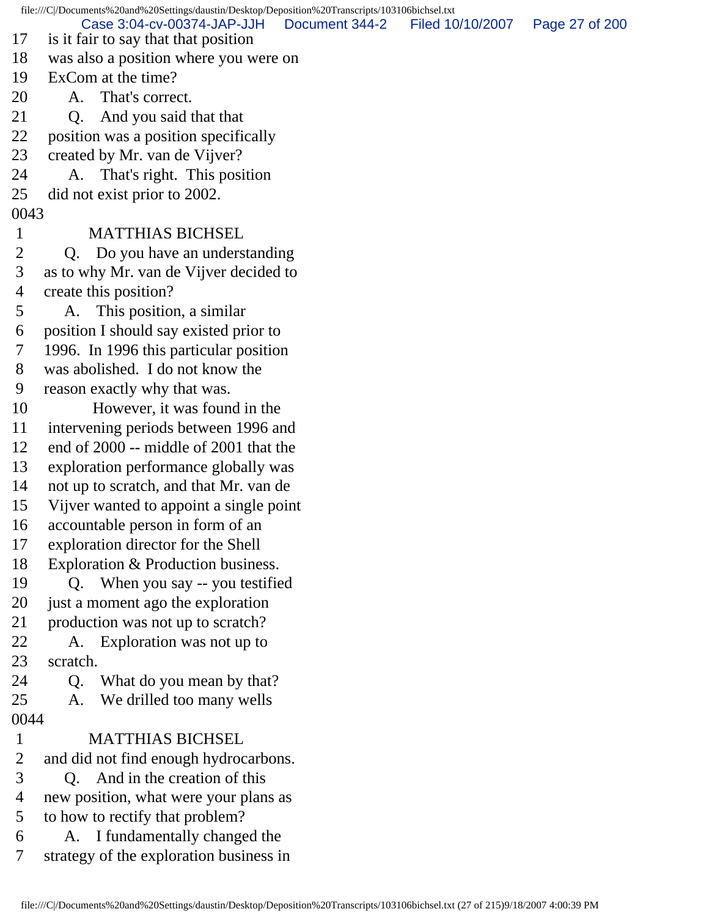17 is it fair to say that that position
18 was also a position where you were on
19 ExCom at the time?
20 A. That's correct.
21 Q. And you said that that
22 position was a position specifically
23 created by Mr. van de Vijver?
24 A. That's right. This position
25 did not exist prior to 2002.
0043
1 MATTHIAS BICHSEL
2 Q. Do you have an understanding
3 as to why Mr. van de Vijver decided to
4 create this position?
5 A. This position, a similar
6 position I should say existed prior to
7 1996. In 1996 this particular position
8 was abolished. I do not know the
9 reason exactly why that was.
10 However, it was found in the
11 intervening periods between 1996 and
12 end of 2000 -- middle of 2001 that the
13 exploration performance globally was
14 not up to scratch, and that Mr. van de
15 Vijver wanted to appoint a single point
16 accountable person in form of an
17 exploration director for the Shell
18 Exploration & Production business.
19 Q. When you say -- you testified
20 just a moment ago the exploration
21 production was not up to scratch?
22 A. Exploration was not up to
23 scratch.
24 Q. What do you mean by that?
25 A. We drilled too many wells
0044
1 MATTHIAS BICHSEL
2 and did not find enough hydrocarbons.
3 Q. And in the creation of this
4 new position, what were your plans as
5 to how to rectify that problem?
6 A. I fundamentally changed the
7 strategy of the exploration business in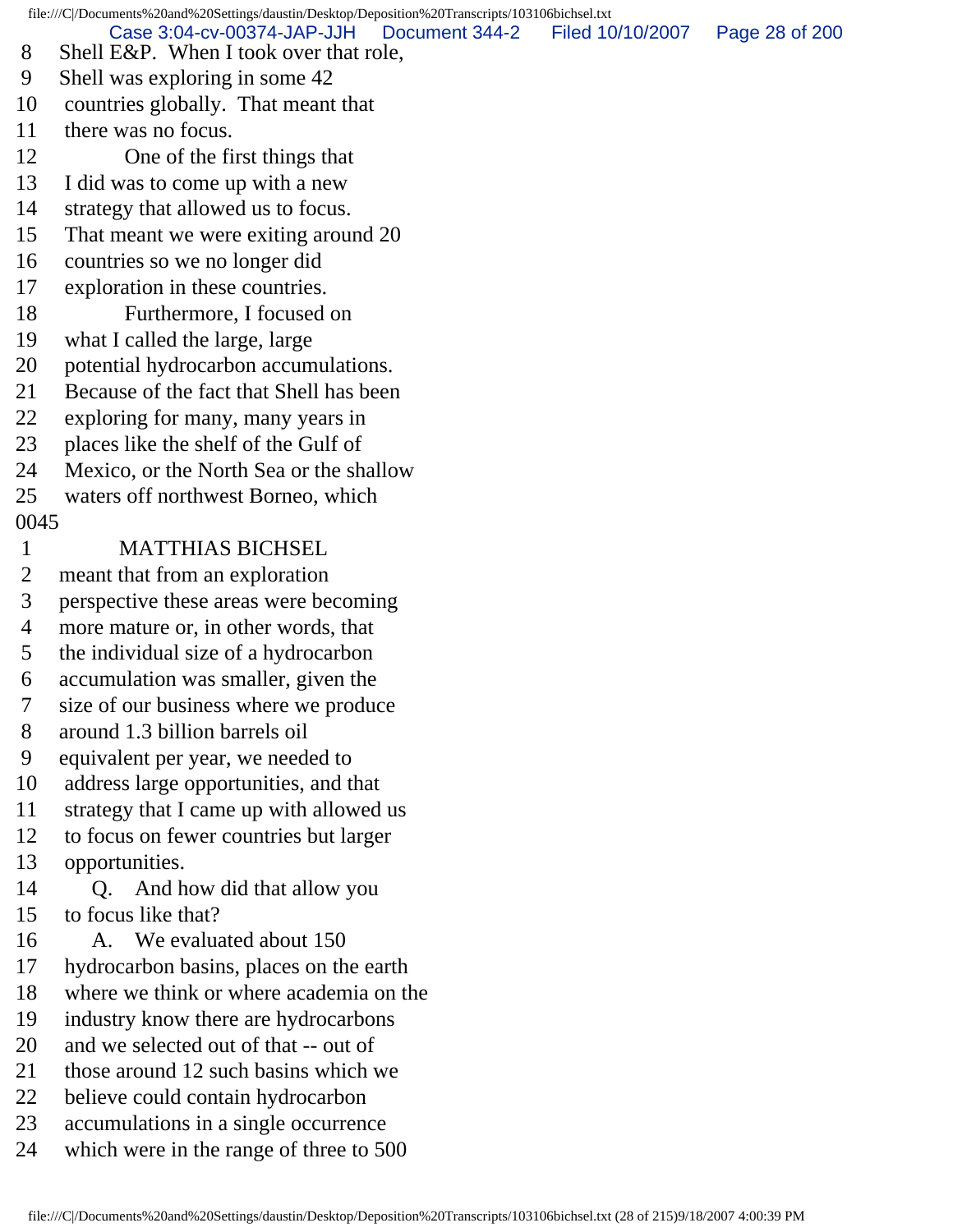8 Shell E&P. When I took over that role,
9 Shell was exploring in some 42
10 countries globally. That meant that
11 there was no focus.
12 One of the first things that
13 I did was to come up with a new
14 strategy that allowed us to focus.
15 That meant we were exiting around 20
16 countries so we no longer did
17 exploration in these countries.
18 Furthermore, I focused on
19 what I called the large, large
20 potential hydrocarbon accumulations.
21 Because of the fact that Shell has been
22 exploring for many, many years in
23 places like the shelf of the Gulf of
24 Mexico, or the North Sea or the shallow
25 waters off northwest Borneo, which
0045
1 MATTHIAS BICHSEL
2 meant that from an exploration
3 perspective these areas were becoming
4 more mature or, in other words, that
5 the individual size of a hydrocarbon
6 accumulation was smaller, given the
7 size of our business where we produce
8 around 1.3 billion barrels oil
9 equivalent per year, we needed to
10 address large opportunities, and that
11 strategy that I came up with allowed us
12 to focus on fewer countries but larger
13 opportunities.
14 Q. And how did that allow you
15 to focus like that?
16 A. We evaluated about 150
17 hydrocarbon basins, places on the earth
18 where we think or where academia on the
19 industry know there are hydrocarbons
20 and we selected out of that -- out of
21 those around 12 such basins which we
22 believe could contain hydrocarbon
23 accumulations in a single occurrence
24 which were in the range of three to 500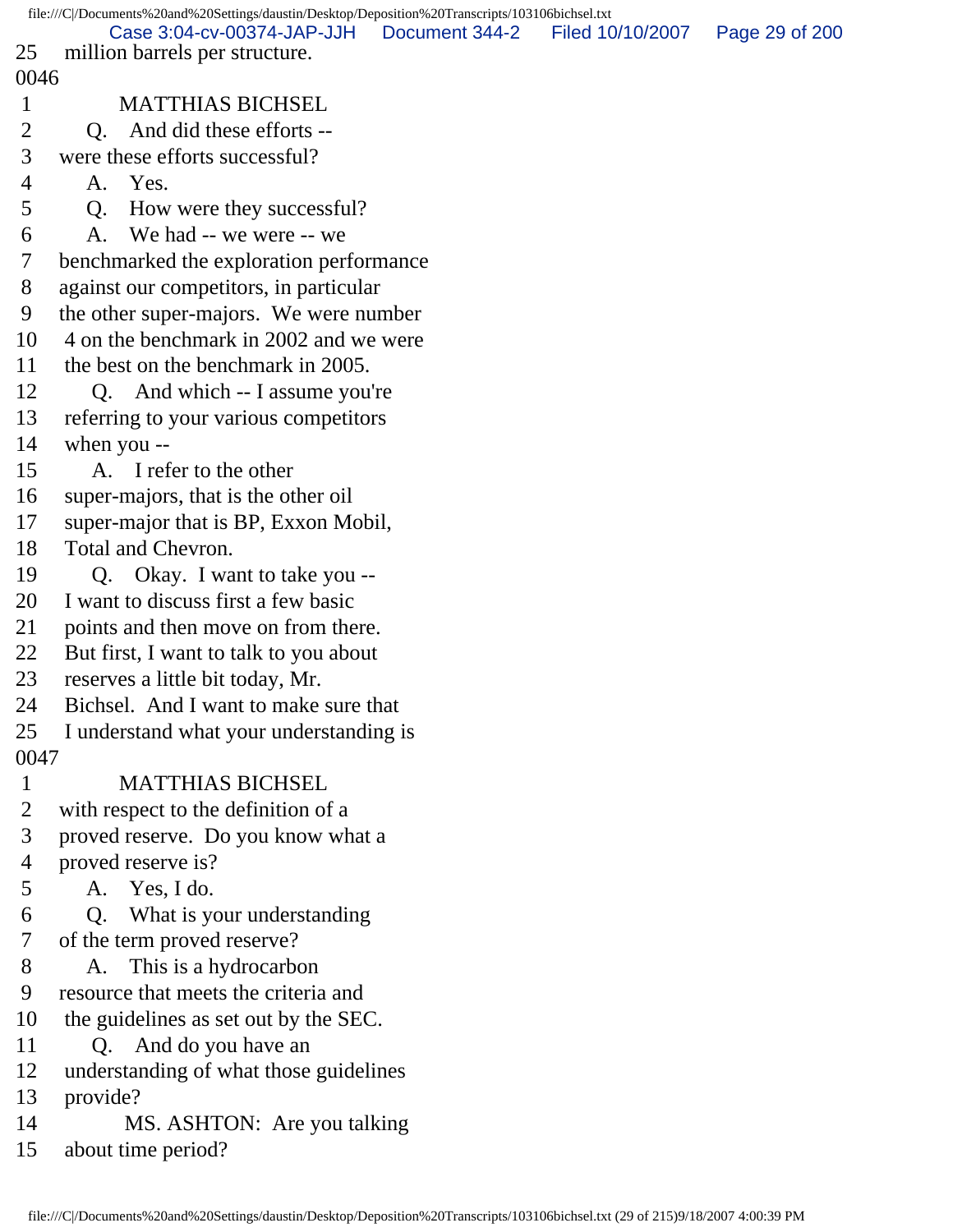25 million barrels per structure.

0046

1 MATTHIAS BICHSEL

2 Q. And did these efforts --

3 were these efforts successful?

4 A. Yes.

5 Q. How were they successful?

6 A. We had -- we were -- we

7 benchmarked the exploration performance

8 against our competitors, in particular

9 the other super-majors. We were number

10 4 on the benchmark in 2002 and we were

11 the best on the benchmark in 2005.

12 Q. And which -- I assume you're

13 referring to your various competitors

14 when you --

15 A. I refer to the other

16 super-majors, that is the other oil

17 super-major that is BP, Exxon Mobil,

18 Total and Chevron.

19 Q. Okay. I want to take you --

20 I want to discuss first a few basic

21 points and then move on from there.

22 But first, I want to talk to you about

23 reserves a little bit today, Mr.

24 Bichsel. And I want to make sure that

25 I understand what your understanding is

0047

1 MATTHIAS BICHSEL

2 with respect to the definition of a

3 proved reserve. Do you know what a

4 proved reserve is?

5 A. Yes, I do.

6 Q. What is your understanding

7 of the term proved reserve?

8 A. This is a hydrocarbon

9 resource that meets the criteria and

10 the guidelines as set out by the SEC.

11 Q. And do you have an

12 understanding of what those guidelines

13 provide?

14 MS. ASHTON: Are you talking

15 about time period?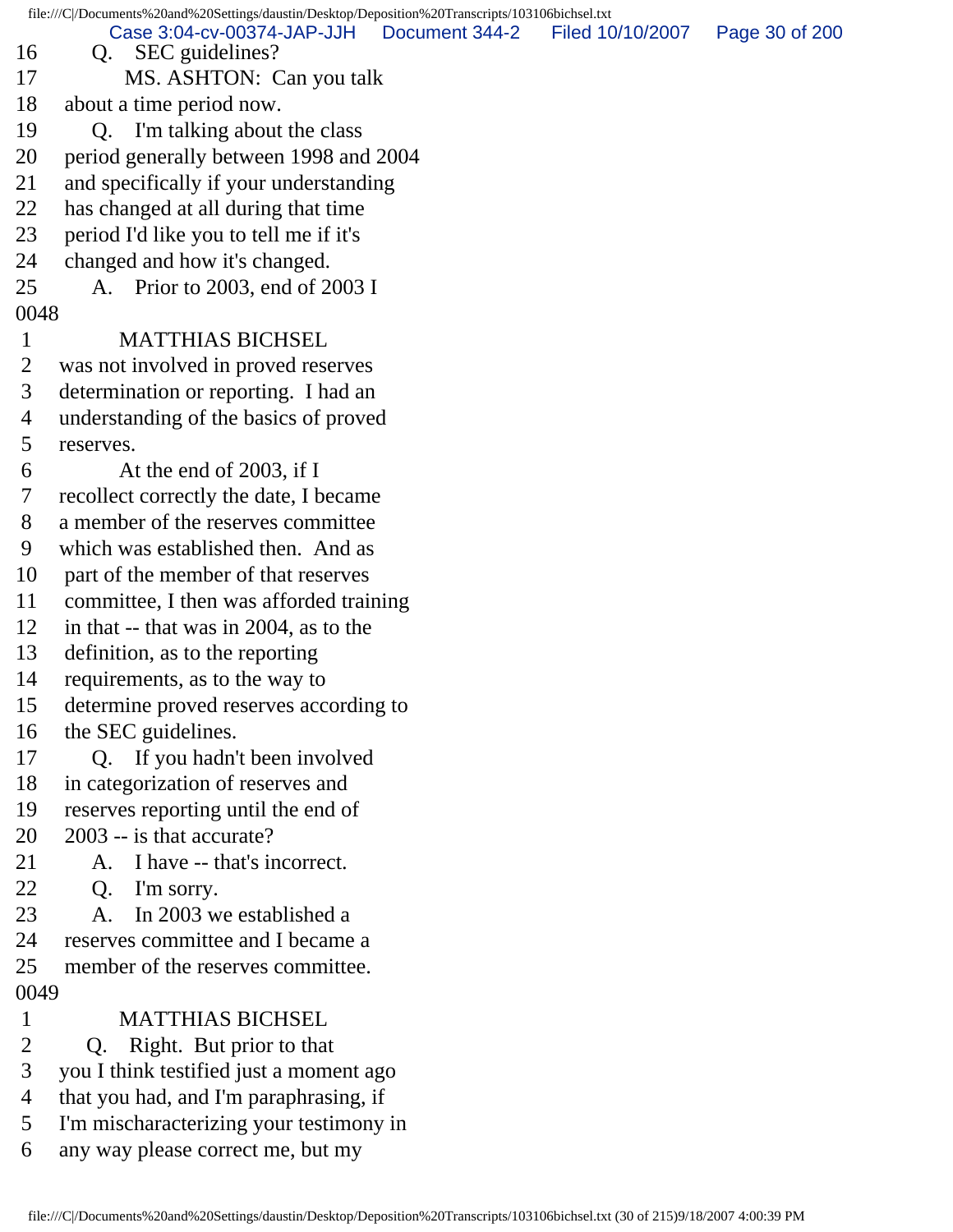16 Q. SEC guidelines?
17 MS. ASHTON: Can you talk
18 about a time period now.
19 Q. I'm talking about the class
20 period generally between 1998 and 2004
21 and specifically if your understanding
22 has changed at all during that time
23 period I'd like you to tell me if it's
24 changed and how it's changed.
25 A. Prior to 2003, end of 2003 I

0048

1 MATTHIAS BICHSEL
2 was not involved in proved reserves
3 determination or reporting. I had an
4 understanding of the basics of proved
5 reserves.
6 At the end of 2003, if I
7 recollect correctly the date, I became
8 a member of the reserves committee
9 which was established then. And as
10 part of the member of that reserves
11 committee, I then was afforded training
12 in that -- that was in 2004, as to the
13 definition, as to the reporting
14 requirements, as to the way to
15 determine proved reserves according to
16 the SEC guidelines.
17 Q. If you hadn't been involved
18 in categorization of reserves and
19 reserves reporting until the end of
20 2003 -- is that accurate?
21 A. I have -- that's incorrect.
22 Q. I'm sorry.
23 A. In 2003 we established a
24 reserves committee and I became a
25 member of the reserves committee.

0049

1 MATTHIAS BICHSEL
2 Q. Right. But prior to that
3 you I think testified just a moment ago
4 that you had, and I'm paraphrasing, if
5 I'm mischaracterizing your testimony in
6 any way please correct me, but my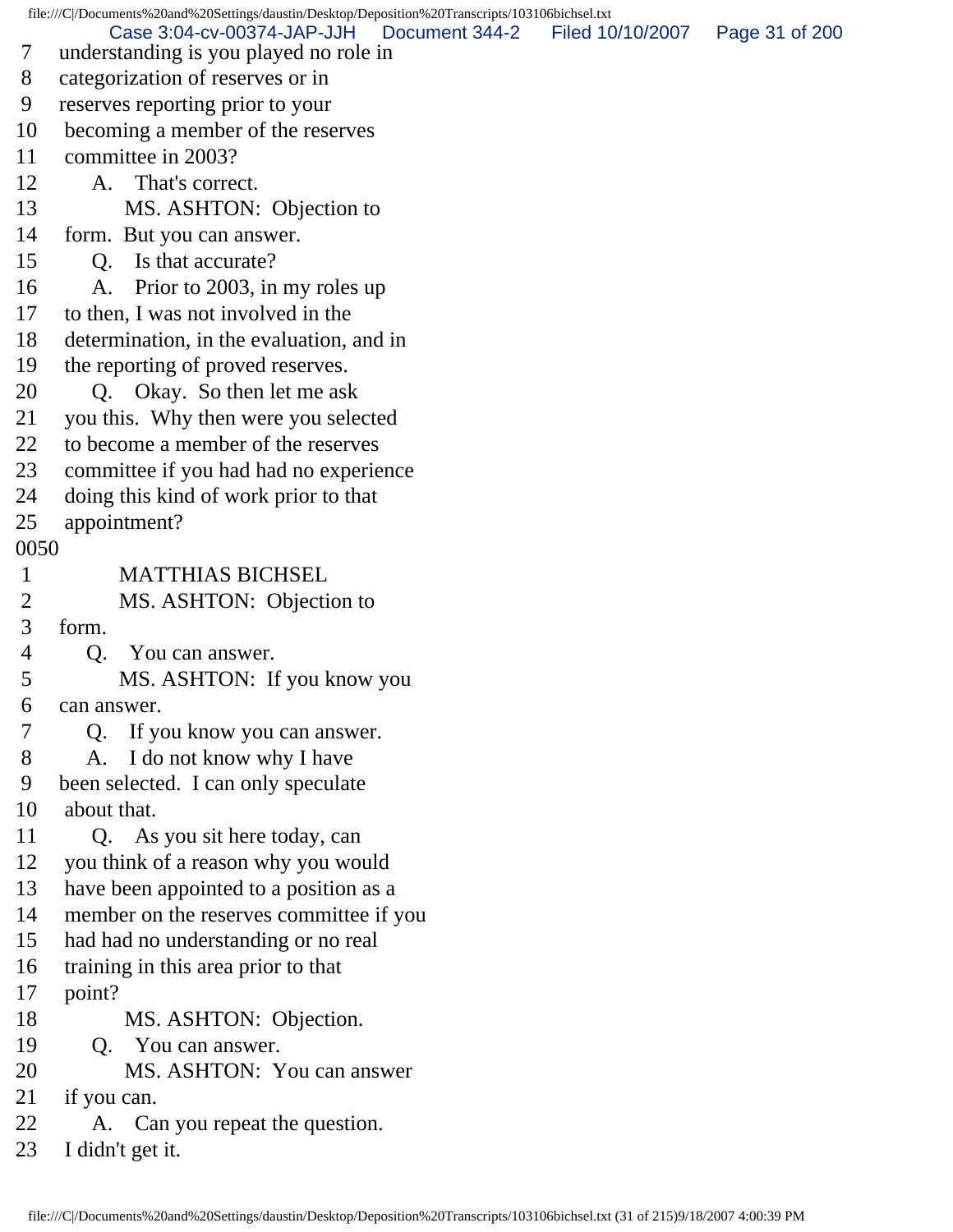7 understanding is you played no role in
8 categorization of reserves or in
9 reserves reporting prior to your
10 becoming a member of the reserves
11 committee in 2003?
12 A. That's correct.
13 MS. ASHTON: Objection to
14 form. But you can answer.
15 Q. Is that accurate?
16 A. Prior to 2003, in my roles up
17 to then, I was not involved in the
18 determination, in the evaluation, and in
19 the reporting of proved reserves.
20 Q. Okay. So then let me ask
21 you this. Why then were you selected
22 to become a member of the reserves
23 committee if you had had no experience
24 doing this kind of work prior to that
25 appointment?

0050

1 MATTHIAS BICHSEL
2 MS. ASHTON: Objection to
3 form.
4 Q. You can answer.
5 MS. ASHTON: If you know you
6 can answer.
7 Q. If you know you can answer.
8 A. I do not know why I have
9 been selected. I can only speculate
10 about that.
11 Q. As you sit here today, can
12 you think of a reason why you would
13 have been appointed to a position as a
14 member on the reserves committee if you
15 had had no understanding or no real
16 training in this area prior to that
17 point?
18 MS. ASHTON: Objection.
19 Q. You can answer.
20 MS. ASHTON: You can answer
21 if you can.
22 A. Can you repeat the question.
23 I didn't get it.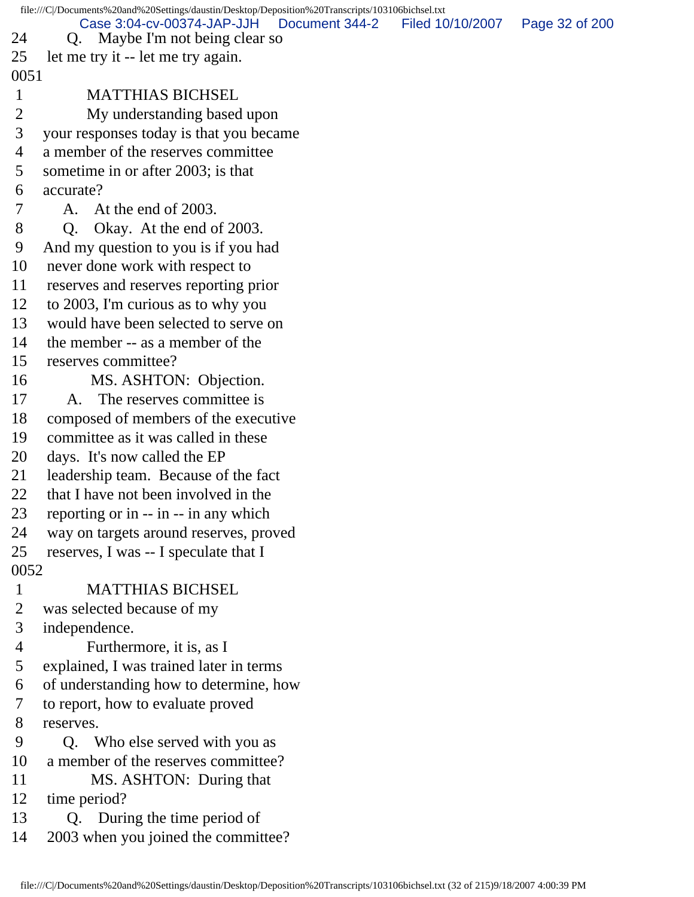24 Q. Maybe I'm not being clear so
25 let me try it -- let me try again.
0051
1 MATTHIAS BICHSEL
2 My understanding based upon
3 your responses today is that you became
4 a member of the reserves committee
5 sometime in or after 2003; is that
6 accurate?
7 A. At the end of 2003.
8 Q. Okay. At the end of 2003.
9 And my question to you is if you had
10 never done work with respect to
11 reserves and reserves reporting prior
12 to 2003, I'm curious as to why you
13 would have been selected to serve on
14 the member -- as a member of the
15 reserves committee?
16 MS. ASHTON: Objection.
17 A. The reserves committee is
18 composed of members of the executive
19 committee as it was called in these
20 days. It's now called the EP
21 leadership team. Because of the fact
22 that I have not been involved in the
23 reporting or in -- in -- in any which
24 way on targets around reserves, proved
25 reserves, I was -- I speculate that I
0052
1 MATTHIAS BICHSEL
2 was selected because of my
3 independence.
4 Furthermore, it is, as I
5 explained, I was trained later in terms
6 of understanding how to determine, how
7 to report, how to evaluate proved
8 reserves.
9 Q. Who else served with you as
10 a member of the reserves committee?
11 MS. ASHTON: During that
12 time period?
13 Q. During the time period of
14 2003 when you joined the committee?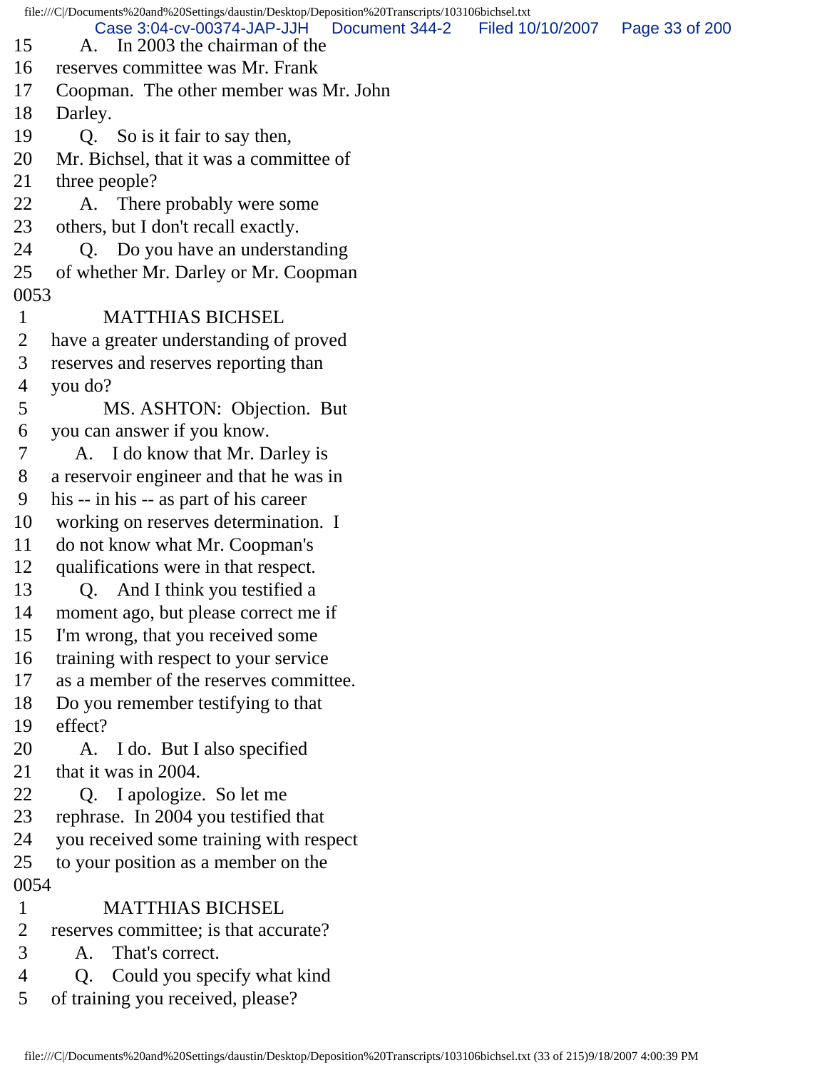15 A. In 2003 the chairman of the
16 reserves committee was Mr. Frank
17 Coopman. The other member was Mr. John
18 Darley.
19 Q. So is it fair to say then,
20 Mr. Bichsel, that it was a committee of
21 three people?
22 A. There probably were some
23 others, but I don't recall exactly.
24 Q. Do you have an understanding
25 of whether Mr. Darley or Mr. Coopman

0053

1 MATTHIAS BICHSEL
2 have a greater understanding of proved
3 reserves and reserves reporting than
4 you do?
5 MS. ASHTON: Objection. But
6 you can answer if you know.
7 A. I do know that Mr. Darley is
8 a reservoir engineer and that he was in
9 his -- in his -- as part of his career
10 working on reserves determination. I
11 do not know what Mr. Coopman's
12 qualifications were in that respect.
13 Q. And I think you testified a
14 moment ago, but please correct me if
15 I'm wrong, that you received some
16 training with respect to your service
17 as a member of the reserves committee.
18 Do you remember testifying to that
19 effect?
20 A. I do. But I also specified
21 that it was in 2004.
22 Q. I apologize. So let me
23 rephrase. In 2004 you testified that
24 you received some training with respect
25 to your position as a member on the

0054

1 MATTHIAS BICHSEL
2 reserves committee; is that accurate?
3 A. That's correct.
4 Q. Could you specify what kind
5 of training you received, please?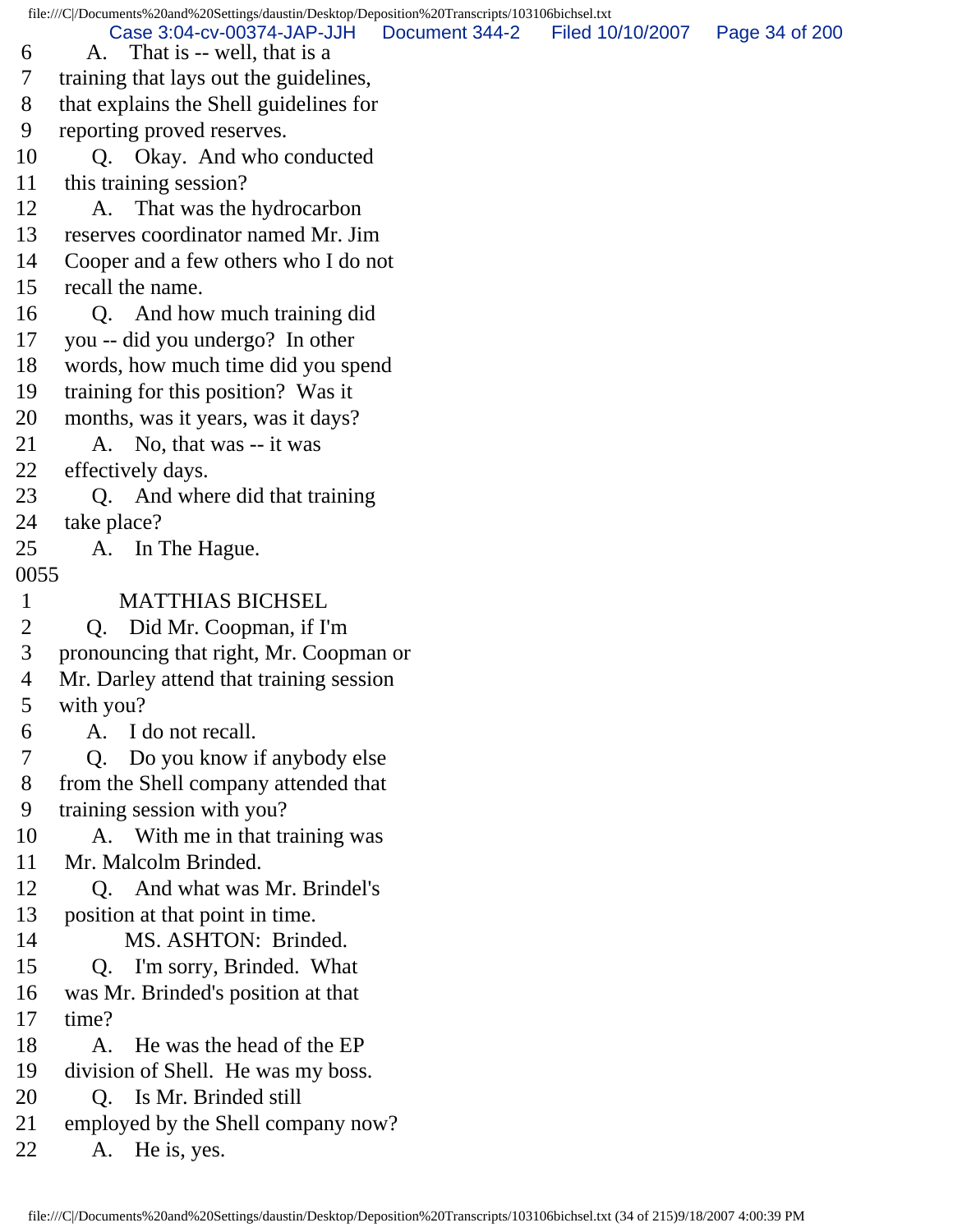6 A. That is -- well, that is a
7 training that lays out the guidelines,
8 that explains the Shell guidelines for
9 reporting proved reserves.
10 Q. Okay. And who conducted
11 this training session?
12 A. That was the hydrocarbon
13 reserves coordinator named Mr. Jim
14 Cooper and a few others who I do not
15 recall the name.
16 Q. And how much training did
17 you -- did you undergo? In other
18 words, how much time did you spend
19 training for this position? Was it
20 months, was it years, was it days?
21 A. No, that was -- it was
22 effectively days.
23 Q. And where did that training
24 take place?
25 A. In The Hague.

0055

1 MATTHIAS BICHSEL
2 Q. Did Mr. Coopman, if I'm
3 pronouncing that right, Mr. Coopman or
4 Mr. Darley attend that training session
5 with you?
6 A. I do not recall.
7 Q. Do you know if anybody else
8 from the Shell company attended that
9 training session with you?
10 A. With me in that training was
11 Mr. Malcolm Brinded.
12 Q. And what was Mr. Brindel's
13 position at that point in time.
14 MS. ASHTON: Brinded.
15 Q. I'm sorry, Brinded. What
16 was Mr. Brinded's position at that
17 time?
18 A. He was the head of the EP
19 division of Shell. He was my boss.
20 Q. Is Mr. Brinded still
21 employed by the Shell company now?
22 A. He is, yes.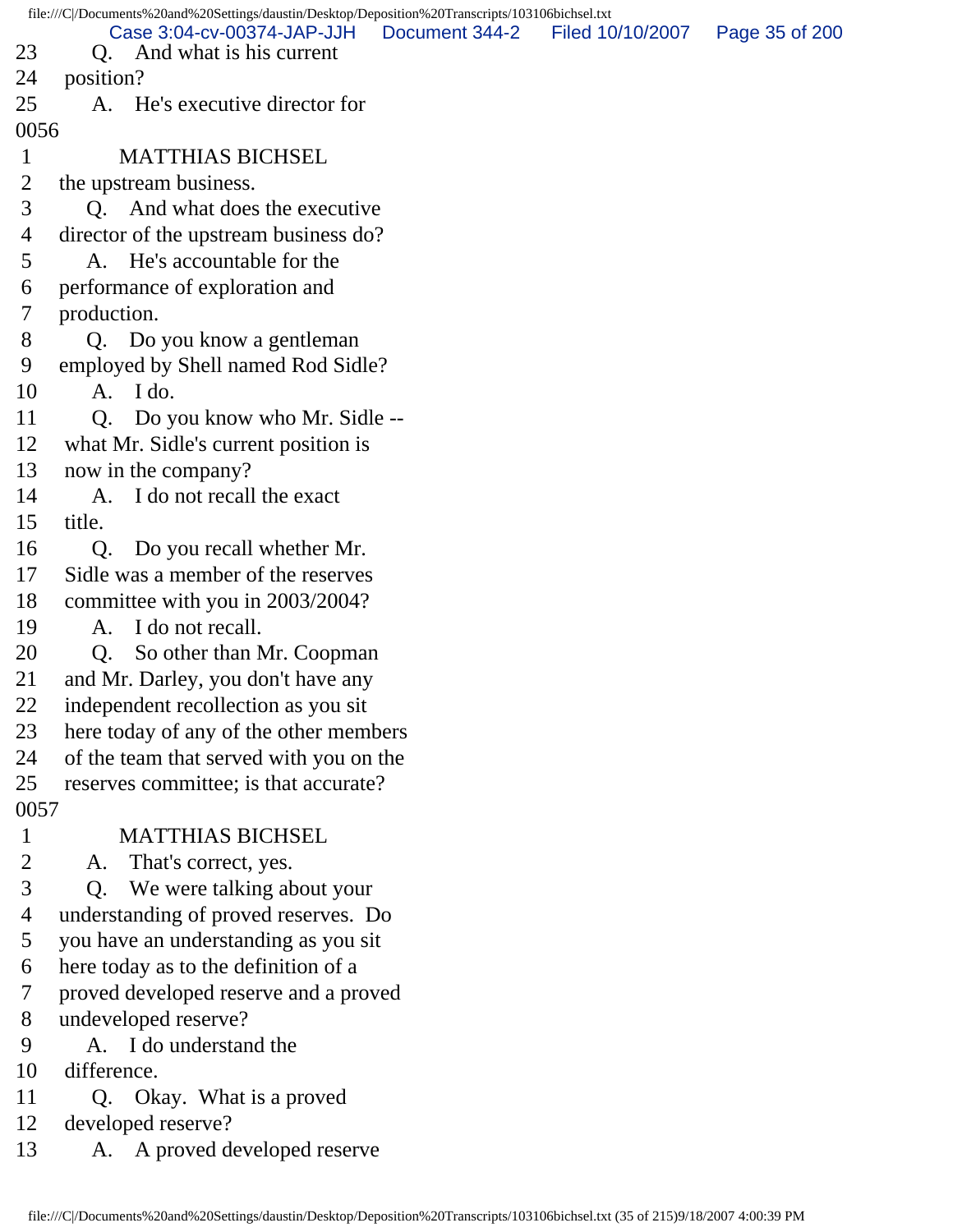23 Q. And what is his current
24 position?
25 A. He's executive director for
0056
1 MATTHIAS BICHSEL
2 the upstream business.
3 Q. And what does the executive
4 director of the upstream business do?
5 A. He's accountable for the
6 performance of exploration and
7 production.
8 Q. Do you know a gentleman
9 employed by Shell named Rod Sidle?
10 A. I do.
11 Q. Do you know who Mr. Sidle --
12 what Mr. Sidle's current position is
13 now in the company?
14 A. I do not recall the exact
15 title.
16 Q. Do you recall whether Mr.
17 Sidle was a member of the reserves
18 committee with you in 2003/2004?
19 A. I do not recall.
20 Q. So other than Mr. Coopman
21 and Mr. Darley, you don't have any
22 independent recollection as you sit
23 here today of any of the other members
24 of the team that served with you on the
25 reserves committee; is that accurate?
0057
1 MATTHIAS BICHSEL
2 A. That's correct, yes.
3 Q. We were talking about your
4 understanding of proved reserves. Do
5 you have an understanding as you sit
6 here today as to the definition of a
7 proved developed reserve and a proved
8 undeveloped reserve?
9 A. I do understand the
10 difference.
11 Q. Okay. What is a proved
12 developed reserve?
13 A. A proved developed reserve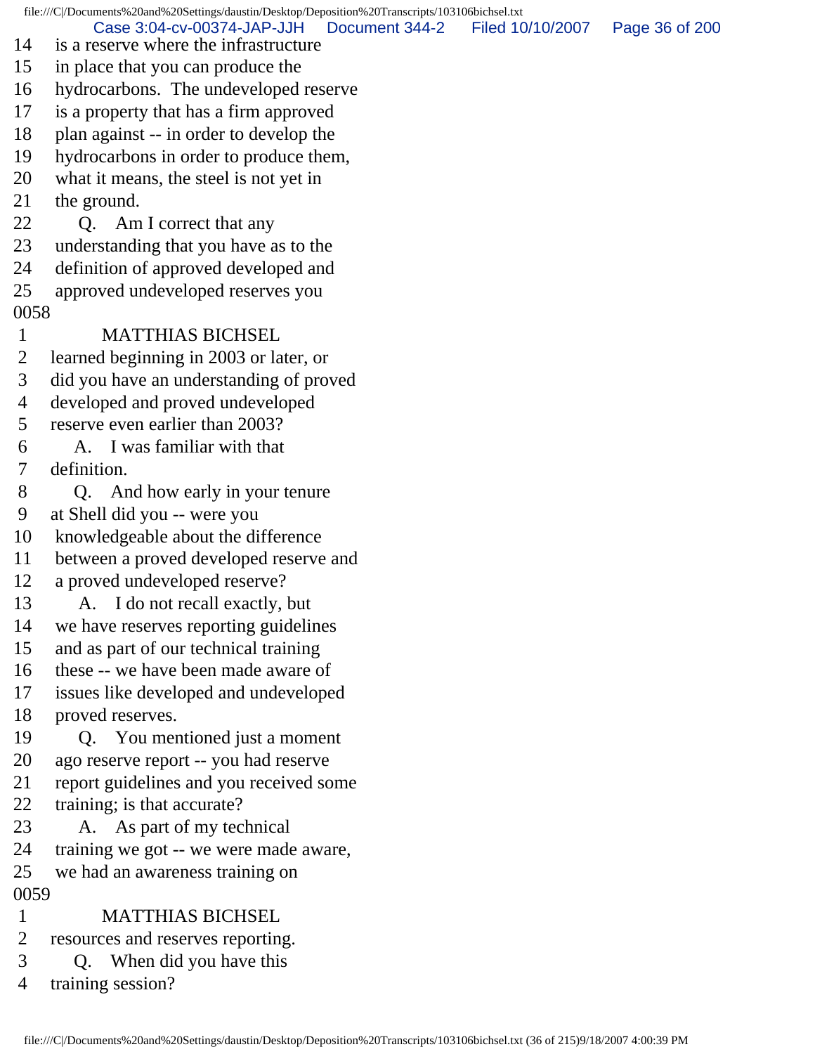14 is a reserve where the infrastructure
15 in place that you can produce the
16 hydrocarbons. The undeveloped reserve
17 is a property that has a firm approved
18 plan against -- in order to develop the
19 hydrocarbons in order to produce them,
20 what it means, the steel is not yet in
21 the ground.
22 Q. Am I correct that any
23 understanding that you have as to the
24 definition of approved developed and
25 approved undeveloped reserves you
0058
1 MATTHIAS BICHSEL
2 learned beginning in 2003 or later, or
3 did you have an understanding of proved
4 developed and proved undeveloped
5 reserve even earlier than 2003?
6 A. I was familiar with that
7 definition.
8 Q. And how early in your tenure
9 at Shell did you -- were you
10 knowledgeable about the difference
11 between a proved developed reserve and
12 a proved undeveloped reserve?
13 A. I do not recall exactly, but
14 we have reserves reporting guidelines
15 and as part of our technical training
16 these -- we have been made aware of
17 issues like developed and undeveloped
18 proved reserves.
19 Q. You mentioned just a moment
20 ago reserve report -- you had reserve
21 report guidelines and you received some
22 training; is that accurate?
23 A. As part of my technical
24 training we got -- we were made aware,
25 we had an awareness training on
0059
1 MATTHIAS BICHSEL
2 resources and reserves reporting.
3 Q. When did you have this
4 training session?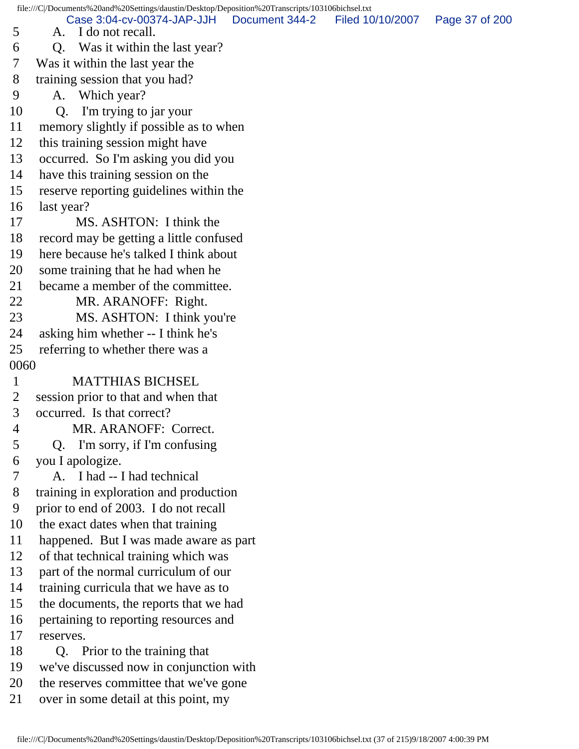5 A. I do not recall.
6 Q. Was it within the last year?
7 Was it within the last year the
8 training session that you had?
9 A. Which year?
10 Q. I'm trying to jar your
11 memory slightly if possible as to when
12 this training session might have
13 occurred. So I'm asking you did you
14 have this training session on the
15 reserve reporting guidelines within the
16 last year?
17 MS. ASHTON: I think the
18 record may be getting a little confused
19 here because he's talked I think about
20 some training that he had when he
21 became a member of the committee.
22 MR. ARANOFF: Right.
23 MS. ASHTON: I think you're
24 asking him whether -- I think he's
25 referring to whether there was a
0060
1 MATTHIAS BICHSEL
2 session prior to that and when that
3 occurred. Is that correct?
4 MR. ARANOFF: Correct.
5 Q. I'm sorry, if I'm confusing
6 you I apologize.
7 A. I had -- I had technical
8 training in exploration and production
9 prior to end of 2003. I do not recall
10 the exact dates when that training
11 happened. But I was made aware as part
12 of that technical training which was
13 part of the normal curriculum of our
14 training curricula that we have as to
15 the documents, the reports that we had
16 pertaining to reporting resources and
17 reserves.
18 Q. Prior to the training that
19 we've discussed now in conjunction with
20 the reserves committee that we've gone
21 over in some detail at this point, my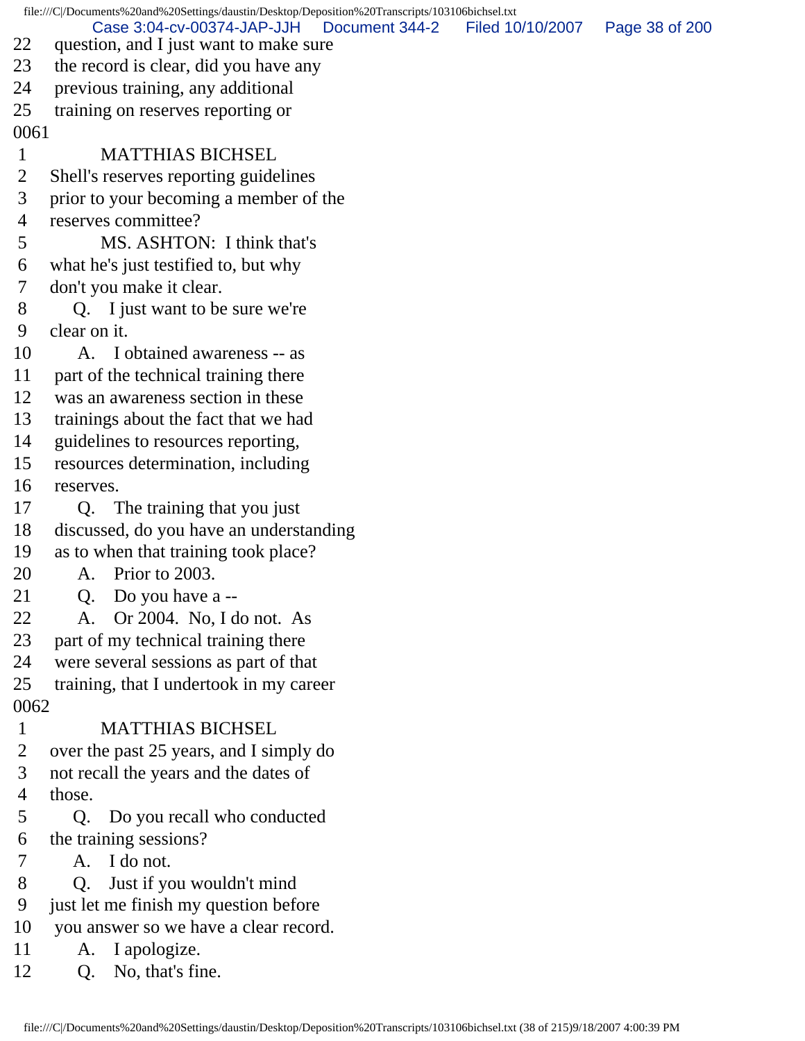22 question, and I just want to make sure
23 the record is clear, did you have any
24 previous training, any additional
25 training on reserves reporting or
0061
1 MATTHIAS BICHSEL
2 Shell's reserves reporting guidelines
3 prior to your becoming a member of the
4 reserves committee?
5 MS. ASHTON: I think that's
6 what he's just testified to, but why
7 don't you make it clear.
8 Q. I just want to be sure we're
9 clear on it.
10 A. I obtained awareness -- as
11 part of the technical training there
12 was an awareness section in these
13 trainings about the fact that we had
14 guidelines to resources reporting,
15 resources determination, including
16 reserves.
17 Q. The training that you just
18 discussed, do you have an understanding
19 as to when that training took place?
20 A. Prior to 2003.
21 Q. Do you have a --
22 A. Or 2004. No, I do not. As
23 part of my technical training there
24 were several sessions as part of that
25 training, that I undertook in my career
0062
1 MATTHIAS BICHSEL
2 over the past 25 years, and I simply do
3 not recall the years and the dates of
4 those.
5 Q. Do you recall who conducted
6 the training sessions?
7 A. I do not.
8 Q. Just if you wouldn't mind
9 just let me finish my question before
10 you answer so we have a clear record.
11 A. I apologize.
12 Q. No, that's fine.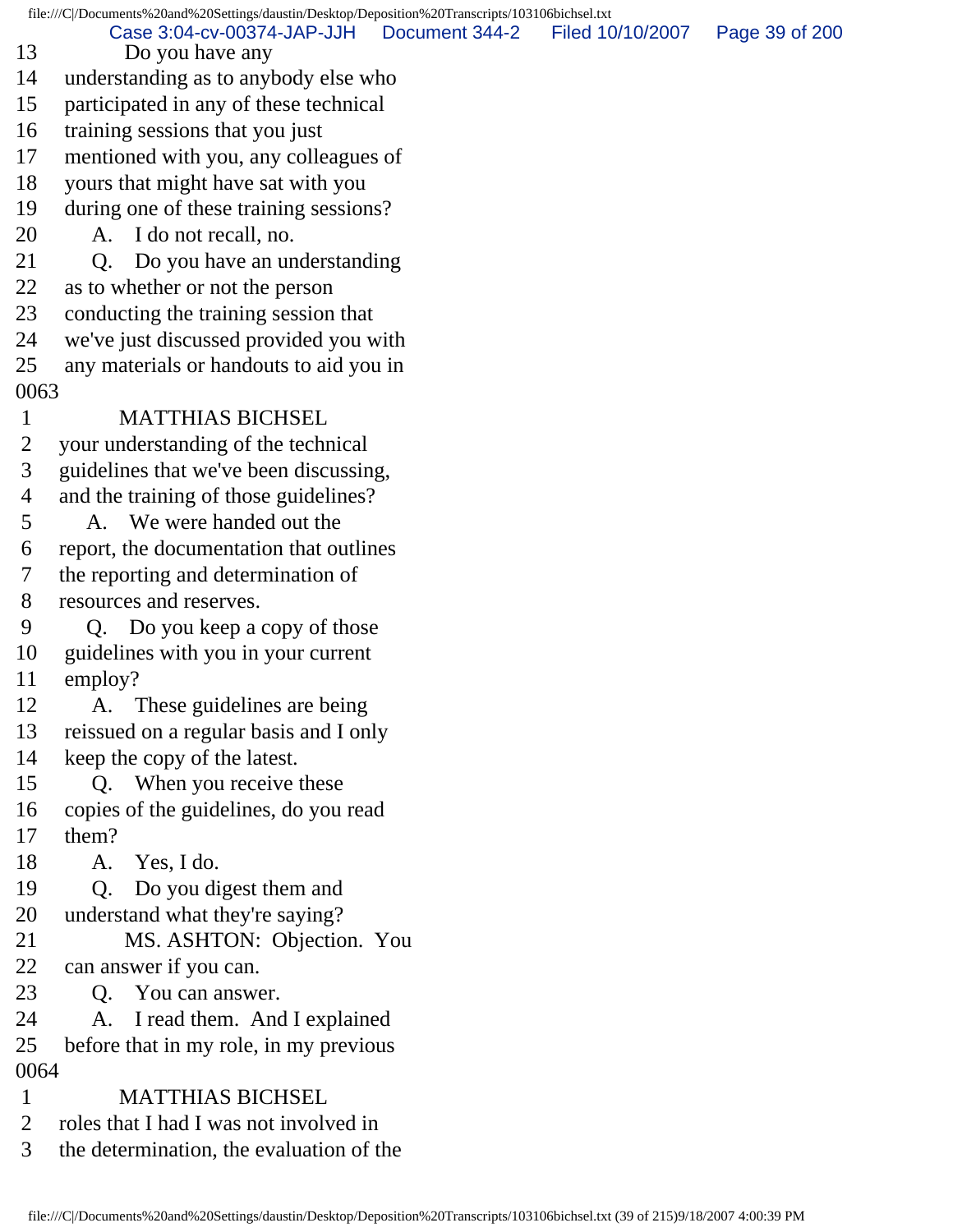13 Do you have any
14 understanding as to anybody else who
15 participated in any of these technical
16 training sessions that you just
17 mentioned with you, any colleagues of
18 yours that might have sat with you
19 during one of these training sessions?
20 A. I do not recall, no.
21 Q. Do you have an understanding
22 as to whether or not the person
23 conducting the training session that
24 we've just discussed provided you with
25 any materials or handouts to aid you in
0063
1 MATTHIAS BICHSEL
2 your understanding of the technical
3 guidelines that we've been discussing,
4 and the training of those guidelines?
5 A. We were handed out the
6 report, the documentation that outlines
7 the reporting and determination of
8 resources and reserves.
9 Q. Do you keep a copy of those
10 guidelines with you in your current
11 employ?
12 A. These guidelines are being
13 reissued on a regular basis and I only
14 keep the copy of the latest.
15 Q. When you receive these
16 copies of the guidelines, do you read
17 them?
18 A. Yes, I do.
19 Q. Do you digest them and
20 understand what they're saying?
21 MS. ASHTON: Objection. You
22 can answer if you can.
23 Q. You can answer.
24 A. I read them. And I explained
25 before that in my role, in my previous
0064
1 MATTHIAS BICHSEL
2 roles that I had I was not involved in
3 the determination, the evaluation of the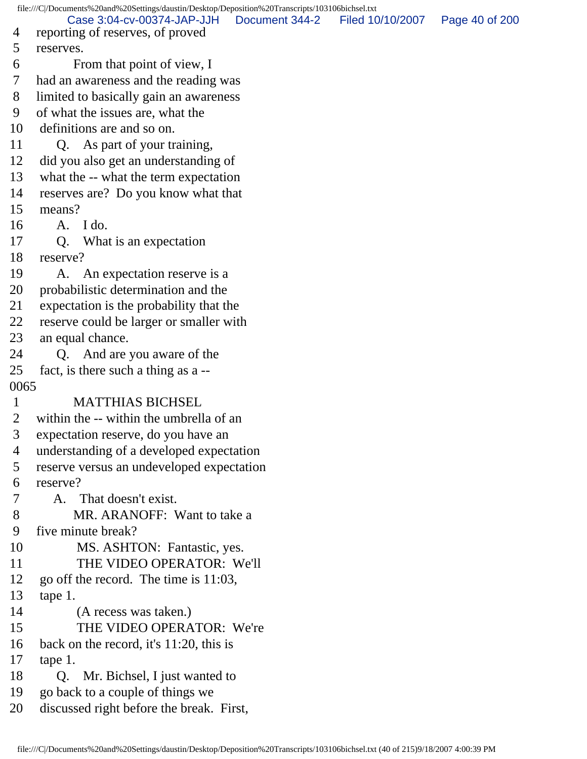4 reporting of reserves, of proved
5 reserves.
6 From that point of view, I
7 had an awareness and the reading was
8 limited to basically gain an awareness
9 of what the issues are, what the
10 definitions are and so on.
11 Q. As part of your training,
12 did you also get an understanding of
13 what the -- what the term expectation
14 reserves are? Do you know what that
15 means?
16 A. I do.
17 Q. What is an expectation
18 reserve?
19 A. An expectation reserve is a
20 probabilistic determination and the
21 expectation is the probability that the
22 reserve could be larger or smaller with
23 an equal chance.
24 Q. And are you aware of the
25 fact, is there such a thing as a --
0065
1 MATTHIAS BICHSEL
2 within the -- within the umbrella of an
3 expectation reserve, do you have an
4 understanding of a developed expectation
5 reserve versus an undeveloped expectation
6 reserve?
7 A. That doesn't exist.
8 MR. ARANOFF: Want to take a
9 five minute break?
10 MS. ASHTON: Fantastic, yes.
11 THE VIDEO OPERATOR: We'll
12 go off the record. The time is 11:03,
13 tape 1.
14 (A recess was taken.)
15 THE VIDEO OPERATOR: We're
16 back on the record, it's 11:20, this is
17 tape 1.
18 Q. Mr. Bichsel, I just wanted to
19 go back to a couple of things we
20 discussed right before the break. First,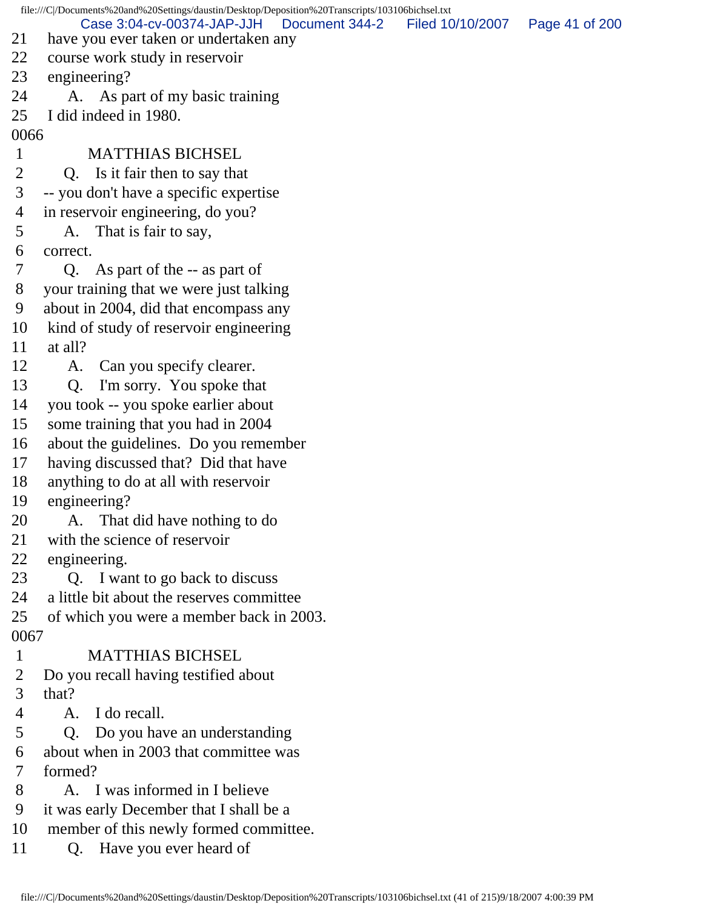21 have you ever taken or undertaken any
22 course work study in reservoir
23 engineering?
24 A. As part of my basic training
25 I did indeed in 1980.

0066

1 MATTHIAS BICHSEL
2 Q. Is it fair then to say that
3 -- you don't have a specific expertise
4 in reservoir engineering, do you?
5 A. That is fair to say,
6 correct.
7 Q. As part of the -- as part of
8 your training that we were just talking
9 about in 2004, did that encompass any
10 kind of study of reservoir engineering
11 at all?
12 A. Can you specify clearer.
13 Q. I'm sorry. You spoke that
14 you took -- you spoke earlier about
15 some training that you had in 2004
16 about the guidelines. Do you remember
17 having discussed that? Did that have
18 anything to do at all with reservoir
19 engineering?
20 A. That did have nothing to do
21 with the science of reservoir
22 engineering.
23 Q. I want to go back to discuss
24 a little bit about the reserves committee
25 of which you were a member back in 2003.

0067

1 MATTHIAS BICHSEL
2 Do you recall having testified about
3 that?
4 A. I do recall.
5 Q. Do you have an understanding
6 about when in 2003 that committee was
7 formed?
8 A. I was informed in I believe
9 it was early December that I shall be a
10 member of this newly formed committee.
11 Q. Have you ever heard of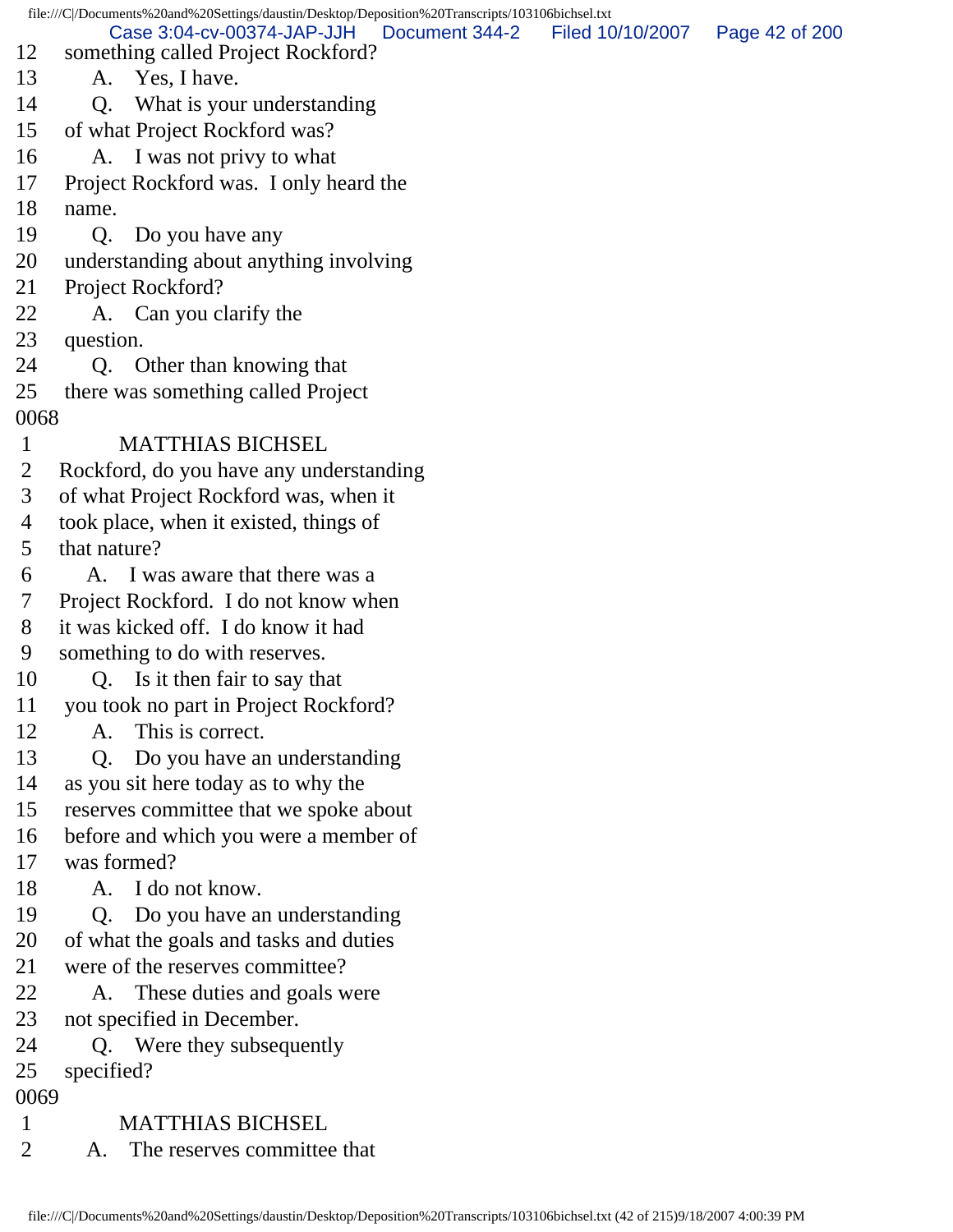12 something called Project Rockford?
13 A. Yes, I have.
14 Q. What is your understanding
15 of what Project Rockford was?
16 A. I was not privy to what
17 Project Rockford was. I only heard the
18 name.
19 Q. Do you have any
20 understanding about anything involving
21 Project Rockford?
22 A. Can you clarify the
23 question.
24 Q. Other than knowing that
25 there was something called Project

0068

1 MATTHIAS BICHSEL
2 Rockford, do you have any understanding
3 of what Project Rockford was, when it
4 took place, when it existed, things of
5 that nature?
6 A. I was aware that there was a
7 Project Rockford. I do not know when
8 it was kicked off. I do know it had
9 something to do with reserves.
10 Q. Is it then fair to say that
11 you took no part in Project Rockford?
12 A. This is correct.
13 Q. Do you have an understanding
14 as you sit here today as to why the
15 reserves committee that we spoke about
16 before and which you were a member of
17 was formed?
18 A. I do not know.
19 Q. Do you have an understanding
20 of what the goals and tasks and duties
21 were of the reserves committee?
22 A. These duties and goals were
23 not specified in December.
24 Q. Were they subsequently
25 specified?

0069

1 MATTHIAS BICHSEL
2 A. The reserves committee that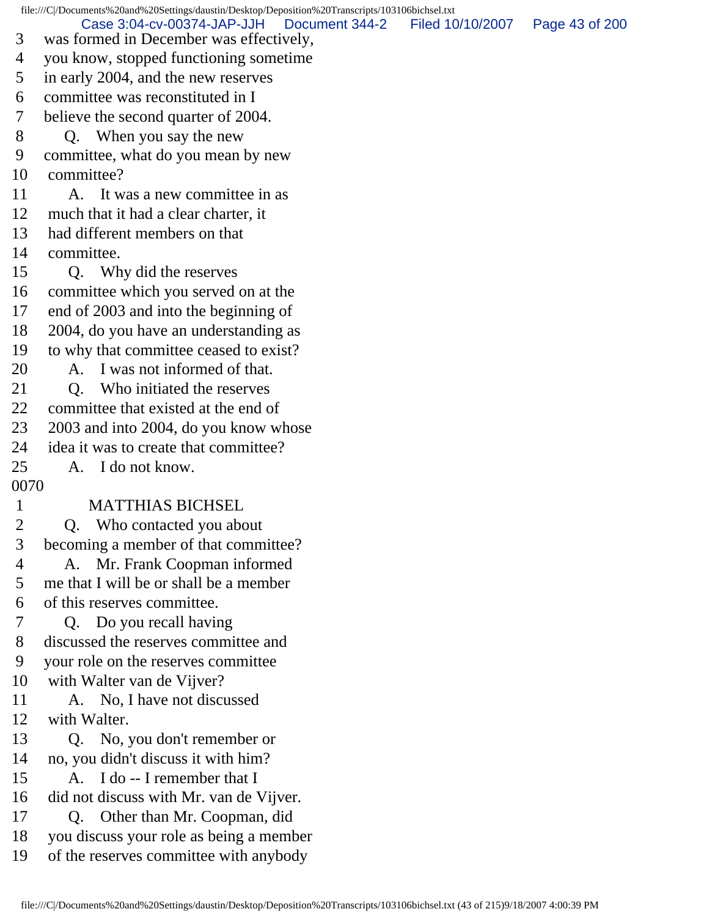3 was formed in December was effectively,
4 you know, stopped functioning sometime
5 in early 2004, and the new reserves
6 committee was reconstituted in I
7 believe the second quarter of 2004.
8 Q. When you say the new
9 committee, what do you mean by new
10 committee?
11 A. It was a new committee in as
12 much that it had a clear charter, it
13 had different members on that
14 committee.
15 Q. Why did the reserves
16 committee which you served on at the
17 end of 2003 and into the beginning of
18 2004, do you have an understanding as
19 to why that committee ceased to exist?
20 A. I was not informed of that.
21 Q. Who initiated the reserves
22 committee that existed at the end of
23 2003 and into 2004, do you know whose
24 idea it was to create that committee?
25 A. I do not know.

0070

1 MATTHIAS BICHSEL
2 Q. Who contacted you about
3 becoming a member of that committee?
4 A. Mr. Frank Coopman informed
5 me that I will be or shall be a member
6 of this reserves committee.
7 Q. Do you recall having
8 discussed the reserves committee and
9 your role on the reserves committee
10 with Walter van de Vijver?
11 A. No, I have not discussed
12 with Walter.
13 Q. No, you don't remember or
14 no, you didn't discuss it with him?
15 A. I do -- I remember that I
16 did not discuss with Mr. van de Vijver.
17 Q. Other than Mr. Coopman, did
18 you discuss your role as being a member
19 of the reserves committee with anybody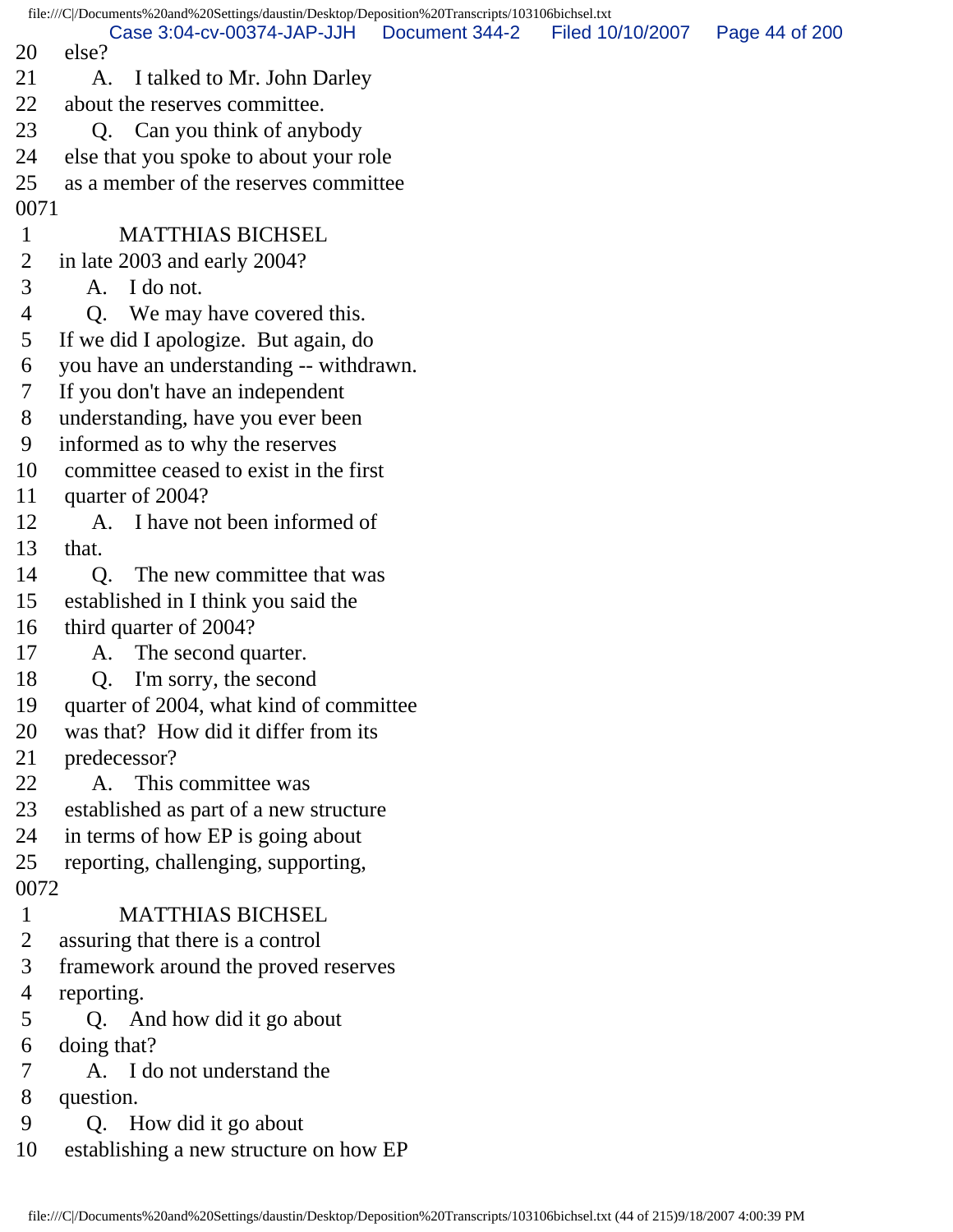20 else?

21 A. I talked to Mr. John Darley

22 about the reserves committee.

23 Q. Can you think of anybody

24 else that you spoke to about your role

25 as a member of the reserves committee

0071

1 MATTHIAS BICHSEL

2 in late 2003 and early 2004?

3 A. I do not.

4 Q. We may have covered this.

5 If we did I apologize. But again, do

6 you have an understanding -- withdrawn.

7 If you don't have an independent

8 understanding, have you ever been

9 informed as to why the reserves

10 committee ceased to exist in the first

11 quarter of 2004?

12 A. I have not been informed of

13 that.

14 Q. The new committee that was

15 established in I think you said the

16 third quarter of 2004?

17 A. The second quarter.

18 Q. I'm sorry, the second

19 quarter of 2004, what kind of committee

20 was that? How did it differ from its

21 predecessor?

22 A. This committee was

23 established as part of a new structure

24 in terms of how EP is going about

25 reporting, challenging, supporting,

0072

1 MATTHIAS BICHSEL

2 assuring that there is a control

3 framework around the proved reserves

4 reporting.

5 Q. And how did it go about

6 doing that?

7 A. I do not understand the

8 question.

9 Q. How did it go about

10 establishing a new structure on how EP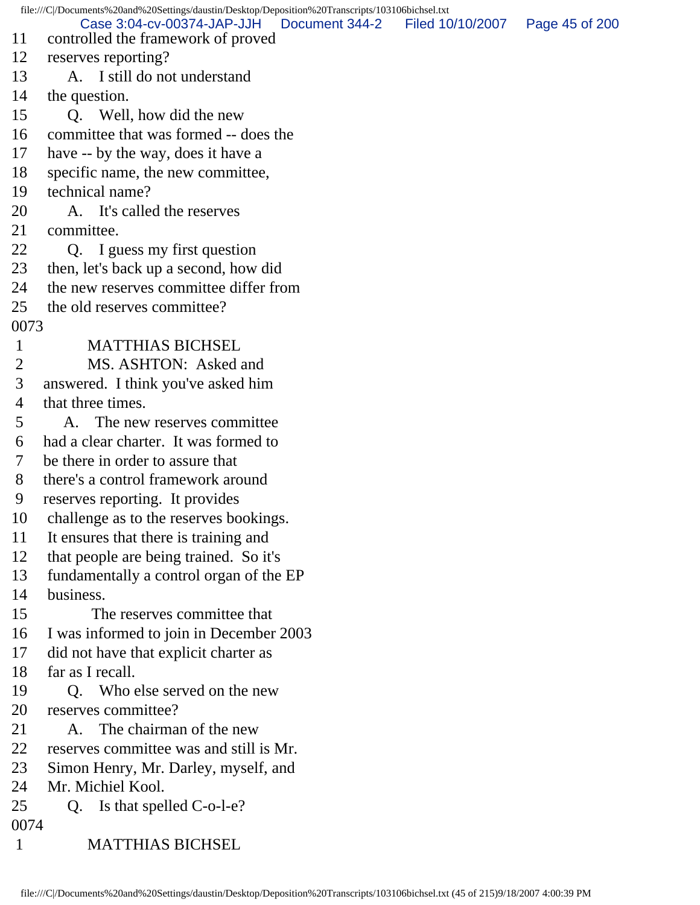11 controlled the framework of proved
12 reserves reporting?
13 A. I still do not understand
14 the question.
15 Q. Well, how did the new
16 committee that was formed -- does the
17 have -- by the way, does it have a
18 specific name, the new committee,
19 technical name?
20 A. It's called the reserves
21 committee.
22 Q. I guess my first question
23 then, let's back up a second, how did
24 the new reserves committee differ from
25 the old reserves committee?

0073

1 MATTHIAS BICHSEL
2 MS. ASHTON: Asked and
3 answered. I think you've asked him
4 that three times.
5 A. The new reserves committee
6 had a clear charter. It was formed to
7 be there in order to assure that
8 there's a control framework around
9 reserves reporting. It provides
10 challenge as to the reserves bookings.
11 It ensures that there is training and
12 that people are being trained. So it's
13 fundamentally a control organ of the EP
14 business.
15 The reserves committee that
16 I was informed to join in December 2003
17 did not have that explicit charter as
18 far as I recall.
19 Q. Who else served on the new
20 reserves committee?
21 A. The chairman of the new
22 reserves committee was and still is Mr.
23 Simon Henry, Mr. Darley, myself, and
24 Mr. Michiel Kool.
25 Q. Is that spelled C-o-l-e?

0074

1 MATTHIAS BICHSEL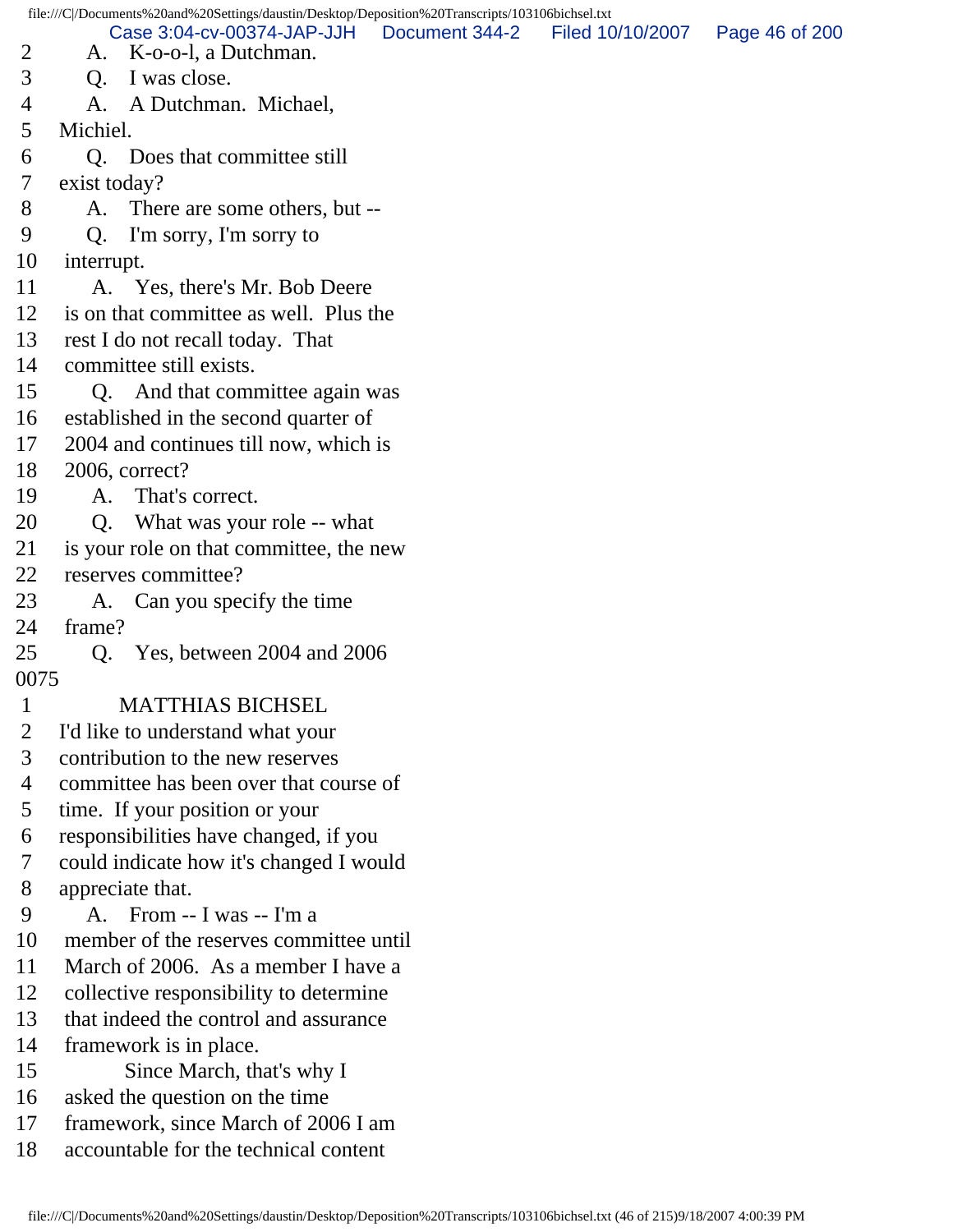2 A. K-o-o-l, a Dutchman.
3 Q. I was close.
4 A. A Dutchman. Michael,
5 Michiel.
6 Q. Does that committee still
7 exist today?
8 A. There are some others, but --
9 Q. I'm sorry, I'm sorry to
10 interrupt.
11 A. Yes, there's Mr. Bob Deere
12 is on that committee as well. Plus the
13 rest I do not recall today. That
14 committee still exists.
15 Q. And that committee again was
16 established in the second quarter of
17 2004 and continues till now, which is
18 2006, correct?
19 A. That's correct.
20 Q. What was your role -- what
21 is your role on that committee, the new
22 reserves committee?
23 A. Can you specify the time
24 frame?
25 Q. Yes, between 2004 and 2006
0075
1 MATTHIAS BICHSEL
2 I'd like to understand what your
3 contribution to the new reserves
4 committee has been over that course of
5 time. If your position or your
6 responsibilities have changed, if you
7 could indicate how it's changed I would
8 appreciate that.
9 A. From -- I was -- I'm a
10 member of the reserves committee until
11 March of 2006. As a member I have a
12 collective responsibility to determine
13 that indeed the control and assurance
14 framework is in place.
15 Since March, that's why I
16 asked the question on the time
17 framework, since March of 2006 I am
18 accountable for the technical content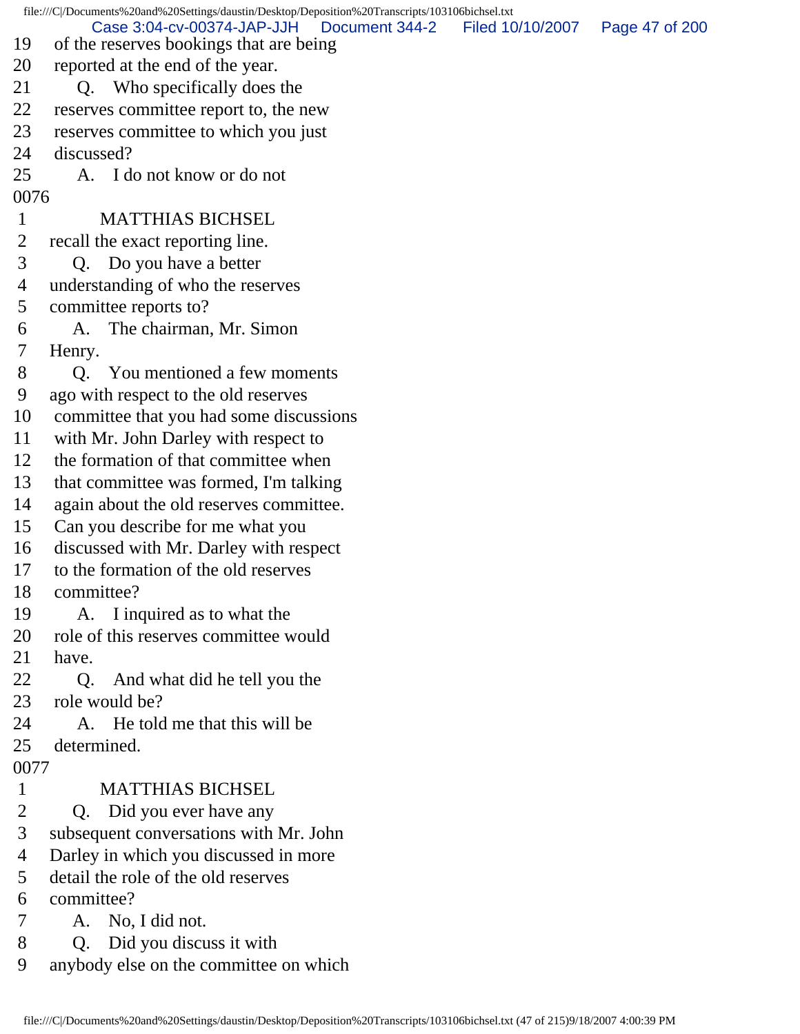19 of the reserves bookings that are being
20 reported at the end of the year.
21 Q. Who specifically does the
22 reserves committee report to, the new
23 reserves committee to which you just
24 discussed?
25 A. I do not know or do not

0076

1 MATTHIAS BICHSEL
2 recall the exact reporting line.
3 Q. Do you have a better
4 understanding of who the reserves
5 committee reports to?
6 A. The chairman, Mr. Simon
7 Henry.
8 Q. You mentioned a few moments
9 ago with respect to the old reserves
10 committee that you had some discussions
11 with Mr. John Darley with respect to
12 the formation of that committee when
13 that committee was formed, I'm talking
14 again about the old reserves committee.
15 Can you describe for me what you
16 discussed with Mr. Darley with respect
17 to the formation of the old reserves
18 committee?
19 A. I inquired as to what the
20 role of this reserves committee would
21 have.
22 Q. And what did he tell you the
23 role would be?
24 A. He told me that this will be
25 determined.

0077

1 MATTHIAS BICHSEL
2 Q. Did you ever have any
3 subsequent conversations with Mr. John
4 Darley in which you discussed in more
5 detail the role of the old reserves
6 committee?
7 A. No, I did not.
8 Q. Did you discuss it with
9 anybody else on the committee on which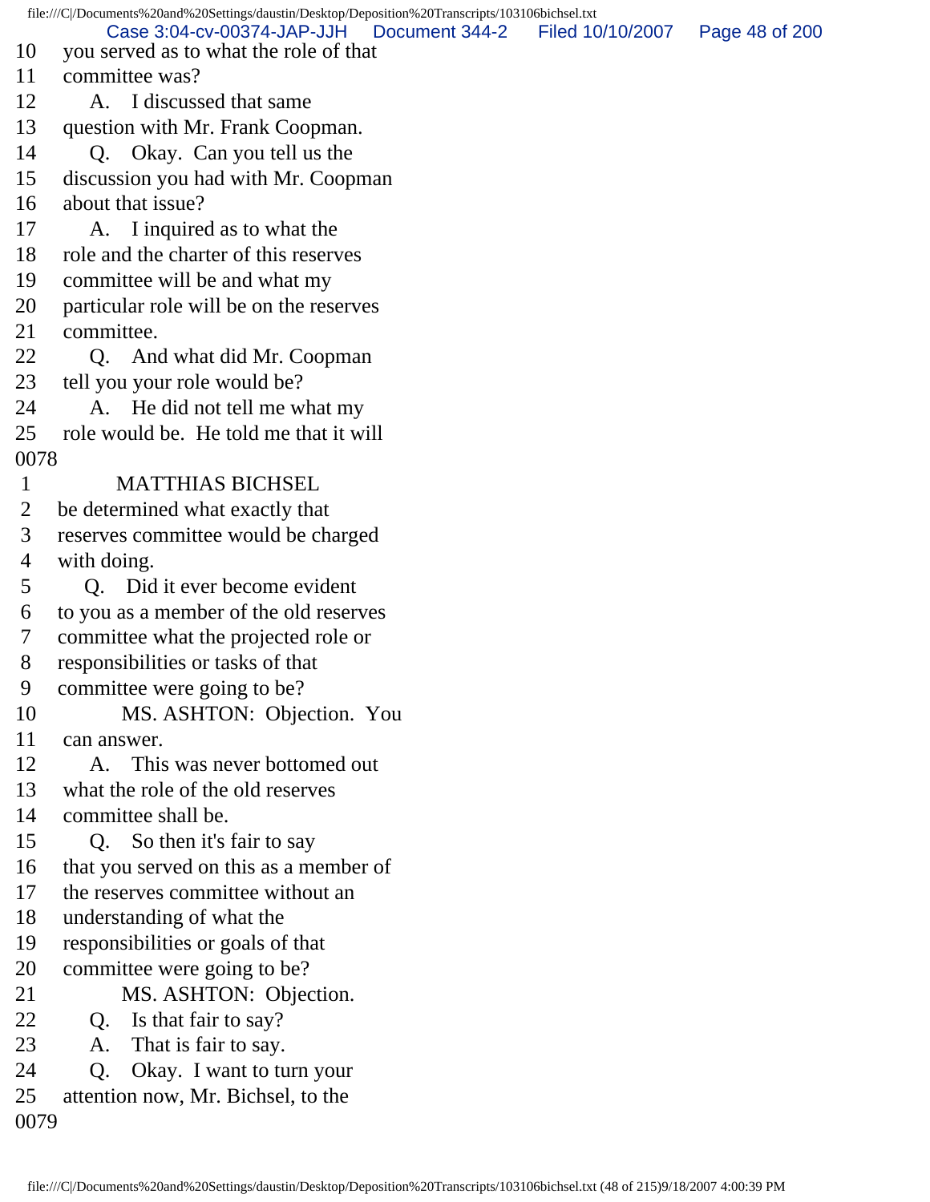10 you served as to what the role of that
11 committee was?
12 A. I discussed that same
13 question with Mr. Frank Coopman.
14 Q. Okay. Can you tell us the
15 discussion you had with Mr. Coopman
16 about that issue?
17 A. I inquired as to what the
18 role and the charter of this reserves
19 committee will be and what my
20 particular role will be on the reserves
21 committee.
22 Q. And what did Mr. Coopman
23 tell you your role would be?
24 A. He did not tell me what my
25 role would be. He told me that it will
0078
1 MATTHIAS BICHSEL
2 be determined what exactly that
3 reserves committee would be charged
4 with doing.
5 Q. Did it ever become evident
6 to you as a member of the old reserves
7 committee what the projected role or
8 responsibilities or tasks of that
9 committee were going to be?
10 MS. ASHTON: Objection. You
11 can answer.
12 A. This was never bottomed out
13 what the role of the old reserves
14 committee shall be.
15 Q. So then it's fair to say
16 that you served on this as a member of
17 the reserves committee without an
18 understanding of what the
19 responsibilities or goals of that
20 committee were going to be?
21 MS. ASHTON: Objection.
22 Q. Is that fair to say?
23 A. That is fair to say.
24 Q. Okay. I want to turn your
25 attention now, Mr. Bichsel, to the
0079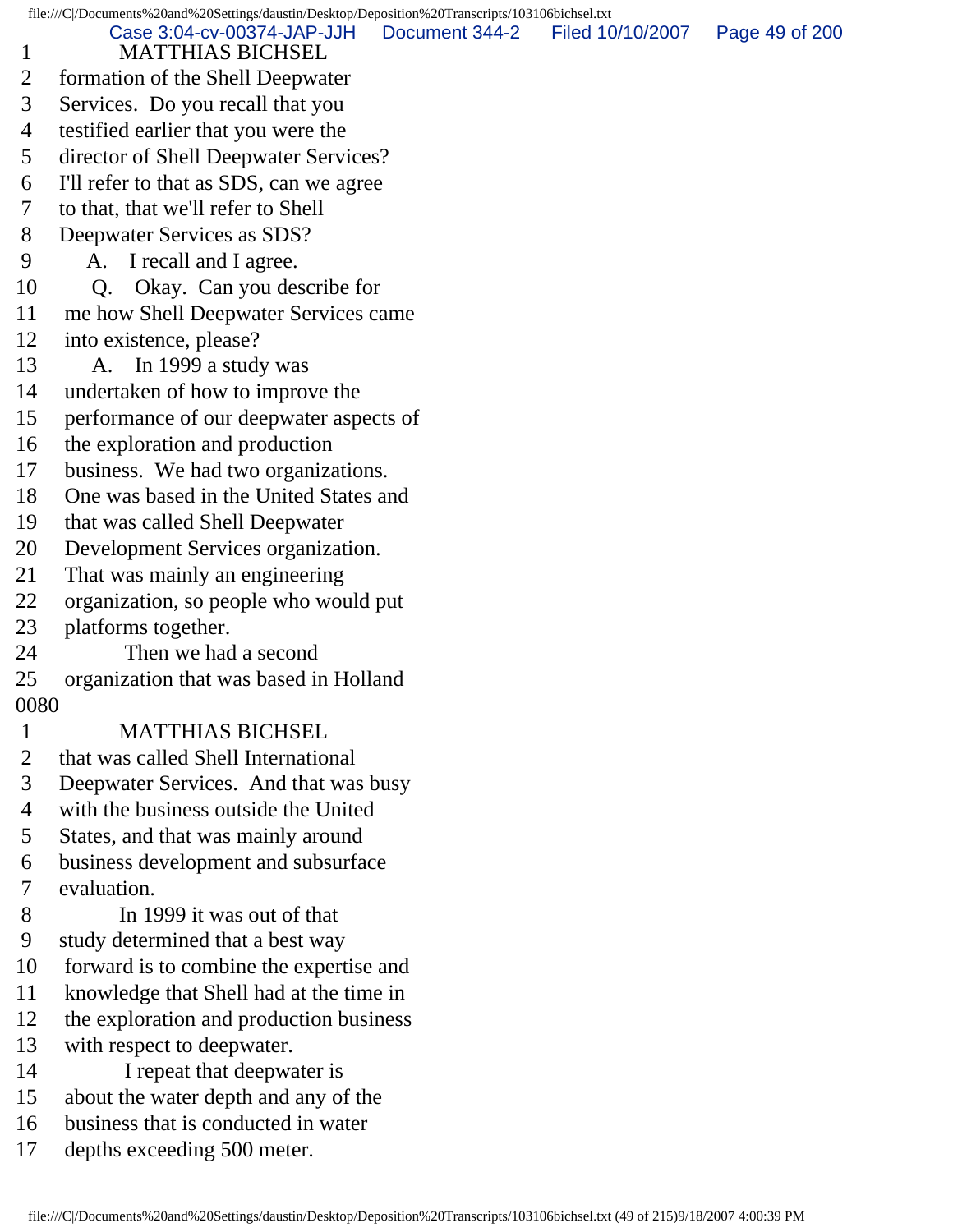1 MATTHIAS BICHSEL
2 formation of the Shell Deepwater
3 Services. Do you recall that you
4 testified earlier that you were the
5 director of Shell Deepwater Services?
6 I'll refer to that as SDS, can we agree
7 to that, that we'll refer to Shell
8 Deepwater Services as SDS?
9 A. I recall and I agree.
10 Q. Okay. Can you describe for
11 me how Shell Deepwater Services came
12 into existence, please?
13 A. In 1999 a study was
14 undertaken of how to improve the
15 performance of our deepwater aspects of
16 the exploration and production
17 business. We had two organizations.
18 One was based in the United States and
19 that was called Shell Deepwater
20 Development Services organization.
21 That was mainly an engineering
22 organization, so people who would put
23 platforms together.
24 Then we had a second
25 organization that was based in Holland

0080

1 MATTHIAS BICHSEL
2 that was called Shell International
3 Deepwater Services. And that was busy
4 with the business outside the United
5 States, and that was mainly around
6 business development and subsurface
7 evaluation.
8 In 1999 it was out of that
9 study determined that a best way
10 forward is to combine the expertise and
11 knowledge that Shell had at the time in
12 the exploration and production business
13 with respect to deepwater.
14 I repeat that deepwater is
15 about the water depth and any of the
16 business that is conducted in water
17 depths exceeding 500 meter.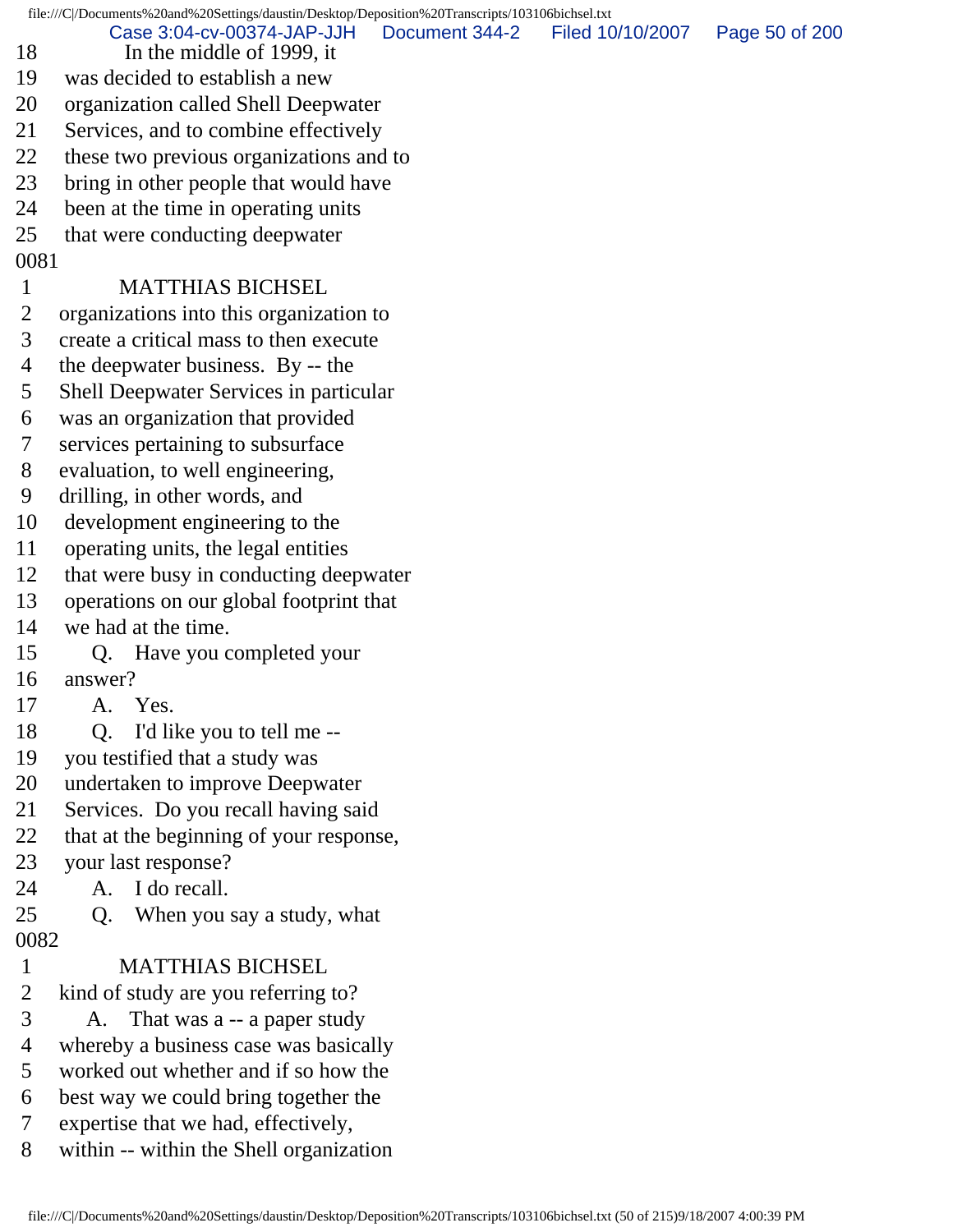18 In the middle of 1999, it
19 was decided to establish a new
20 organization called Shell Deepwater
21 Services, and to combine effectively
22 these two previous organizations and to
23 bring in other people that would have
24 been at the time in operating units
25 that were conducting deepwater

0081

1 MATTHIAS BICHSEL
2 organizations into this organization to
3 create a critical mass to then execute
4 the deepwater business. By -- the
5 Shell Deepwater Services in particular
6 was an organization that provided
7 services pertaining to subsurface
8 evaluation, to well engineering,
9 drilling, in other words, and
10 development engineering to the
11 operating units, the legal entities
12 that were busy in conducting deepwater
13 operations on our global footprint that
14 we had at the time.
15 Q. Have you completed your
16 answer?
17 A. Yes.
18 Q. I'd like you to tell me --
19 you testified that a study was
20 undertaken to improve Deepwater
21 Services. Do you recall having said
22 that at the beginning of your response,
23 your last response?
24 A. I do recall.
25 Q. When you say a study, what

0082

1 MATTHIAS BICHSEL
2 kind of study are you referring to?
3 A. That was a -- a paper study
4 whereby a business case was basically
5 worked out whether and if so how the
6 best way we could bring together the
7 expertise that we had, effectively,
8 within -- within the Shell organization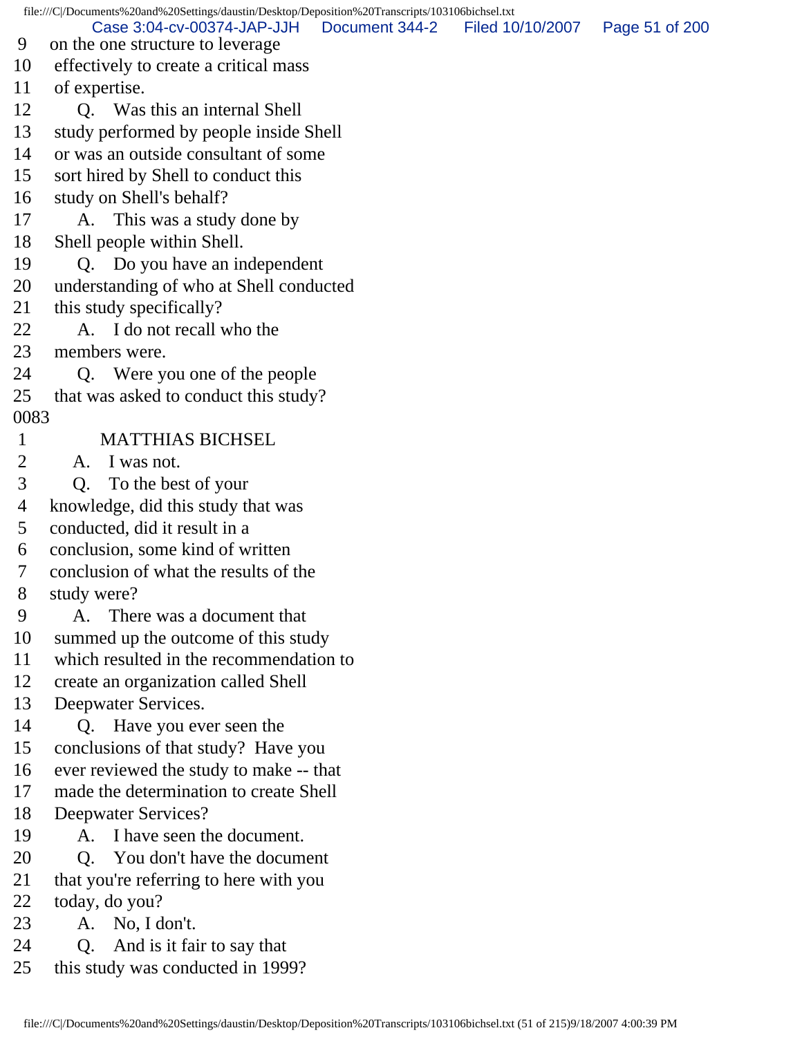9 on the one structure to leverage
10 effectively to create a critical mass
11 of expertise.
12 Q. Was this an internal Shell
13 study performed by people inside Shell
14 or was an outside consultant of some
15 sort hired by Shell to conduct this
16 study on Shell's behalf?
17 A. This was a study done by
18 Shell people within Shell.
19 Q. Do you have an independent
20 understanding of who at Shell conducted
21 this study specifically?
22 A. I do not recall who the
23 members were.
24 Q. Were you one of the people
25 that was asked to conduct this study?

0083

1 MATTHIAS BICHSEL
2 A. I was not.
3 Q. To the best of your
4 knowledge, did this study that was
5 conducted, did it result in a
6 conclusion, some kind of written
7 conclusion of what the results of the
8 study were?
9 A. There was a document that
10 summed up the outcome of this study
11 which resulted in the recommendation to
12 create an organization called Shell
13 Deepwater Services.
14 Q. Have you ever seen the
15 conclusions of that study? Have you
16 ever reviewed the study to make -- that
17 made the determination to create Shell
18 Deepwater Services?
19 A. I have seen the document.
20 Q. You don't have the document
21 that you're referring to here with you
22 today, do you?
23 A. No, I don't.
24 Q. And is it fair to say that
25 this study was conducted in 1999?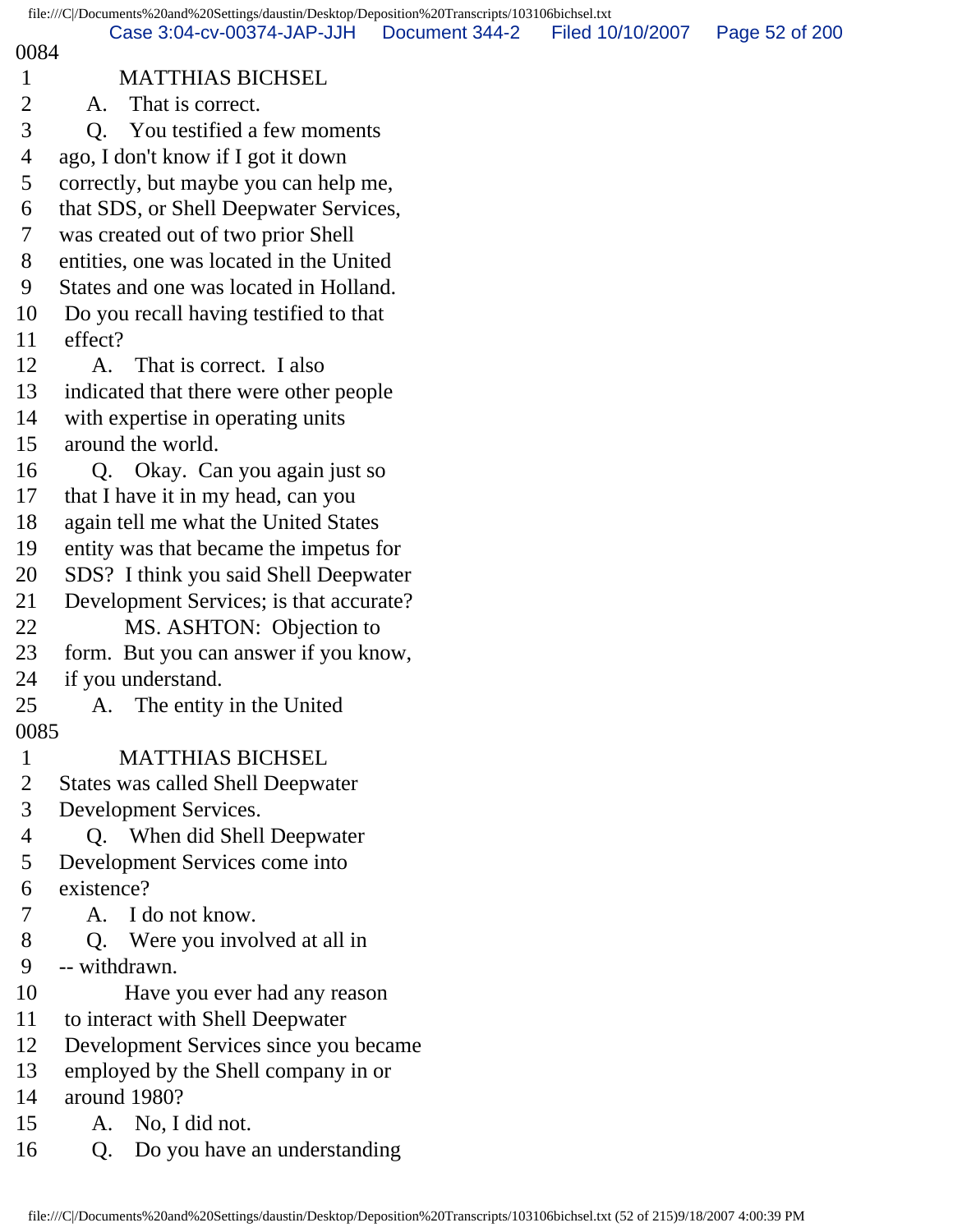0084

1 MATTHIAS BICHSEL
2 A. That is correct.
3 Q. You testified a few moments
4 ago, I don't know if I got it down
5 correctly, but maybe you can help me,
6 that SDS, or Shell Deepwater Services,
7 was created out of two prior Shell
8 entities, one was located in the United
9 States and one was located in Holland.
10 Do you recall having testified to that
11 effect?
12 A. That is correct. I also
13 indicated that there were other people
14 with expertise in operating units
15 around the world.
16 Q. Okay. Can you again just so
17 that I have it in my head, can you
18 again tell me what the United States
19 entity was that became the impetus for
20 SDS? I think you said Shell Deepwater
21 Development Services; is that accurate?
22 MS. ASHTON: Objection to
23 form. But you can answer if you know,
24 if you understand.
25 A. The entity in the United

0085

1 MATTHIAS BICHSEL
2 States was called Shell Deepwater
3 Development Services.
4 Q. When did Shell Deepwater
5 Development Services come into
6 existence?
7 A. I do not know.
8 Q. Were you involved at all in
9 -- withdrawn.
10 Have you ever had any reason
11 to interact with Shell Deepwater
12 Development Services since you became
13 employed by the Shell company in or
14 around 1980?
15 A. No, I did not.
16 Q. Do you have an understanding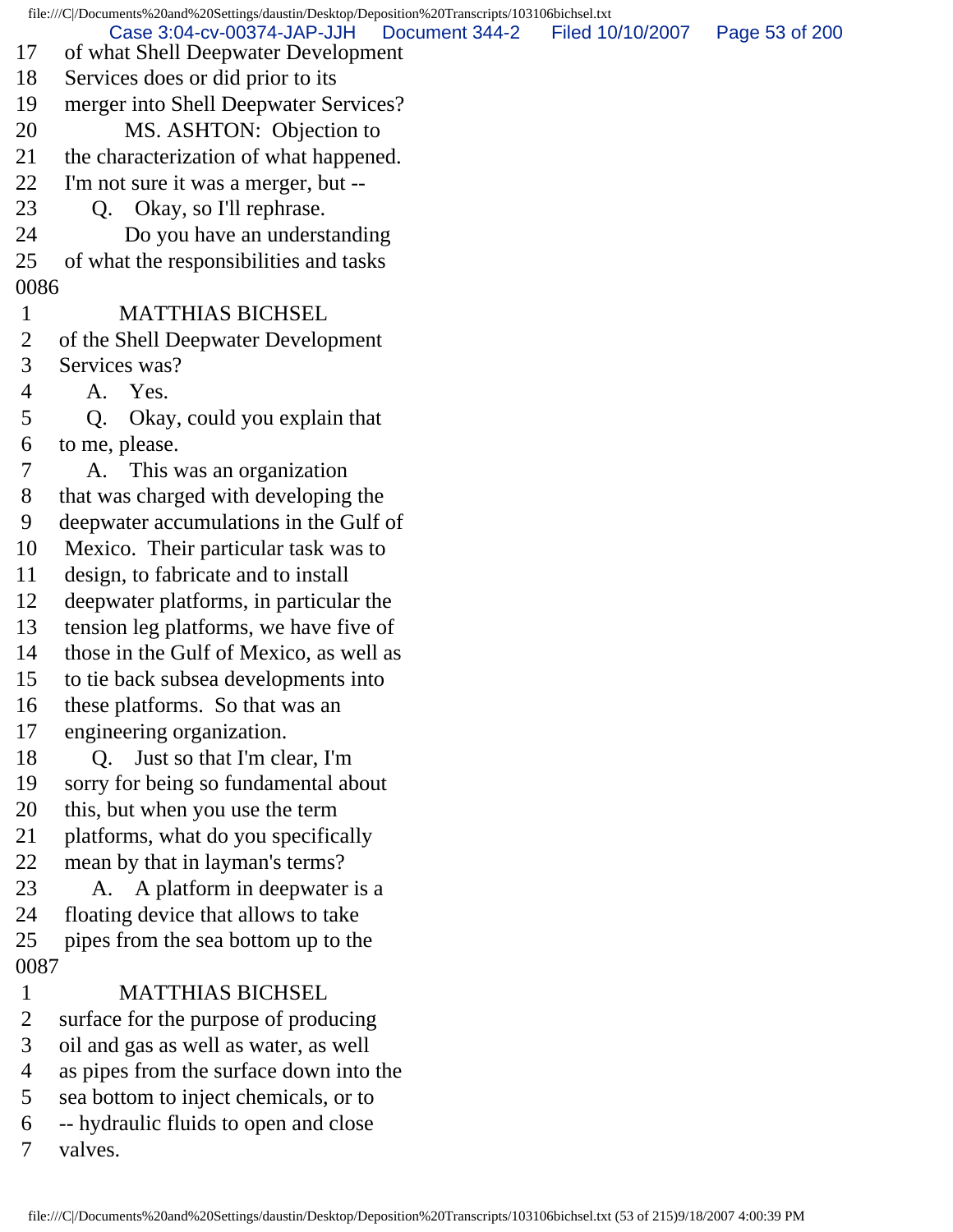17 of what Shell Deepwater Development
18 Services does or did prior to its
19 merger into Shell Deepwater Services?
20 MS. ASHTON: Objection to
21 the characterization of what happened.
22 I'm not sure it was a merger, but --
23 Q. Okay, so I'll rephrase.
24 Do you have an understanding
25 of what the responsibilities and tasks

0086

1 MATTHIAS BICHSEL
2 of the Shell Deepwater Development
3 Services was?
4 A. Yes.
5 Q. Okay, could you explain that
6 to me, please.
7 A. This was an organization
8 that was charged with developing the
9 deepwater accumulations in the Gulf of
10 Mexico. Their particular task was to
11 design, to fabricate and to install
12 deepwater platforms, in particular the
13 tension leg platforms, we have five of
14 those in the Gulf of Mexico, as well as
15 to tie back subsea developments into
16 these platforms. So that was an
17 engineering organization.
18 Q. Just so that I'm clear, I'm
19 sorry for being so fundamental about
20 this, but when you use the term
21 platforms, what do you specifically
22 mean by that in layman's terms?
23 A. A platform in deepwater is a
24 floating device that allows to take
25 pipes from the sea bottom up to the

0087

1 MATTHIAS BICHSEL
2 surface for the purpose of producing
3 oil and gas as well as water, as well
4 as pipes from the surface down into the
5 sea bottom to inject chemicals, or to
6 -- hydraulic fluids to open and close
7 valves.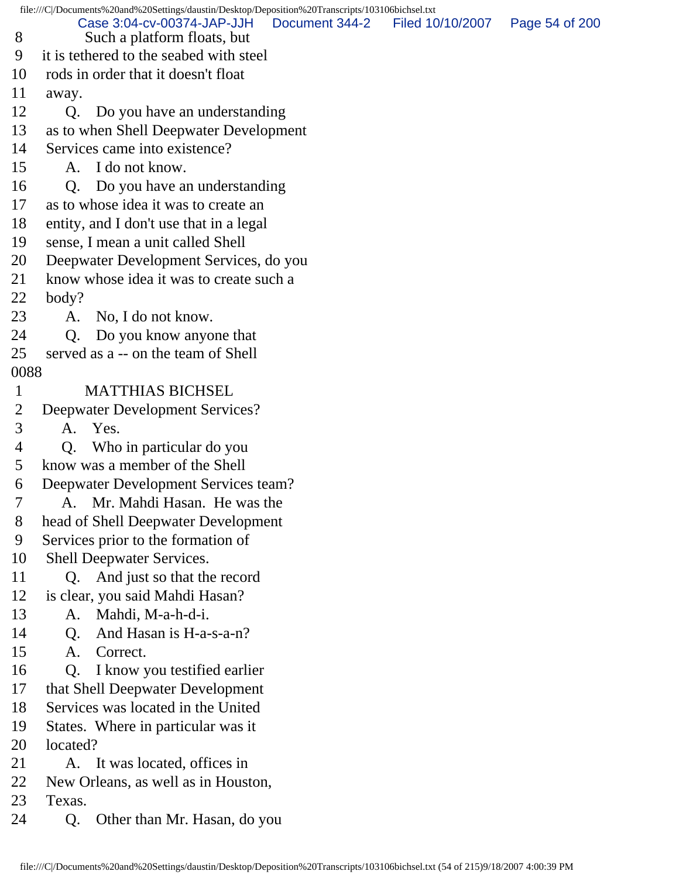8 Such a platform floats, but
9 it is tethered to the seabed with steel
10 rods in order that it doesn't float
11 away.
12 Q. Do you have an understanding
13 as to when Shell Deepwater Development
14 Services came into existence?
15 A. I do not know.
16 Q. Do you have an understanding
17 as to whose idea it was to create an
18 entity, and I don't use that in a legal
19 sense, I mean a unit called Shell
20 Deepwater Development Services, do you
21 know whose idea it was to create such a
22 body?
23 A. No, I do not know.
24 Q. Do you know anyone that
25 served as a -- on the team of Shell
0088
1 MATTHIAS BICHSEL
2 Deepwater Development Services?
3 A. Yes.
4 Q. Who in particular do you
5 know was a member of the Shell
6 Deepwater Development Services team?
7 A. Mr. Mahdi Hasan. He was the
8 head of Shell Deepwater Development
9 Services prior to the formation of
10 Shell Deepwater Services.
11 Q. And just so that the record
12 is clear, you said Mahdi Hasan?
13 A. Mahdi, M-a-h-d-i.
14 Q. And Hasan is H-a-s-a-n?
15 A. Correct.
16 Q. I know you testified earlier
17 that Shell Deepwater Development
18 Services was located in the United
19 States. Where in particular was it
20 located?
21 A. It was located, offices in
22 New Orleans, as well as in Houston,
23 Texas.
24 Q. Other than Mr. Hasan, do you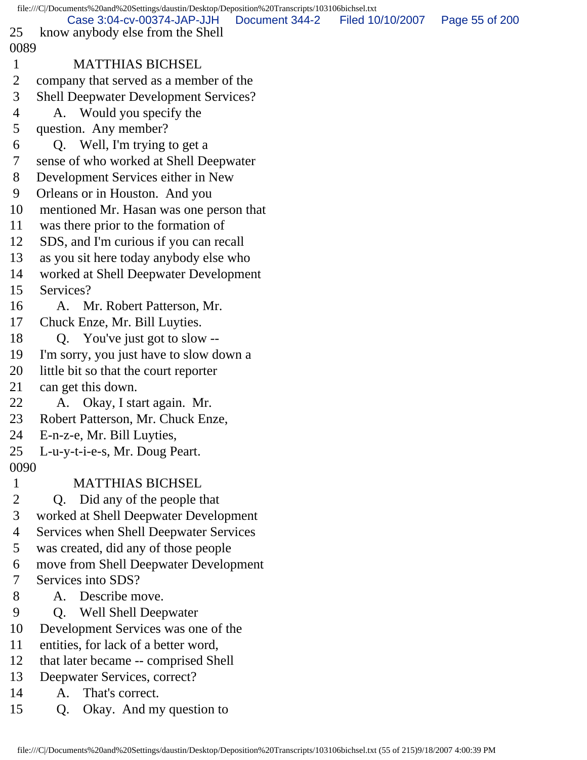25 know anybody else from the Shell

0089

1 MATTHIAS BICHSEL

2 company that served as a member of the

3 Shell Deepwater Development Services?

4 A. Would you specify the

5 question. Any member?

6 Q. Well, I'm trying to get a

7 sense of who worked at Shell Deepwater

8 Development Services either in New

9 Orleans or in Houston. And you

10 mentioned Mr. Hasan was one person that

11 was there prior to the formation of

12 SDS, and I'm curious if you can recall

13 as you sit here today anybody else who

14 worked at Shell Deepwater Development

15 Services?

16 A. Mr. Robert Patterson, Mr.

17 Chuck Enze, Mr. Bill Luyties.

18 Q. You've just got to slow --

19 I'm sorry, you just have to slow down a

20 little bit so that the court reporter

21 can get this down.

22 A. Okay, I start again. Mr.

23 Robert Patterson, Mr. Chuck Enze,

24 E-n-z-e, Mr. Bill Luyties,

25 L-u-y-t-i-e-s, Mr. Doug Peart.

0090

1 MATTHIAS BICHSEL

2 Q. Did any of the people that

3 worked at Shell Deepwater Development

4 Services when Shell Deepwater Services

5 was created, did any of those people

6 move from Shell Deepwater Development

7 Services into SDS?

8 A. Describe move.

9 Q. Well Shell Deepwater

10 Development Services was one of the

11 entities, for lack of a better word,

12 that later became -- comprised Shell

13 Deepwater Services, correct?

14 A. That's correct.

15 Q. Okay. And my question to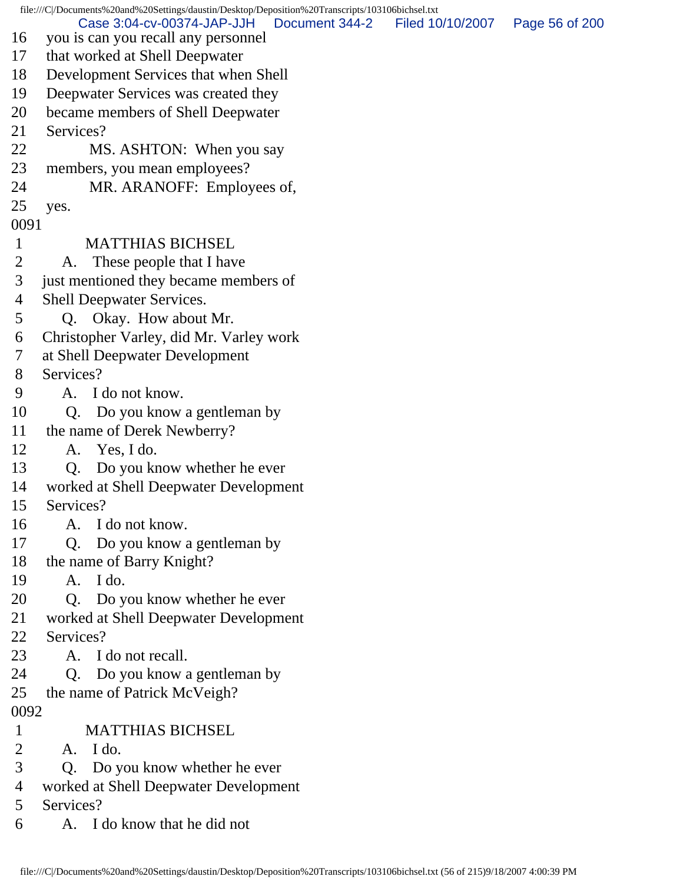16 you is can you recall any personnel
17 that worked at Shell Deepwater
18 Development Services that when Shell
19 Deepwater Services was created they
20 became members of Shell Deepwater
21 Services?
22 MS. ASHTON: When you say
23 members, you mean employees?
24 MR. ARANOFF: Employees of,
25 yes.

0091

1 MATTHIAS BICHSEL
2 A. These people that I have
3 just mentioned they became members of
4 Shell Deepwater Services.
5 Q. Okay. How about Mr.
6 Christopher Varley, did Mr. Varley work
7 at Shell Deepwater Development
8 Services?
9 A. I do not know.
10 Q. Do you know a gentleman by
11 the name of Derek Newberry?
12 A. Yes, I do.
13 Q. Do you know whether he ever
14 worked at Shell Deepwater Development
15 Services?
16 A. I do not know.
17 Q. Do you know a gentleman by
18 the name of Barry Knight?
19 A. I do.
20 Q. Do you know whether he ever
21 worked at Shell Deepwater Development
22 Services?
23 A. I do not recall.
24 Q. Do you know a gentleman by
25 the name of Patrick McVeigh?

0092

1 MATTHIAS BICHSEL
2 A. I do.
3 Q. Do you know whether he ever
4 worked at Shell Deepwater Development
5 Services?
6 A. I do know that he did not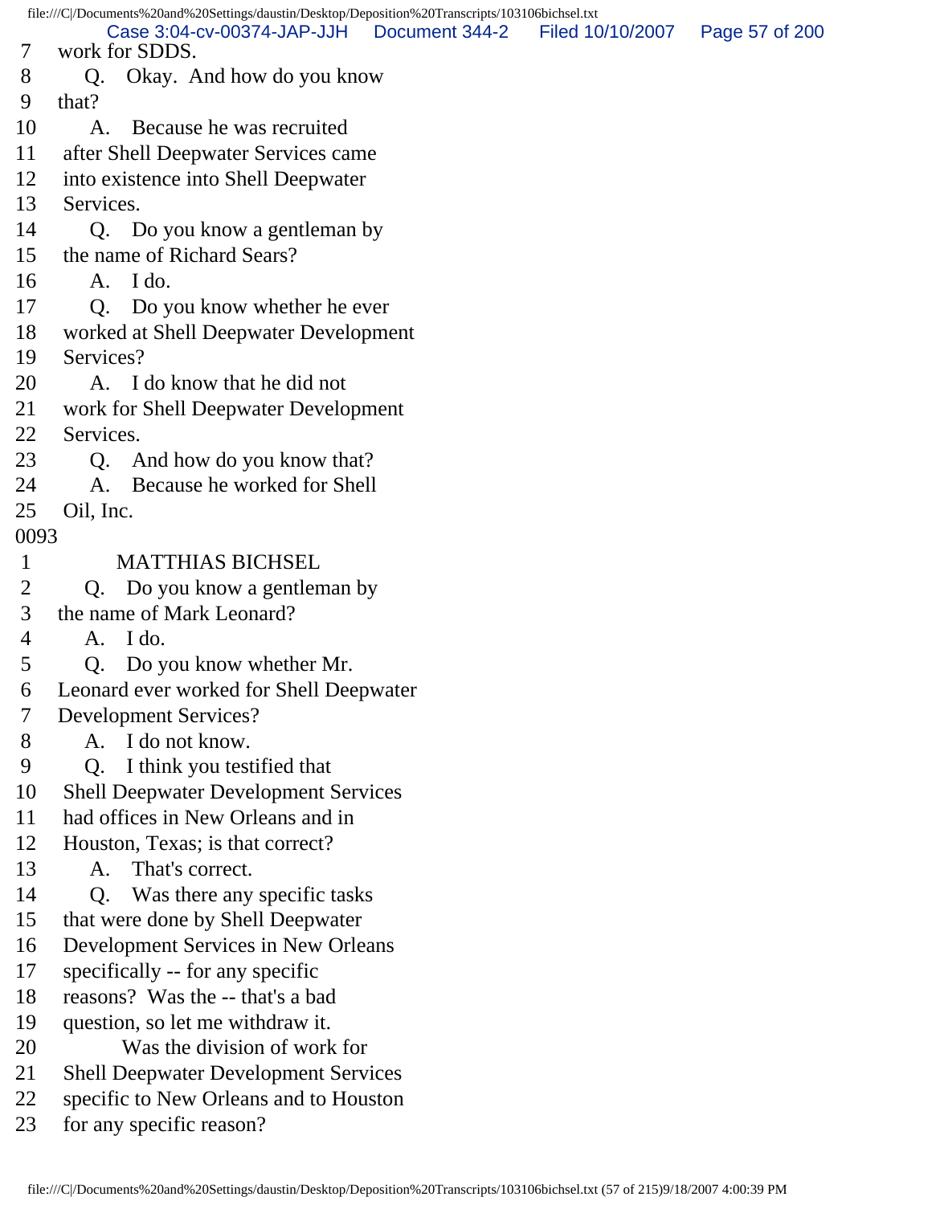7 work for SDDS.
8 Q. Okay. And how do you know
9 that?
10 A. Because he was recruited
11 after Shell Deepwater Services came
12 into existence into Shell Deepwater
13 Services.
14 Q. Do you know a gentleman by
15 the name of Richard Sears?
16 A. I do.
17 Q. Do you know whether he ever
18 worked at Shell Deepwater Development
19 Services?
20 A. I do know that he did not
21 work for Shell Deepwater Development
22 Services.
23 Q. And how do you know that?
24 A. Because he worked for Shell
25 Oil, Inc.

0093

1 MATTHIAS BICHSEL
2 Q. Do you know a gentleman by
3 the name of Mark Leonard?
4 A. I do.
5 Q. Do you know whether Mr.
6 Leonard ever worked for Shell Deepwater
7 Development Services?
8 A. I do not know.
9 Q. I think you testified that
10 Shell Deepwater Development Services
11 had offices in New Orleans and in
12 Houston, Texas; is that correct?
13 A. That's correct.
14 Q. Was there any specific tasks
15 that were done by Shell Deepwater
16 Development Services in New Orleans
17 specifically -- for any specific
18 reasons? Was the -- that's a bad
19 question, so let me withdraw it.
20 Was the division of work for
21 Shell Deepwater Development Services
22 specific to New Orleans and to Houston
23 for any specific reason?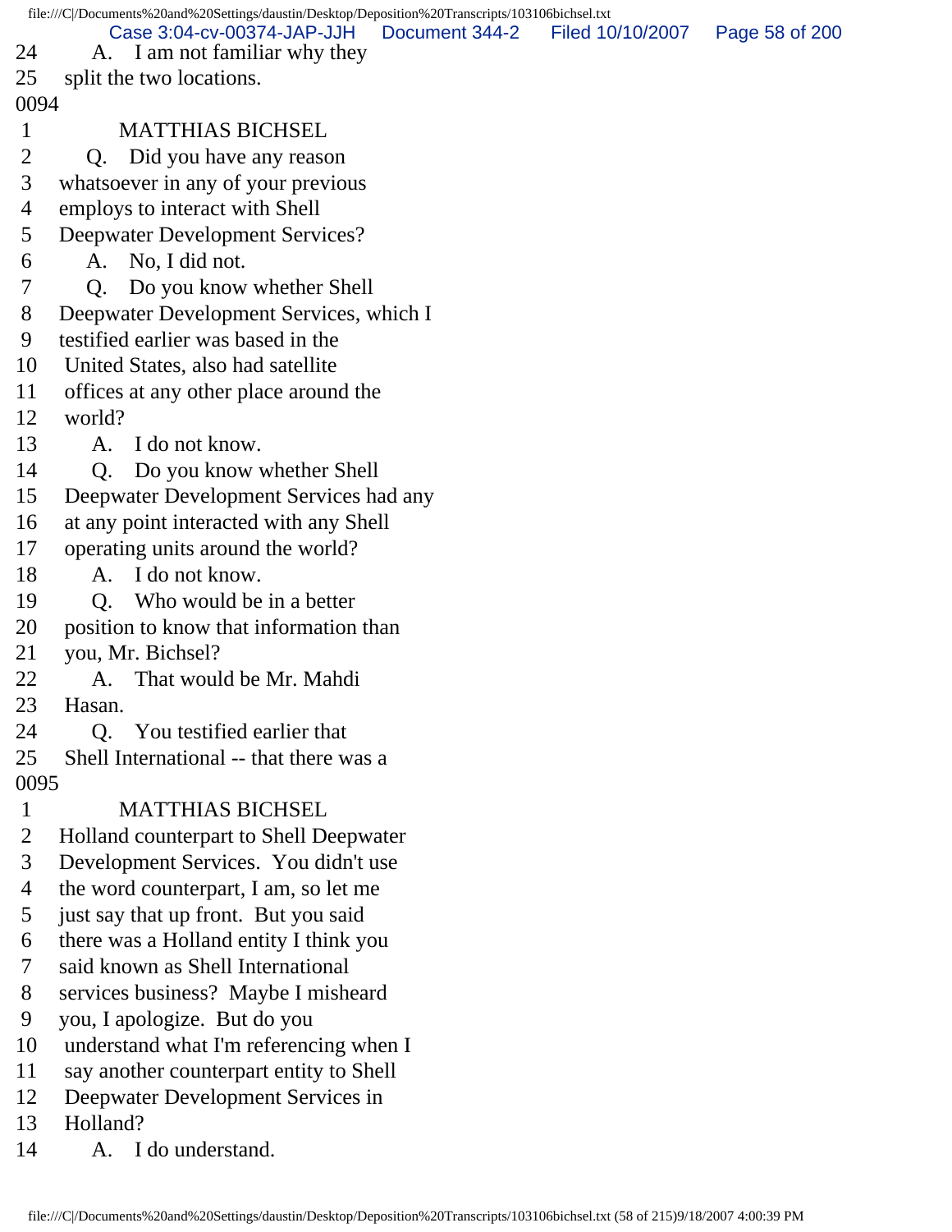24 A. I am not familiar why they
25 split the two locations.

0094

1 MATTHIAS BICHSEL
2 Q. Did you have any reason
3 whatsoever in any of your previous
4 employs to interact with Shell
5 Deepwater Development Services?
6 A. No, I did not.
7 Q. Do you know whether Shell
8 Deepwater Development Services, which I
9 testified earlier was based in the
10 United States, also had satellite
11 offices at any other place around the
12 world?
13 A. I do not know.
14 Q. Do you know whether Shell
15 Deepwater Development Services had any
16 at any point interacted with any Shell
17 operating units around the world?
18 A. I do not know.
19 Q. Who would be in a better
20 position to know that information than
21 you, Mr. Bichsel?
22 A. That would be Mr. Mahdi
23 Hasan.
24 Q. You testified earlier that
25 Shell International -- that there was a

0095

1 MATTHIAS BICHSEL
2 Holland counterpart to Shell Deepwater
3 Development Services. You didn't use
4 the word counterpart, I am, so let me
5 just say that up front. But you said
6 there was a Holland entity I think you
7 said known as Shell International
8 services business? Maybe I misheard
9 you, I apologize. But do you
10 understand what I'm referencing when I
11 say another counterpart entity to Shell
12 Deepwater Development Services in
13 Holland?
14 A. I do understand.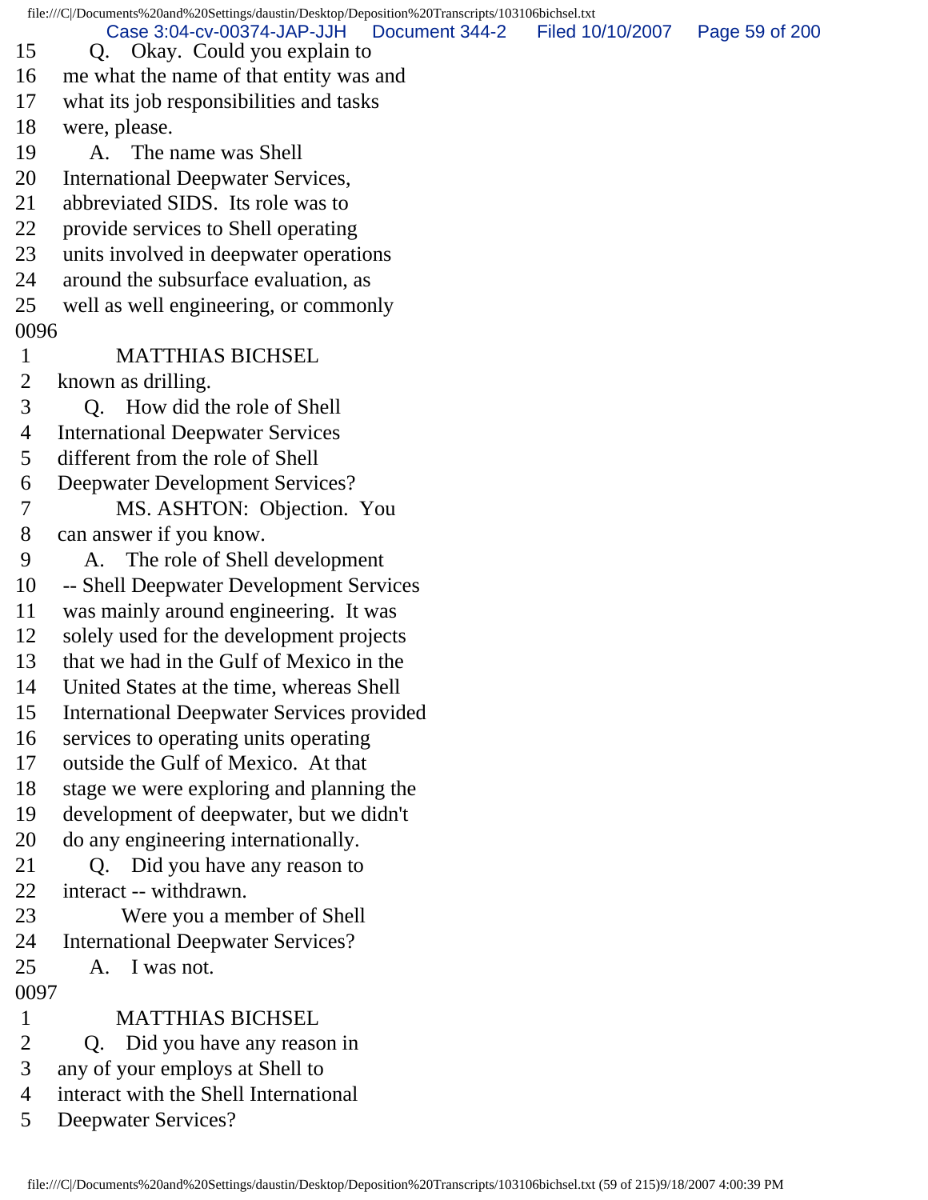15 Q. Okay. Could you explain to
16 me what the name of that entity was and
17 what its job responsibilities and tasks
18 were, please.
19 A. The name was Shell
20 International Deepwater Services,
21 abbreviated SIDS. Its role was to
22 provide services to Shell operating
23 units involved in deepwater operations
24 around the subsurface evaluation, as
25 well as well engineering, or commonly

0096

1 MATTHIAS BICHSEL
2 known as drilling.
3 Q. How did the role of Shell
4 International Deepwater Services
5 different from the role of Shell
6 Deepwater Development Services?
7 MS. ASHTON: Objection. You
8 can answer if you know.
9 A. The role of Shell development
10 -- Shell Deepwater Development Services
11 was mainly around engineering. It was
12 solely used for the development projects
13 that we had in the Gulf of Mexico in the
14 United States at the time, whereas Shell
15 International Deepwater Services provided
16 services to operating units operating
17 outside the Gulf of Mexico. At that
18 stage we were exploring and planning the
19 development of deepwater, but we didn't
20 do any engineering internationally.
21 Q. Did you have any reason to
22 interact -- withdrawn.
23 Were you a member of Shell
24 International Deepwater Services?
25 A. I was not.

0097

1 MATTHIAS BICHSEL
2 Q. Did you have any reason in
3 any of your employs at Shell to
4 interact with the Shell International
5 Deepwater Services?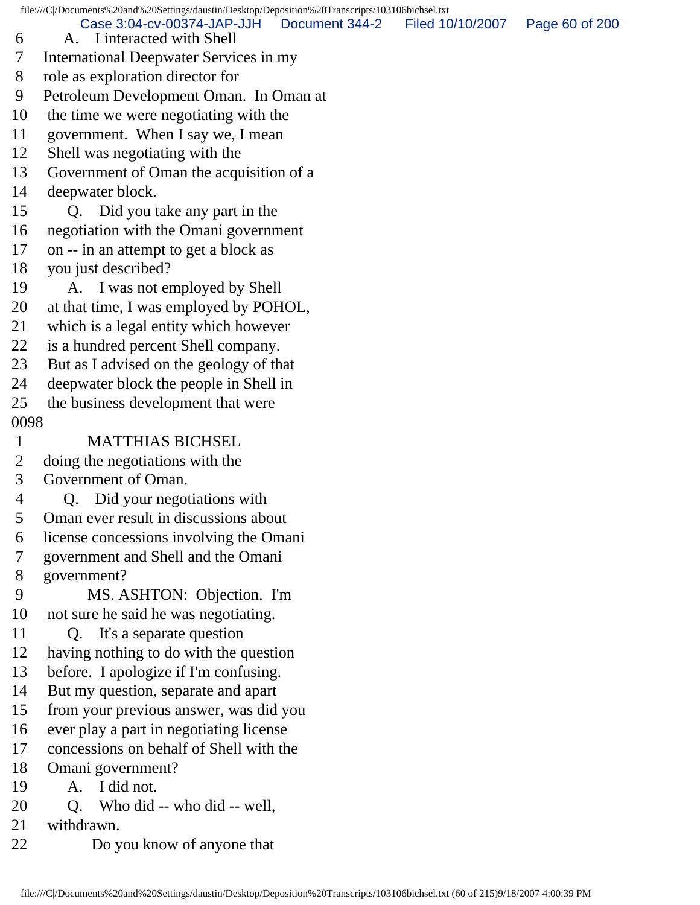6 A. I interacted with Shell
7 International Deepwater Services in my
8 role as exploration director for
9 Petroleum Development Oman. In Oman at
10 the time we were negotiating with the
11 government. When I say we, I mean
12 Shell was negotiating with the
13 Government of Oman the acquisition of a
14 deepwater block.
15 Q. Did you take any part in the
16 negotiation with the Omani government
17 on -- in an attempt to get a block as
18 you just described?
19 A. I was not employed by Shell
20 at that time, I was employed by POHOL,
21 which is a legal entity which however
22 is a hundred percent Shell company.
23 But as I advised on the geology of that
24 deepwater block the people in Shell in
25 the business development that were

0098

1 MATTHIAS BICHSEL
2 doing the negotiations with the
3 Government of Oman.
4 Q. Did your negotiations with
5 Oman ever result in discussions about
6 license concessions involving the Omani
7 government and Shell and the Omani
8 government?
9 MS. ASHTON: Objection. I'm
10 not sure he said he was negotiating.
11 Q. It's a separate question
12 having nothing to do with the question
13 before. I apologize if I'm confusing.
14 But my question, separate and apart
15 from your previous answer, was did you
16 ever play a part in negotiating license
17 concessions on behalf of Shell with the
18 Omani government?
19 A. I did not.
20 Q. Who did -- who did -- well,
21 withdrawn.
22 Do you know of anyone that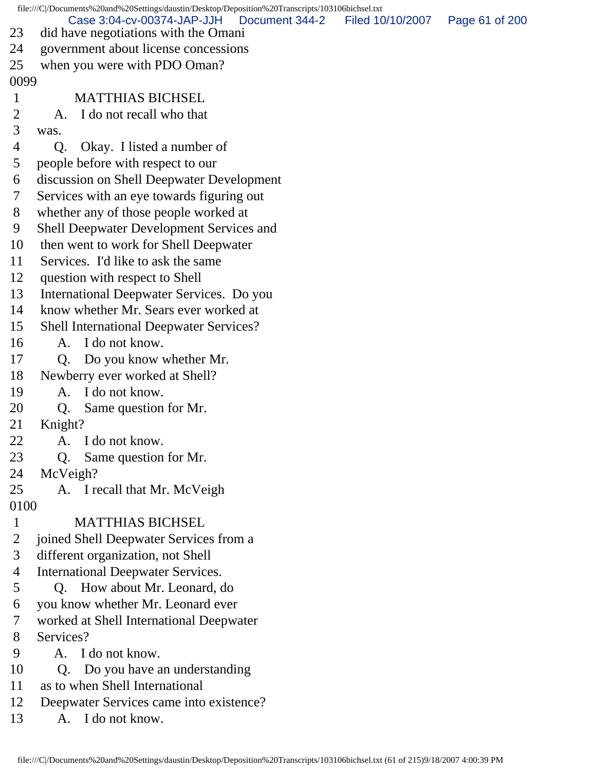23 did have negotiations with the Omani
24 government about license concessions
25 when you were with PDO Oman?

0099

1 MATTHIAS BICHSEL
2 A. I do not recall who that
3 was.
4 Q. Okay. I listed a number of
5 people before with respect to our
6 discussion on Shell Deepwater Development
7 Services with an eye towards figuring out
8 whether any of those people worked at
9 Shell Deepwater Development Services and
10 then went to work for Shell Deepwater
11 Services. I'd like to ask the same
12 question with respect to Shell
13 International Deepwater Services. Do you
14 know whether Mr. Sears ever worked at
15 Shell International Deepwater Services?
16 A. I do not know.
17 Q. Do you know whether Mr.
18 Newberry ever worked at Shell?
19 A. I do not know.
20 Q. Same question for Mr.
21 Knight?
22 A. I do not know.
23 Q. Same question for Mr.
24 McVeigh?
25 A. I recall that Mr. McVeigh

0100

1 MATTHIAS BICHSEL
2 joined Shell Deepwater Services from a
3 different organization, not Shell
4 International Deepwater Services.
5 Q. How about Mr. Leonard, do
6 you know whether Mr. Leonard ever
7 worked at Shell International Deepwater
8 Services?
9 A. I do not know.
10 Q. Do you have an understanding
11 as to when Shell International
12 Deepwater Services came into existence?
13 A. I do not know.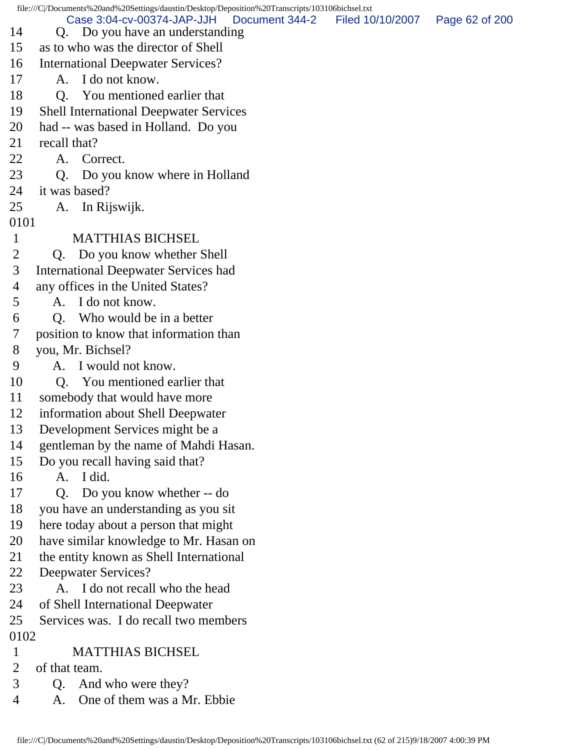14 Q. Do you have an understanding
15 as to who was the director of Shell
16 International Deepwater Services?
17 A. I do not know.
18 Q. You mentioned earlier that
19 Shell International Deepwater Services
20 had -- was based in Holland. Do you
21 recall that?
22 A. Correct.
23 Q. Do you know where in Holland
24 it was based?
25 A. In Rijswijk.
0101
1 MATTHIAS BICHSEL
2 Q. Do you know whether Shell
3 International Deepwater Services had
4 any offices in the United States?
5 A. I do not know.
6 Q. Who would be in a better
7 position to know that information than
8 you, Mr. Bichsel?
9 A. I would not know.
10 Q. You mentioned earlier that
11 somebody that would have more
12 information about Shell Deepwater
13 Development Services might be a
14 gentleman by the name of Mahdi Hasan.
15 Do you recall having said that?
16 A. I did.
17 Q. Do you know whether -- do
18 you have an understanding as you sit
19 here today about a person that might
20 have similar knowledge to Mr. Hasan on
21 the entity known as Shell International
22 Deepwater Services?
23 A. I do not recall who the head
24 of Shell International Deepwater
25 Services was. I do recall two members
0102
1 MATTHIAS BICHSEL
2 of that team.
3 Q. And who were they?
4 A. One of them was a Mr. Ebbie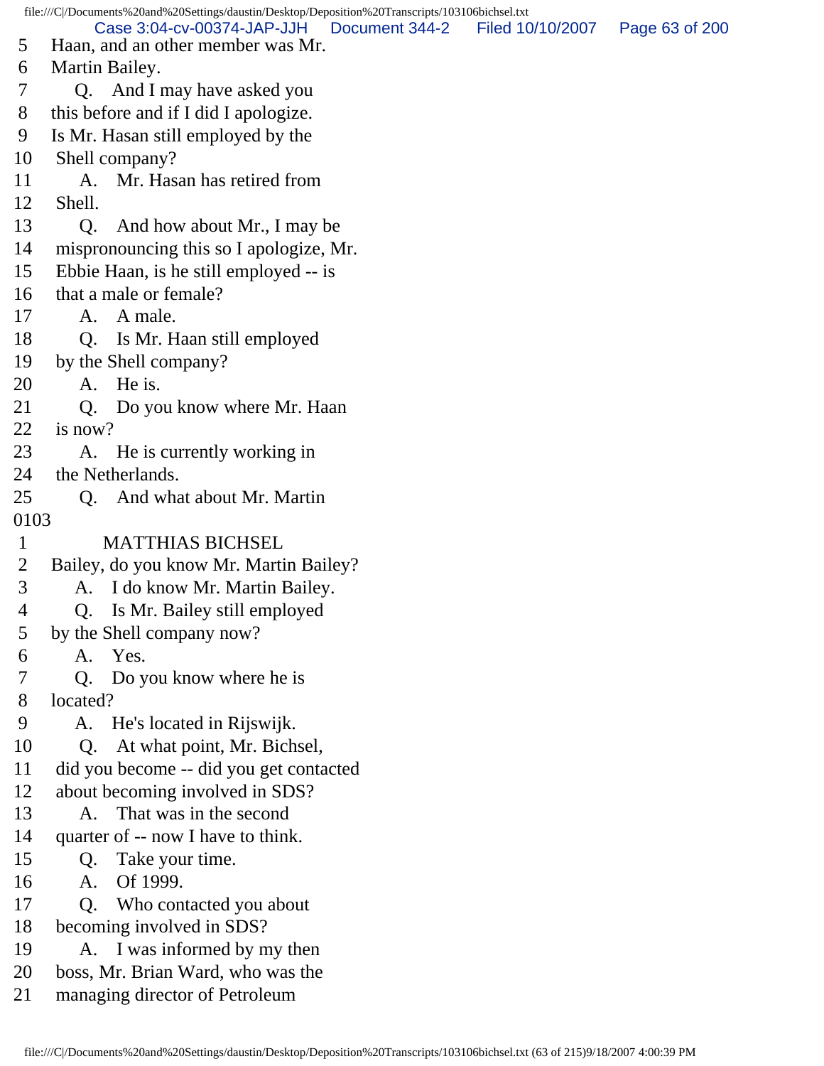5 Haan, and an other member was Mr.
6 Martin Bailey.
7 Q. And I may have asked you
8 this before and if I did I apologize.
9 Is Mr. Hasan still employed by the
10 Shell company?
11 A. Mr. Hasan has retired from
12 Shell.
13 Q. And how about Mr., I may be
14 mispronouncing this so I apologize, Mr.
15 Ebbie Haan, is he still employed -- is
16 that a male or female?
17 A. A male.
18 Q. Is Mr. Haan still employed
19 by the Shell company?
20 A. He is.
21 Q. Do you know where Mr. Haan
22 is now?
23 A. He is currently working in
24 the Netherlands.
25 Q. And what about Mr. Martin
0103
1 MATTHIAS BICHSEL
2 Bailey, do you know Mr. Martin Bailey?
3 A. I do know Mr. Martin Bailey.
4 Q. Is Mr. Bailey still employed
5 by the Shell company now?
6 A. Yes.
7 Q. Do you know where he is
8 located?
9 A. He's located in Rijswijk.
10 Q. At what point, Mr. Bichsel,
11 did you become -- did you get contacted
12 about becoming involved in SDS?
13 A. That was in the second
14 quarter of -- now I have to think.
15 Q. Take your time.
16 A. Of 1999.
17 Q. Who contacted you about
18 becoming involved in SDS?
19 A. I was informed by my then
20 boss, Mr. Brian Ward, who was the
21 managing director of Petroleum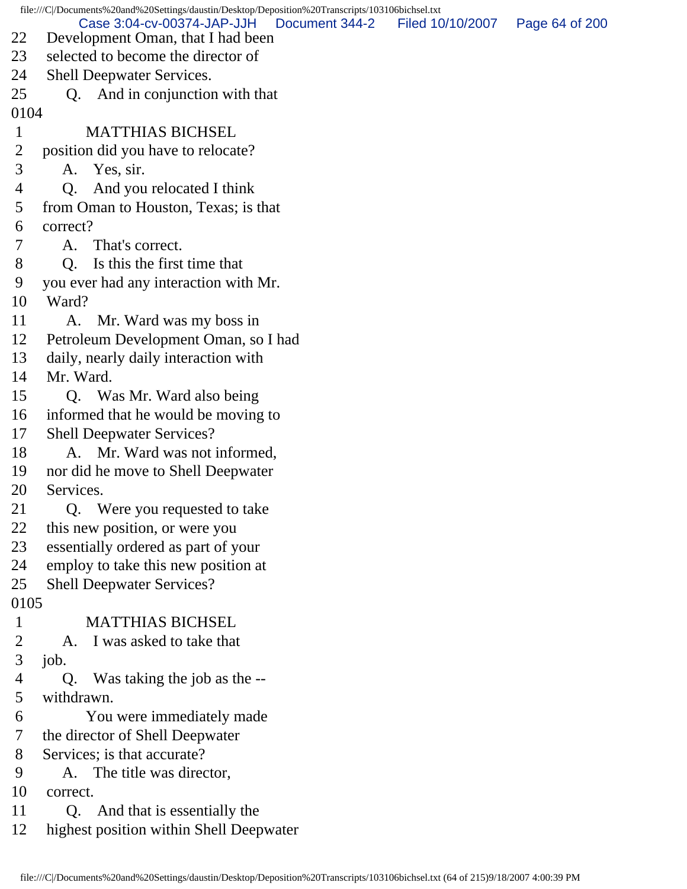22 Development Oman, that I had been
23 selected to become the director of
24 Shell Deepwater Services.
25 Q. And in conjunction with that

0104

1 MATTHIAS BICHSEL
2 position did you have to relocate?
3 A. Yes, sir.
4 Q. And you relocated I think
5 from Oman to Houston, Texas; is that
6 correct?
7 A. That's correct.
8 Q. Is this the first time that
9 you ever had any interaction with Mr.
10 Ward?
11 A. Mr. Ward was my boss in
12 Petroleum Development Oman, so I had
13 daily, nearly daily interaction with
14 Mr. Ward.
15 Q. Was Mr. Ward also being
16 informed that he would be moving to
17 Shell Deepwater Services?
18 A. Mr. Ward was not informed,
19 nor did he move to Shell Deepwater
20 Services.
21 Q. Were you requested to take
22 this new position, or were you
23 essentially ordered as part of your
24 employ to take this new position at
25 Shell Deepwater Services?

0105

1 MATTHIAS BICHSEL
2 A. I was asked to take that
3 job.
4 Q. Was taking the job as the --
5 withdrawn.
6 You were immediately made
7 the director of Shell Deepwater
8 Services; is that accurate?
9 A. The title was director,
10 correct.
11 Q. And that is essentially the
12 highest position within Shell Deepwater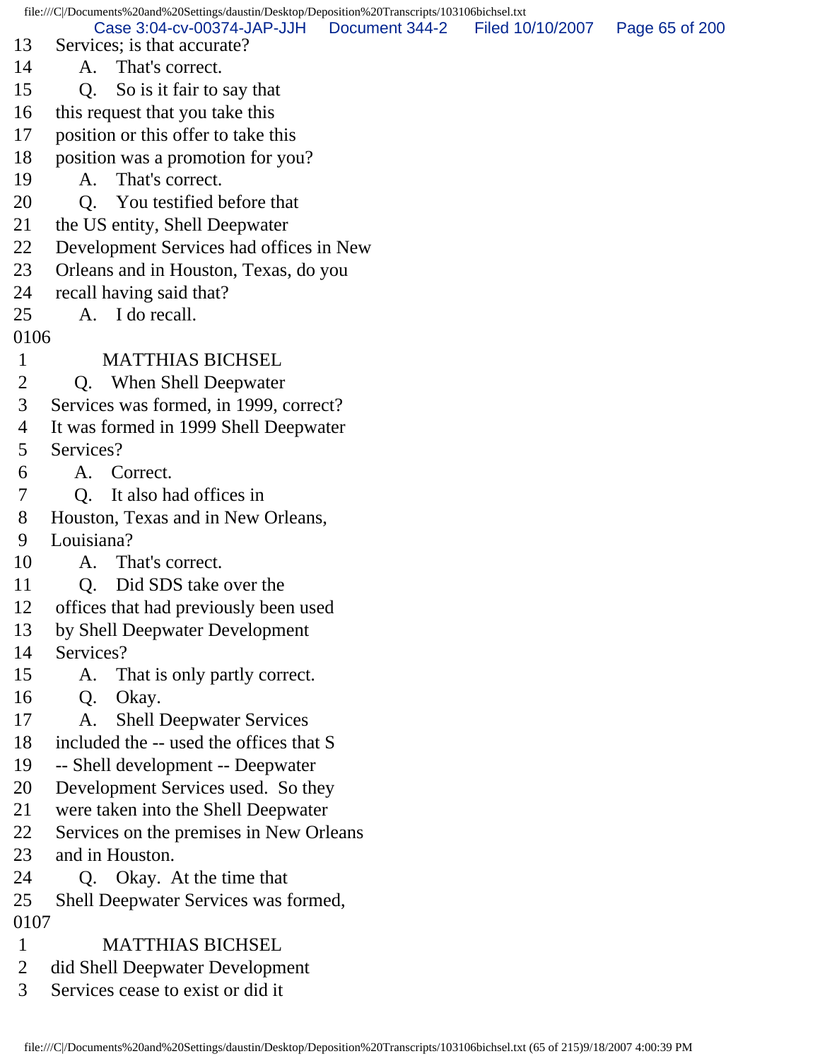13 Services; is that accurate?
14 A. That's correct.
15 Q. So is it fair to say that
16 this request that you take this
17 position or this offer to take this
18 position was a promotion for you?
19 A. That's correct.
20 Q. You testified before that
21 the US entity, Shell Deepwater
22 Development Services had offices in New
23 Orleans and in Houston, Texas, do you
24 recall having said that?
25 A. I do recall.
0106
1 MATTHIAS BICHSEL
2 Q. When Shell Deepwater
3 Services was formed, in 1999, correct?
4 It was formed in 1999 Shell Deepwater
5 Services?
6 A. Correct.
7 Q. It also had offices in
8 Houston, Texas and in New Orleans,
9 Louisiana?
10 A. That's correct.
11 Q. Did SDS take over the
12 offices that had previously been used
13 by Shell Deepwater Development
14 Services?
15 A. That is only partly correct.
16 Q. Okay.
17 A. Shell Deepwater Services
18 included the -- used the offices that S
19 -- Shell development -- Deepwater
20 Development Services used. So they
21 were taken into the Shell Deepwater
22 Services on the premises in New Orleans
23 and in Houston.
24 Q. Okay. At the time that
25 Shell Deepwater Services was formed,
0107
1 MATTHIAS BICHSEL
2 did Shell Deepwater Development
3 Services cease to exist or did it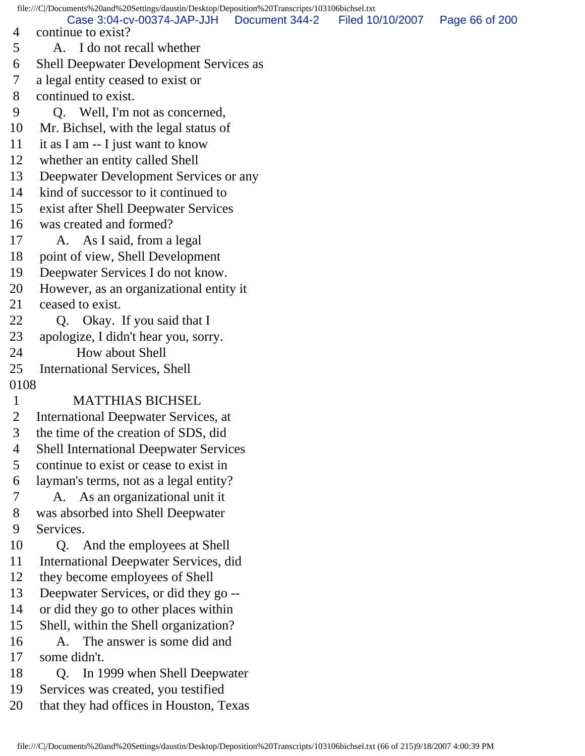4 continue to exist?
5 A. I do not recall whether
6 Shell Deepwater Development Services as
7 a legal entity ceased to exist or
8 continued to exist.
9 Q. Well, I'm not as concerned,
10 Mr. Bichsel, with the legal status of
11 it as I am -- I just want to know
12 whether an entity called Shell
13 Deepwater Development Services or any
14 kind of successor to it continued to
15 exist after Shell Deepwater Services
16 was created and formed?
17 A. As I said, from a legal
18 point of view, Shell Development
19 Deepwater Services I do not know.
20 However, as an organizational entity it
21 ceased to exist.
22 Q. Okay. If you said that I
23 apologize, I didn't hear you, sorry.
24 How about Shell
25 International Services, Shell

0108

1 MATTHIAS BICHSEL
2 International Deepwater Services, at
3 the time of the creation of SDS, did
4 Shell International Deepwater Services
5 continue to exist or cease to exist in
6 layman's terms, not as a legal entity?
7 A. As an organizational unit it
8 was absorbed into Shell Deepwater
9 Services.
10 Q. And the employees at Shell
11 International Deepwater Services, did
12 they become employees of Shell
13 Deepwater Services, or did they go --
14 or did they go to other places within
15 Shell, within the Shell organization?
16 A. The answer is some did and
17 some didn't.
18 Q. In 1999 when Shell Deepwater
19 Services was created, you testified
20 that they had offices in Houston, Texas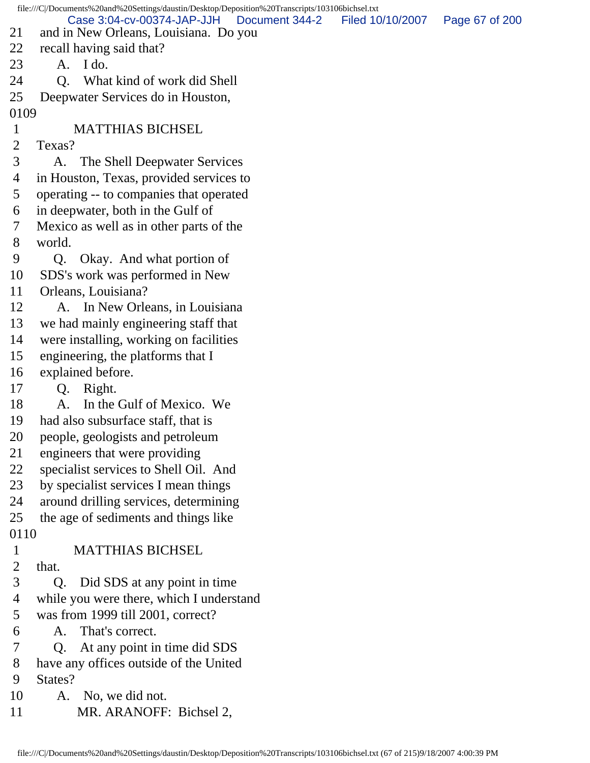21 and in New Orleans, Louisiana. Do you
22 recall having said that?
23 A. I do.
24 Q. What kind of work did Shell
25 Deepwater Services do in Houston,

0109

1 MATTHIAS BICHSEL
2 Texas?
3 A. The Shell Deepwater Services
4 in Houston, Texas, provided services to
5 operating -- to companies that operated
6 in deepwater, both in the Gulf of
7 Mexico as well as in other parts of the
8 world.
9 Q. Okay. And what portion of
10 SDS's work was performed in New
11 Orleans, Louisiana?
12 A. In New Orleans, in Louisiana
13 we had mainly engineering staff that
14 were installing, working on facilities
15 engineering, the platforms that I
16 explained before.
17 Q. Right.
18 A. In the Gulf of Mexico. We
19 had also subsurface staff, that is
20 people, geologists and petroleum
21 engineers that were providing
22 specialist services to Shell Oil. And
23 by specialist services I mean things
24 around drilling services, determining
25 the age of sediments and things like

0110

1 MATTHIAS BICHSEL
2 that.
3 Q. Did SDS at any point in time
4 while you were there, which I understand
5 was from 1999 till 2001, correct?
6 A. That's correct.
7 Q. At any point in time did SDS
8 have any offices outside of the United
9 States?
10 A. No, we did not.
11 MR. ARANOFF: Bichsel 2,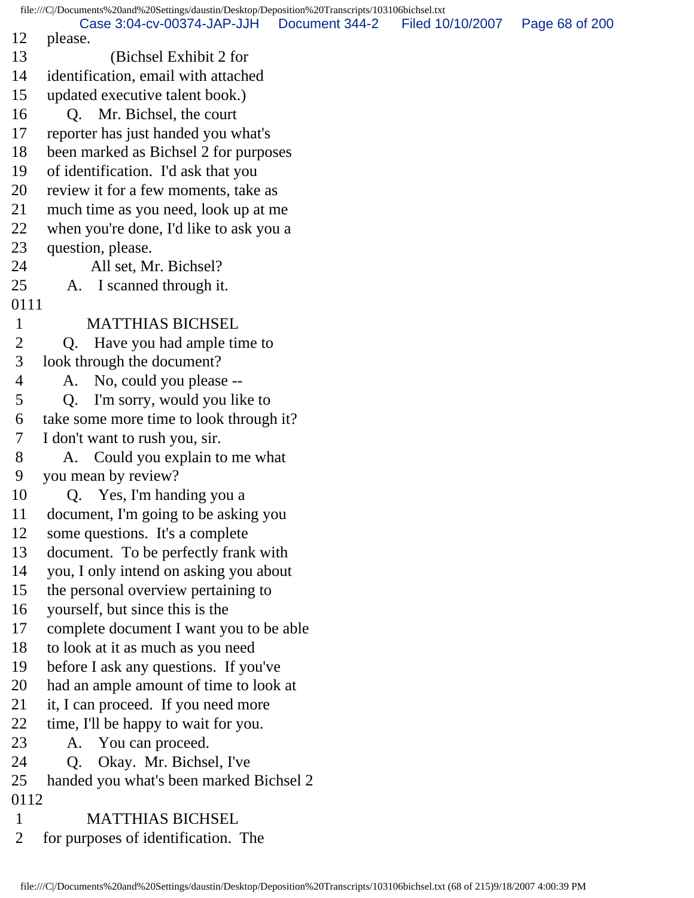12 please.
13 (Bichsel Exhibit 2 for
14 identification, email with attached
15 updated executive talent book.)
16 Q. Mr. Bichsel, the court
17 reporter has just handed you what's
18 been marked as Bichsel 2 for purposes
19 of identification. I'd ask that you
20 review it for a few moments, take as
21 much time as you need, look up at me
22 when you're done, I'd like to ask you a
23 question, please.
24 All set, Mr. Bichsel?
25 A. I scanned through it.
0111
1 MATTHIAS BICHSEL
2 Q. Have you had ample time to
3 look through the document?
4 A. No, could you please --
5 Q. I'm sorry, would you like to
6 take some more time to look through it?
7 I don't want to rush you, sir.
8 A. Could you explain to me what
9 you mean by review?
10 Q. Yes, I'm handing you a
11 document, I'm going to be asking you
12 some questions. It's a complete
13 document. To be perfectly frank with
14 you, I only intend on asking you about
15 the personal overview pertaining to
16 yourself, but since this is the
17 complete document I want you to be able
18 to look at it as much as you need
19 before I ask any questions. If you've
20 had an ample amount of time to look at
21 it, I can proceed. If you need more
22 time, I'll be happy to wait for you.
23 A. You can proceed.
24 Q. Okay. Mr. Bichsel, I've
25 handed you what's been marked Bichsel 2
0112
1 MATTHIAS BICHSEL
2 for purposes of identification. The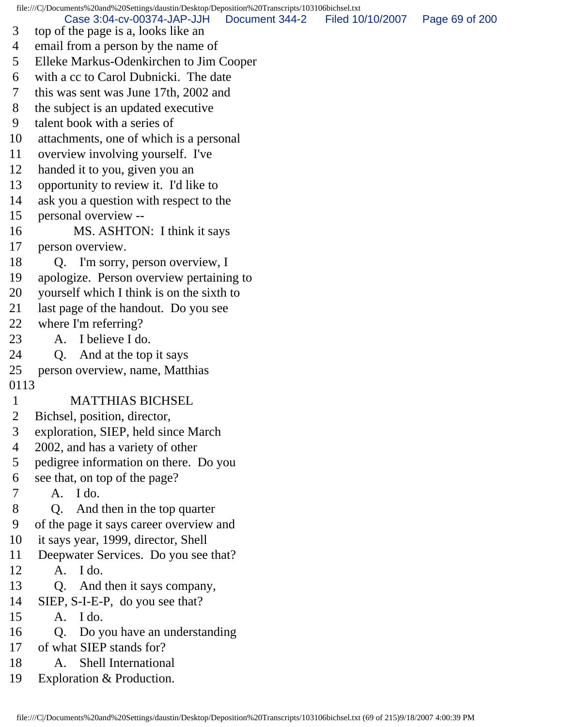3 top of the page is a, looks like an
4 email from a person by the name of
5 Elleke Markus-Odenkirchen to Jim Cooper
6 with a cc to Carol Dubnicki. The date
7 this was sent was June 17th, 2002 and
8 the subject is an updated executive
9 talent book with a series of
10 attachments, one of which is a personal
11 overview involving yourself. I've
12 handed it to you, given you an
13 opportunity to review it. I'd like to
14 ask you a question with respect to the
15 personal overview --
16 MS. ASHTON: I think it says
17 person overview.
18 Q. I'm sorry, person overview, I
19 apologize. Person overview pertaining to
20 yourself which I think is on the sixth to
21 last page of the handout. Do you see
22 where I'm referring?
23 A. I believe I do.
24 Q. And at the top it says
25 person overview, name, Matthias
0113
1 MATTHIAS BICHSEL
2 Bichsel, position, director,
3 exploration, SIEP, held since March
4 2002, and has a variety of other
5 pedigree information on there. Do you
6 see that, on top of the page?
7 A. I do.
8 Q. And then in the top quarter
9 of the page it says career overview and
10 it says year, 1999, director, Shell
11 Deepwater Services. Do you see that?
12 A. I do.
13 Q. And then it says company,
14 SIEP, S-I-E-P, do you see that?
15 A. I do.
16 Q. Do you have an understanding
17 of what SIEP stands for?
18 A. Shell International
19 Exploration & Production.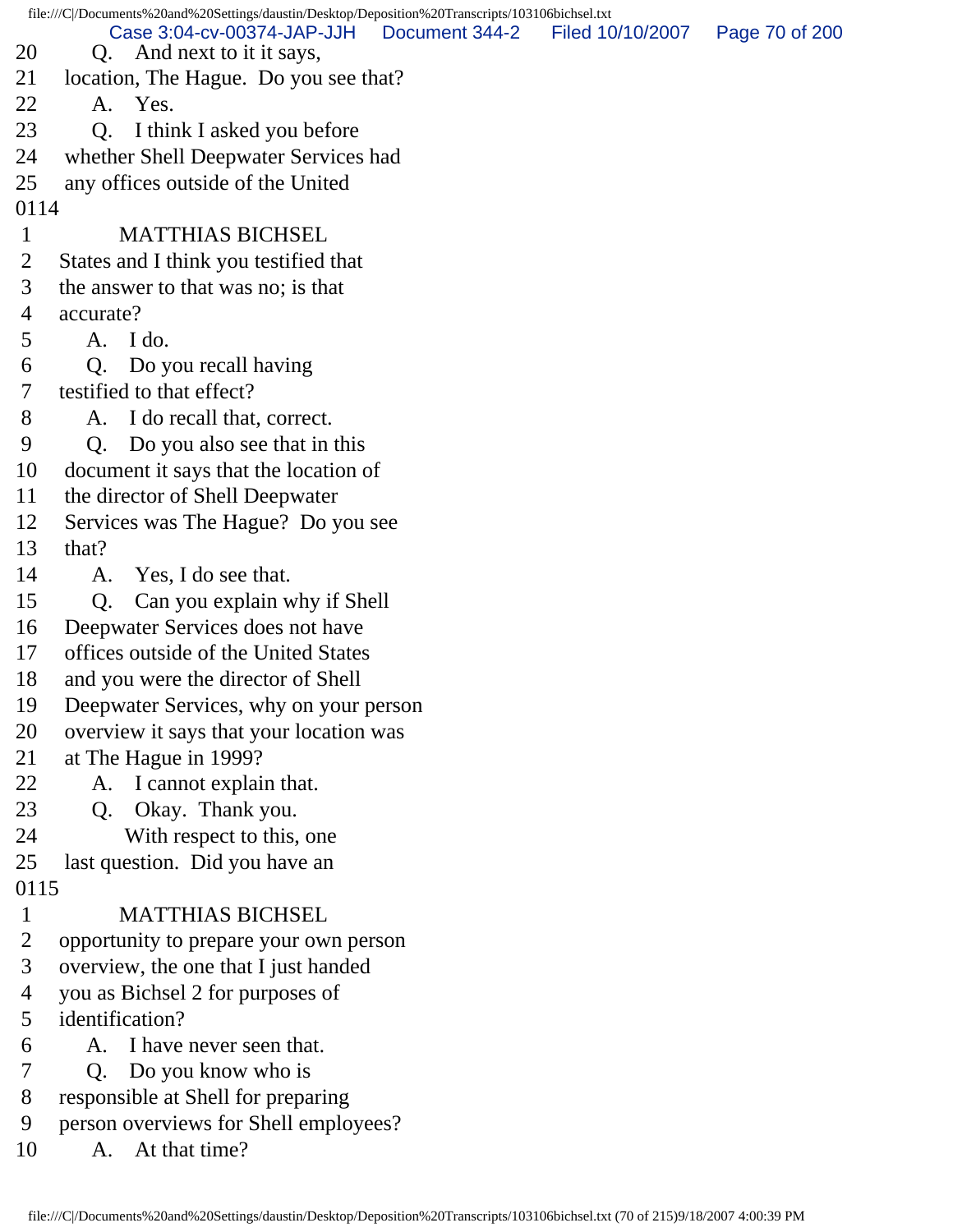20 Q. And next to it it says,
21 location, The Hague. Do you see that?
22 A. Yes.
23 Q. I think I asked you before
24 whether Shell Deepwater Services had
25 any offices outside of the United
0114
1 MATTHIAS BICHSEL
2 States and I think you testified that
3 the answer to that was no; is that
4 accurate?
5 A. I do.
6 Q. Do you recall having
7 testified to that effect?
8 A. I do recall that, correct.
9 Q. Do you also see that in this
10 document it says that the location of
11 the director of Shell Deepwater
12 Services was The Hague? Do you see
13 that?
14 A. Yes, I do see that.
15 Q. Can you explain why if Shell
16 Deepwater Services does not have
17 offices outside of the United States
18 and you were the director of Shell
19 Deepwater Services, why on your person
20 overview it says that your location was
21 at The Hague in 1999?
22 A. I cannot explain that.
23 Q. Okay. Thank you.
24 With respect to this, one
25 last question. Did you have an
0115
1 MATTHIAS BICHSEL
2 opportunity to prepare your own person
3 overview, the one that I just handed
4 you as Bichsel 2 for purposes of
5 identification?
6 A. I have never seen that.
7 Q. Do you know who is
8 responsible at Shell for preparing
9 person overviews for Shell employees?
10 A. At that time?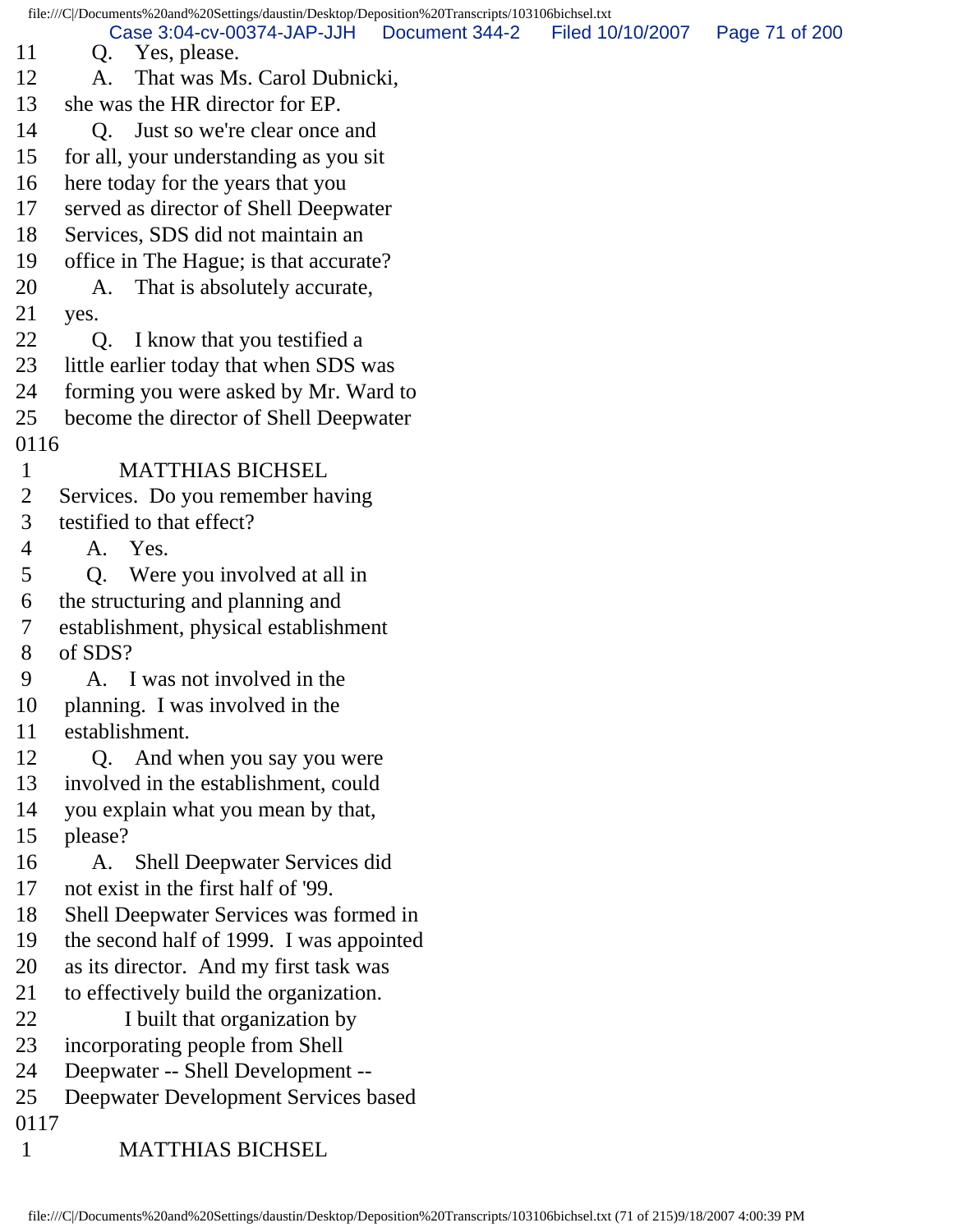11     Q.   Yes, please.
12     A.   That was Ms. Carol Dubnicki,
13   she was the HR director for EP.
14     Q.   Just so we're clear once and
15   for all, your understanding as you sit
16   here today for the years that you
17   served as director of Shell Deepwater
18   Services, SDS did not maintain an
19   office in The Hague; is that accurate?
20     A.   That is absolutely accurate,
21   yes.
22     Q.   I know that you testified a
23   little earlier today that when SDS was
24   forming you were asked by Mr. Ward to
25   become the director of Shell Deepwater
0116
1          MATTHIAS BICHSEL
2   Services.  Do you remember having
3   testified to that effect?
4     A.   Yes.
5     Q.   Were you involved at all in
6   the structuring and planning and
7   establishment, physical establishment
8   of SDS?
9     A.   I was not involved in the
10   planning.  I was involved in the
11   establishment.
12     Q.   And when you say you were
13   involved in the establishment, could
14   you explain what you mean by that,
15   please?
16     A.   Shell Deepwater Services did
17   not exist in the first half of '99.
18   Shell Deepwater Services was formed in
19   the second half of 1999.  I was appointed
20   as its director.  And my first task was
21   to effectively build the organization.
22          I built that organization by
23   incorporating people from Shell
24   Deepwater -- Shell Development --
25   Deepwater Development Services based
0117
1          MATTHIAS BICHSEL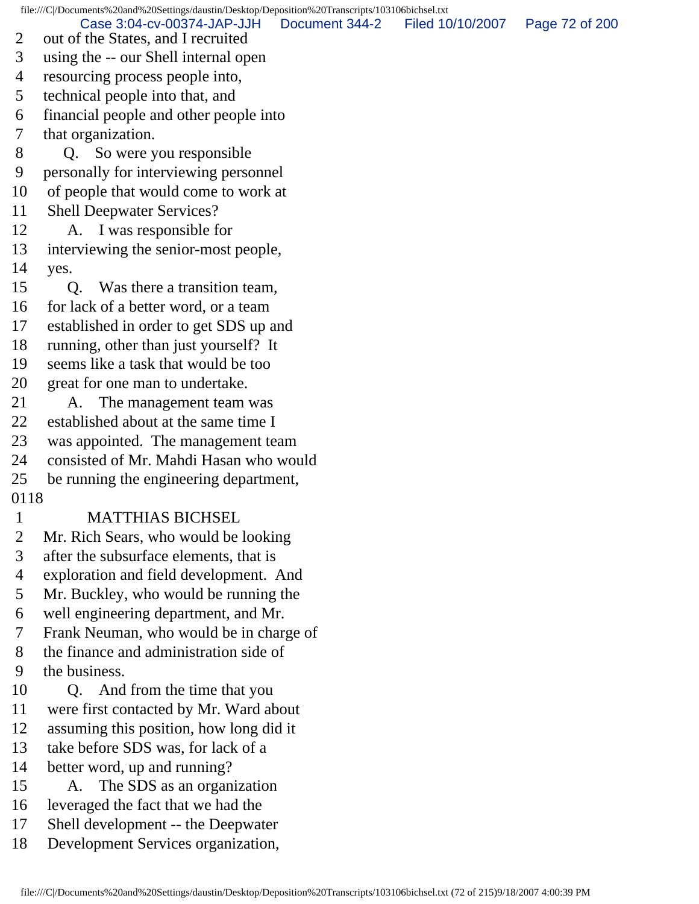2 out of the States, and I recruited
3 using the -- our Shell internal open
4 resourcing process people into,
5 technical people into that, and
6 financial people and other people into
7 that organization.
8 Q. So were you responsible
9 personally for interviewing personnel
10 of people that would come to work at
11 Shell Deepwater Services?
12 A. I was responsible for
13 interviewing the senior-most people,
14 yes.
15 Q. Was there a transition team,
16 for lack of a better word, or a team
17 established in order to get SDS up and
18 running, other than just yourself? It
19 seems like a task that would be too
20 great for one man to undertake.
21 A. The management team was
22 established about at the same time I
23 was appointed. The management team
24 consisted of Mr. Mahdi Hasan who would
25 be running the engineering department,
0118
1 MATTHIAS BICHSEL
2 Mr. Rich Sears, who would be looking
3 after the subsurface elements, that is
4 exploration and field development. And
5 Mr. Buckley, who would be running the
6 well engineering department, and Mr.
7 Frank Neuman, who would be in charge of
8 the finance and administration side of
9 the business.
10 Q. And from the time that you
11 were first contacted by Mr. Ward about
12 assuming this position, how long did it
13 take before SDS was, for lack of a
14 better word, up and running?
15 A. The SDS as an organization
16 leveraged the fact that we had the
17 Shell development -- the Deepwater
18 Development Services organization,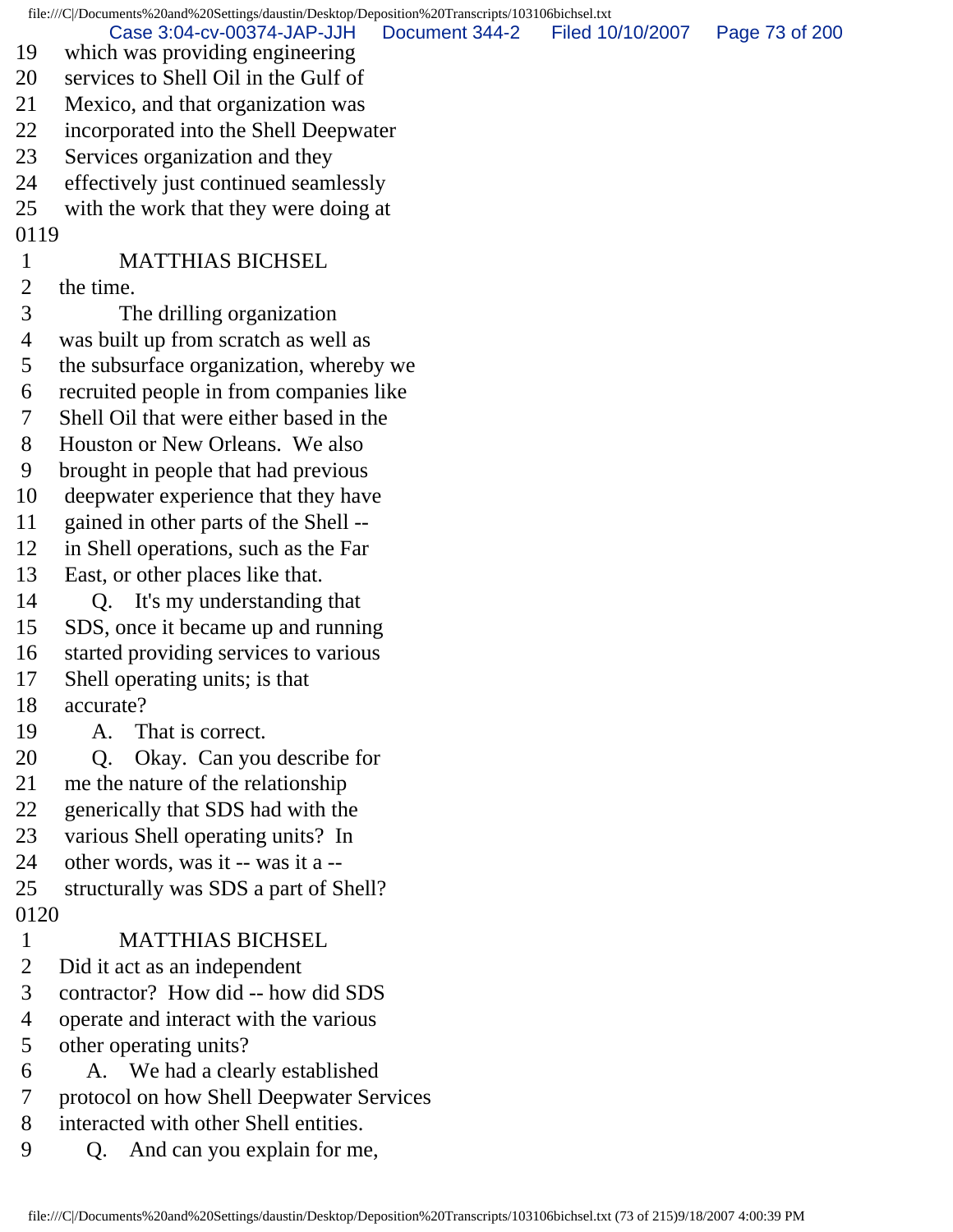19 which was providing engineering
20 services to Shell Oil in the Gulf of
21 Mexico, and that organization was
22 incorporated into the Shell Deepwater
23 Services organization and they
24 effectively just continued seamlessly
25 with the work that they were doing at

0119

1 MATTHIAS BICHSEL
2 the time.
3 The drilling organization
4 was built up from scratch as well as
5 the subsurface organization, whereby we
6 recruited people in from companies like
7 Shell Oil that were either based in the
8 Houston or New Orleans. We also
9 brought in people that had previous
10 deepwater experience that they have
11 gained in other parts of the Shell --
12 in Shell operations, such as the Far
13 East, or other places like that.
14 Q. It's my understanding that
15 SDS, once it became up and running
16 started providing services to various
17 Shell operating units; is that
18 accurate?
19 A. That is correct.
20 Q. Okay. Can you describe for
21 me the nature of the relationship
22 generically that SDS had with the
23 various Shell operating units? In
24 other words, was it -- was it a --
25 structurally was SDS a part of Shell?

0120

1 MATTHIAS BICHSEL
2 Did it act as an independent
3 contractor? How did -- how did SDS
4 operate and interact with the various
5 other operating units?
6 A. We had a clearly established
7 protocol on how Shell Deepwater Services
8 interacted with other Shell entities.
9 Q. And can you explain for me,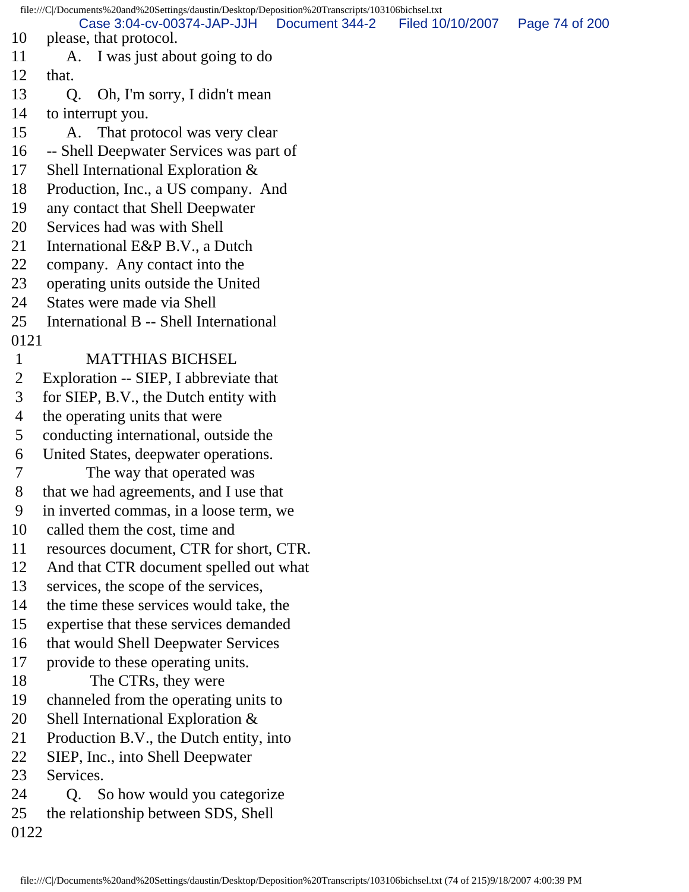10 please, that protocol.
11 A. I was just about going to do
12 that.
13 Q. Oh, I'm sorry, I didn't mean
14 to interrupt you.
15 A. That protocol was very clear
16 -- Shell Deepwater Services was part of
17 Shell International Exploration &
18 Production, Inc., a US company. And
19 any contact that Shell Deepwater
20 Services had was with Shell
21 International E&P B.V., a Dutch
22 company. Any contact into the
23 operating units outside the United
24 States were made via Shell
25 International B -- Shell International
0121
1 MATTHIAS BICHSEL
2 Exploration -- SIEP, I abbreviate that
3 for SIEP, B.V., the Dutch entity with
4 the operating units that were
5 conducting international, outside the
6 United States, deepwater operations.
7 The way that operated was
8 that we had agreements, and I use that
9 in inverted commas, in a loose term, we
10 called them the cost, time and
11 resources document, CTR for short, CTR.
12 And that CTR document spelled out what
13 services, the scope of the services,
14 the time these services would take, the
15 expertise that these services demanded
16 that would Shell Deepwater Services
17 provide to these operating units.
18 The CTRs, they were
19 channeled from the operating units to
20 Shell International Exploration &
21 Production B.V., the Dutch entity, into
22 SIEP, Inc., into Shell Deepwater
23 Services.
24 Q. So how would you categorize
25 the relationship between SDS, Shell
0122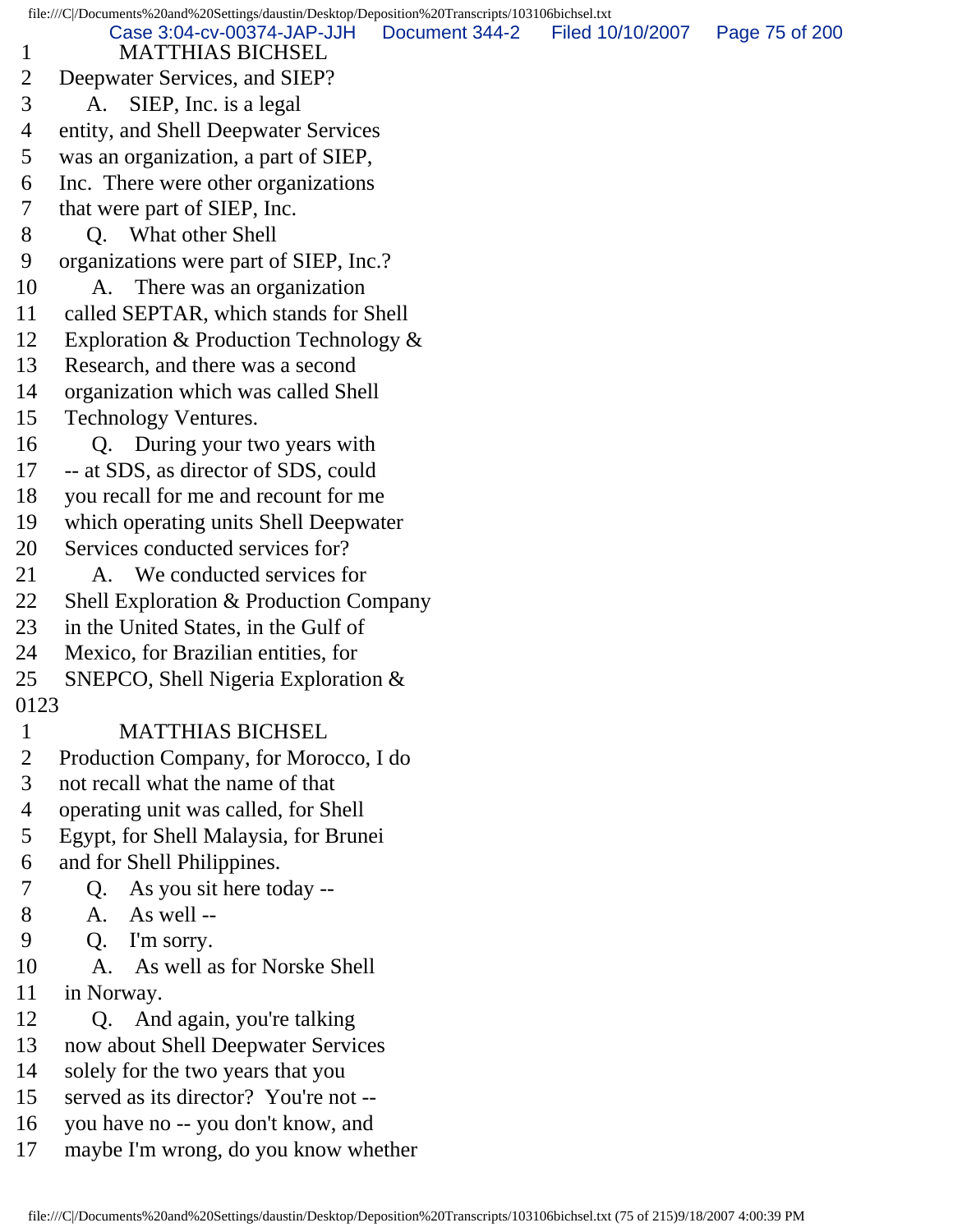1 MATTHIAS BICHSEL
2 Deepwater Services, and SIEP?
3 A. SIEP, Inc. is a legal
4 entity, and Shell Deepwater Services
5 was an organization, a part of SIEP,
6 Inc. There were other organizations
7 that were part of SIEP, Inc.
8 Q. What other Shell
9 organizations were part of SIEP, Inc.?
10 A. There was an organization
11 called SEPTAR, which stands for Shell
12 Exploration & Production Technology &
13 Research, and there was a second
14 organization which was called Shell
15 Technology Ventures.
16 Q. During your two years with
17 -- at SDS, as director of SDS, could
18 you recall for me and recount for me
19 which operating units Shell Deepwater
20 Services conducted services for?
21 A. We conducted services for
22 Shell Exploration & Production Company
23 in the United States, in the Gulf of
24 Mexico, for Brazilian entities, for
25 SNEPCO, Shell Nigeria Exploration &
0123
1 MATTHIAS BICHSEL
2 Production Company, for Morocco, I do
3 not recall what the name of that
4 operating unit was called, for Shell
5 Egypt, for Shell Malaysia, for Brunei
6 and for Shell Philippines.
7 Q. As you sit here today --
8 A. As well --
9 Q. I'm sorry.
10 A. As well as for Norske Shell
11 in Norway.
12 Q. And again, you're talking
13 now about Shell Deepwater Services
14 solely for the two years that you
15 served as its director? You're not --
16 you have no -- you don't know, and
17 maybe I'm wrong, do you know whether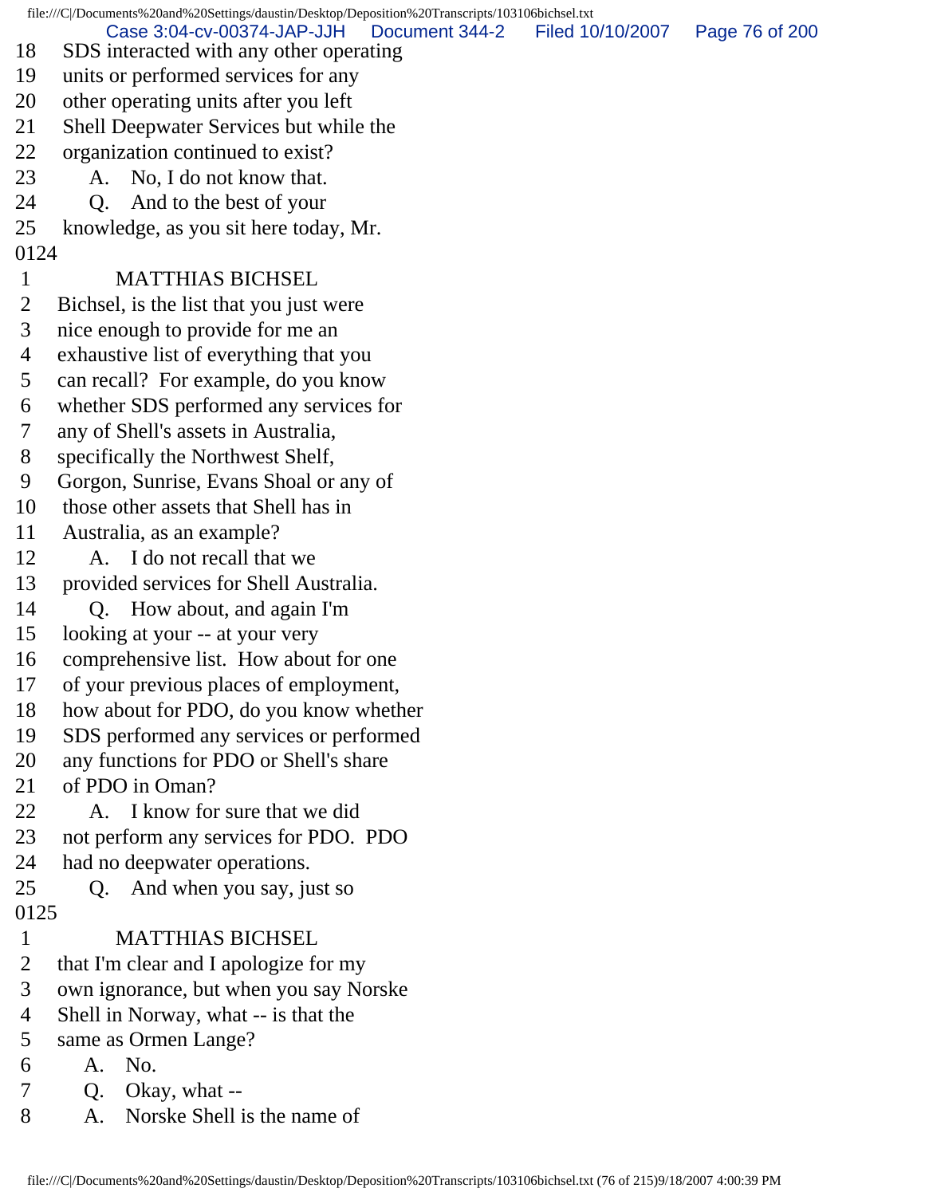18 SDS interacted with any other operating
19 units or performed services for any
20 other operating units after you left
21 Shell Deepwater Services but while the
22 organization continued to exist?
23 A. No, I do not know that.
24 Q. And to the best of your
25 knowledge, as you sit here today, Mr.
0124
1 MATTHIAS BICHSEL
2 Bichsel, is the list that you just were
3 nice enough to provide for me an
4 exhaustive list of everything that you
5 can recall? For example, do you know
6 whether SDS performed any services for
7 any of Shell's assets in Australia,
8 specifically the Northwest Shelf,
9 Gorgon, Sunrise, Evans Shoal or any of
10 those other assets that Shell has in
11 Australia, as an example?
12 A. I do not recall that we
13 provided services for Shell Australia.
14 Q. How about, and again I'm
15 looking at your -- at your very
16 comprehensive list. How about for one
17 of your previous places of employment,
18 how about for PDO, do you know whether
19 SDS performed any services or performed
20 any functions for PDO or Shell's share
21 of PDO in Oman?
22 A. I know for sure that we did
23 not perform any services for PDO. PDO
24 had no deepwater operations.
25 Q. And when you say, just so
0125
1 MATTHIAS BICHSEL
2 that I'm clear and I apologize for my
3 own ignorance, but when you say Norske
4 Shell in Norway, what -- is that the
5 same as Ormen Lange?
6 A. No.
7 Q. Okay, what --
8 A. Norske Shell is the name of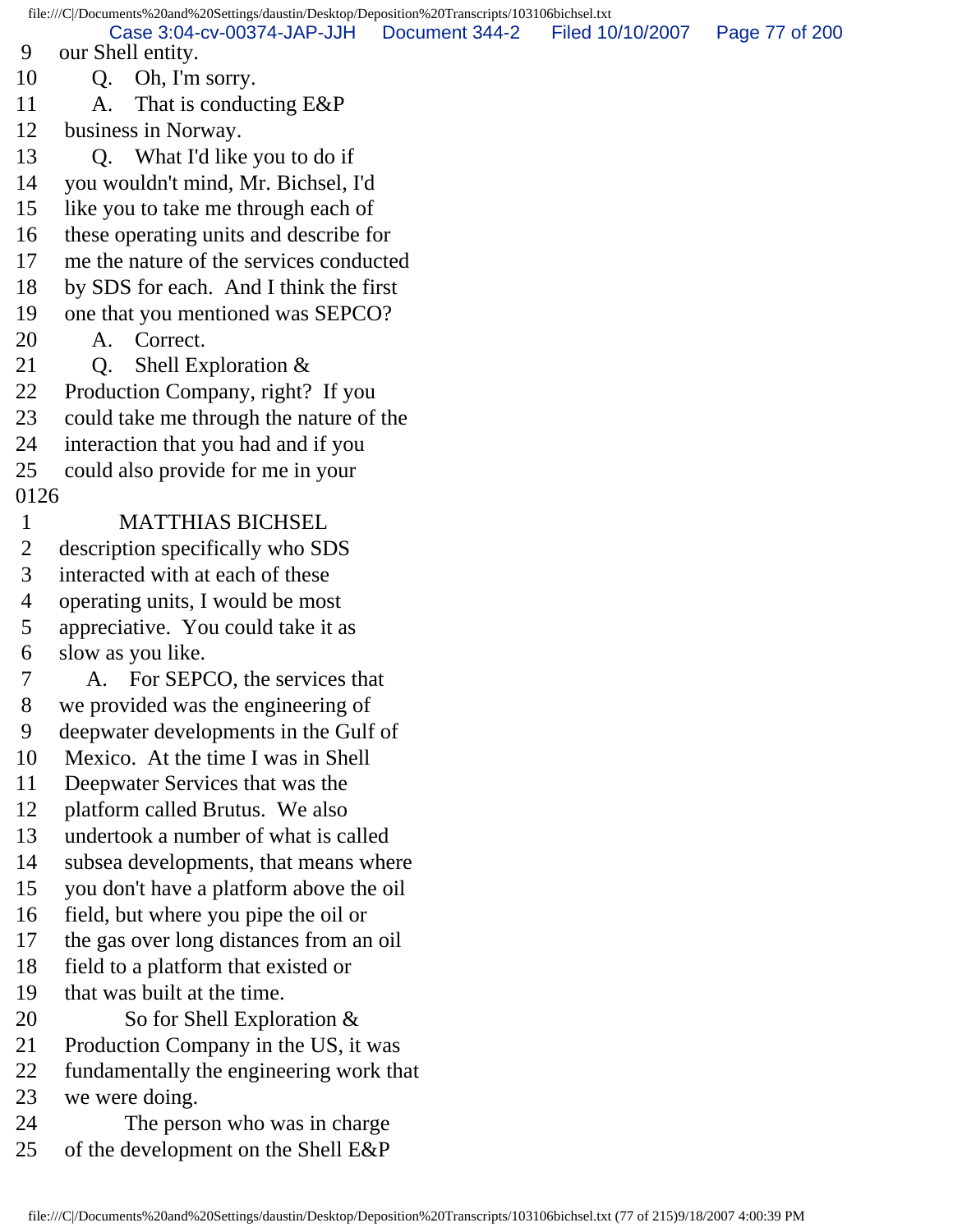9 our Shell entity.
10 Q. Oh, I'm sorry.
11 A. That is conducting E&P
12 business in Norway.
13 Q. What I'd like you to do if
14 you wouldn't mind, Mr. Bichsel, I'd
15 like you to take me through each of
16 these operating units and describe for
17 me the nature of the services conducted
18 by SDS for each. And I think the first
19 one that you mentioned was SEPCO?
20 A. Correct.
21 Q. Shell Exploration &
22 Production Company, right? If you
23 could take me through the nature of the
24 interaction that you had and if you
25 could also provide for me in your
0126
1 MATTHIAS BICHSEL
2 description specifically who SDS
3 interacted with at each of these
4 operating units, I would be most
5 appreciative. You could take it as
6 slow as you like.
7 A. For SEPCO, the services that
8 we provided was the engineering of
9 deepwater developments in the Gulf of
10 Mexico. At the time I was in Shell
11 Deepwater Services that was the
12 platform called Brutus. We also
13 undertook a number of what is called
14 subsea developments, that means where
15 you don't have a platform above the oil
16 field, but where you pipe the oil or
17 the gas over long distances from an oil
18 field to a platform that existed or
19 that was built at the time.
20 So for Shell Exploration &
21 Production Company in the US, it was
22 fundamentally the engineering work that
23 we were doing.
24 The person who was in charge
25 of the development on the Shell E&P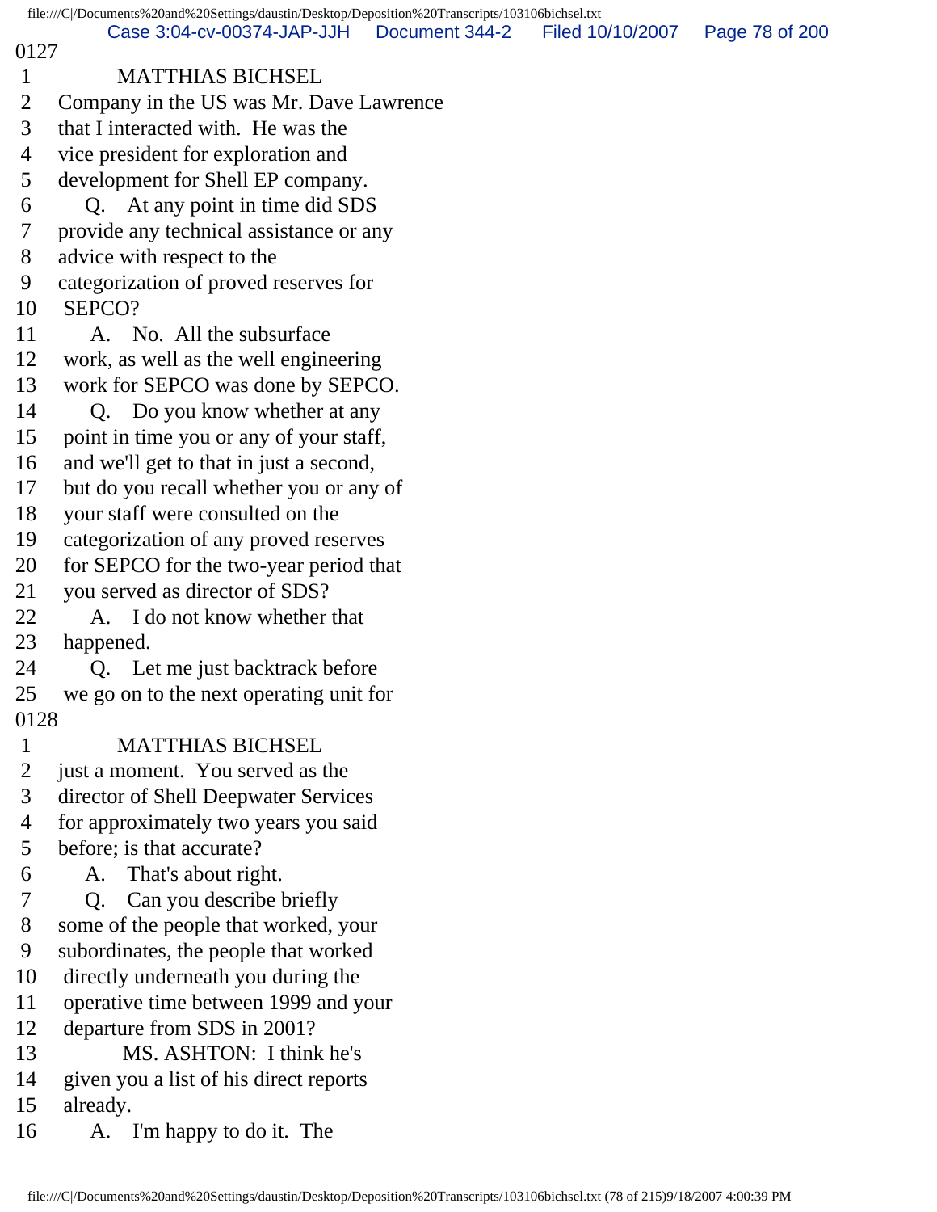0127

1 MATTHIAS BICHSEL
2 Company in the US was Mr. Dave Lawrence
3 that I interacted with. He was the
4 vice president for exploration and
5 development for Shell EP company.
6 Q. At any point in time did SDS
7 provide any technical assistance or any
8 advice with respect to the
9 categorization of proved reserves for
10 SEPCO?
11 A. No. All the subsurface
12 work, as well as the well engineering
13 work for SEPCO was done by SEPCO.
14 Q. Do you know whether at any
15 point in time you or any of your staff,
16 and we'll get to that in just a second,
17 but do you recall whether you or any of
18 your staff were consulted on the
19 categorization of any proved reserves
20 for SEPCO for the two-year period that
21 you served as director of SDS?
22 A. I do not know whether that
23 happened.
24 Q. Let me just backtrack before
25 we go on to the next operating unit for

0128

1 MATTHIAS BICHSEL
2 just a moment. You served as the
3 director of Shell Deepwater Services
4 for approximately two years you said
5 before; is that accurate?
6 A. That's about right.
7 Q. Can you describe briefly
8 some of the people that worked, your
9 subordinates, the people that worked
10 directly underneath you during the
11 operative time between 1999 and your
12 departure from SDS in 2001?
13 MS. ASHTON: I think he's
14 given you a list of his direct reports
15 already.
16 A. I'm happy to do it. The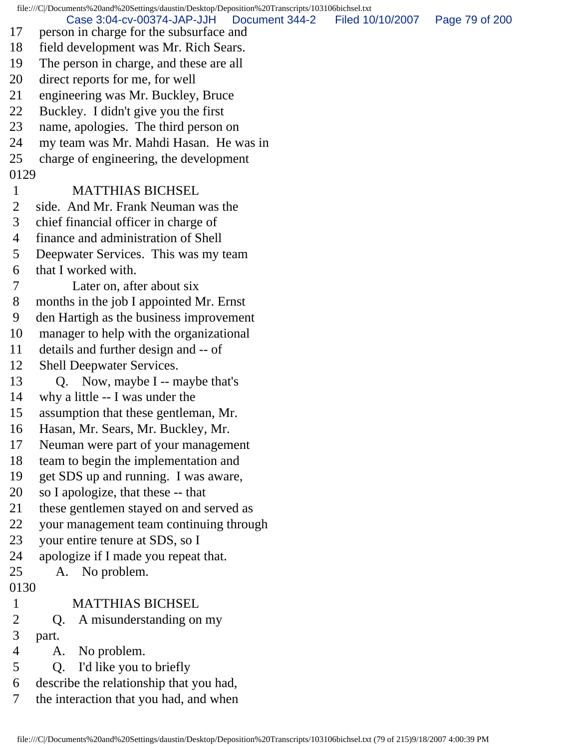17 person in charge for the subsurface and
18 field development was Mr. Rich Sears.
19 The person in charge, and these are all
20 direct reports for me, for well
21 engineering was Mr. Buckley, Bruce
22 Buckley. I didn't give you the first
23 name, apologies. The third person on
24 my team was Mr. Mahdi Hasan. He was in
25 charge of engineering, the development
0129
1 MATTHIAS BICHSEL
2 side. And Mr. Frank Neuman was the
3 chief financial officer in charge of
4 finance and administration of Shell
5 Deepwater Services. This was my team
6 that I worked with.
7 Later on, after about six
8 months in the job I appointed Mr. Ernst
9 den Hartigh as the business improvement
10 manager to help with the organizational
11 details and further design and -- of
12 Shell Deepwater Services.
13 Q. Now, maybe I -- maybe that's
14 why a little -- I was under the
15 assumption that these gentleman, Mr.
16 Hasan, Mr. Sears, Mr. Buckley, Mr.
17 Neuman were part of your management
18 team to begin the implementation and
19 get SDS up and running. I was aware,
20 so I apologize, that these -- that
21 these gentlemen stayed on and served as
22 your management team continuing through
23 your entire tenure at SDS, so I
24 apologize if I made you repeat that.
25 A. No problem.
0130
1 MATTHIAS BICHSEL
2 Q. A misunderstanding on my
3 part.
4 A. No problem.
5 Q. I'd like you to briefly
6 describe the relationship that you had,
7 the interaction that you had, and when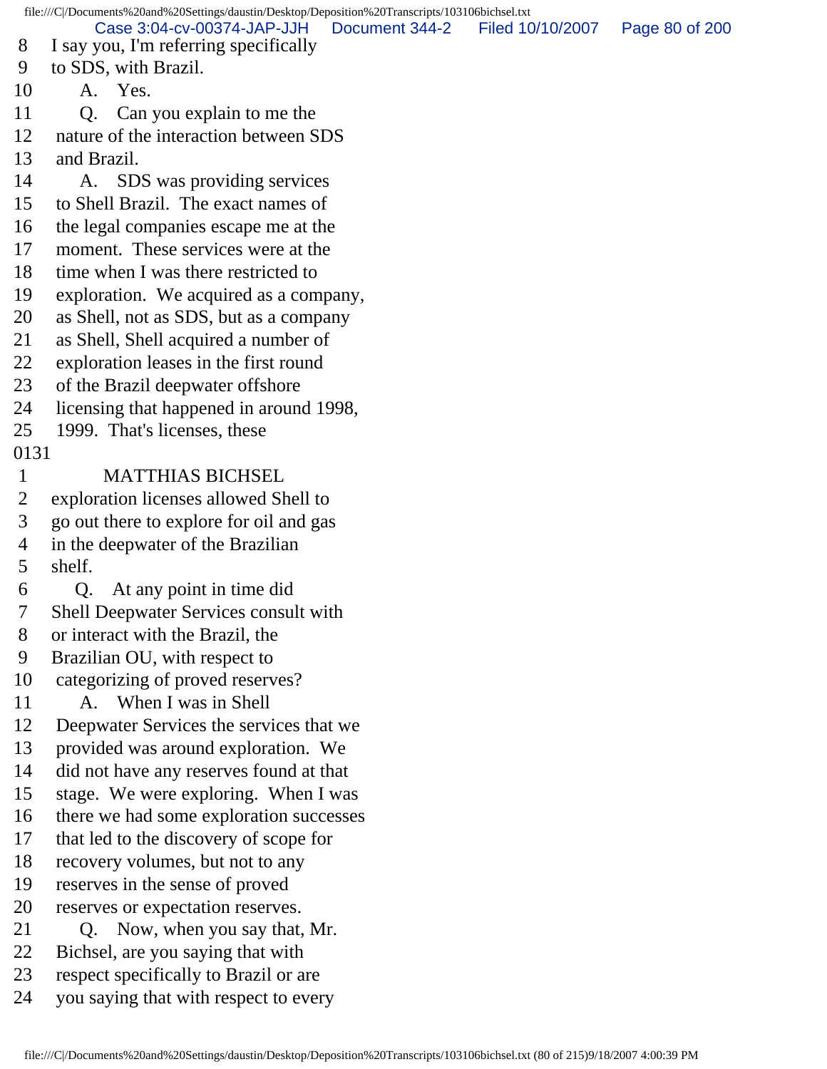8 I say you, I'm referring specifically
9 to SDS, with Brazil.
10 A. Yes.
11 Q. Can you explain to me the
12 nature of the interaction between SDS
13 and Brazil.
14 A. SDS was providing services
15 to Shell Brazil. The exact names of
16 the legal companies escape me at the
17 moment. These services were at the
18 time when I was there restricted to
19 exploration. We acquired as a company,
20 as Shell, not as SDS, but as a company
21 as Shell, Shell acquired a number of
22 exploration leases in the first round
23 of the Brazil deepwater offshore
24 licensing that happened in around 1998,
25 1999. That's licenses, these

0131

1 MATTHIAS BICHSEL
2 exploration licenses allowed Shell to
3 go out there to explore for oil and gas
4 in the deepwater of the Brazilian
5 shelf.
6 Q. At any point in time did
7 Shell Deepwater Services consult with
8 or interact with the Brazil, the
9 Brazilian OU, with respect to
10 categorizing of proved reserves?
11 A. When I was in Shell
12 Deepwater Services the services that we
13 provided was around exploration. We
14 did not have any reserves found at that
15 stage. We were exploring. When I was
16 there we had some exploration successes
17 that led to the discovery of scope for
18 recovery volumes, but not to any
19 reserves in the sense of proved
20 reserves or expectation reserves.
21 Q. Now, when you say that, Mr.
22 Bichsel, are you saying that with
23 respect specifically to Brazil or are
24 you saying that with respect to every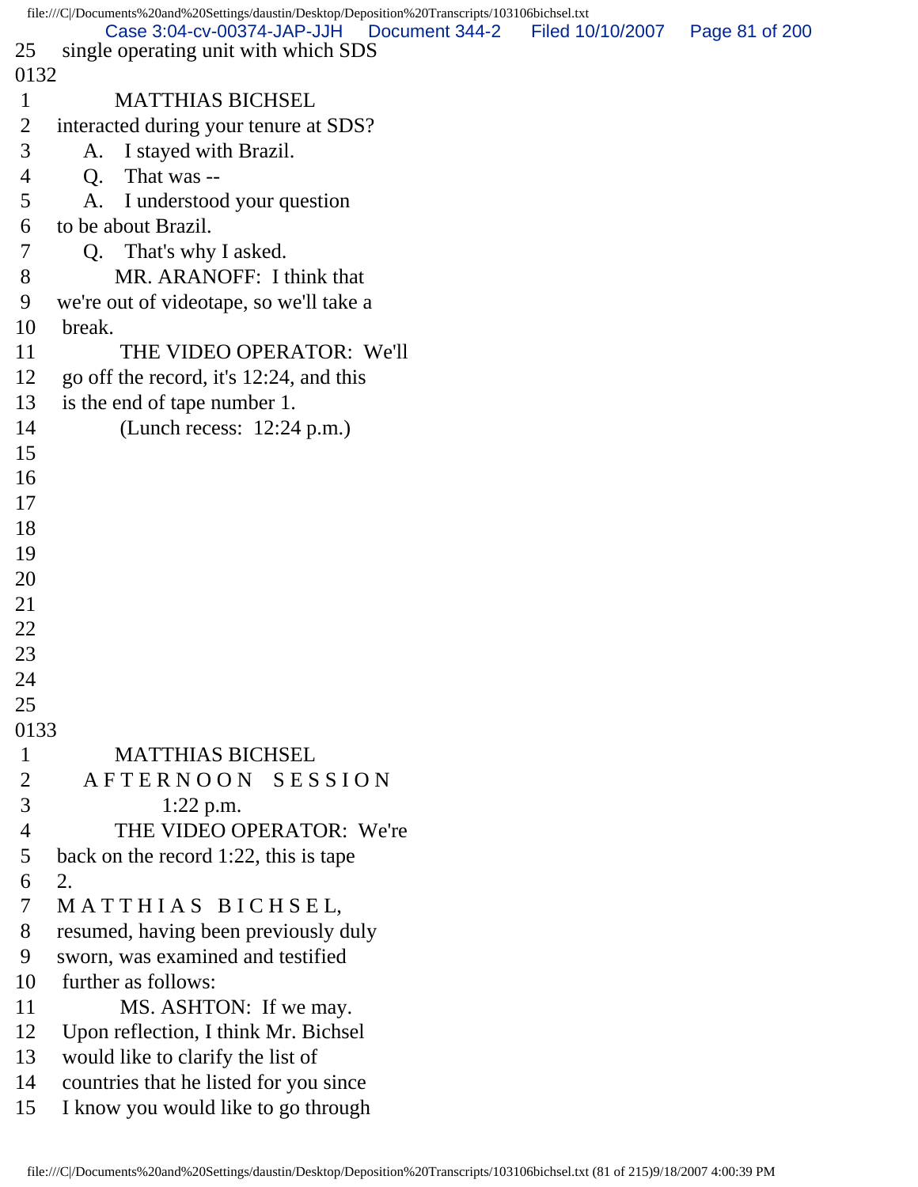25 single operating unit with which SDS

0132

1 MATTHIAS BICHSEL

2 interacted during your tenure at SDS?

3 A. I stayed with Brazil.

4 Q. That was --

5 A. I understood your question

6 to be about Brazil.

7 Q. That's why I asked.

8 MR. ARANOFF: I think that

9 we're out of videotape, so we'll take a

10 break.

11 THE VIDEO OPERATOR: We'll

12 go off the record, it's 12:24, and this

13 is the end of tape number 1.

14 (Lunch recess: 12:24 p.m.)

15

16

17

18

19

20

21

22

23

24

25

0133

1 MATTHIAS BICHSEL

2 A F T E R N O O N S E S S I O N

3 1:22 p.m.

4 THE VIDEO OPERATOR: We're

5 back on the record 1:22, this is tape

6 2.

7 M A T T H I A S B I C H S E L,

8 resumed, having been previously duly

9 sworn, was examined and testified

10 further as follows:

11 MS. ASHTON: If we may.

12 Upon reflection, I think Mr. Bichsel

13 would like to clarify the list of

14 countries that he listed for you since

15 I know you would like to go through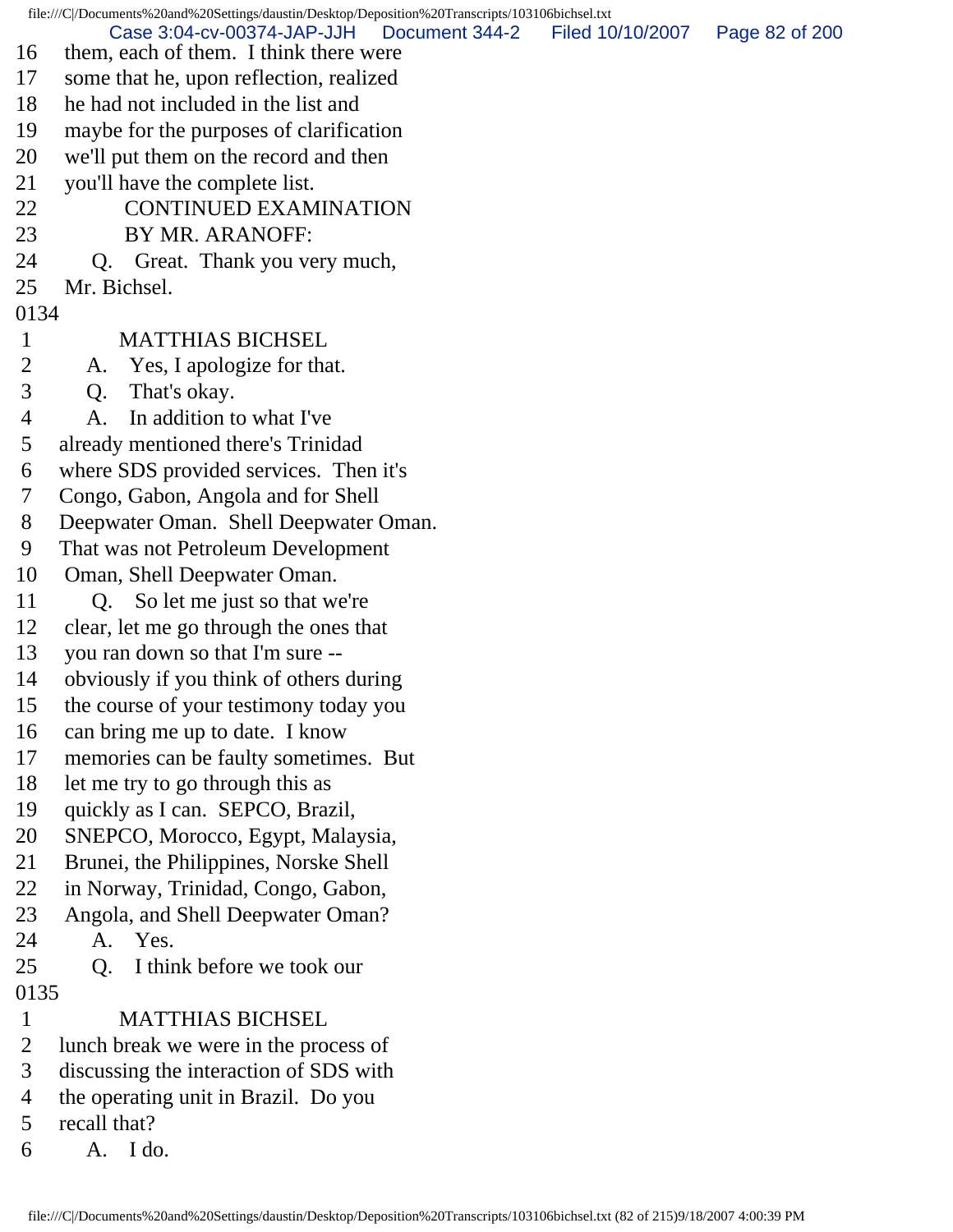16 them, each of them. I think there were
17 some that he, upon reflection, realized
18 he had not included in the list and
19 maybe for the purposes of clarification
20 we'll put them on the record and then
21 you'll have the complete list.
22 CONTINUED EXAMINATION
23 BY MR. ARANOFF:
24 Q. Great. Thank you very much,
25 Mr. Bichsel.
0134
1 MATTHIAS BICHSEL
2 A. Yes, I apologize for that.
3 Q. That's okay.
4 A. In addition to what I've
5 already mentioned there's Trinidad
6 where SDS provided services. Then it's
7 Congo, Gabon, Angola and for Shell
8 Deepwater Oman. Shell Deepwater Oman.
9 That was not Petroleum Development
10 Oman, Shell Deepwater Oman.
11 Q. So let me just so that we're
12 clear, let me go through the ones that
13 you ran down so that I'm sure --
14 obviously if you think of others during
15 the course of your testimony today you
16 can bring me up to date. I know
17 memories can be faulty sometimes. But
18 let me try to go through this as
19 quickly as I can. SEPCO, Brazil,
20 SNEPCO, Morocco, Egypt, Malaysia,
21 Brunei, the Philippines, Norske Shell
22 in Norway, Trinidad, Congo, Gabon,
23 Angola, and Shell Deepwater Oman?
24 A. Yes.
25 Q. I think before we took our
0135
1 MATTHIAS BICHSEL
2 lunch break we were in the process of
3 discussing the interaction of SDS with
4 the operating unit in Brazil. Do you
5 recall that?
6 A. I do.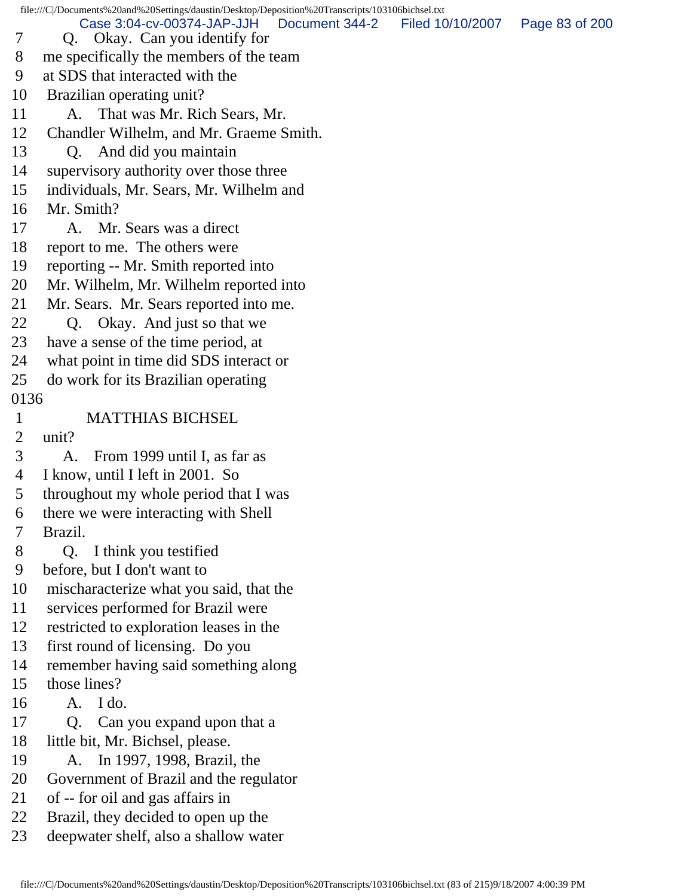7 Q. Okay. Can you identify for
8 me specifically the members of the team
9 at SDS that interacted with the
10 Brazilian operating unit?
11 A. That was Mr. Rich Sears, Mr.
12 Chandler Wilhelm, and Mr. Graeme Smith.
13 Q. And did you maintain
14 supervisory authority over those three
15 individuals, Mr. Sears, Mr. Wilhelm and
16 Mr. Smith?
17 A. Mr. Sears was a direct
18 report to me. The others were
19 reporting -- Mr. Smith reported into
20 Mr. Wilhelm, Mr. Wilhelm reported into
21 Mr. Sears. Mr. Sears reported into me.
22 Q. Okay. And just so that we
23 have a sense of the time period, at
24 what point in time did SDS interact or
25 do work for its Brazilian operating

0136

1 MATTHIAS BICHSEL
2 unit?
3 A. From 1999 until I, as far as
4 I know, until I left in 2001. So
5 throughout my whole period that I was
6 there we were interacting with Shell
7 Brazil.
8 Q. I think you testified
9 before, but I don't want to
10 mischaracterize what you said, that the
11 services performed for Brazil were
12 restricted to exploration leases in the
13 first round of licensing. Do you
14 remember having said something along
15 those lines?
16 A. I do.
17 Q. Can you expand upon that a
18 little bit, Mr. Bichsel, please.
19 A. In 1997, 1998, Brazil, the
20 Government of Brazil and the regulator
21 of -- for oil and gas affairs in
22 Brazil, they decided to open up the
23 deepwater shelf, also a shallow water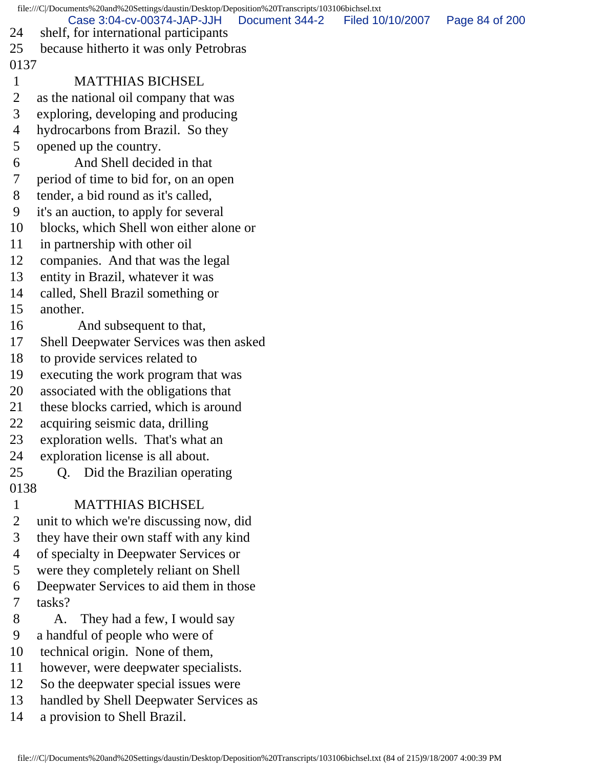24 shelf, for international participants
25 because hitherto it was only Petrobras
0137
1 MATTHIAS BICHSEL
2 as the national oil company that was
3 exploring, developing and producing
4 hydrocarbons from Brazil. So they
5 opened up the country.
6 And Shell decided in that
7 period of time to bid for, on an open
8 tender, a bid round as it's called,
9 it's an auction, to apply for several
10 blocks, which Shell won either alone or
11 in partnership with other oil
12 companies. And that was the legal
13 entity in Brazil, whatever it was
14 called, Shell Brazil something or
15 another.
16 And subsequent to that,
17 Shell Deepwater Services was then asked
18 to provide services related to
19 executing the work program that was
20 associated with the obligations that
21 these blocks carried, which is around
22 acquiring seismic data, drilling
23 exploration wells. That's what an
24 exploration license is all about.
25 Q. Did the Brazilian operating
0138
1 MATTHIAS BICHSEL
2 unit to which we're discussing now, did
3 they have their own staff with any kind
4 of specialty in Deepwater Services or
5 were they completely reliant on Shell
6 Deepwater Services to aid them in those
7 tasks?
8 A. They had a few, I would say
9 a handful of people who were of
10 technical origin. None of them,
11 however, were deepwater specialists.
12 So the deepwater special issues were
13 handled by Shell Deepwater Services as
14 a provision to Shell Brazil.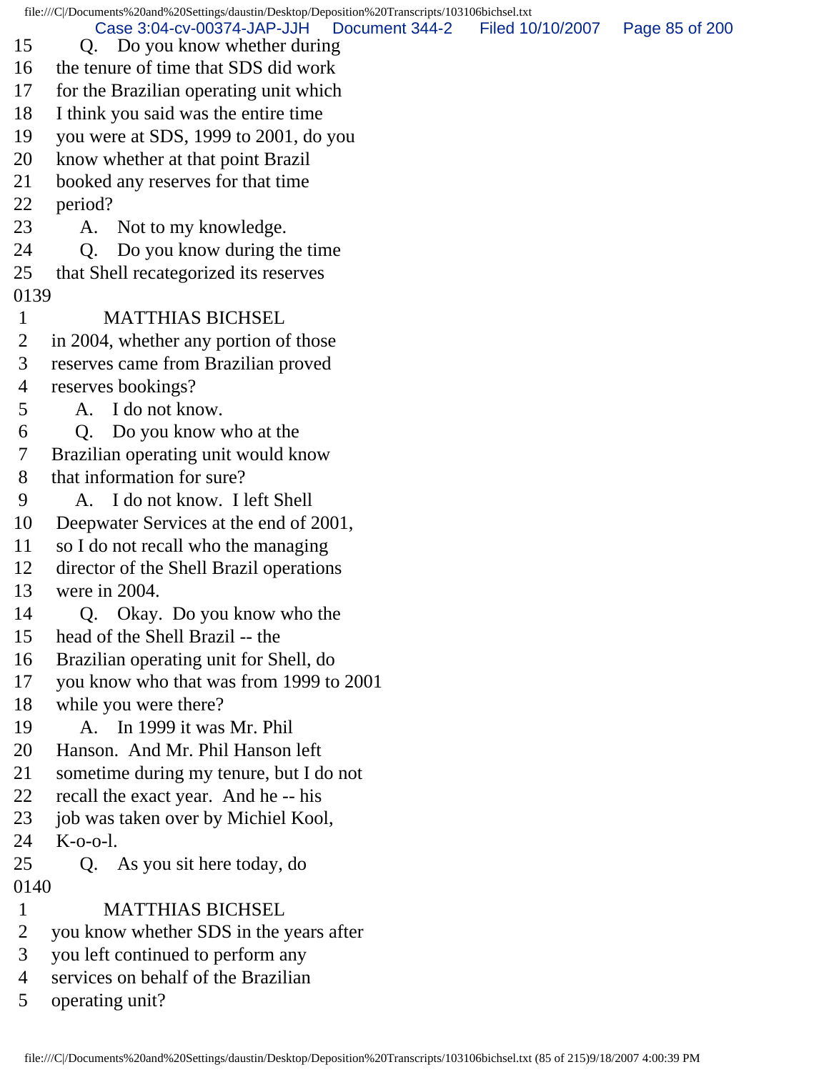15 Q. Do you know whether during
16 the tenure of time that SDS did work
17 for the Brazilian operating unit which
18 I think you said was the entire time
19 you were at SDS, 1999 to 2001, do you
20 know whether at that point Brazil
21 booked any reserves for that time
22 period?
23 A. Not to my knowledge.
24 Q. Do you know during the time
25 that Shell recategorized its reserves
0139
1 MATTHIAS BICHSEL
2 in 2004, whether any portion of those
3 reserves came from Brazilian proved
4 reserves bookings?
5 A. I do not know.
6 Q. Do you know who at the
7 Brazilian operating unit would know
8 that information for sure?
9 A. I do not know. I left Shell
10 Deepwater Services at the end of 2001,
11 so I do not recall who the managing
12 director of the Shell Brazil operations
13 were in 2004.
14 Q. Okay. Do you know who the
15 head of the Shell Brazil -- the
16 Brazilian operating unit for Shell, do
17 you know who that was from 1999 to 2001
18 while you were there?
19 A. In 1999 it was Mr. Phil
20 Hanson. And Mr. Phil Hanson left
21 sometime during my tenure, but I do not
22 recall the exact year. And he -- his
23 job was taken over by Michiel Kool,
24 K-o-o-l.
25 Q. As you sit here today, do
0140
1 MATTHIAS BICHSEL
2 you know whether SDS in the years after
3 you left continued to perform any
4 services on behalf of the Brazilian
5 operating unit?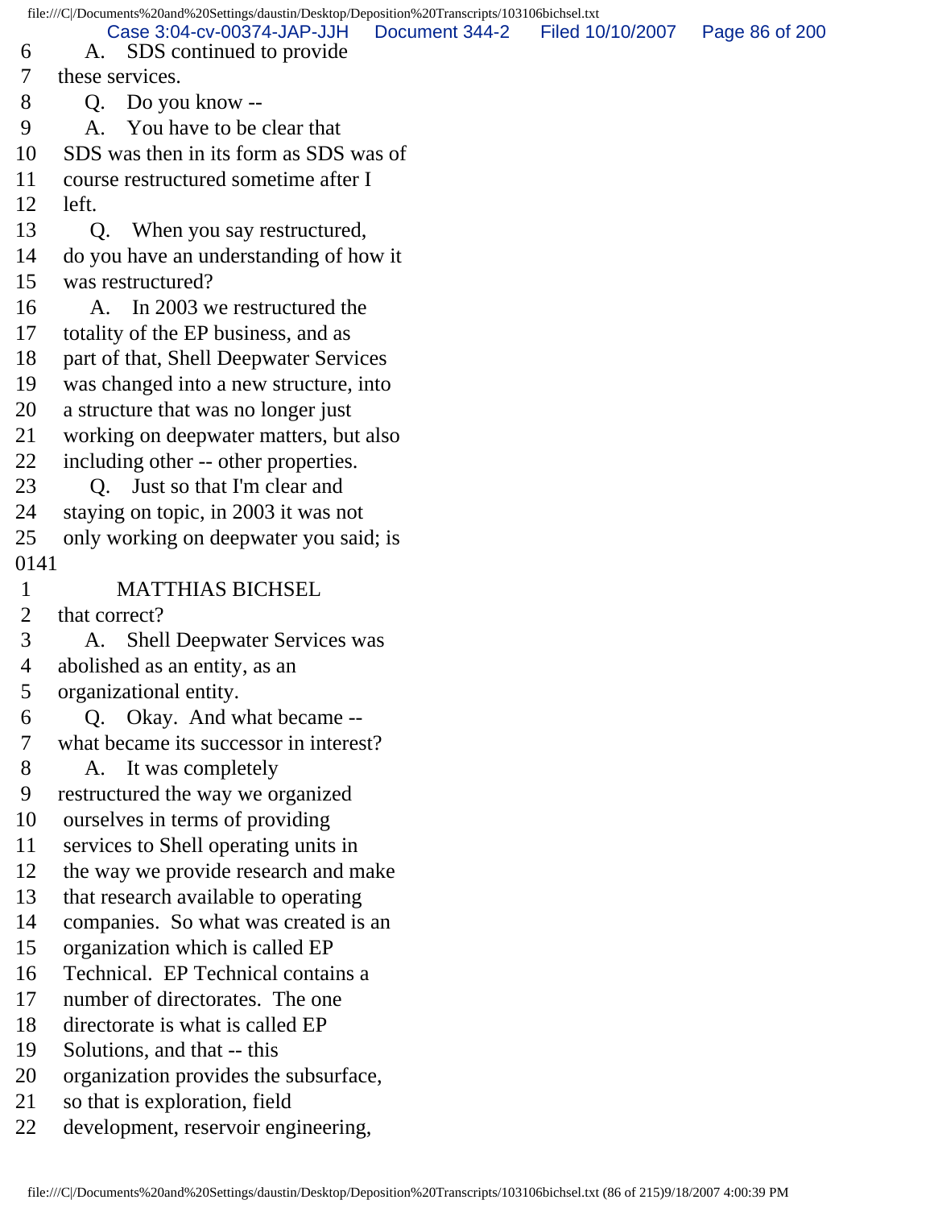6 A. SDS continued to provide
7 these services.
8 Q. Do you know --
9 A. You have to be clear that
10 SDS was then in its form as SDS was of
11 course restructured sometime after I
12 left.
13 Q. When you say restructured,
14 do you have an understanding of how it
15 was restructured?
16 A. In 2003 we restructured the
17 totality of the EP business, and as
18 part of that, Shell Deepwater Services
19 was changed into a new structure, into
20 a structure that was no longer just
21 working on deepwater matters, but also
22 including other -- other properties.
23 Q. Just so that I'm clear and
24 staying on topic, in 2003 it was not
25 only working on deepwater you said; is
0141
1 MATTHIAS BICHSEL
2 that correct?
3 A. Shell Deepwater Services was
4 abolished as an entity, as an
5 organizational entity.
6 Q. Okay. And what became --
7 what became its successor in interest?
8 A. It was completely
9 restructured the way we organized
10 ourselves in terms of providing
11 services to Shell operating units in
12 the way we provide research and make
13 that research available to operating
14 companies. So what was created is an
15 organization which is called EP
16 Technical. EP Technical contains a
17 number of directorates. The one
18 directorate is what is called EP
19 Solutions, and that -- this
20 organization provides the subsurface,
21 so that is exploration, field
22 development, reservoir engineering,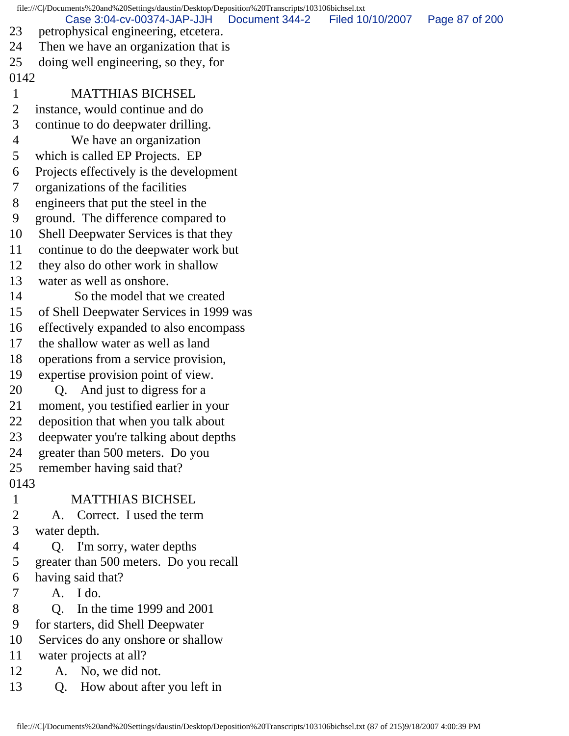23 petrophysical engineering, etcetera.
24 Then we have an organization that is
25 doing well engineering, so they, for
0142
1 MATTHIAS BICHSEL
2 instance, would continue and do
3 continue to do deepwater drilling.
4 We have an organization
5 which is called EP Projects. EP
6 Projects effectively is the development
7 organizations of the facilities
8 engineers that put the steel in the
9 ground. The difference compared to
10 Shell Deepwater Services is that they
11 continue to do the deepwater work but
12 they also do other work in shallow
13 water as well as onshore.
14 So the model that we created
15 of Shell Deepwater Services in 1999 was
16 effectively expanded to also encompass
17 the shallow water as well as land
18 operations from a service provision,
19 expertise provision point of view.
20 Q. And just to digress for a
21 moment, you testified earlier in your
22 deposition that when you talk about
23 deepwater you're talking about depths
24 greater than 500 meters. Do you
25 remember having said that?
0143
1 MATTHIAS BICHSEL
2 A. Correct. I used the term
3 water depth.
4 Q. I'm sorry, water depths
5 greater than 500 meters. Do you recall
6 having said that?
7 A. I do.
8 Q. In the time 1999 and 2001
9 for starters, did Shell Deepwater
10 Services do any onshore or shallow
11 water projects at all?
12 A. No, we did not.
13 Q. How about after you left in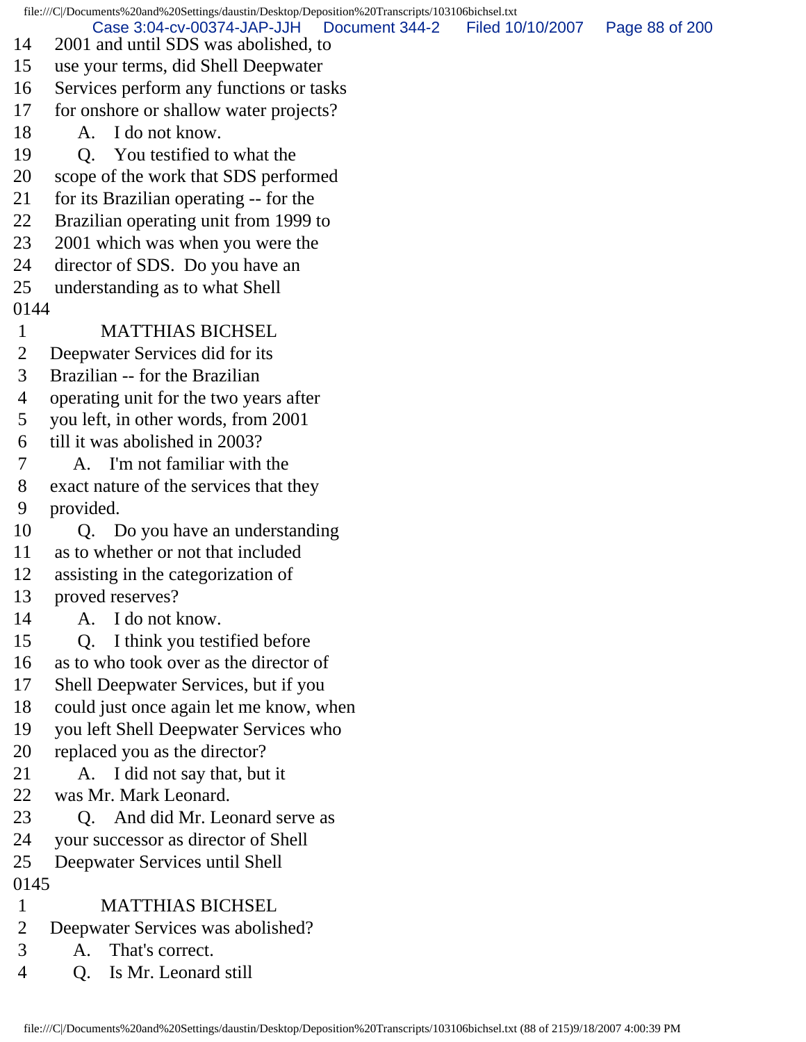14 2001 and until SDS was abolished, to
15 use your terms, did Shell Deepwater
16 Services perform any functions or tasks
17 for onshore or shallow water projects?
18 A. I do not know.
19 Q. You testified to what the
20 scope of the work that SDS performed
21 for its Brazilian operating -- for the
22 Brazilian operating unit from 1999 to
23 2001 which was when you were the
24 director of SDS. Do you have an
25 understanding as to what Shell

0144

1 MATTHIAS BICHSEL
2 Deepwater Services did for its
3 Brazilian -- for the Brazilian
4 operating unit for the two years after
5 you left, in other words, from 2001
6 till it was abolished in 2003?
7 A. I'm not familiar with the
8 exact nature of the services that they
9 provided.
10 Q. Do you have an understanding
11 as to whether or not that included
12 assisting in the categorization of
13 proved reserves?
14 A. I do not know.
15 Q. I think you testified before
16 as to who took over as the director of
17 Shell Deepwater Services, but if you
18 could just once again let me know, when
19 you left Shell Deepwater Services who
20 replaced you as the director?
21 A. I did not say that, but it
22 was Mr. Mark Leonard.
23 Q. And did Mr. Leonard serve as
24 your successor as director of Shell
25 Deepwater Services until Shell

0145

1 MATTHIAS BICHSEL
2 Deepwater Services was abolished?
3 A. That's correct.
4 Q. Is Mr. Leonard still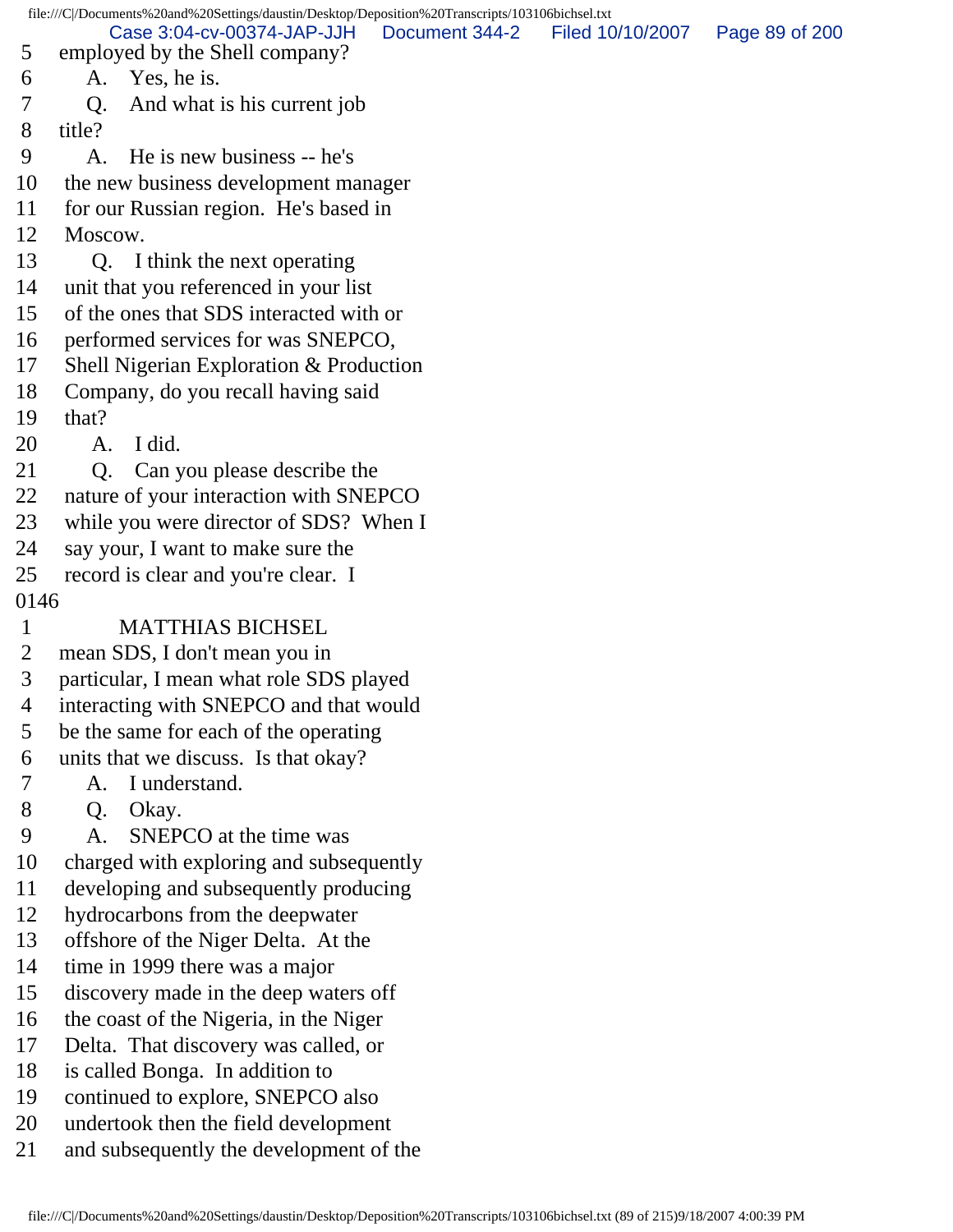5 employed by the Shell company?
6 A. Yes, he is.
7 Q. And what is his current job
8 title?
9 A. He is new business -- he's
10 the new business development manager
11 for our Russian region. He's based in
12 Moscow.
13 Q. I think the next operating
14 unit that you referenced in your list
15 of the ones that SDS interacted with or
16 performed services for was SNEPCO,
17 Shell Nigerian Exploration & Production
18 Company, do you recall having said
19 that?
20 A. I did.
21 Q. Can you please describe the
22 nature of your interaction with SNEPCO
23 while you were director of SDS? When I
24 say your, I want to make sure the
25 record is clear and you're clear. I
0146
1 MATTHIAS BICHSEL
2 mean SDS, I don't mean you in
3 particular, I mean what role SDS played
4 interacting with SNEPCO and that would
5 be the same for each of the operating
6 units that we discuss. Is that okay?
7 A. I understand.
8 Q. Okay.
9 A. SNEPCO at the time was
10 charged with exploring and subsequently
11 developing and subsequently producing
12 hydrocarbons from the deepwater
13 offshore of the Niger Delta. At the
14 time in 1999 there was a major
15 discovery made in the deep waters off
16 the coast of the Nigeria, in the Niger
17 Delta. That discovery was called, or
18 is called Bonga. In addition to
19 continued to explore, SNEPCO also
20 undertook then the field development
21 and subsequently the development of the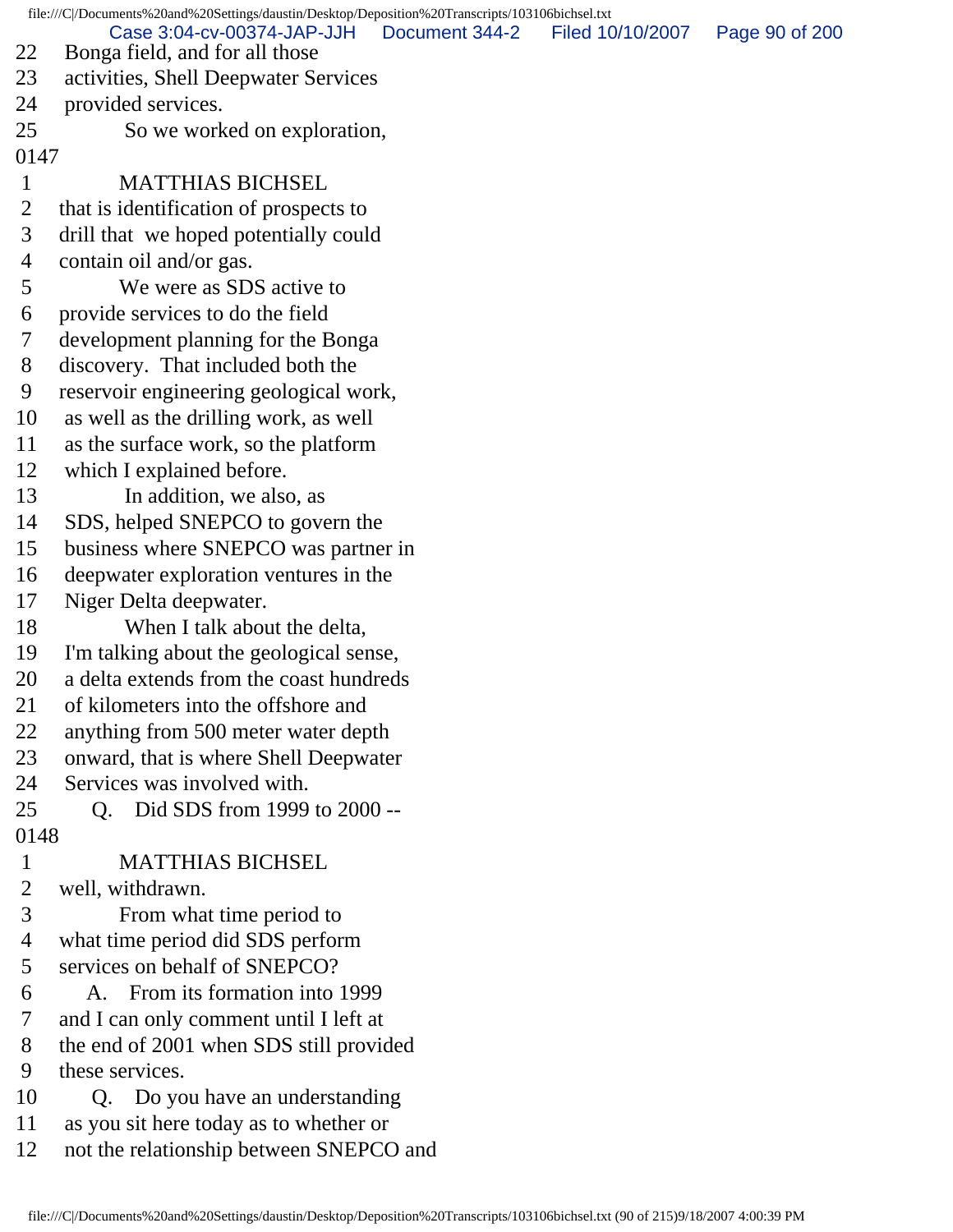22 Bonga field, and for all those
23 activities, Shell Deepwater Services
24 provided services.
25 So we worked on exploration,
0147
1 MATTHIAS BICHSEL
2 that is identification of prospects to
3 drill that we hoped potentially could
4 contain oil and/or gas.
5 We were as SDS active to
6 provide services to do the field
7 development planning for the Bonga
8 discovery. That included both the
9 reservoir engineering geological work,
10 as well as the drilling work, as well
11 as the surface work, so the platform
12 which I explained before.
13 In addition, we also, as
14 SDS, helped SNEPCO to govern the
15 business where SNEPCO was partner in
16 deepwater exploration ventures in the
17 Niger Delta deepwater.
18 When I talk about the delta,
19 I'm talking about the geological sense,
20 a delta extends from the coast hundreds
21 of kilometers into the offshore and
22 anything from 500 meter water depth
23 onward, that is where Shell Deepwater
24 Services was involved with.
25 Q. Did SDS from 1999 to 2000 --
0148
1 MATTHIAS BICHSEL
2 well, withdrawn.
3 From what time period to
4 what time period did SDS perform
5 services on behalf of SNEPCO?
6 A. From its formation into 1999
7 and I can only comment until I left at
8 the end of 2001 when SDS still provided
9 these services.
10 Q. Do you have an understanding
11 as you sit here today as to whether or
12 not the relationship between SNEPCO and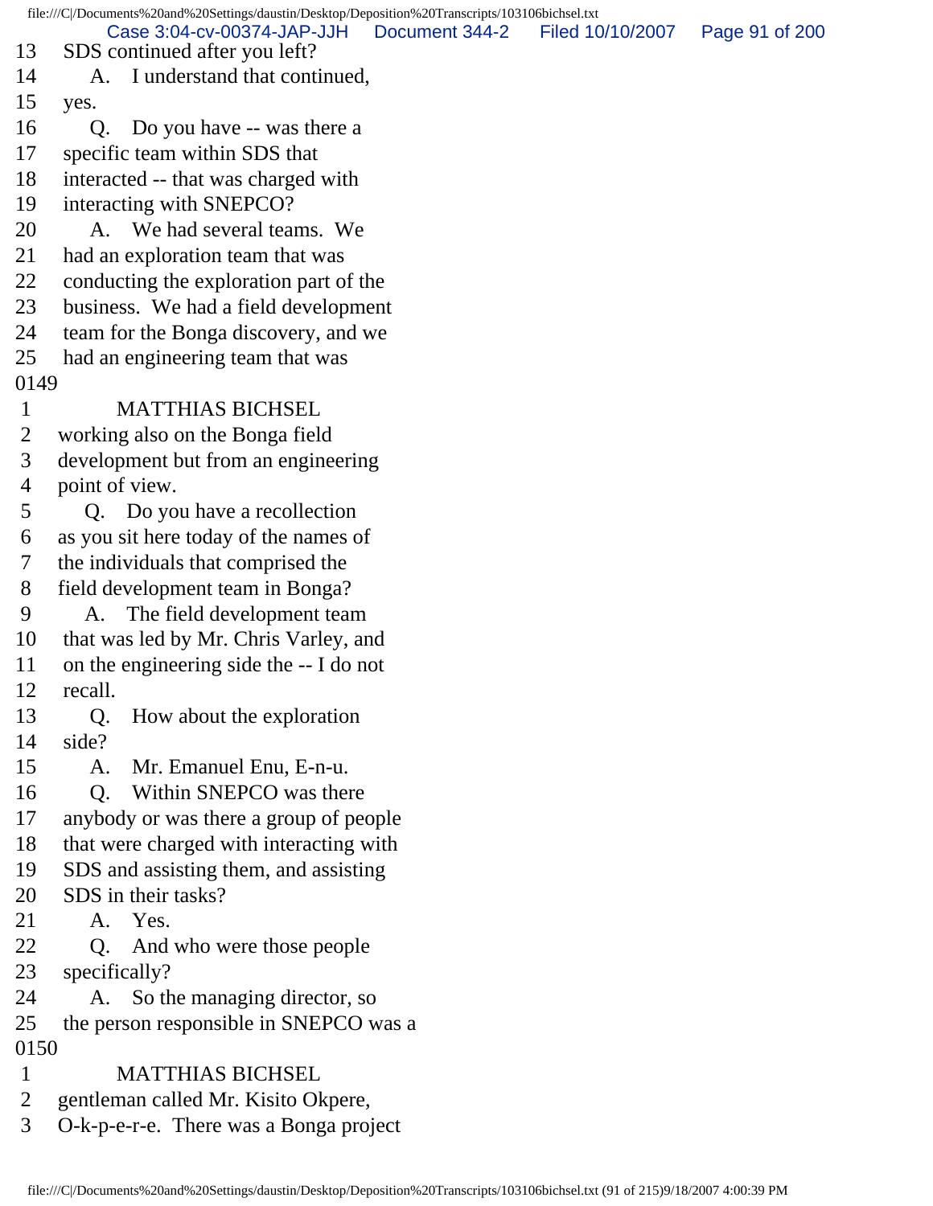13 SDS continued after you left?
14 A. I understand that continued,
15 yes.
16 Q. Do you have -- was there a
17 specific team within SDS that
18 interacted -- that was charged with
19 interacting with SNEPCO?
20 A. We had several teams. We
21 had an exploration team that was
22 conducting the exploration part of the
23 business. We had a field development
24 team for the Bonga discovery, and we
25 had an engineering team that was

0149

1 MATTHIAS BICHSEL
2 working also on the Bonga field
3 development but from an engineering
4 point of view.
5 Q. Do you have a recollection
6 as you sit here today of the names of
7 the individuals that comprised the
8 field development team in Bonga?
9 A. The field development team
10 that was led by Mr. Chris Varley, and
11 on the engineering side the -- I do not
12 recall.
13 Q. How about the exploration
14 side?
15 A. Mr. Emanuel Enu, E-n-u.
16 Q. Within SNEPCO was there
17 anybody or was there a group of people
18 that were charged with interacting with
19 SDS and assisting them, and assisting
20 SDS in their tasks?
21 A. Yes.
22 Q. And who were those people
23 specifically?
24 A. So the managing director, so
25 the person responsible in SNEPCO was a

0150

1 MATTHIAS BICHSEL
2 gentleman called Mr. Kisito Okpere,
3 O-k-p-e-r-e. There was a Bonga project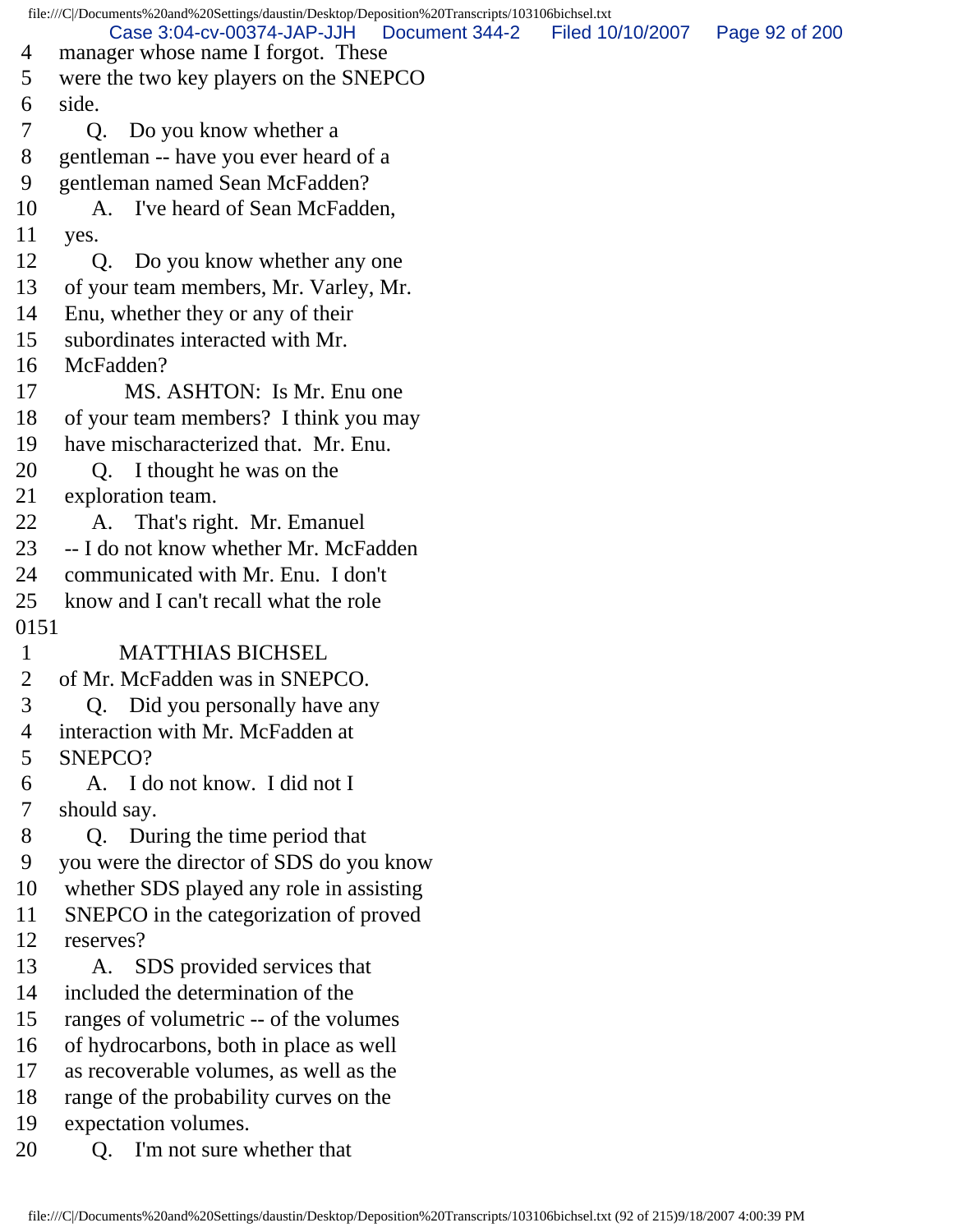4 manager whose name I forgot. These
5 were the two key players on the SNEPCO
6 side.
7 Q. Do you know whether a
8 gentleman -- have you ever heard of a
9 gentleman named Sean McFadden?
10 A. I've heard of Sean McFadden,
11 yes.
12 Q. Do you know whether any one
13 of your team members, Mr. Varley, Mr.
14 Enu, whether they or any of their
15 subordinates interacted with Mr.
16 McFadden?
17 MS. ASHTON: Is Mr. Enu one
18 of your team members? I think you may
19 have mischaracterized that. Mr. Enu.
20 Q. I thought he was on the
21 exploration team.
22 A. That's right. Mr. Emanuel
23 -- I do not know whether Mr. McFadden
24 communicated with Mr. Enu. I don't
25 know and I can't recall what the role
0151
1 MATTHIAS BICHSEL
2 of Mr. McFadden was in SNEPCO.
3 Q. Did you personally have any
4 interaction with Mr. McFadden at
5 SNEPCO?
6 A. I do not know. I did not I
7 should say.
8 Q. During the time period that
9 you were the director of SDS do you know
10 whether SDS played any role in assisting
11 SNEPCO in the categorization of proved
12 reserves?
13 A. SDS provided services that
14 included the determination of the
15 ranges of volumetric -- of the volumes
16 of hydrocarbons, both in place as well
17 as recoverable volumes, as well as the
18 range of the probability curves on the
19 expectation volumes.
20 Q. I'm not sure whether that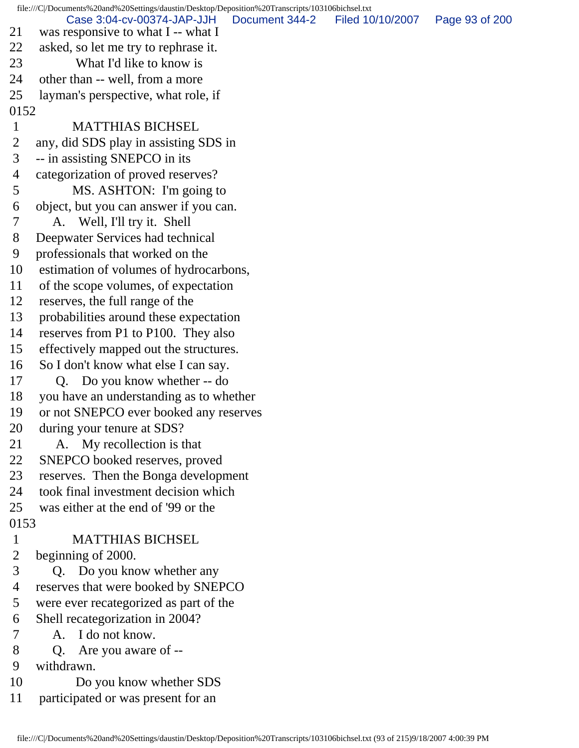21 was responsive to what I -- what I
22 asked, so let me try to rephrase it.
23 What I'd like to know is
24 other than -- well, from a more
25 layman's perspective, what role, if

0152

1 MATTHIAS BICHSEL
2 any, did SDS play in assisting SDS in
3 -- in assisting SNEPCO in its
4 categorization of proved reserves?
5 MS. ASHTON: I'm going to
6 object, but you can answer if you can.
7 A. Well, I'll try it. Shell
8 Deepwater Services had technical
9 professionals that worked on the
10 estimation of volumes of hydrocarbons,
11 of the scope volumes, of expectation
12 reserves, the full range of the
13 probabilities around these expectation
14 reserves from P1 to P100. They also
15 effectively mapped out the structures.
16 So I don't know what else I can say.
17 Q. Do you know whether -- do
18 you have an understanding as to whether
19 or not SNEPCO ever booked any reserves
20 during your tenure at SDS?
21 A. My recollection is that
22 SNEPCO booked reserves, proved
23 reserves. Then the Bonga development
24 took final investment decision which
25 was either at the end of '99 or the

0153

1 MATTHIAS BICHSEL
2 beginning of 2000.
3 Q. Do you know whether any
4 reserves that were booked by SNEPCO
5 were ever recategorized as part of the
6 Shell recategorization in 2004?
7 A. I do not know.
8 Q. Are you aware of --
9 withdrawn.
10 Do you know whether SDS
11 participated or was present for an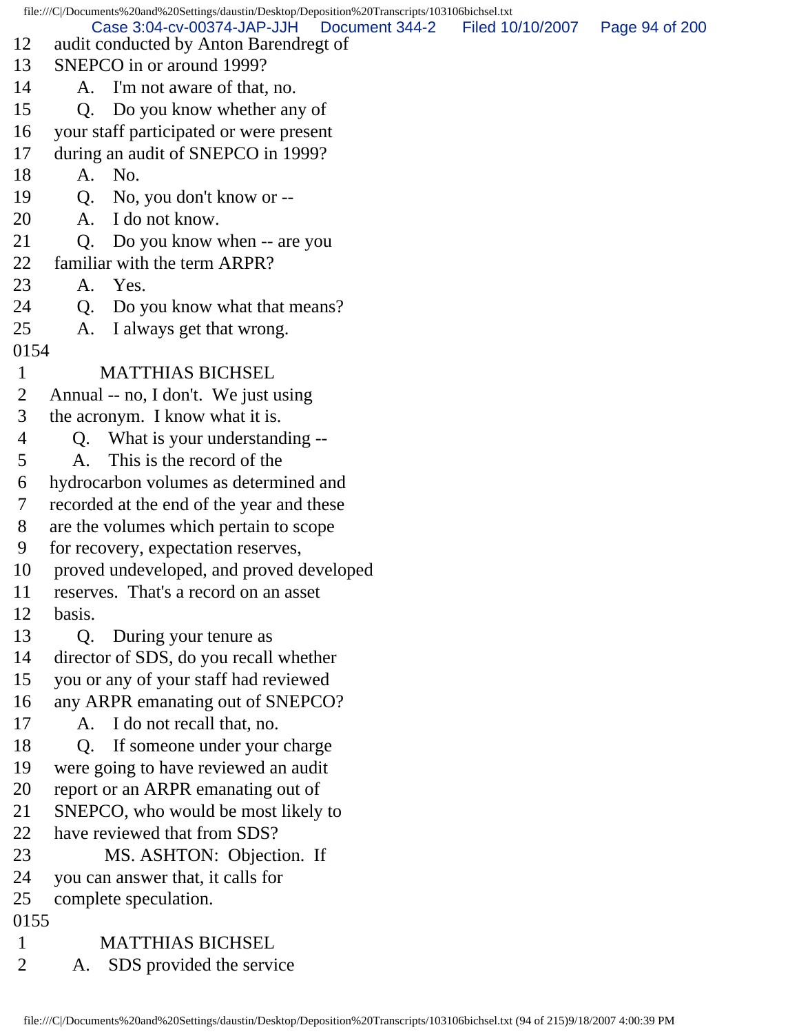12 audit conducted by Anton Barendregt of
13 SNEPCO in or around 1999?
14 A. I'm not aware of that, no.
15 Q. Do you know whether any of
16 your staff participated or were present
17 during an audit of SNEPCO in 1999?
18 A. No.
19 Q. No, you don't know or --
20 A. I do not know.
21 Q. Do you know when -- are you
22 familiar with the term ARPR?
23 A. Yes.
24 Q. Do you know what that means?
25 A. I always get that wrong.

0154

1 MATTHIAS BICHSEL
2 Annual -- no, I don't. We just using
3 the acronym. I know what it is.
4 Q. What is your understanding --
5 A. This is the record of the
6 hydrocarbon volumes as determined and
7 recorded at the end of the year and these
8 are the volumes which pertain to scope
9 for recovery, expectation reserves,
10 proved undeveloped, and proved developed
11 reserves. That's a record on an asset
12 basis.
13 Q. During your tenure as
14 director of SDS, do you recall whether
15 you or any of your staff had reviewed
16 any ARPR emanating out of SNEPCO?
17 A. I do not recall that, no.
18 Q. If someone under your charge
19 were going to have reviewed an audit
20 report or an ARPR emanating out of
21 SNEPCO, who would be most likely to
22 have reviewed that from SDS?
23 MS. ASHTON: Objection. If
24 you can answer that, it calls for
25 complete speculation.

0155

1 MATTHIAS BICHSEL
2 A. SDS provided the service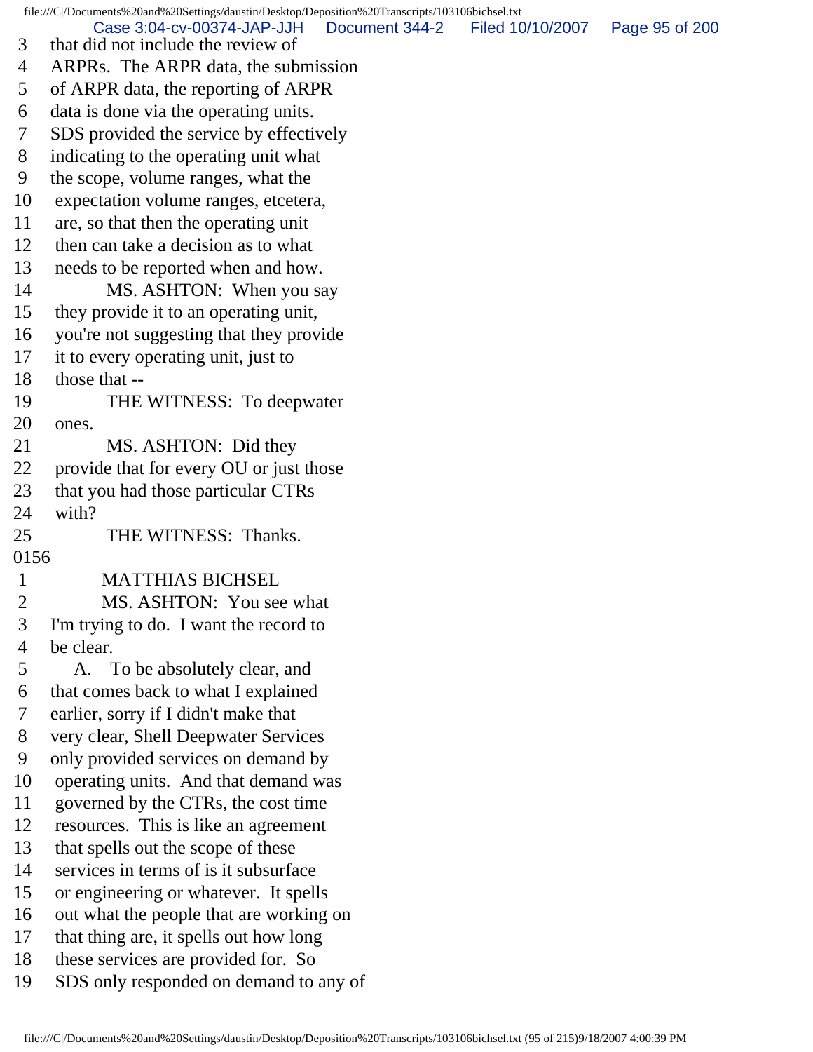3 that did not include the review of
4 ARPRs. The ARPR data, the submission
5 of ARPR data, the reporting of ARPR
6 data is done via the operating units.
7 SDS provided the service by effectively
8 indicating to the operating unit what
9 the scope, volume ranges, what the
10 expectation volume ranges, etcetera,
11 are, so that then the operating unit
12 then can take a decision as to what
13 needs to be reported when and how.
14 MS. ASHTON: When you say
15 they provide it to an operating unit,
16 you're not suggesting that they provide
17 it to every operating unit, just to
18 those that --
19 THE WITNESS: To deepwater
20 ones.
21 MS. ASHTON: Did they
22 provide that for every OU or just those
23 that you had those particular CTRs
24 with?
25 THE WITNESS: Thanks.

0156

1 MATTHIAS BICHSEL
2 MS. ASHTON: You see what
3 I'm trying to do. I want the record to
4 be clear.
5 A. To be absolutely clear, and
6 that comes back to what I explained
7 earlier, sorry if I didn't make that
8 very clear, Shell Deepwater Services
9 only provided services on demand by
10 operating units. And that demand was
11 governed by the CTRs, the cost time
12 resources. This is like an agreement
13 that spells out the scope of these
14 services in terms of is it subsurface
15 or engineering or whatever. It spells
16 out what the people that are working on
17 that thing are, it spells out how long
18 these services are provided for. So
19 SDS only responded on demand to any of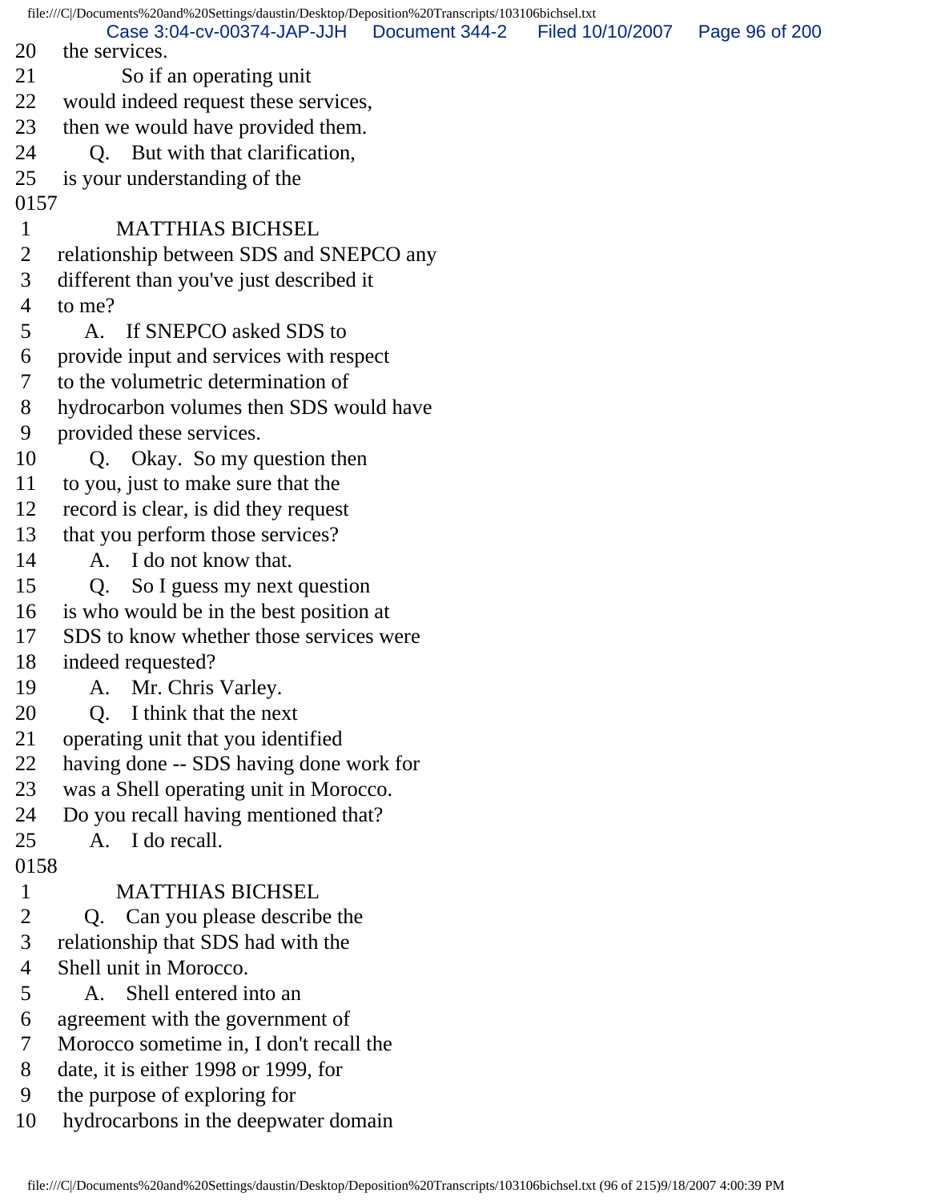20 the services.
21 So if an operating unit
22 would indeed request these services,
23 then we would have provided them.
24 Q. But with that clarification,
25 is your understanding of the
0157
1 MATTHIAS BICHSEL
2 relationship between SDS and SNEPCO any
3 different than you've just described it
4 to me?
5 A. If SNEPCO asked SDS to
6 provide input and services with respect
7 to the volumetric determination of
8 hydrocarbon volumes then SDS would have
9 provided these services.
10 Q. Okay. So my question then
11 to you, just to make sure that the
12 record is clear, is did they request
13 that you perform those services?
14 A. I do not know that.
15 Q. So I guess my next question
16 is who would be in the best position at
17 SDS to know whether those services were
18 indeed requested?
19 A. Mr. Chris Varley.
20 Q. I think that the next
21 operating unit that you identified
22 having done -- SDS having done work for
23 was a Shell operating unit in Morocco.
24 Do you recall having mentioned that?
25 A. I do recall.
0158
1 MATTHIAS BICHSEL
2 Q. Can you please describe the
3 relationship that SDS had with the
4 Shell unit in Morocco.
5 A. Shell entered into an
6 agreement with the government of
7 Morocco sometime in, I don't recall the
8 date, it is either 1998 or 1999, for
9 the purpose of exploring for
10 hydrocarbons in the deepwater domain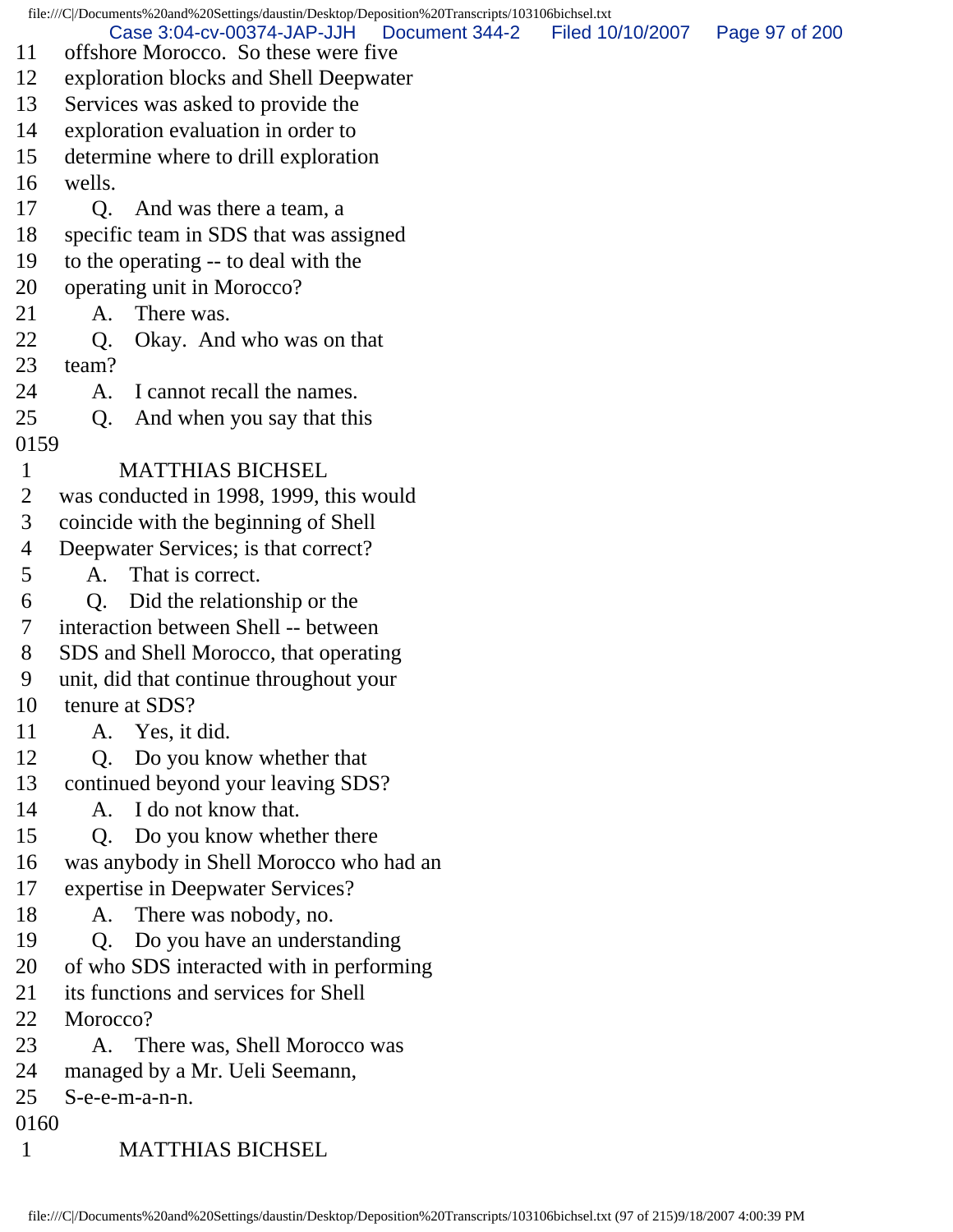11 offshore Morocco. So these were five
12 exploration blocks and Shell Deepwater
13 Services was asked to provide the
14 exploration evaluation in order to
15 determine where to drill exploration
16 wells.
17 Q. And was there a team, a
18 specific team in SDS that was assigned
19 to the operating -- to deal with the
20 operating unit in Morocco?
21 A. There was.
22 Q. Okay. And who was on that
23 team?
24 A. I cannot recall the names.
25 Q. And when you say that this
0159
1 MATTHIAS BICHSEL
2 was conducted in 1998, 1999, this would
3 coincide with the beginning of Shell
4 Deepwater Services; is that correct?
5 A. That is correct.
6 Q. Did the relationship or the
7 interaction between Shell -- between
8 SDS and Shell Morocco, that operating
9 unit, did that continue throughout your
10 tenure at SDS?
11 A. Yes, it did.
12 Q. Do you know whether that
13 continued beyond your leaving SDS?
14 A. I do not know that.
15 Q. Do you know whether there
16 was anybody in Shell Morocco who had an
17 expertise in Deepwater Services?
18 A. There was nobody, no.
19 Q. Do you have an understanding
20 of who SDS interacted with in performing
21 its functions and services for Shell
22 Morocco?
23 A. There was, Shell Morocco was
24 managed by a Mr. Ueli Seemann,
25 S-e-e-m-a-n-n.
0160
1 MATTHIAS BICHSEL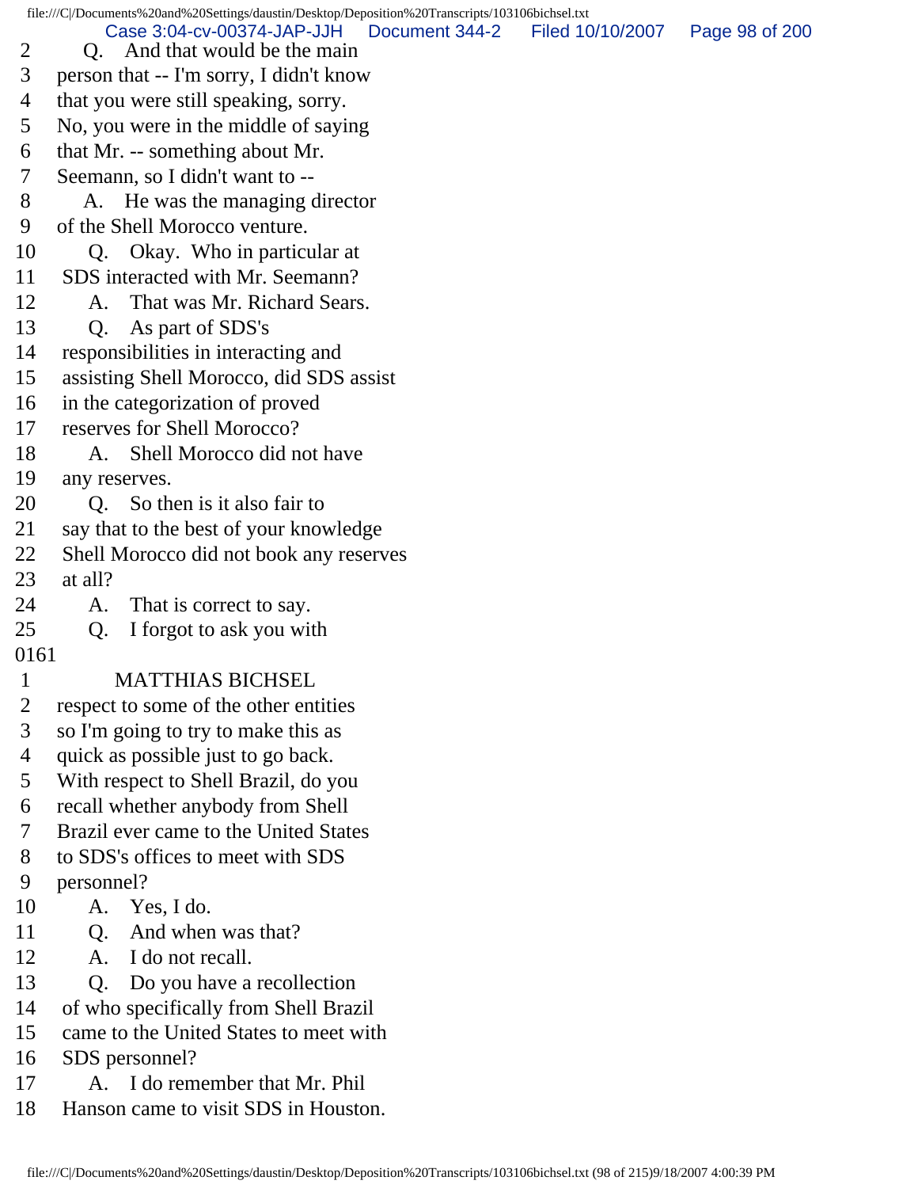2 Q. And that would be the main
3 person that -- I'm sorry, I didn't know
4 that you were still speaking, sorry.
5 No, you were in the middle of saying
6 that Mr. -- something about Mr.
7 Seemann, so I didn't want to --
8 A. He was the managing director
9 of the Shell Morocco venture.
10 Q. Okay. Who in particular at
11 SDS interacted with Mr. Seemann?
12 A. That was Mr. Richard Sears.
13 Q. As part of SDS's
14 responsibilities in interacting and
15 assisting Shell Morocco, did SDS assist
16 in the categorization of proved
17 reserves for Shell Morocco?
18 A. Shell Morocco did not have
19 any reserves.
20 Q. So then is it also fair to
21 say that to the best of your knowledge
22 Shell Morocco did not book any reserves
23 at all?
24 A. That is correct to say.
25 Q. I forgot to ask you with
0161
1 MATTHIAS BICHSEL
2 respect to some of the other entities
3 so I'm going to try to make this as
4 quick as possible just to go back.
5 With respect to Shell Brazil, do you
6 recall whether anybody from Shell
7 Brazil ever came to the United States
8 to SDS's offices to meet with SDS
9 personnel?
10 A. Yes, I do.
11 Q. And when was that?
12 A. I do not recall.
13 Q. Do you have a recollection
14 of who specifically from Shell Brazil
15 came to the United States to meet with
16 SDS personnel?
17 A. I do remember that Mr. Phil
18 Hanson came to visit SDS in Houston.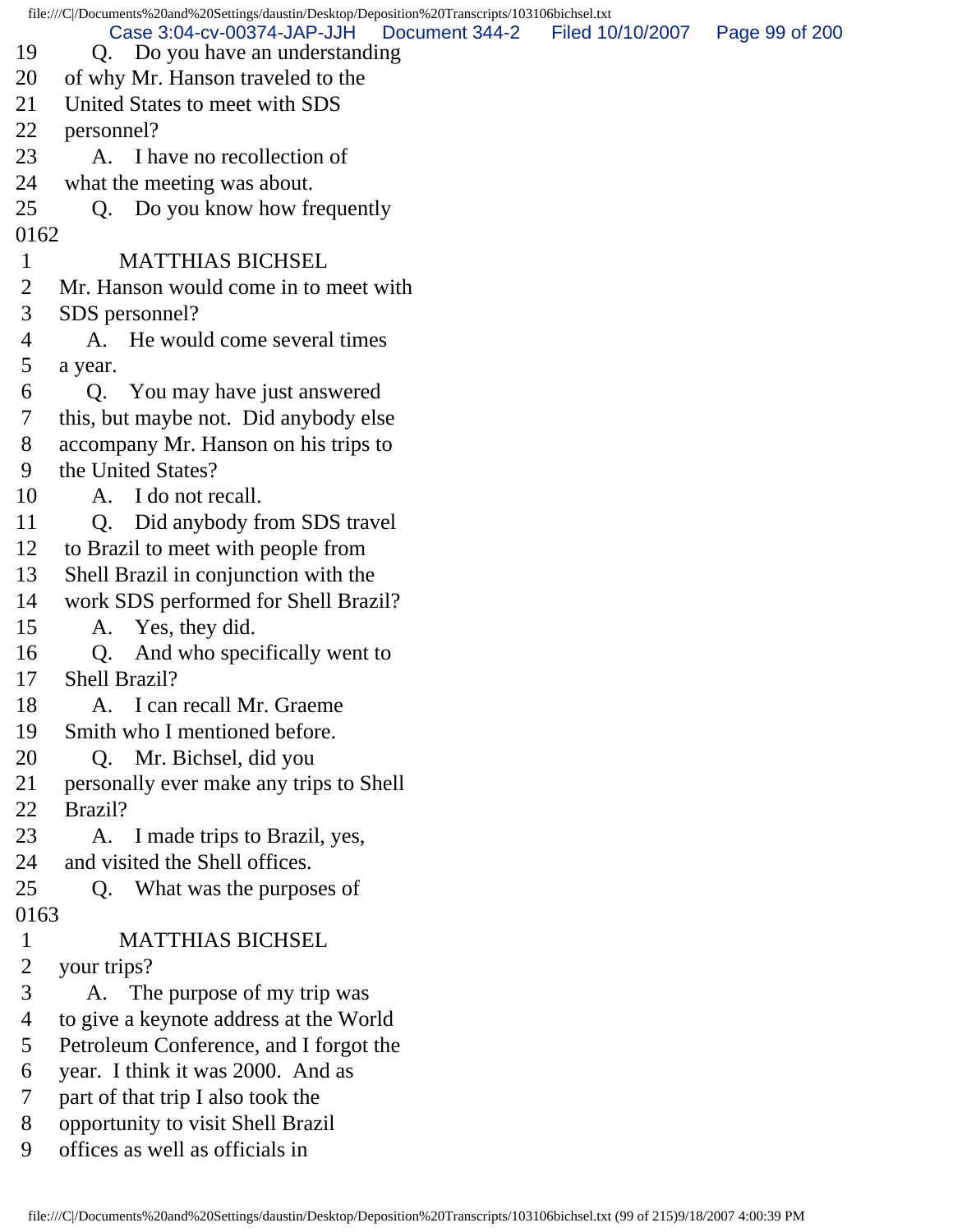19 Q. Do you have an understanding
20 of why Mr. Hanson traveled to the
21 United States to meet with SDS
22 personnel?
23 A. I have no recollection of
24 what the meeting was about.
25 Q. Do you know how frequently
0162
1 MATTHIAS BICHSEL
2 Mr. Hanson would come in to meet with
3 SDS personnel?
4 A. He would come several times
5 a year.
6 Q. You may have just answered
7 this, but maybe not. Did anybody else
8 accompany Mr. Hanson on his trips to
9 the United States?
10 A. I do not recall.
11 Q. Did anybody from SDS travel
12 to Brazil to meet with people from
13 Shell Brazil in conjunction with the
14 work SDS performed for Shell Brazil?
15 A. Yes, they did.
16 Q. And who specifically went to
17 Shell Brazil?
18 A. I can recall Mr. Graeme
19 Smith who I mentioned before.
20 Q. Mr. Bichsel, did you
21 personally ever make any trips to Shell
22 Brazil?
23 A. I made trips to Brazil, yes,
24 and visited the Shell offices.
25 Q. What was the purposes of
0163
1 MATTHIAS BICHSEL
2 your trips?
3 A. The purpose of my trip was
4 to give a keynote address at the World
5 Petroleum Conference, and I forgot the
6 year. I think it was 2000. And as
7 part of that trip I also took the
8 opportunity to visit Shell Brazil
9 offices as well as officials in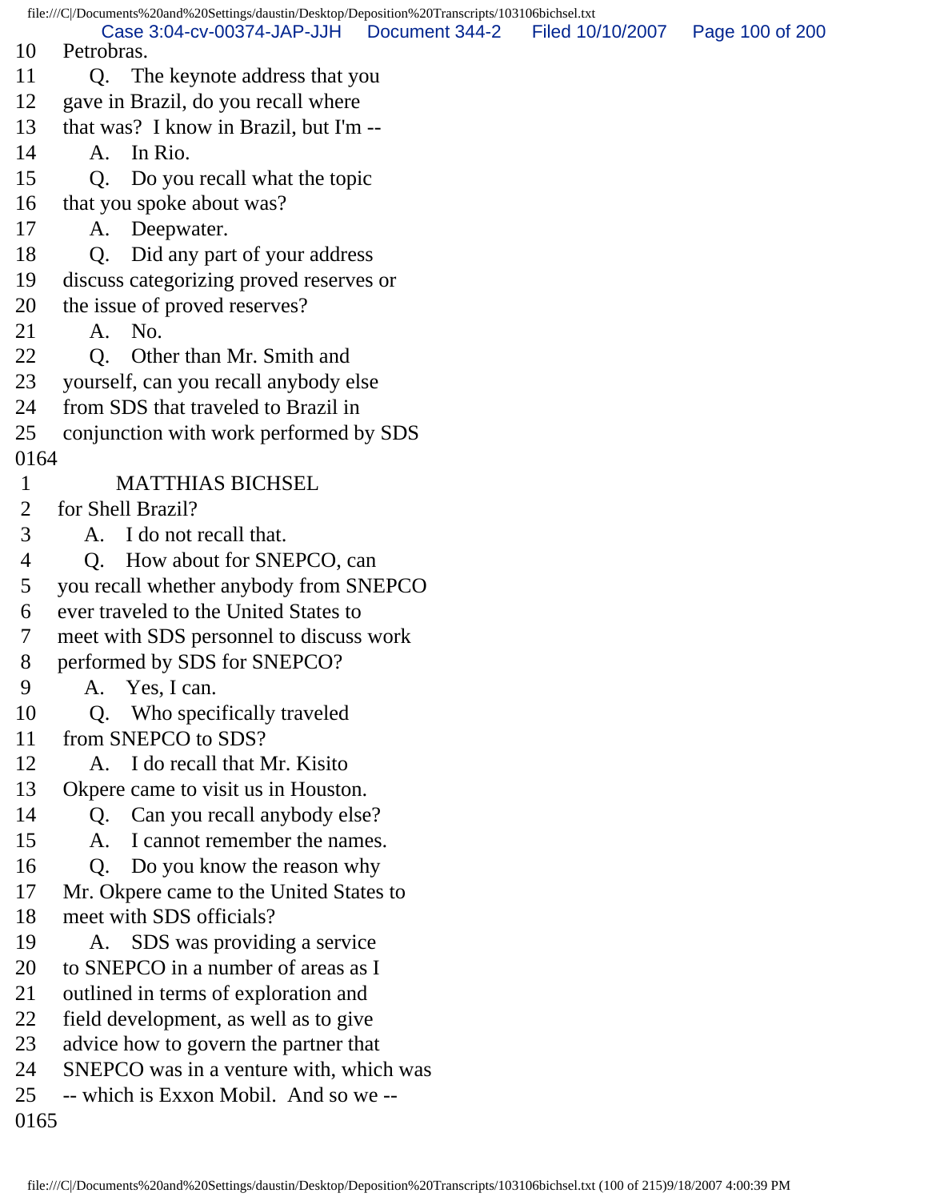10 Petrobras.
11 Q. The keynote address that you
12 gave in Brazil, do you recall where
13 that was? I know in Brazil, but I'm --
14 A. In Rio.
15 Q. Do you recall what the topic
16 that you spoke about was?
17 A. Deepwater.
18 Q. Did any part of your address
19 discuss categorizing proved reserves or
20 the issue of proved reserves?
21 A. No.
22 Q. Other than Mr. Smith and
23 yourself, can you recall anybody else
24 from SDS that traveled to Brazil in
25 conjunction with work performed by SDS
0164
1 MATTHIAS BICHSEL
2 for Shell Brazil?
3 A. I do not recall that.
4 Q. How about for SNEPCO, can
5 you recall whether anybody from SNEPCO
6 ever traveled to the United States to
7 meet with SDS personnel to discuss work
8 performed by SDS for SNEPCO?
9 A. Yes, I can.
10 Q. Who specifically traveled
11 from SNEPCO to SDS?
12 A. I do recall that Mr. Kisito
13 Okpere came to visit us in Houston.
14 Q. Can you recall anybody else?
15 A. I cannot remember the names.
16 Q. Do you know the reason why
17 Mr. Okpere came to the United States to
18 meet with SDS officials?
19 A. SDS was providing a service
20 to SNEPCO in a number of areas as I
21 outlined in terms of exploration and
22 field development, as well as to give
23 advice how to govern the partner that
24 SNEPCO was in a venture with, which was
25 -- which is Exxon Mobil. And so we --
0165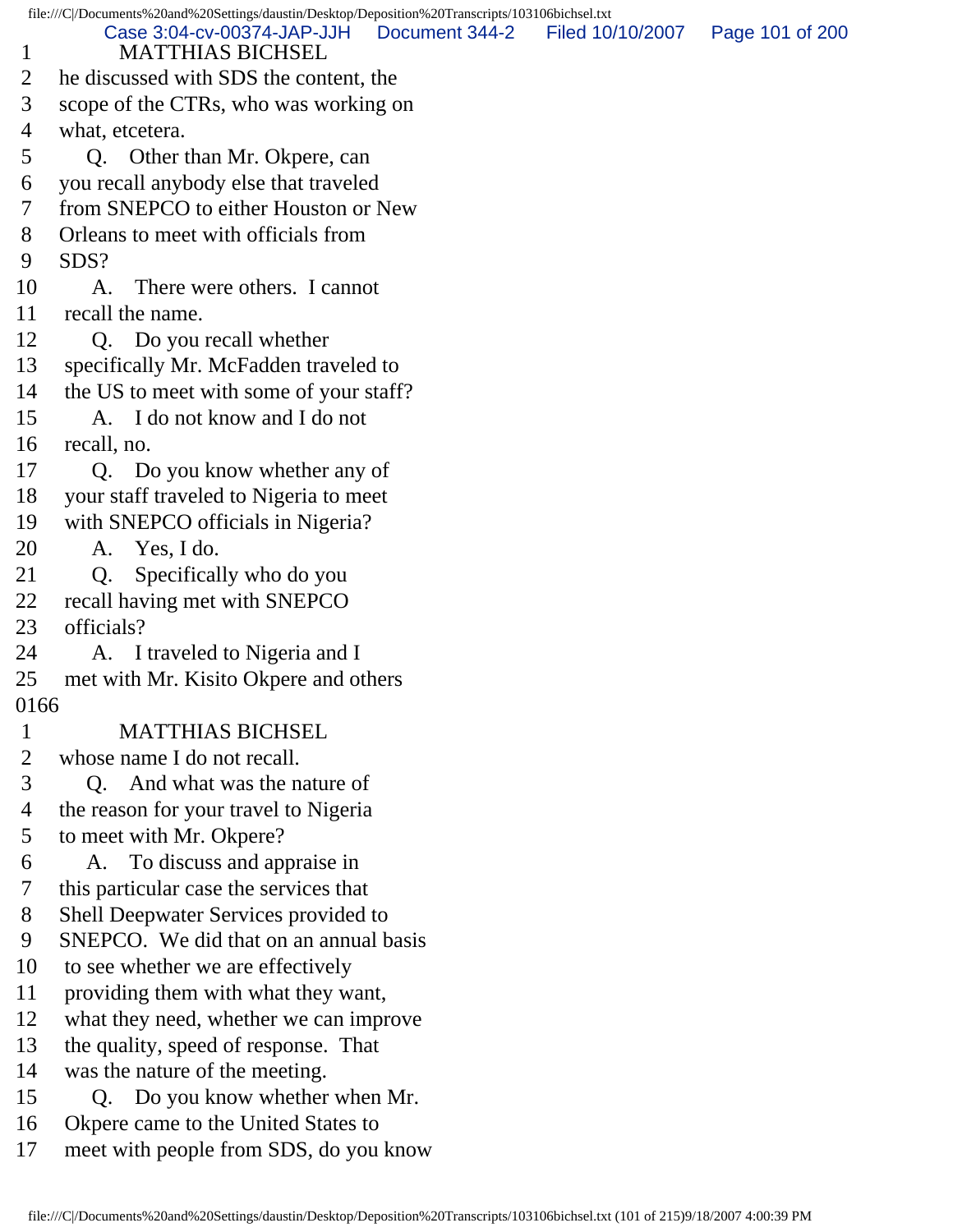1 MATTHIAS BICHSEL
2 he discussed with SDS the content, the
3 scope of the CTRs, who was working on
4 what, etcetera.
5 Q. Other than Mr. Okpere, can
6 you recall anybody else that traveled
7 from SNEPCO to either Houston or New
8 Orleans to meet with officials from
9 SDS?
10 A. There were others. I cannot
11 recall the name.
12 Q. Do you recall whether
13 specifically Mr. McFadden traveled to
14 the US to meet with some of your staff?
15 A. I do not know and I do not
16 recall, no.
17 Q. Do you know whether any of
18 your staff traveled to Nigeria to meet
19 with SNEPCO officials in Nigeria?
20 A. Yes, I do.
21 Q. Specifically who do you
22 recall having met with SNEPCO
23 officials?
24 A. I traveled to Nigeria and I
25 met with Mr. Kisito Okpere and others
0166
1 MATTHIAS BICHSEL
2 whose name I do not recall.
3 Q. And what was the nature of
4 the reason for your travel to Nigeria
5 to meet with Mr. Okpere?
6 A. To discuss and appraise in
7 this particular case the services that
8 Shell Deepwater Services provided to
9 SNEPCO. We did that on an annual basis
10 to see whether we are effectively
11 providing them with what they want,
12 what they need, whether we can improve
13 the quality, speed of response. That
14 was the nature of the meeting.
15 Q. Do you know whether when Mr.
16 Okpere came to the United States to
17 meet with people from SDS, do you know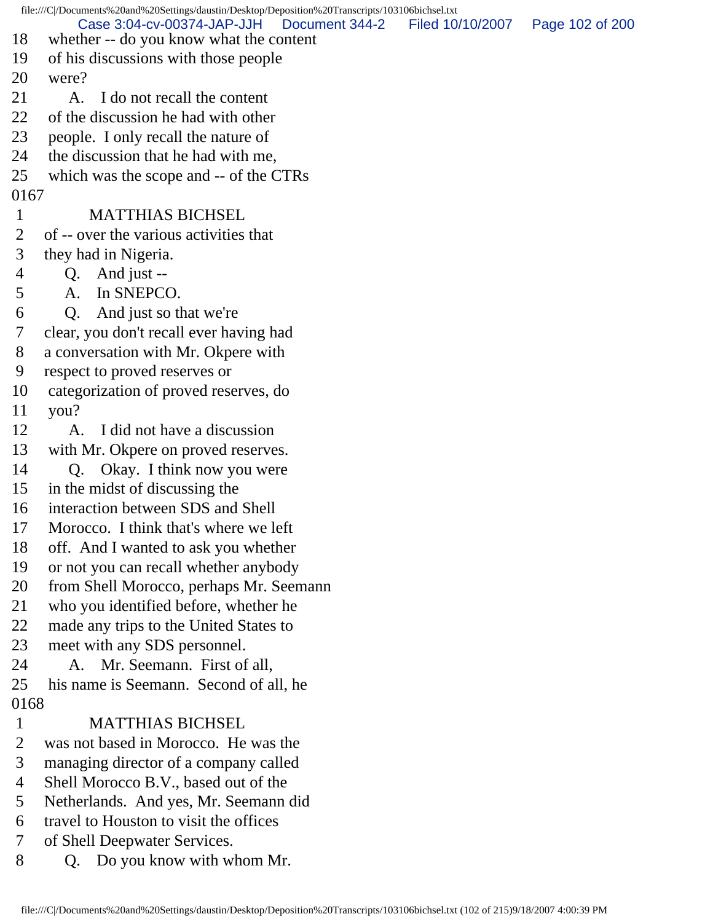18 whether -- do you know what the content
19 of his discussions with those people
20 were?
21 A. I do not recall the content
22 of the discussion he had with other
23 people. I only recall the nature of
24 the discussion that he had with me,
25 which was the scope and -- of the CTRs

0167

1 MATTHIAS BICHSEL
2 of -- over the various activities that
3 they had in Nigeria.
4 Q. And just --
5 A. In SNEPCO.
6 Q. And just so that we're
7 clear, you don't recall ever having had
8 a conversation with Mr. Okpere with
9 respect to proved reserves or
10 categorization of proved reserves, do
11 you?
12 A. I did not have a discussion
13 with Mr. Okpere on proved reserves.
14 Q. Okay. I think now you were
15 in the midst of discussing the
16 interaction between SDS and Shell
17 Morocco. I think that's where we left
18 off. And I wanted to ask you whether
19 or not you can recall whether anybody
20 from Shell Morocco, perhaps Mr. Seemann
21 who you identified before, whether he
22 made any trips to the United States to
23 meet with any SDS personnel.
24 A. Mr. Seemann. First of all,
25 his name is Seemann. Second of all, he

0168

1 MATTHIAS BICHSEL
2 was not based in Morocco. He was the
3 managing director of a company called
4 Shell Morocco B.V., based out of the
5 Netherlands. And yes, Mr. Seemann did
6 travel to Houston to visit the offices
7 of Shell Deepwater Services.
8 Q. Do you know with whom Mr.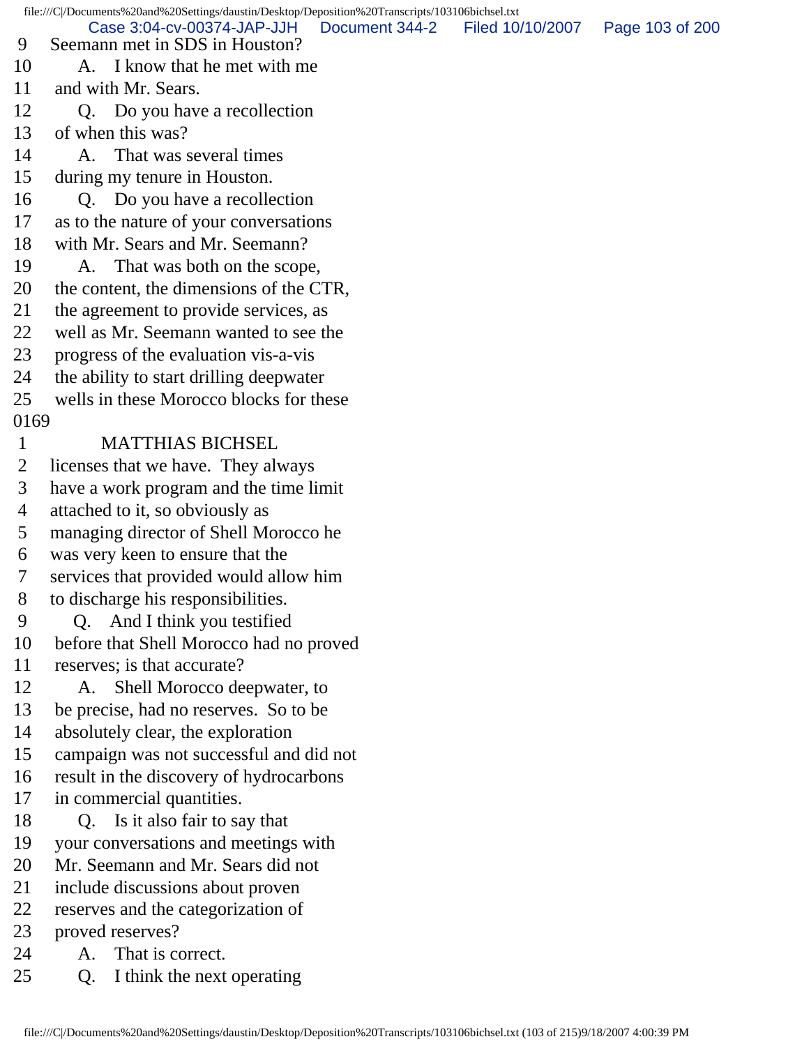9 Seemann met in SDS in Houston?
10 A. I know that he met with me
11 and with Mr. Sears.
12 Q. Do you have a recollection
13 of when this was?
14 A. That was several times
15 during my tenure in Houston.
16 Q. Do you have a recollection
17 as to the nature of your conversations
18 with Mr. Sears and Mr. Seemann?
19 A. That was both on the scope,
20 the content, the dimensions of the CTR,
21 the agreement to provide services, as
22 well as Mr. Seemann wanted to see the
23 progress of the evaluation vis-a-vis
24 the ability to start drilling deepwater
25 wells in these Morocco blocks for these

0169

1 MATTHIAS BICHSEL
2 licenses that we have. They always
3 have a work program and the time limit
4 attached to it, so obviously as
5 managing director of Shell Morocco he
6 was very keen to ensure that the
7 services that provided would allow him
8 to discharge his responsibilities.
9 Q. And I think you testified
10 before that Shell Morocco had no proved
11 reserves; is that accurate?
12 A. Shell Morocco deepwater, to
13 be precise, had no reserves. So to be
14 absolutely clear, the exploration
15 campaign was not successful and did not
16 result in the discovery of hydrocarbons
17 in commercial quantities.
18 Q. Is it also fair to say that
19 your conversations and meetings with
20 Mr. Seemann and Mr. Sears did not
21 include discussions about proven
22 reserves and the categorization of
23 proved reserves?
24 A. That is correct.
25 Q. I think the next operating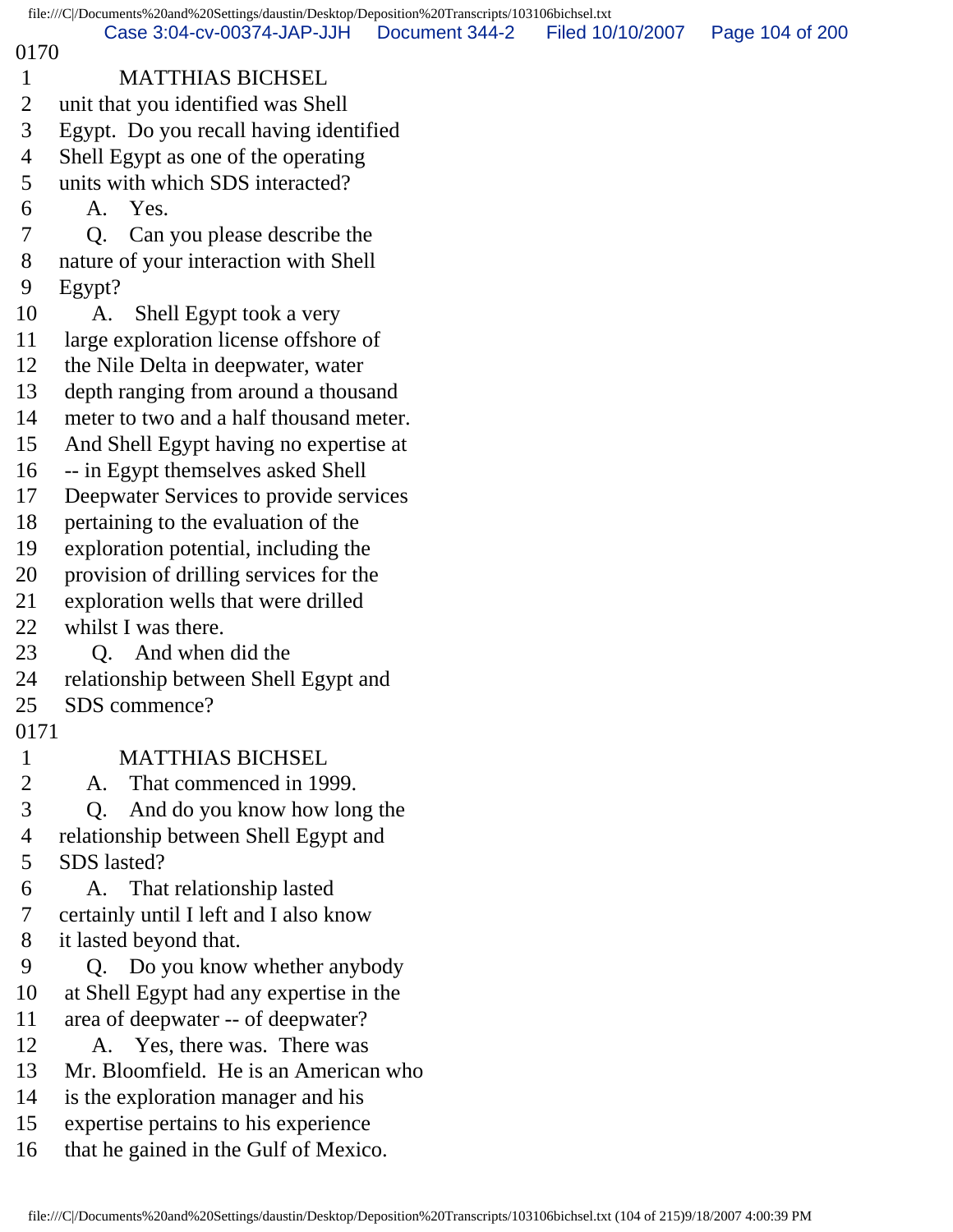0170

1 MATTHIAS BICHSEL
2 unit that you identified was Shell
3 Egypt. Do you recall having identified
4 Shell Egypt as one of the operating
5 units with which SDS interacted?
6 A. Yes.
7 Q. Can you please describe the
8 nature of your interaction with Shell
9 Egypt?
10 A. Shell Egypt took a very
11 large exploration license offshore of
12 the Nile Delta in deepwater, water
13 depth ranging from around a thousand
14 meter to two and a half thousand meter.
15 And Shell Egypt having no expertise at
16 -- in Egypt themselves asked Shell
17 Deepwater Services to provide services
18 pertaining to the evaluation of the
19 exploration potential, including the
20 provision of drilling services for the
21 exploration wells that were drilled
22 whilst I was there.
23 Q. And when did the
24 relationship between Shell Egypt and
25 SDS commence?

0171

1 MATTHIAS BICHSEL
2 A. That commenced in 1999.
3 Q. And do you know how long the
4 relationship between Shell Egypt and
5 SDS lasted?
6 A. That relationship lasted
7 certainly until I left and I also know
8 it lasted beyond that.
9 Q. Do you know whether anybody
10 at Shell Egypt had any expertise in the
11 area of deepwater -- of deepwater?
12 A. Yes, there was. There was
13 Mr. Bloomfield. He is an American who
14 is the exploration manager and his
15 expertise pertains to his experience
16 that he gained in the Gulf of Mexico.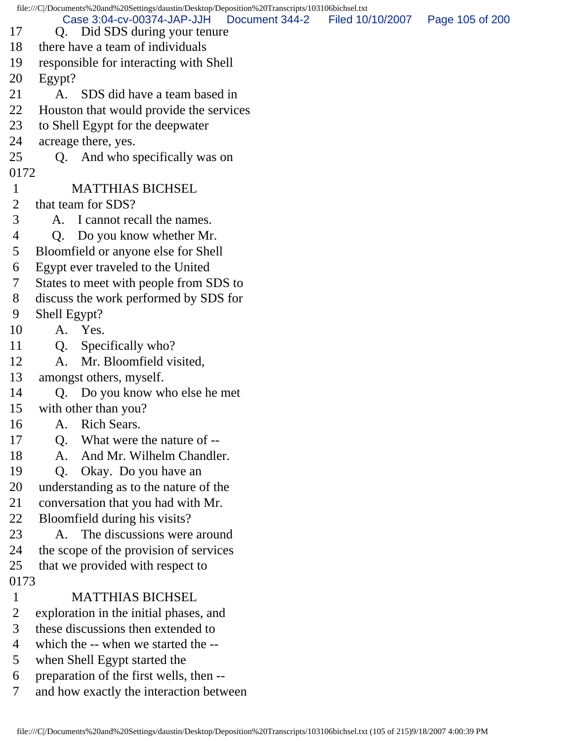17 Q. Did SDS during your tenure
18 there have a team of individuals
19 responsible for interacting with Shell
20 Egypt?
21 A. SDS did have a team based in
22 Houston that would provide the services
23 to Shell Egypt for the deepwater
24 acreage there, yes.
25 Q. And who specifically was on
0172
1 MATTHIAS BICHSEL
2 that team for SDS?
3 A. I cannot recall the names.
4 Q. Do you know whether Mr.
5 Bloomfield or anyone else for Shell
6 Egypt ever traveled to the United
7 States to meet with people from SDS to
8 discuss the work performed by SDS for
9 Shell Egypt?
10 A. Yes.
11 Q. Specifically who?
12 A. Mr. Bloomfield visited,
13 amongst others, myself.
14 Q. Do you know who else he met
15 with other than you?
16 A. Rich Sears.
17 Q. What were the nature of --
18 A. And Mr. Wilhelm Chandler.
19 Q. Okay. Do you have an
20 understanding as to the nature of the
21 conversation that you had with Mr.
22 Bloomfield during his visits?
23 A. The discussions were around
24 the scope of the provision of services
25 that we provided with respect to
0173
1 MATTHIAS BICHSEL
2 exploration in the initial phases, and
3 these discussions then extended to
4 which the -- when we started the --
5 when Shell Egypt started the
6 preparation of the first wells, then --
7 and how exactly the interaction between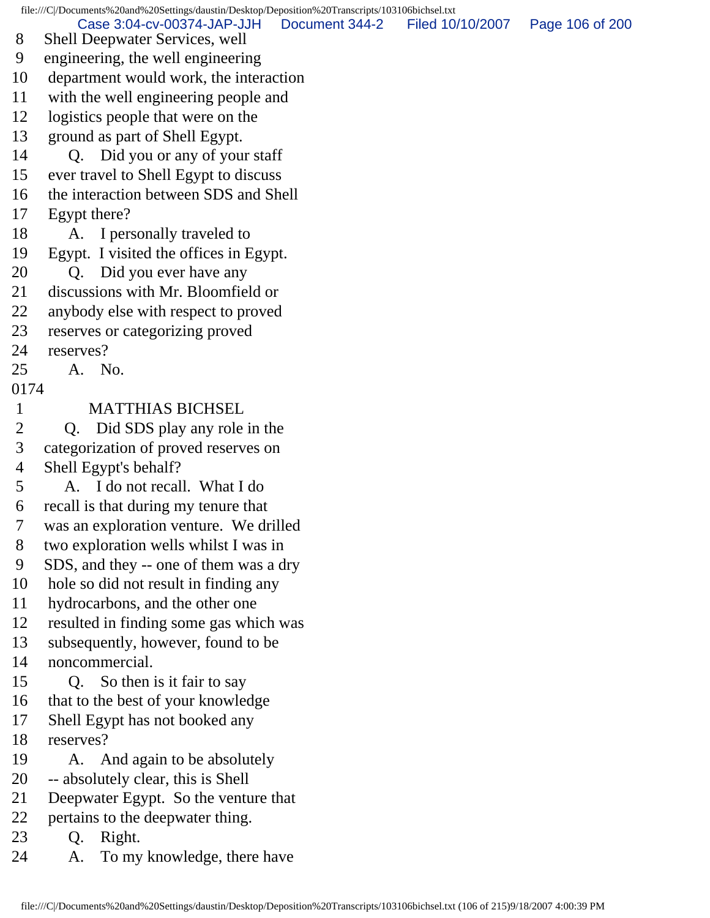8 Shell Deepwater Services, well
9 engineering, the well engineering
10 department would work, the interaction
11 with the well engineering people and
12 logistics people that were on the
13 ground as part of Shell Egypt.
14 Q. Did you or any of your staff
15 ever travel to Shell Egypt to discuss
16 the interaction between SDS and Shell
17 Egypt there?
18 A. I personally traveled to
19 Egypt. I visited the offices in Egypt.
20 Q. Did you ever have any
21 discussions with Mr. Bloomfield or
22 anybody else with respect to proved
23 reserves or categorizing proved
24 reserves?
25 A. No.

0174

1 MATTHIAS BICHSEL
2 Q. Did SDS play any role in the
3 categorization of proved reserves on
4 Shell Egypt's behalf?
5 A. I do not recall. What I do
6 recall is that during my tenure that
7 was an exploration venture. We drilled
8 two exploration wells whilst I was in
9 SDS, and they -- one of them was a dry
10 hole so did not result in finding any
11 hydrocarbons, and the other one
12 resulted in finding some gas which was
13 subsequently, however, found to be
14 noncommercial.
15 Q. So then is it fair to say
16 that to the best of your knowledge
17 Shell Egypt has not booked any
18 reserves?
19 A. And again to be absolutely
20 -- absolutely clear, this is Shell
21 Deepwater Egypt. So the venture that
22 pertains to the deepwater thing.
23 Q. Right.
24 A. To my knowledge, there have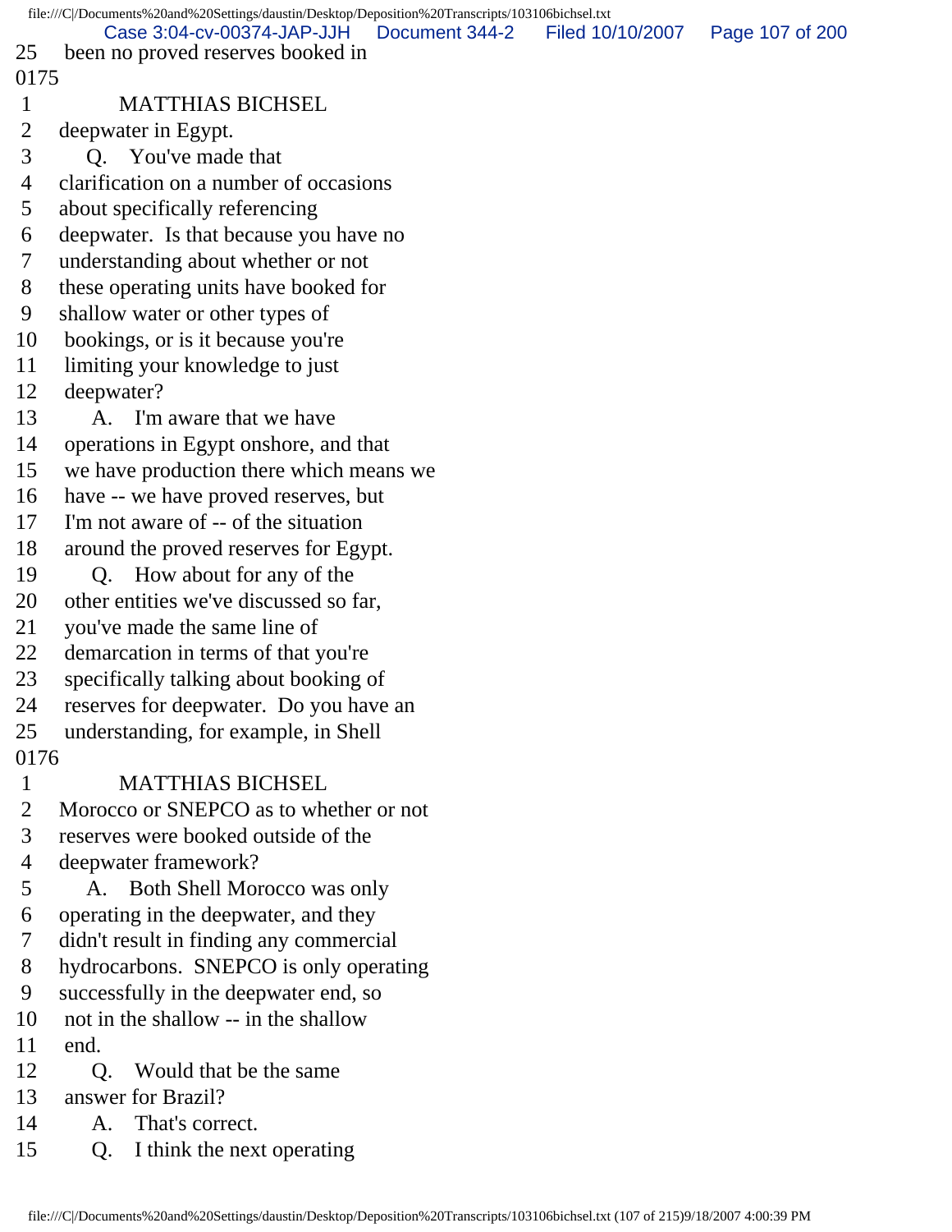25 been no proved reserves booked in

0175

1 MATTHIAS BICHSEL

2 deepwater in Egypt.

3 Q. You've made that

4 clarification on a number of occasions

5 about specifically referencing

6 deepwater. Is that because you have no

7 understanding about whether or not

8 these operating units have booked for

9 shallow water or other types of

10 bookings, or is it because you're

11 limiting your knowledge to just

12 deepwater?

13 A. I'm aware that we have

14 operations in Egypt onshore, and that

15 we have production there which means we

16 have -- we have proved reserves, but

17 I'm not aware of -- of the situation

18 around the proved reserves for Egypt.

19 Q. How about for any of the

20 other entities we've discussed so far,

21 you've made the same line of

22 demarcation in terms of that you're

23 specifically talking about booking of

24 reserves for deepwater. Do you have an

25 understanding, for example, in Shell

0176

1 MATTHIAS BICHSEL

2 Morocco or SNEPCO as to whether or not

3 reserves were booked outside of the

4 deepwater framework?

5 A. Both Shell Morocco was only

6 operating in the deepwater, and they

7 didn't result in finding any commercial

8 hydrocarbons. SNEPCO is only operating

9 successfully in the deepwater end, so

10 not in the shallow -- in the shallow

11 end.

12 Q. Would that be the same

13 answer for Brazil?

14 A. That's correct.

15 Q. I think the next operating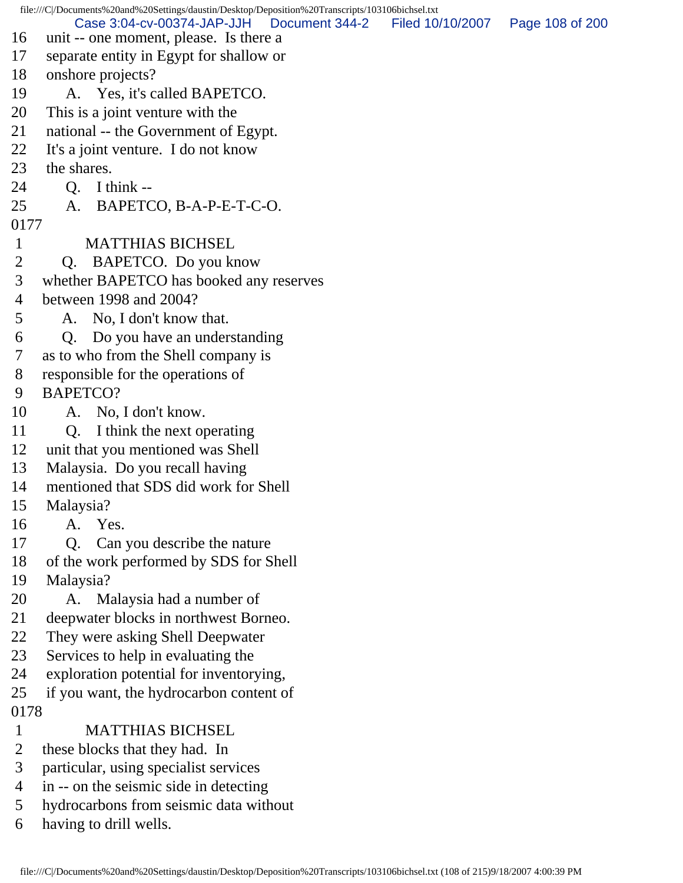16 unit -- one moment, please. Is there a
17 separate entity in Egypt for shallow or
18 onshore projects?
19 A. Yes, it's called BAPETCO.
20 This is a joint venture with the
21 national -- the Government of Egypt.
22 It's a joint venture. I do not know
23 the shares.
24 Q. I think --
25 A. BAPETCO, B-A-P-E-T-C-O.
0177
1 MATTHIAS BICHSEL
2 Q. BAPETCO. Do you know
3 whether BAPETCO has booked any reserves
4 between 1998 and 2004?
5 A. No, I don't know that.
6 Q. Do you have an understanding
7 as to who from the Shell company is
8 responsible for the operations of
9 BAPETCO?
10 A. No, I don't know.
11 Q. I think the next operating
12 unit that you mentioned was Shell
13 Malaysia. Do you recall having
14 mentioned that SDS did work for Shell
15 Malaysia?
16 A. Yes.
17 Q. Can you describe the nature
18 of the work performed by SDS for Shell
19 Malaysia?
20 A. Malaysia had a number of
21 deepwater blocks in northwest Borneo.
22 They were asking Shell Deepwater
23 Services to help in evaluating the
24 exploration potential for inventorying,
25 if you want, the hydrocarbon content of
0178
1 MATTHIAS BICHSEL
2 these blocks that they had. In
3 particular, using specialist services
4 in -- on the seismic side in detecting
5 hydrocarbons from seismic data without
6 having to drill wells.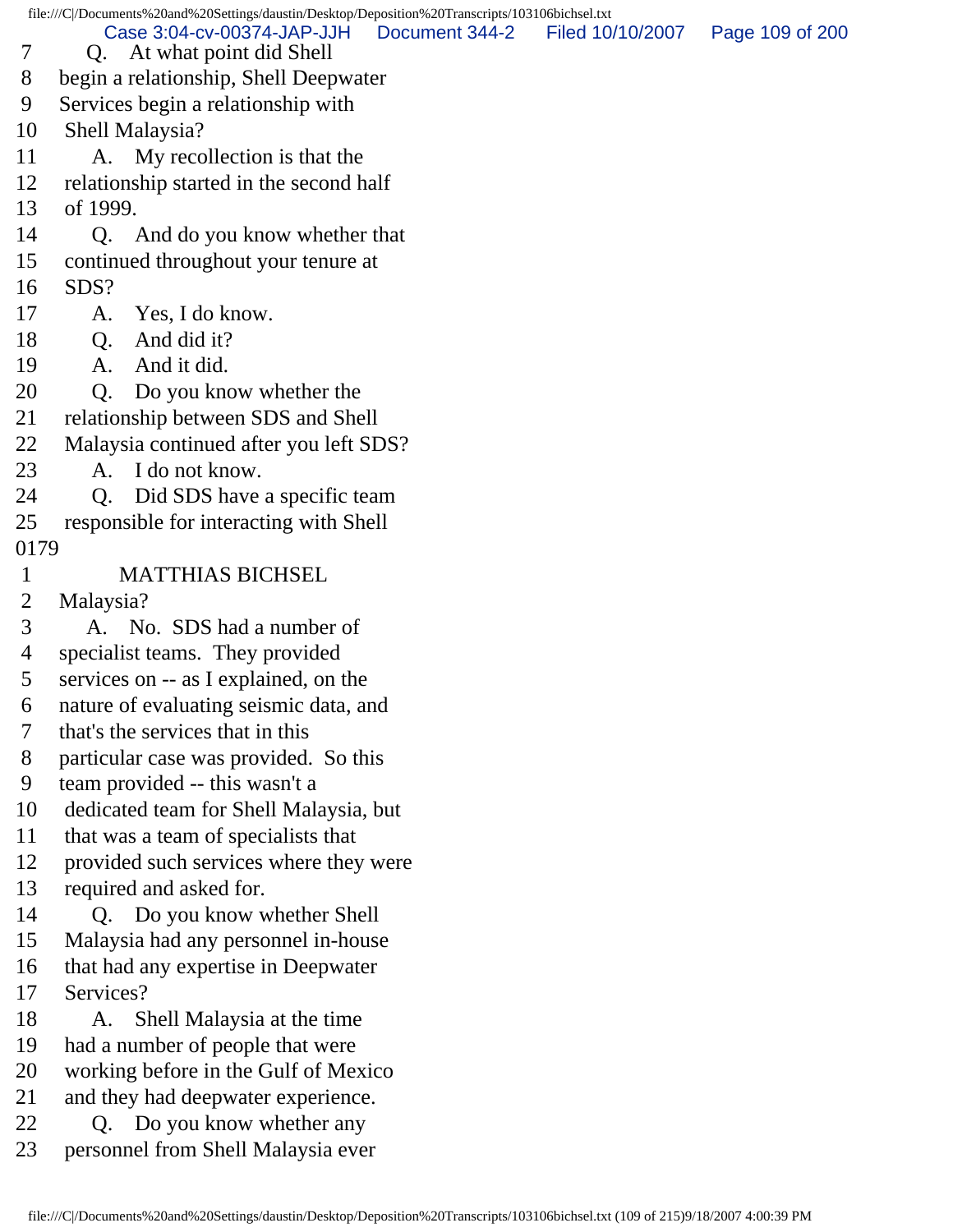7 Q. At what point did Shell
8 begin a relationship, Shell Deepwater
9 Services begin a relationship with
10 Shell Malaysia?
11 A. My recollection is that the
12 relationship started in the second half
13 of 1999.
14 Q. And do you know whether that
15 continued throughout your tenure at
16 SDS?
17 A. Yes, I do know.
18 Q. And did it?
19 A. And it did.
20 Q. Do you know whether the
21 relationship between SDS and Shell
22 Malaysia continued after you left SDS?
23 A. I do not know.
24 Q. Did SDS have a specific team
25 responsible for interacting with Shell
0179
1 MATTHIAS BICHSEL
2 Malaysia?
3 A. No. SDS had a number of
4 specialist teams. They provided
5 services on -- as I explained, on the
6 nature of evaluating seismic data, and
7 that's the services that in this
8 particular case was provided. So this
9 team provided -- this wasn't a
10 dedicated team for Shell Malaysia, but
11 that was a team of specialists that
12 provided such services where they were
13 required and asked for.
14 Q. Do you know whether Shell
15 Malaysia had any personnel in-house
16 that had any expertise in Deepwater
17 Services?
18 A. Shell Malaysia at the time
19 had a number of people that were
20 working before in the Gulf of Mexico
21 and they had deepwater experience.
22 Q. Do you know whether any
23 personnel from Shell Malaysia ever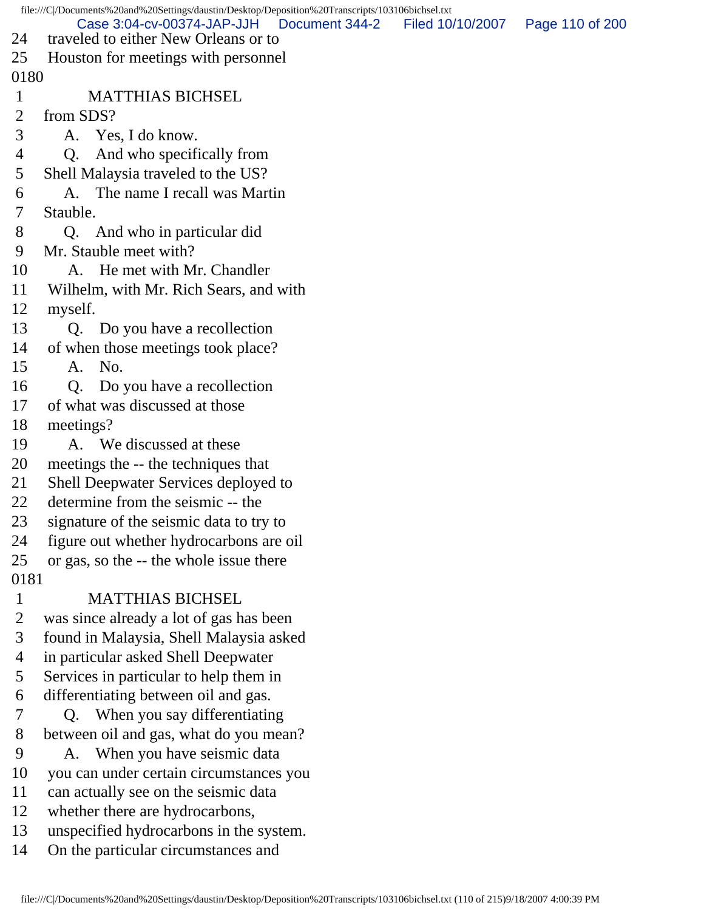24 traveled to either New Orleans or to
25 Houston for meetings with personnel
0180
1 MATTHIAS BICHSEL
2 from SDS?
3 A. Yes, I do know.
4 Q. And who specifically from
5 Shell Malaysia traveled to the US?
6 A. The name I recall was Martin
7 Stauble.
8 Q. And who in particular did
9 Mr. Stauble meet with?
10 A. He met with Mr. Chandler
11 Wilhelm, with Mr. Rich Sears, and with
12 myself.
13 Q. Do you have a recollection
14 of when those meetings took place?
15 A. No.
16 Q. Do you have a recollection
17 of what was discussed at those
18 meetings?
19 A. We discussed at these
20 meetings the -- the techniques that
21 Shell Deepwater Services deployed to
22 determine from the seismic -- the
23 signature of the seismic data to try to
24 figure out whether hydrocarbons are oil
25 or gas, so the -- the whole issue there
0181
1 MATTHIAS BICHSEL
2 was since already a lot of gas has been
3 found in Malaysia, Shell Malaysia asked
4 in particular asked Shell Deepwater
5 Services in particular to help them in
6 differentiating between oil and gas.
7 Q. When you say differentiating
8 between oil and gas, what do you mean?
9 A. When you have seismic data
10 you can under certain circumstances you
11 can actually see on the seismic data
12 whether there are hydrocarbons,
13 unspecified hydrocarbons in the system.
14 On the particular circumstances and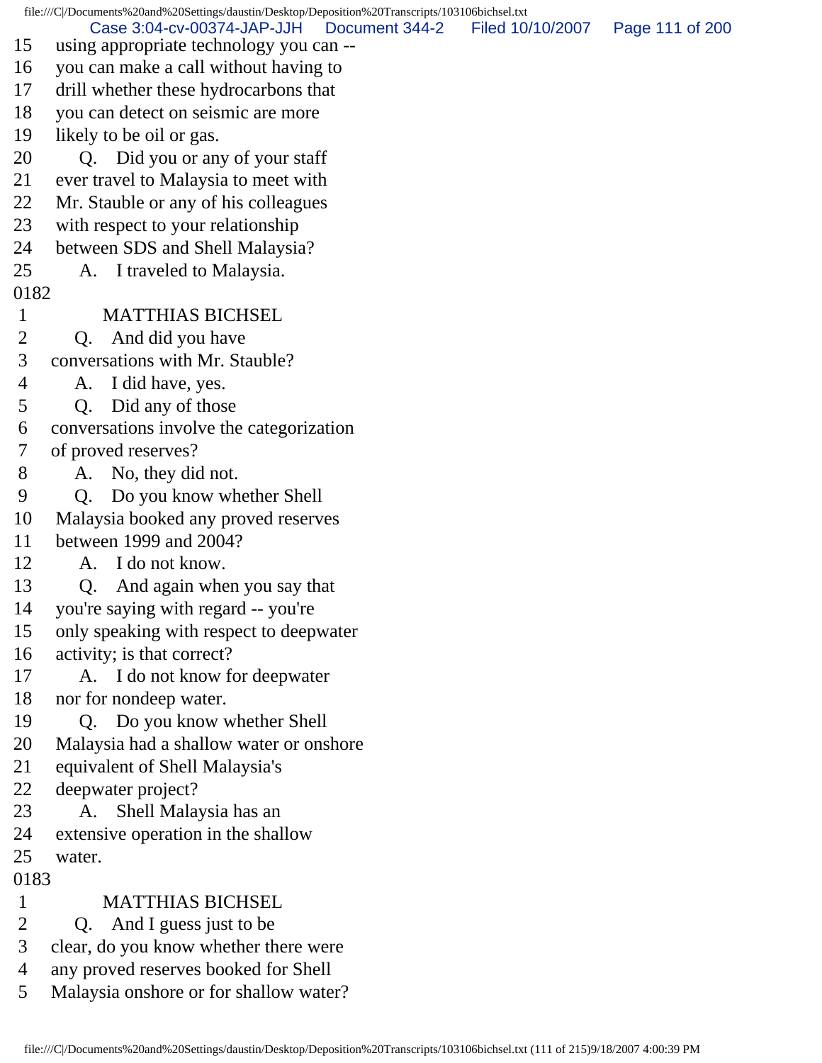15 using appropriate technology you can --
16 you can make a call without having to
17 drill whether these hydrocarbons that
18 you can detect on seismic are more
19 likely to be oil or gas.
20 Q. Did you or any of your staff
21 ever travel to Malaysia to meet with
22 Mr. Stauble or any of his colleagues
23 with respect to your relationship
24 between SDS and Shell Malaysia?
25 A. I traveled to Malaysia.

0182

1 MATTHIAS BICHSEL
2 Q. And did you have
3 conversations with Mr. Stauble?
4 A. I did have, yes.
5 Q. Did any of those
6 conversations involve the categorization
7 of proved reserves?
8 A. No, they did not.
9 Q. Do you know whether Shell
10 Malaysia booked any proved reserves
11 between 1999 and 2004?
12 A. I do not know.
13 Q. And again when you say that
14 you're saying with regard -- you're
15 only speaking with respect to deepwater
16 activity; is that correct?
17 A. I do not know for deepwater
18 nor for nondeep water.
19 Q. Do you know whether Shell
20 Malaysia had a shallow water or onshore
21 equivalent of Shell Malaysia's
22 deepwater project?
23 A. Shell Malaysia has an
24 extensive operation in the shallow
25 water.

0183

1 MATTHIAS BICHSEL
2 Q. And I guess just to be
3 clear, do you know whether there were
4 any proved reserves booked for Shell
5 Malaysia onshore or for shallow water?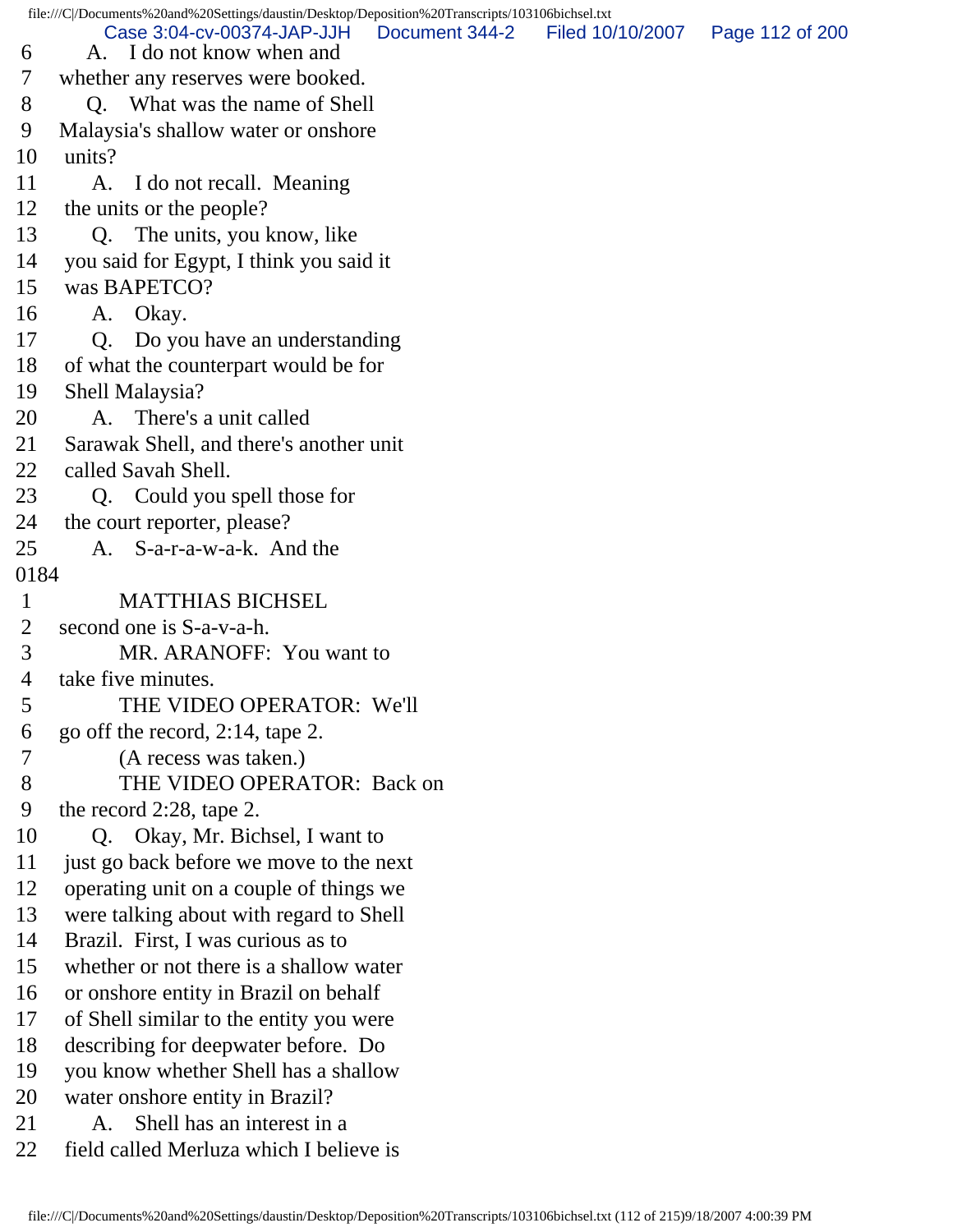6 A. I do not know when and
7 whether any reserves were booked.
8 Q. What was the name of Shell
9 Malaysia's shallow water or onshore
10 units?
11 A. I do not recall. Meaning
12 the units or the people?
13 Q. The units, you know, like
14 you said for Egypt, I think you said it
15 was BAPETCO?
16 A. Okay.
17 Q. Do you have an understanding
18 of what the counterpart would be for
19 Shell Malaysia?
20 A. There's a unit called
21 Sarawak Shell, and there's another unit
22 called Savah Shell.
23 Q. Could you spell those for
24 the court reporter, please?
25 A. S-a-r-a-w-a-k. And the

0184

1 MATTHIAS BICHSEL
2 second one is S-a-v-a-h.
3 MR. ARANOFF: You want to
4 take five minutes.
5 THE VIDEO OPERATOR: We'll
6 go off the record, 2:14, tape 2.
7 (A recess was taken.)
8 THE VIDEO OPERATOR: Back on
9 the record 2:28, tape 2.
10 Q. Okay, Mr. Bichsel, I want to
11 just go back before we move to the next
12 operating unit on a couple of things we
13 were talking about with regard to Shell
14 Brazil. First, I was curious as to
15 whether or not there is a shallow water
16 or onshore entity in Brazil on behalf
17 of Shell similar to the entity you were
18 describing for deepwater before. Do
19 you know whether Shell has a shallow
20 water onshore entity in Brazil?
21 A. Shell has an interest in a
22 field called Merluza which I believe is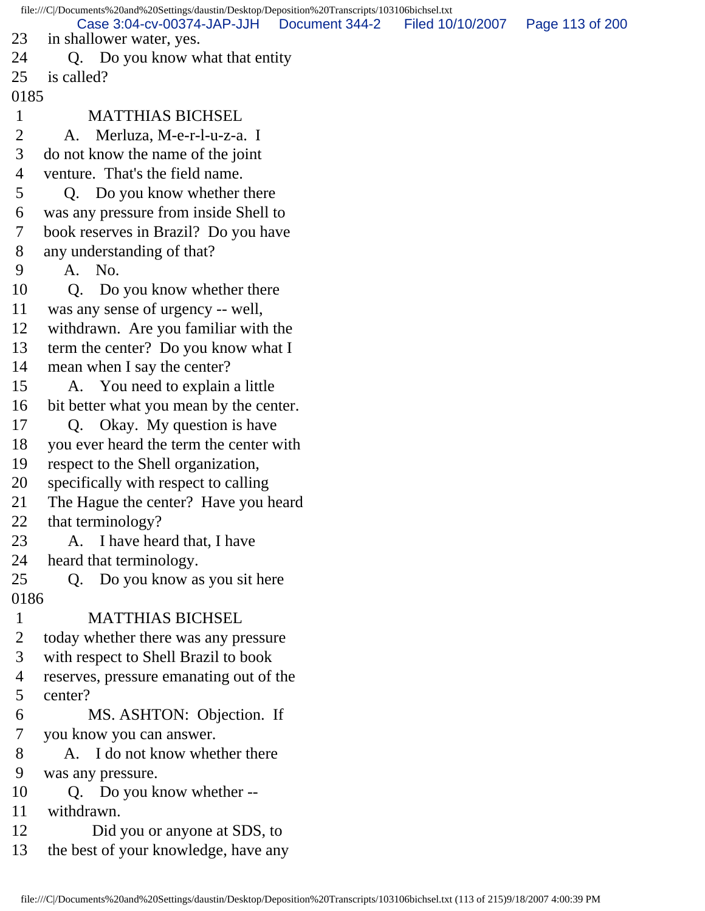23 in shallower water, yes.
24 Q. Do you know what that entity
25 is called?
0185
1 MATTHIAS BICHSEL
2 A. Merluza, M-e-r-l-u-z-a. I
3 do not know the name of the joint
4 venture. That's the field name.
5 Q. Do you know whether there
6 was any pressure from inside Shell to
7 book reserves in Brazil? Do you have
8 any understanding of that?
9 A. No.
10 Q. Do you know whether there
11 was any sense of urgency -- well,
12 withdrawn. Are you familiar with the
13 term the center? Do you know what I
14 mean when I say the center?
15 A. You need to explain a little
16 bit better what you mean by the center.
17 Q. Okay. My question is have
18 you ever heard the term the center with
19 respect to the Shell organization,
20 specifically with respect to calling
21 The Hague the center? Have you heard
22 that terminology?
23 A. I have heard that, I have
24 heard that terminology.
25 Q. Do you know as you sit here
0186
1 MATTHIAS BICHSEL
2 today whether there was any pressure
3 with respect to Shell Brazil to book
4 reserves, pressure emanating out of the
5 center?
6 MS. ASHTON: Objection. If
7 you know you can answer.
8 A. I do not know whether there
9 was any pressure.
10 Q. Do you know whether --
11 withdrawn.
12 Did you or anyone at SDS, to
13 the best of your knowledge, have any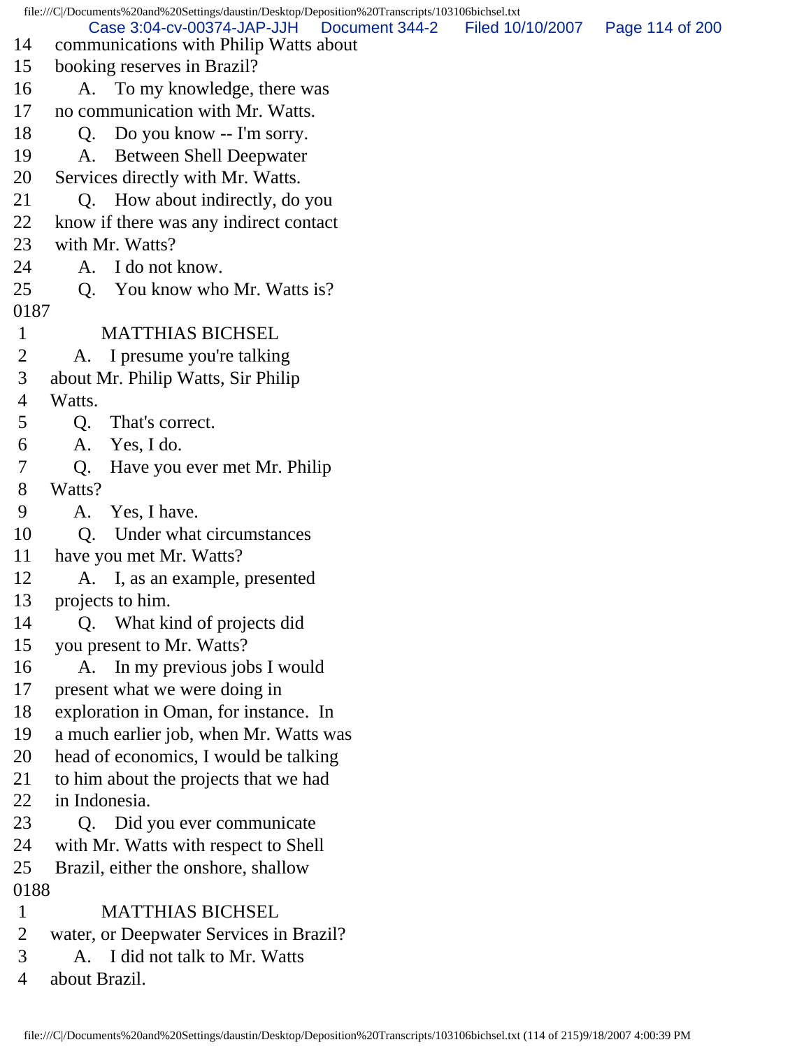14 communications with Philip Watts about
15 booking reserves in Brazil?
16 A. To my knowledge, there was
17 no communication with Mr. Watts.
18 Q. Do you know -- I'm sorry.
19 A. Between Shell Deepwater
20 Services directly with Mr. Watts.
21 Q. How about indirectly, do you
22 know if there was any indirect contact
23 with Mr. Watts?
24 A. I do not know.
25 Q. You know who Mr. Watts is?

0187

1 MATTHIAS BICHSEL
2 A. I presume you're talking
3 about Mr. Philip Watts, Sir Philip
4 Watts.
5 Q. That's correct.
6 A. Yes, I do.
7 Q. Have you ever met Mr. Philip
8 Watts?
9 A. Yes, I have.
10 Q. Under what circumstances
11 have you met Mr. Watts?
12 A. I, as an example, presented
13 projects to him.
14 Q. What kind of projects did
15 you present to Mr. Watts?
16 A. In my previous jobs I would
17 present what we were doing in
18 exploration in Oman, for instance. In
19 a much earlier job, when Mr. Watts was
20 head of economics, I would be talking
21 to him about the projects that we had
22 in Indonesia.
23 Q. Did you ever communicate
24 with Mr. Watts with respect to Shell
25 Brazil, either the onshore, shallow

0188

1 MATTHIAS BICHSEL
2 water, or Deepwater Services in Brazil?
3 A. I did not talk to Mr. Watts
4 about Brazil.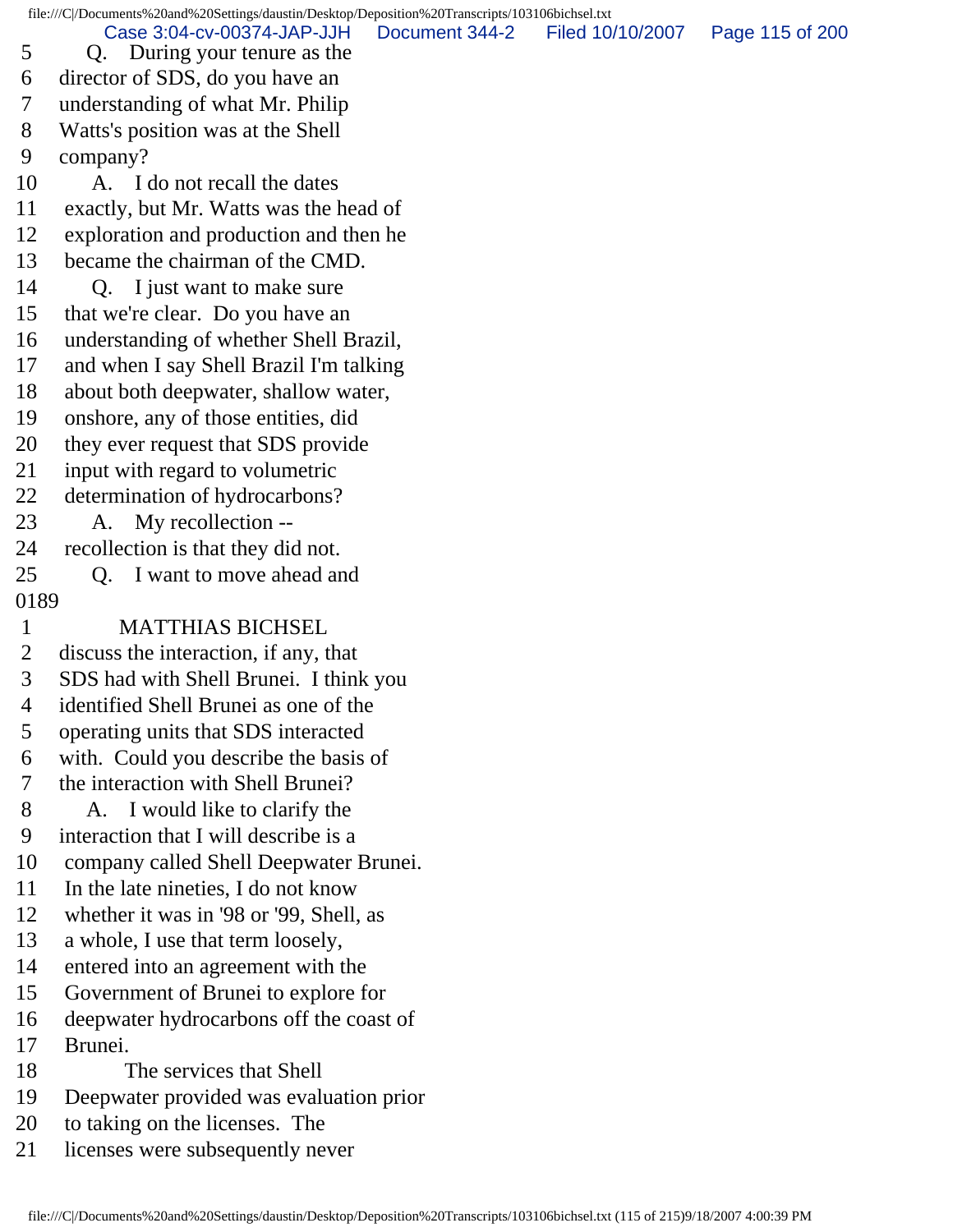5 Q. During your tenure as the
6 director of SDS, do you have an
7 understanding of what Mr. Philip
8 Watts's position was at the Shell
9 company?
10 A. I do not recall the dates
11 exactly, but Mr. Watts was the head of
12 exploration and production and then he
13 became the chairman of the CMD.
14 Q. I just want to make sure
15 that we're clear. Do you have an
16 understanding of whether Shell Brazil,
17 and when I say Shell Brazil I'm talking
18 about both deepwater, shallow water,
19 onshore, any of those entities, did
20 they ever request that SDS provide
21 input with regard to volumetric
22 determination of hydrocarbons?
23 A. My recollection --
24 recollection is that they did not.
25 Q. I want to move ahead and
0189
1 MATTHIAS BICHSEL
2 discuss the interaction, if any, that
3 SDS had with Shell Brunei. I think you
4 identified Shell Brunei as one of the
5 operating units that SDS interacted
6 with. Could you describe the basis of
7 the interaction with Shell Brunei?
8 A. I would like to clarify the
9 interaction that I will describe is a
10 company called Shell Deepwater Brunei.
11 In the late nineties, I do not know
12 whether it was in '98 or '99, Shell, as
13 a whole, I use that term loosely,
14 entered into an agreement with the
15 Government of Brunei to explore for
16 deepwater hydrocarbons off the coast of
17 Brunei.
18 The services that Shell
19 Deepwater provided was evaluation prior
20 to taking on the licenses. The
21 licenses were subsequently never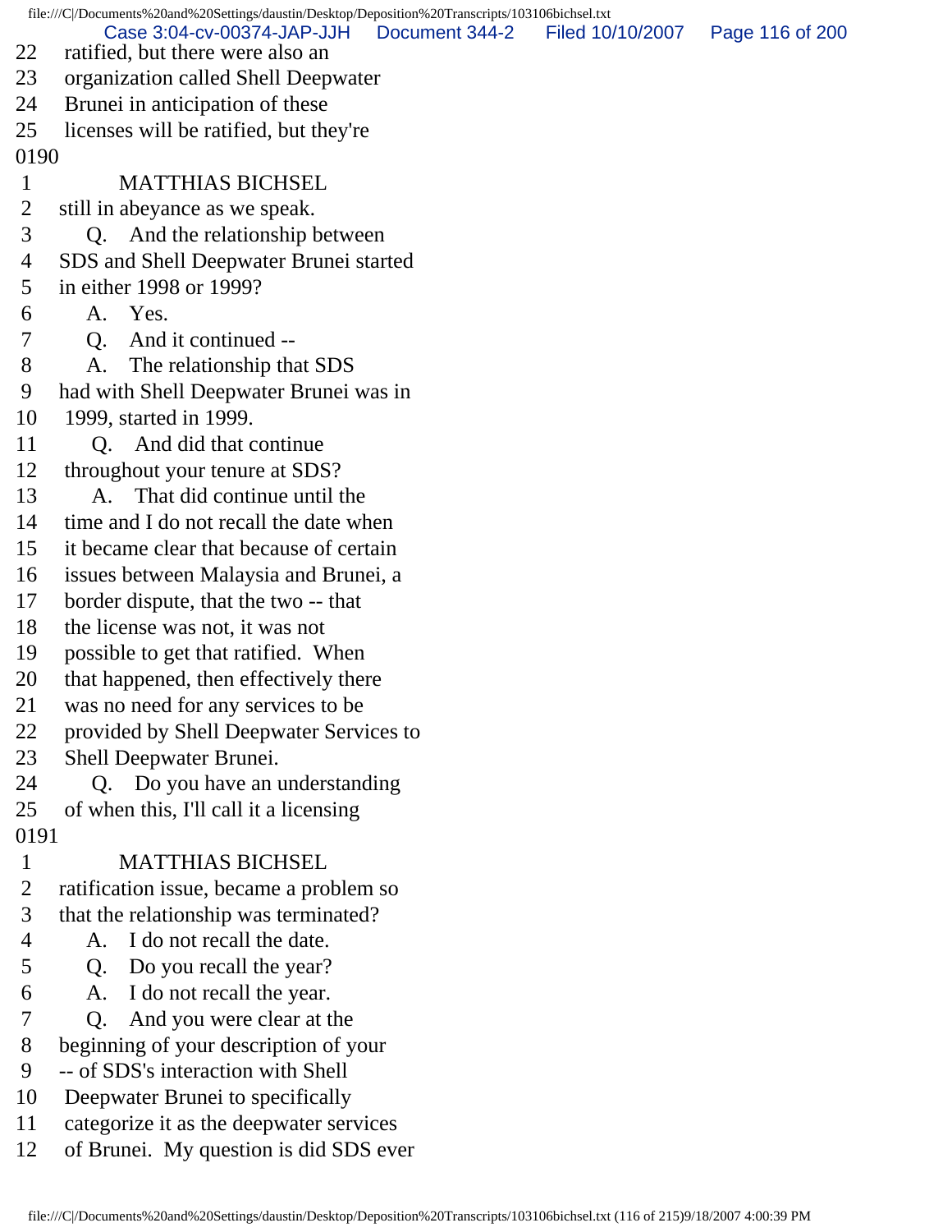22 ratified, but there were also an
23 organization called Shell Deepwater
24 Brunei in anticipation of these
25 licenses will be ratified, but they're

0190

1 MATTHIAS BICHSEL
2 still in abeyance as we speak.
3 Q. And the relationship between
4 SDS and Shell Deepwater Brunei started
5 in either 1998 or 1999?
6 A. Yes.
7 Q. And it continued --
8 A. The relationship that SDS
9 had with Shell Deepwater Brunei was in
10 1999, started in 1999.
11 Q. And did that continue
12 throughout your tenure at SDS?
13 A. That did continue until the
14 time and I do not recall the date when
15 it became clear that because of certain
16 issues between Malaysia and Brunei, a
17 border dispute, that the two -- that
18 the license was not, it was not
19 possible to get that ratified. When
20 that happened, then effectively there
21 was no need for any services to be
22 provided by Shell Deepwater Services to
23 Shell Deepwater Brunei.
24 Q. Do you have an understanding
25 of when this, I'll call it a licensing

0191

1 MATTHIAS BICHSEL
2 ratification issue, became a problem so
3 that the relationship was terminated?
4 A. I do not recall the date.
5 Q. Do you recall the year?
6 A. I do not recall the year.
7 Q. And you were clear at the
8 beginning of your description of your
9 -- of SDS's interaction with Shell
10 Deepwater Brunei to specifically
11 categorize it as the deepwater services
12 of Brunei. My question is did SDS ever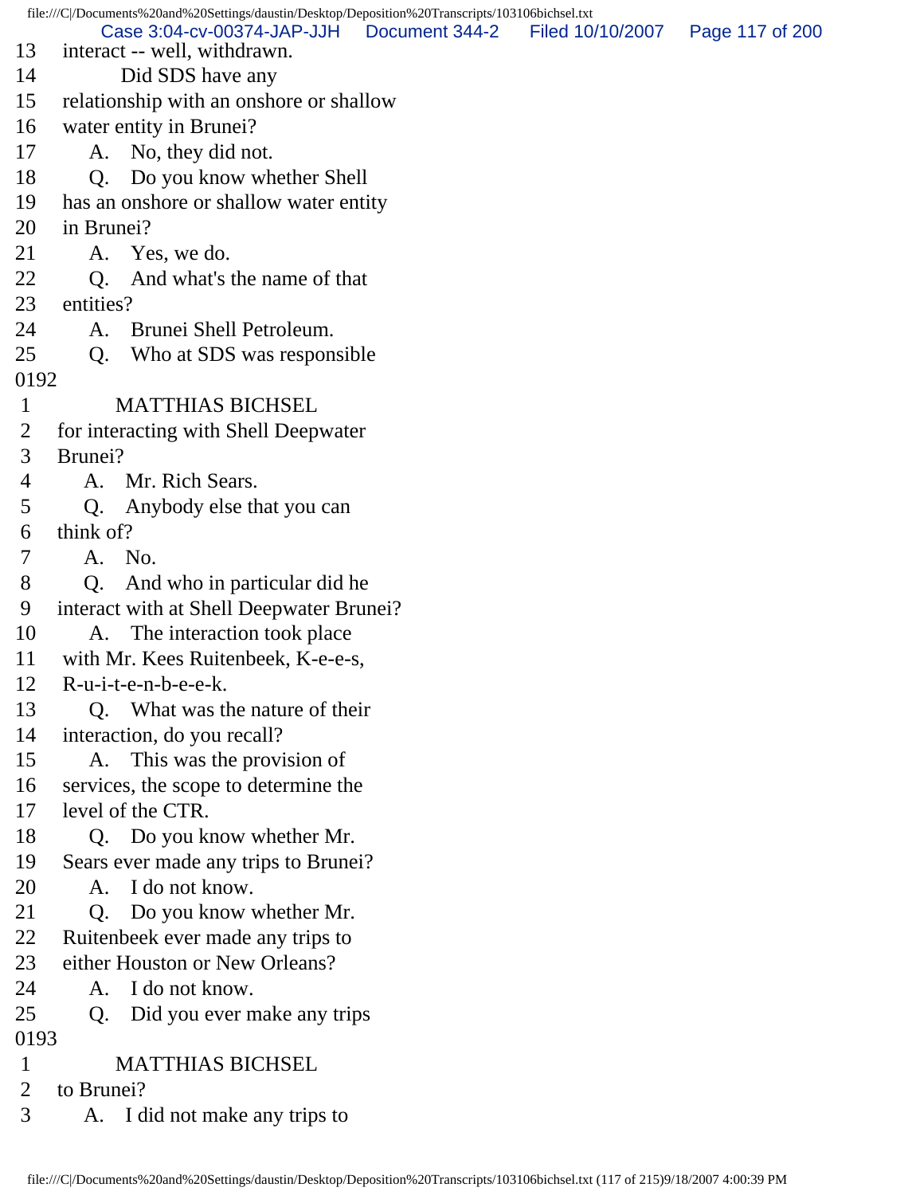13 interact -- well, withdrawn.
14 Did SDS have any
15 relationship with an onshore or shallow
16 water entity in Brunei?
17 A. No, they did not.
18 Q. Do you know whether Shell
19 has an onshore or shallow water entity
20 in Brunei?
21 A. Yes, we do.
22 Q. And what's the name of that
23 entities?
24 A. Brunei Shell Petroleum.
25 Q. Who at SDS was responsible
0192
1 MATTHIAS BICHSEL
2 for interacting with Shell Deepwater
3 Brunei?
4 A. Mr. Rich Sears.
5 Q. Anybody else that you can
6 think of?
7 A. No.
8 Q. And who in particular did he
9 interact with at Shell Deepwater Brunei?
10 A. The interaction took place
11 with Mr. Kees Ruitenbeek, K-e-e-s,
12 R-u-i-t-e-n-b-e-e-k.
13 Q. What was the nature of their
14 interaction, do you recall?
15 A. This was the provision of
16 services, the scope to determine the
17 level of the CTR.
18 Q. Do you know whether Mr.
19 Sears ever made any trips to Brunei?
20 A. I do not know.
21 Q. Do you know whether Mr.
22 Ruitenbeek ever made any trips to
23 either Houston or New Orleans?
24 A. I do not know.
25 Q. Did you ever make any trips
0193
1 MATTHIAS BICHSEL
2 to Brunei?
3 A. I did not make any trips to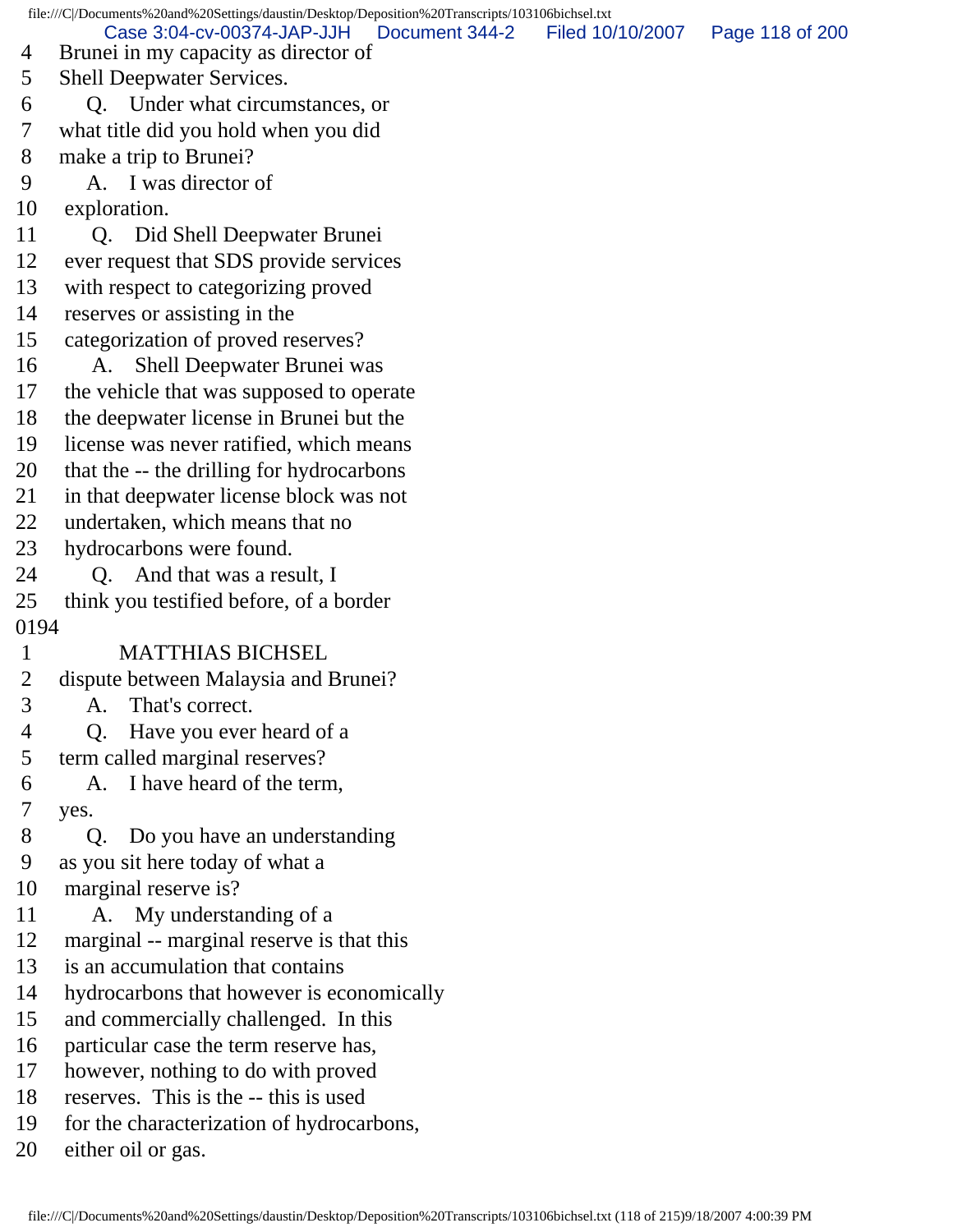4 Brunei in my capacity as director of
5 Shell Deepwater Services.
6 Q. Under what circumstances, or
7 what title did you hold when you did
8 make a trip to Brunei?
9 A. I was director of
10 exploration.
11 Q. Did Shell Deepwater Brunei
12 ever request that SDS provide services
13 with respect to categorizing proved
14 reserves or assisting in the
15 categorization of proved reserves?
16 A. Shell Deepwater Brunei was
17 the vehicle that was supposed to operate
18 the deepwater license in Brunei but the
19 license was never ratified, which means
20 that the -- the drilling for hydrocarbons
21 in that deepwater license block was not
22 undertaken, which means that no
23 hydrocarbons were found.
24 Q. And that was a result, I
25 think you testified before, of a border

0194

1 MATTHIAS BICHSEL
2 dispute between Malaysia and Brunei?
3 A. That's correct.
4 Q. Have you ever heard of a
5 term called marginal reserves?
6 A. I have heard of the term,
7 yes.
8 Q. Do you have an understanding
9 as you sit here today of what a
10 marginal reserve is?
11 A. My understanding of a
12 marginal -- marginal reserve is that this
13 is an accumulation that contains
14 hydrocarbons that however is economically
15 and commercially challenged. In this
16 particular case the term reserve has,
17 however, nothing to do with proved
18 reserves. This is the -- this is used
19 for the characterization of hydrocarbons,
20 either oil or gas.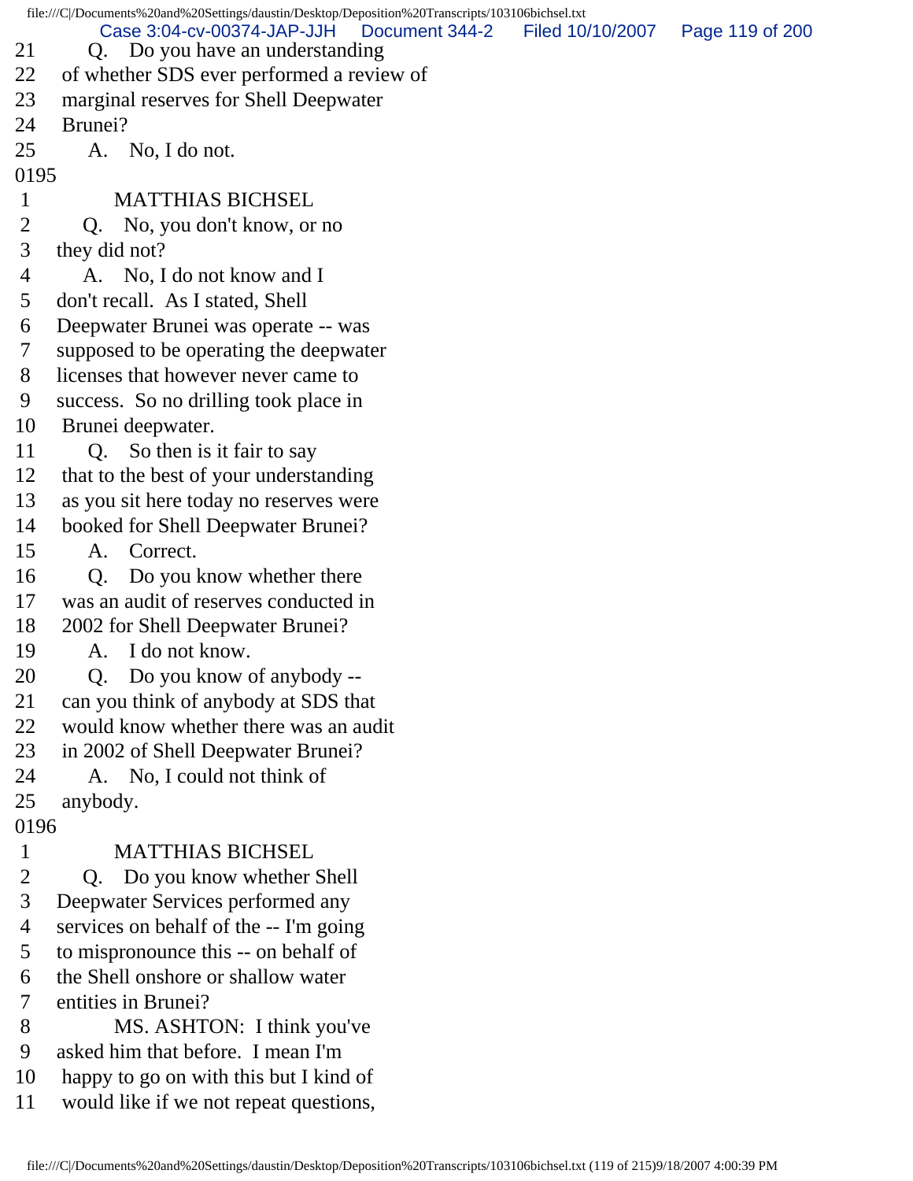21 Q. Do you have an understanding
22 of whether SDS ever performed a review of
23 marginal reserves for Shell Deepwater
24 Brunei?
25 A. No, I do not.
0195
1 MATTHIAS BICHSEL
2 Q. No, you don't know, or no
3 they did not?
4 A. No, I do not know and I
5 don't recall. As I stated, Shell
6 Deepwater Brunei was operate -- was
7 supposed to be operating the deepwater
8 licenses that however never came to
9 success. So no drilling took place in
10 Brunei deepwater.
11 Q. So then is it fair to say
12 that to the best of your understanding
13 as you sit here today no reserves were
14 booked for Shell Deepwater Brunei?
15 A. Correct.
16 Q. Do you know whether there
17 was an audit of reserves conducted in
18 2002 for Shell Deepwater Brunei?
19 A. I do not know.
20 Q. Do you know of anybody --
21 can you think of anybody at SDS that
22 would know whether there was an audit
23 in 2002 of Shell Deepwater Brunei?
24 A. No, I could not think of
25 anybody.
0196
1 MATTHIAS BICHSEL
2 Q. Do you know whether Shell
3 Deepwater Services performed any
4 services on behalf of the -- I'm going
5 to mispronounce this -- on behalf of
6 the Shell onshore or shallow water
7 entities in Brunei?
8 MS. ASHTON: I think you've
9 asked him that before. I mean I'm
10 happy to go on with this but I kind of
11 would like if we not repeat questions,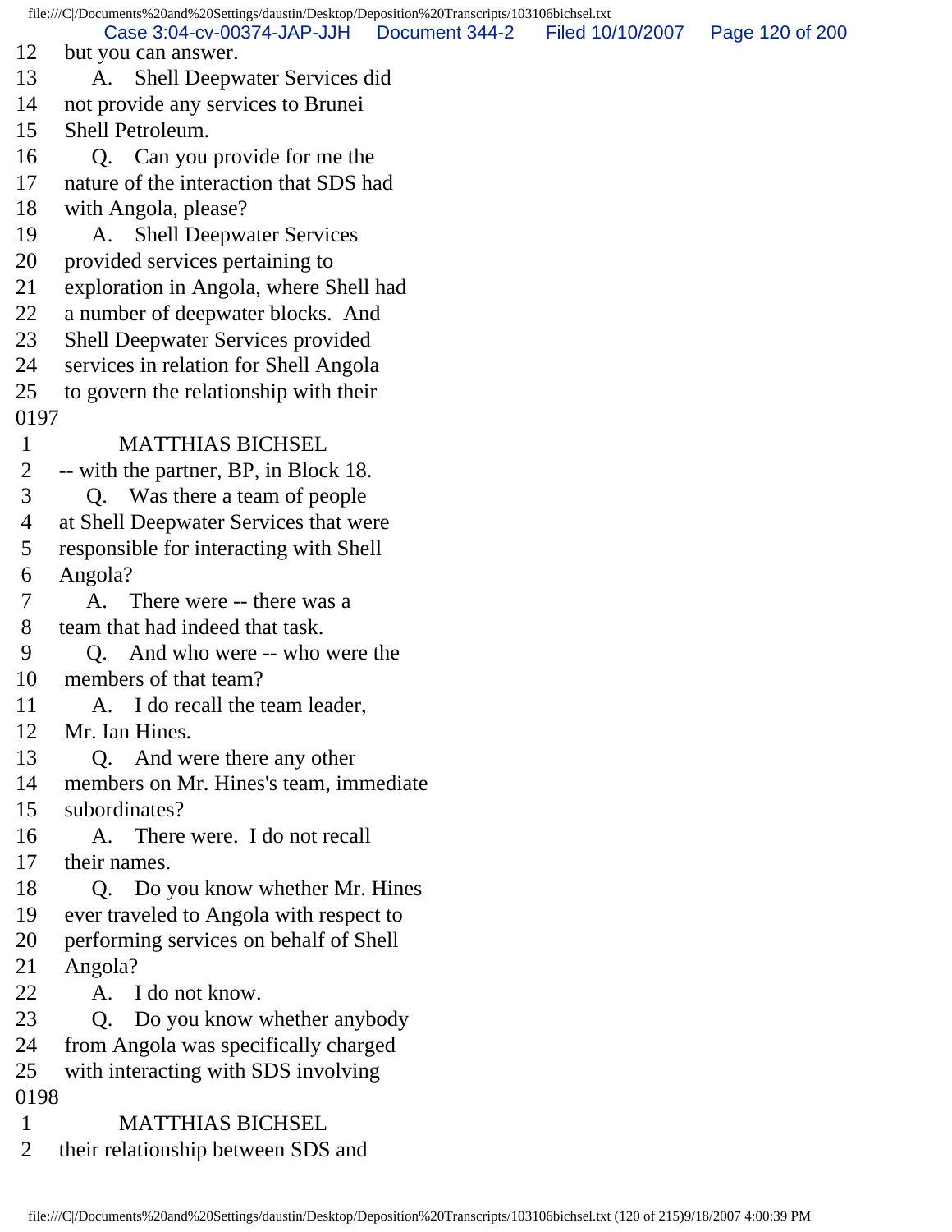12 but you can answer.
13 A. Shell Deepwater Services did
14 not provide any services to Brunei
15 Shell Petroleum.
16 Q. Can you provide for me the
17 nature of the interaction that SDS had
18 with Angola, please?
19 A. Shell Deepwater Services
20 provided services pertaining to
21 exploration in Angola, where Shell had
22 a number of deepwater blocks. And
23 Shell Deepwater Services provided
24 services in relation for Shell Angola
25 to govern the relationship with their
0197
1 MATTHIAS BICHSEL
2 -- with the partner, BP, in Block 18.
3 Q. Was there a team of people
4 at Shell Deepwater Services that were
5 responsible for interacting with Shell
6 Angola?
7 A. There were -- there was a
8 team that had indeed that task.
9 Q. And who were -- who were the
10 members of that team?
11 A. I do recall the team leader,
12 Mr. Ian Hines.
13 Q. And were there any other
14 members on Mr. Hines's team, immediate
15 subordinates?
16 A. There were. I do not recall
17 their names.
18 Q. Do you know whether Mr. Hines
19 ever traveled to Angola with respect to
20 performing services on behalf of Shell
21 Angola?
22 A. I do not know.
23 Q. Do you know whether anybody
24 from Angola was specifically charged
25 with interacting with SDS involving
0198
1 MATTHIAS BICHSEL
2 their relationship between SDS and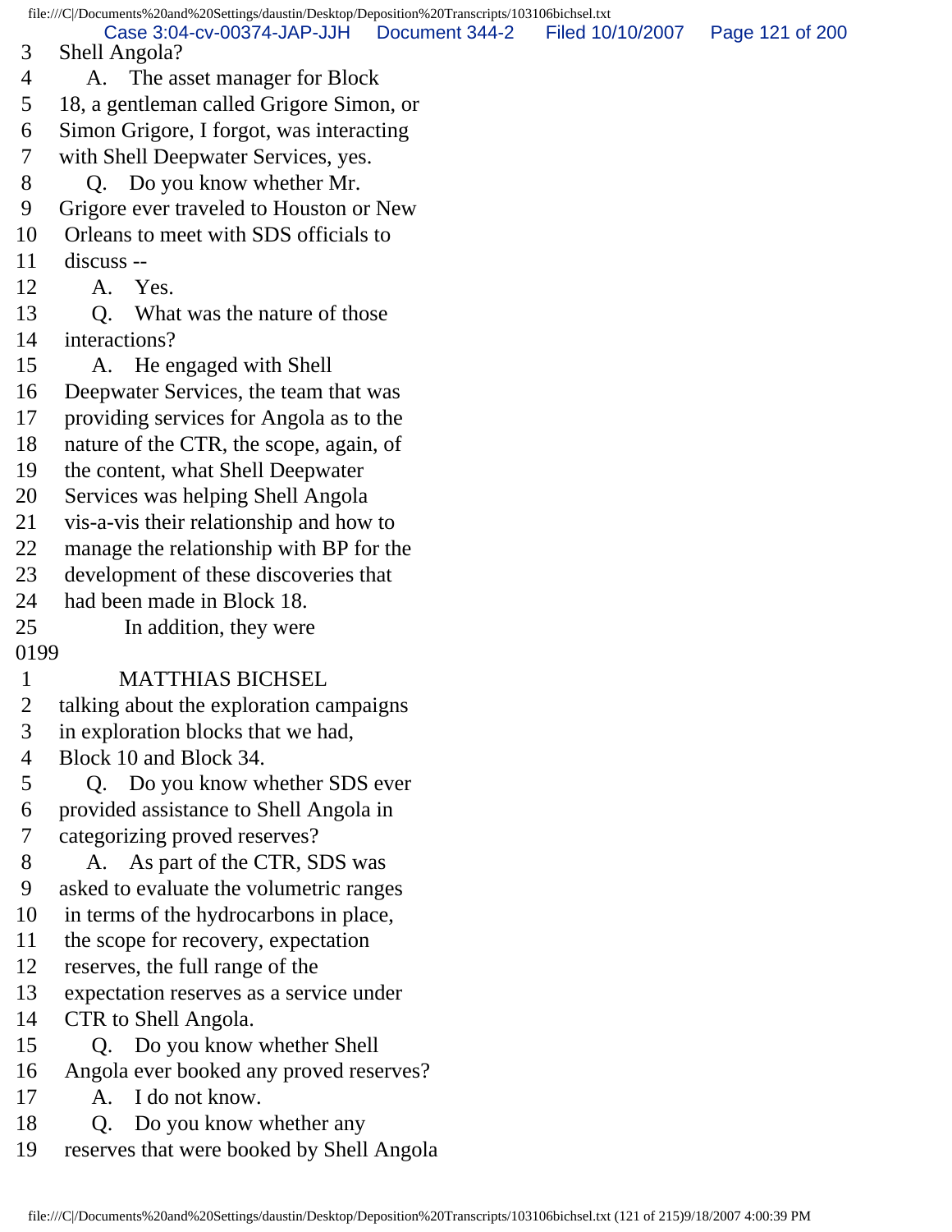3 Shell Angola?
4 A. The asset manager for Block
5 18, a gentleman called Grigore Simon, or
6 Simon Grigore, I forgot, was interacting
7 with Shell Deepwater Services, yes.
8 Q. Do you know whether Mr.
9 Grigore ever traveled to Houston or New
10 Orleans to meet with SDS officials to
11 discuss --
12 A. Yes.
13 Q. What was the nature of those
14 interactions?
15 A. He engaged with Shell
16 Deepwater Services, the team that was
17 providing services for Angola as to the
18 nature of the CTR, the scope, again, of
19 the content, what Shell Deepwater
20 Services was helping Shell Angola
21 vis-a-vis their relationship and how to
22 manage the relationship with BP for the
23 development of these discoveries that
24 had been made in Block 18.
25 In addition, they were
0199
1 MATTHIAS BICHSEL
2 talking about the exploration campaigns
3 in exploration blocks that we had,
4 Block 10 and Block 34.
5 Q. Do you know whether SDS ever
6 provided assistance to Shell Angola in
7 categorizing proved reserves?
8 A. As part of the CTR, SDS was
9 asked to evaluate the volumetric ranges
10 in terms of the hydrocarbons in place,
11 the scope for recovery, expectation
12 reserves, the full range of the
13 expectation reserves as a service under
14 CTR to Shell Angola.
15 Q. Do you know whether Shell
16 Angola ever booked any proved reserves?
17 A. I do not know.
18 Q. Do you know whether any
19 reserves that were booked by Shell Angola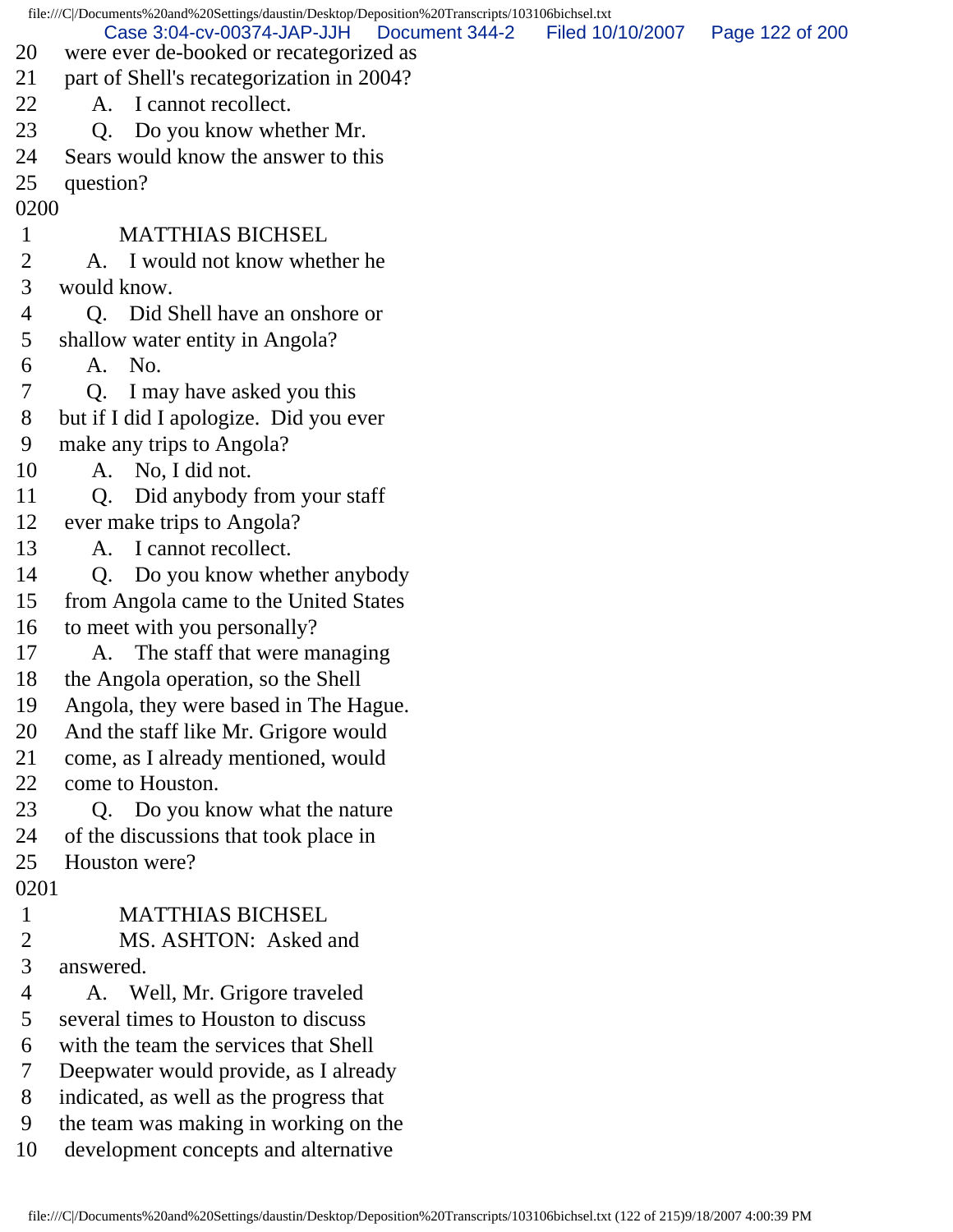20 were ever de-booked or recategorized as
21 part of Shell's recategorization in 2004?
22 A. I cannot recollect.
23 Q. Do you know whether Mr.
24 Sears would know the answer to this
25 question?
0200
1 MATTHIAS BICHSEL
2 A. I would not know whether he
3 would know.
4 Q. Did Shell have an onshore or
5 shallow water entity in Angola?
6 A. No.
7 Q. I may have asked you this
8 but if I did I apologize. Did you ever
9 make any trips to Angola?
10 A. No, I did not.
11 Q. Did anybody from your staff
12 ever make trips to Angola?
13 A. I cannot recollect.
14 Q. Do you know whether anybody
15 from Angola came to the United States
16 to meet with you personally?
17 A. The staff that were managing
18 the Angola operation, so the Shell
19 Angola, they were based in The Hague.
20 And the staff like Mr. Grigore would
21 come, as I already mentioned, would
22 come to Houston.
23 Q. Do you know what the nature
24 of the discussions that took place in
25 Houston were?
0201
1 MATTHIAS BICHSEL
2 MS. ASHTON: Asked and
3 answered.
4 A. Well, Mr. Grigore traveled
5 several times to Houston to discuss
6 with the team the services that Shell
7 Deepwater would provide, as I already
8 indicated, as well as the progress that
9 the team was making in working on the
10 development concepts and alternative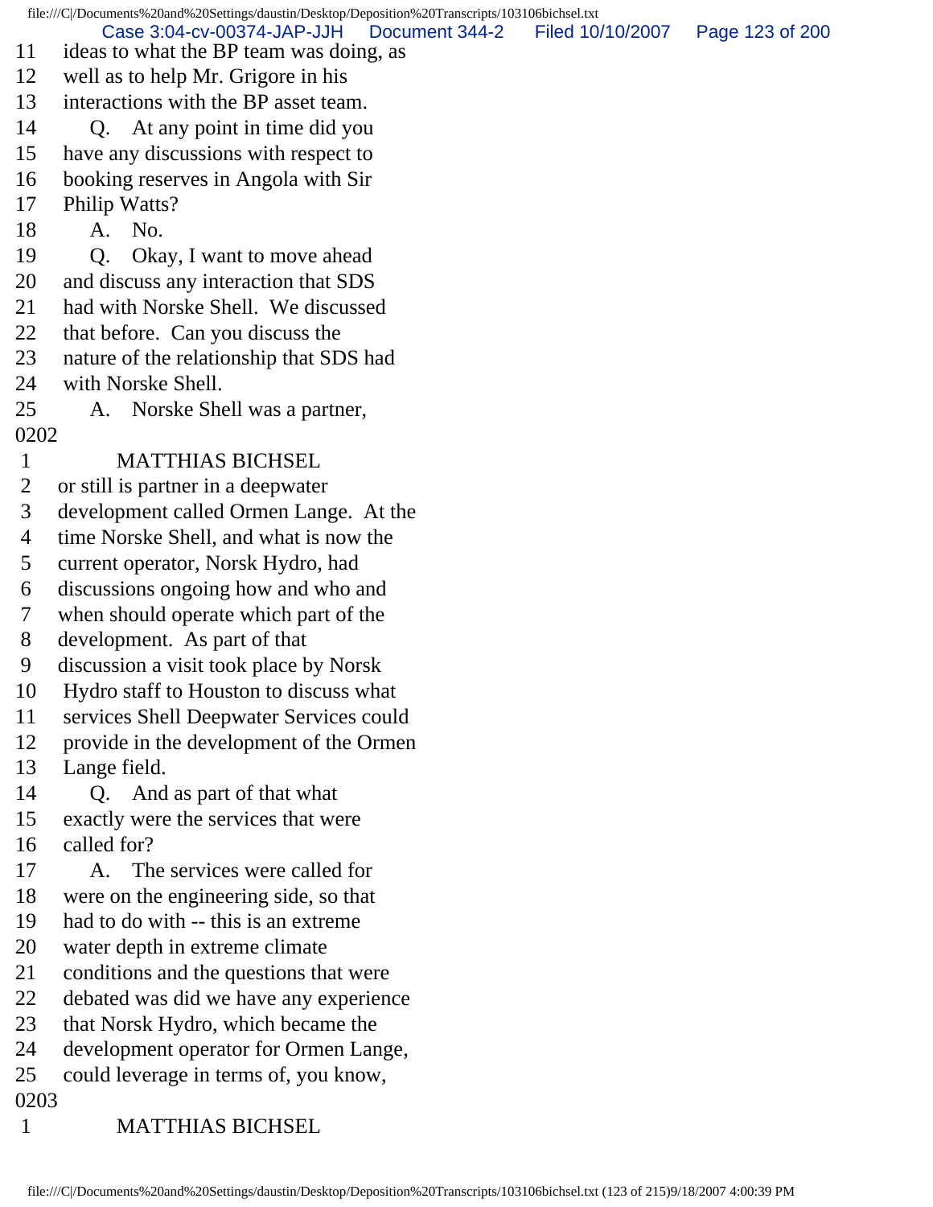11 ideas to what the BP team was doing, as
12 well as to help Mr. Grigore in his
13 interactions with the BP asset team.
14 Q. At any point in time did you
15 have any discussions with respect to
16 booking reserves in Angola with Sir
17 Philip Watts?
18 A. No.
19 Q. Okay, I want to move ahead
20 and discuss any interaction that SDS
21 had with Norske Shell. We discussed
22 that before. Can you discuss the
23 nature of the relationship that SDS had
24 with Norske Shell.
25 A. Norske Shell was a partner,
0202
1 MATTHIAS BICHSEL
2 or still is partner in a deepwater
3 development called Ormen Lange. At the
4 time Norske Shell, and what is now the
5 current operator, Norsk Hydro, had
6 discussions ongoing how and who and
7 when should operate which part of the
8 development. As part of that
9 discussion a visit took place by Norsk
10 Hydro staff to Houston to discuss what
11 services Shell Deepwater Services could
12 provide in the development of the Ormen
13 Lange field.
14 Q. And as part of that what
15 exactly were the services that were
16 called for?
17 A. The services were called for
18 were on the engineering side, so that
19 had to do with -- this is an extreme
20 water depth in extreme climate
21 conditions and the questions that were
22 debated was did we have any experience
23 that Norsk Hydro, which became the
24 development operator for Ormen Lange,
25 could leverage in terms of, you know,
0203
1 MATTHIAS BICHSEL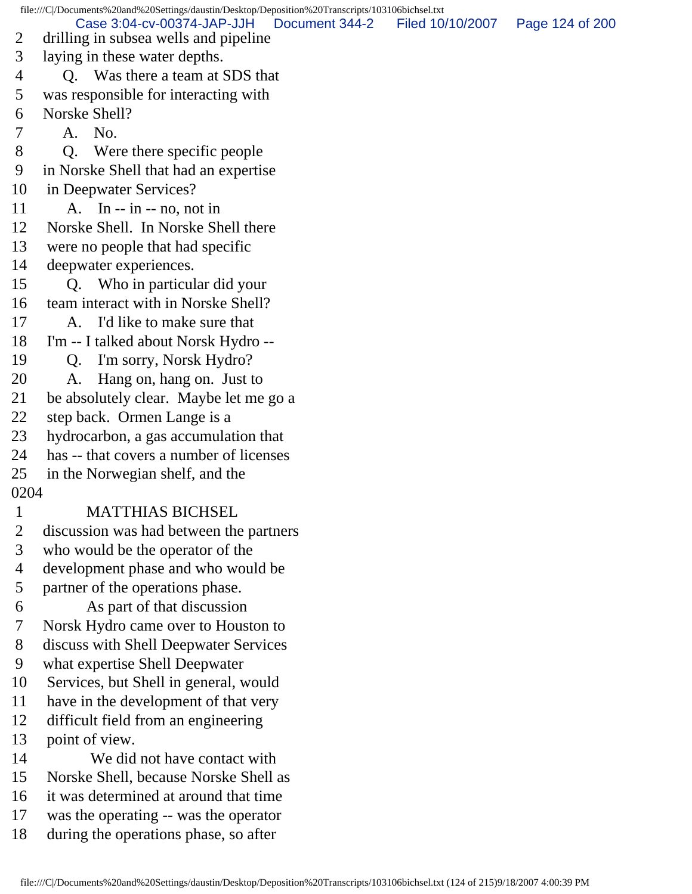2 drilling in subsea wells and pipeline
3 laying in these water depths.
4 Q. Was there a team at SDS that
5 was responsible for interacting with
6 Norske Shell?
7 A. No.
8 Q. Were there specific people
9 in Norske Shell that had an expertise
10 in Deepwater Services?
11 A. In -- in -- no, not in
12 Norske Shell. In Norske Shell there
13 were no people that had specific
14 deepwater experiences.
15 Q. Who in particular did your
16 team interact with in Norske Shell?
17 A. I'd like to make sure that
18 I'm -- I talked about Norsk Hydro --
19 Q. I'm sorry, Norsk Hydro?
20 A. Hang on, hang on. Just to
21 be absolutely clear. Maybe let me go a
22 step back. Ormen Lange is a
23 hydrocarbon, a gas accumulation that
24 has -- that covers a number of licenses
25 in the Norwegian shelf, and the

0204

1 MATTHIAS BICHSEL
2 discussion was had between the partners
3 who would be the operator of the
4 development phase and who would be
5 partner of the operations phase.
6 As part of that discussion
7 Norsk Hydro came over to Houston to
8 discuss with Shell Deepwater Services
9 what expertise Shell Deepwater
10 Services, but Shell in general, would
11 have in the development of that very
12 difficult field from an engineering
13 point of view.
14 We did not have contact with
15 Norske Shell, because Norske Shell as
16 it was determined at around that time
17 was the operating -- was the operator
18 during the operations phase, so after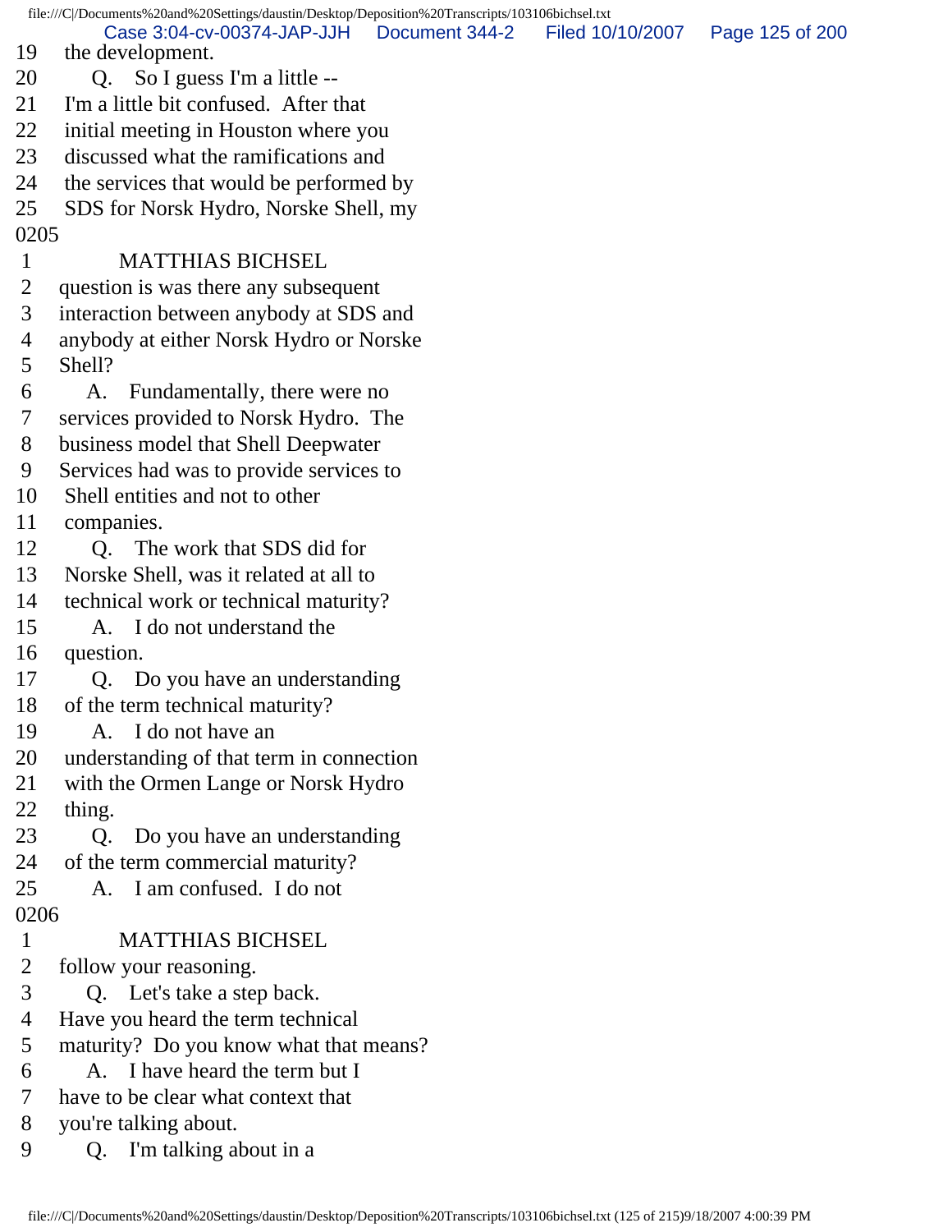19 the development.
20 Q. So I guess I'm a little --
21 I'm a little bit confused. After that
22 initial meeting in Houston where you
23 discussed what the ramifications and
24 the services that would be performed by
25 SDS for Norsk Hydro, Norske Shell, my
0205
1 MATTHIAS BICHSEL
2 question is was there any subsequent
3 interaction between anybody at SDS and
4 anybody at either Norsk Hydro or Norske
5 Shell?
6 A. Fundamentally, there were no
7 services provided to Norsk Hydro. The
8 business model that Shell Deepwater
9 Services had was to provide services to
10 Shell entities and not to other
11 companies.
12 Q. The work that SDS did for
13 Norske Shell, was it related at all to
14 technical work or technical maturity?
15 A. I do not understand the
16 question.
17 Q. Do you have an understanding
18 of the term technical maturity?
19 A. I do not have an
20 understanding of that term in connection
21 with the Ormen Lange or Norsk Hydro
22 thing.
23 Q. Do you have an understanding
24 of the term commercial maturity?
25 A. I am confused. I do not
0206
1 MATTHIAS BICHSEL
2 follow your reasoning.
3 Q. Let's take a step back.
4 Have you heard the term technical
5 maturity? Do you know what that means?
6 A. I have heard the term but I
7 have to be clear what context that
8 you're talking about.
9 Q. I'm talking about in a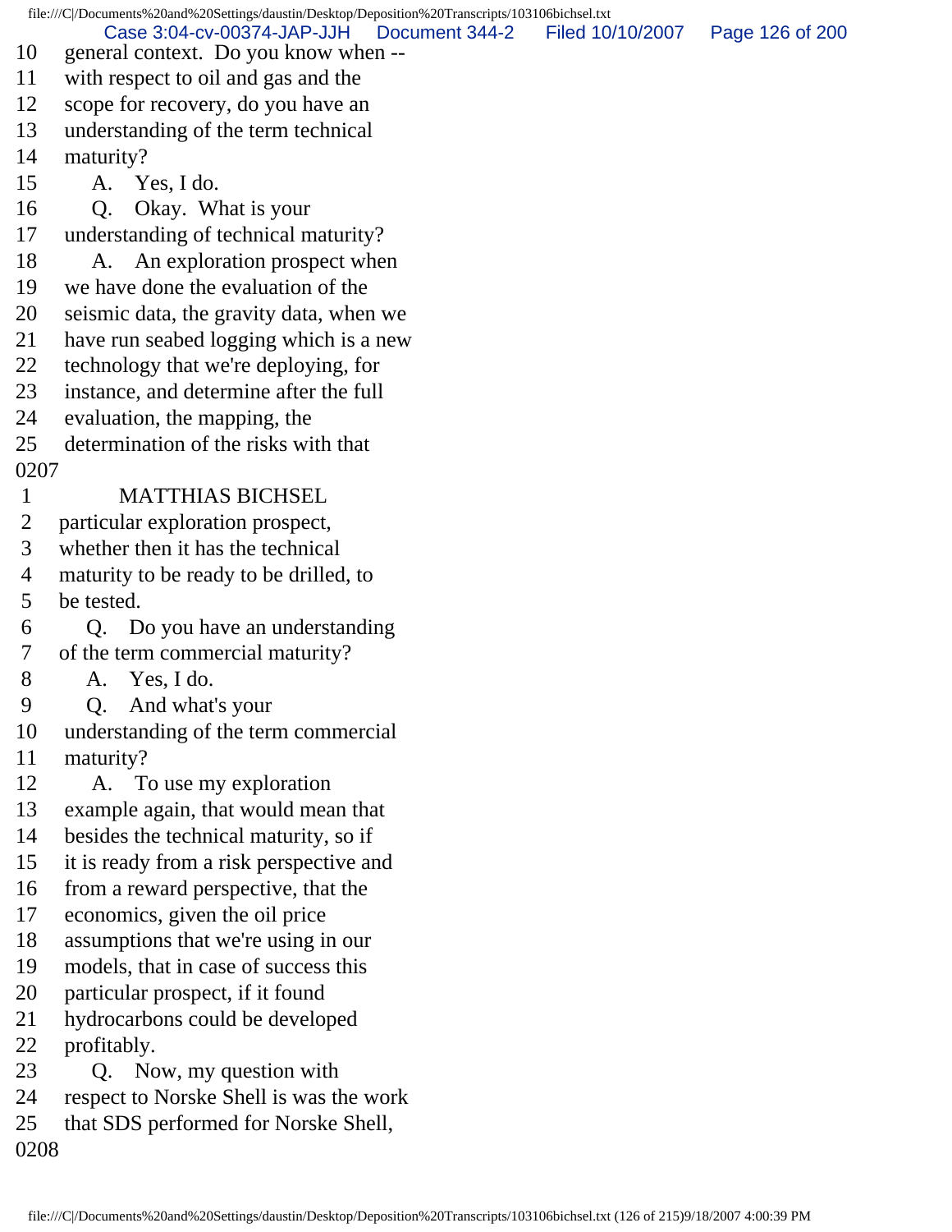10 general context. Do you know when --
11 with respect to oil and gas and the
12 scope for recovery, do you have an
13 understanding of the term technical
14 maturity?
15 A. Yes, I do.
16 Q. Okay. What is your
17 understanding of technical maturity?
18 A. An exploration prospect when
19 we have done the evaluation of the
20 seismic data, the gravity data, when we
21 have run seabed logging which is a new
22 technology that we're deploying, for
23 instance, and determine after the full
24 evaluation, the mapping, the
25 determination of the risks with that

0207

1 MATTHIAS BICHSEL
2 particular exploration prospect,
3 whether then it has the technical
4 maturity to be ready to be drilled, to
5 be tested.
6 Q. Do you have an understanding
7 of the term commercial maturity?
8 A. Yes, I do.
9 Q. And what's your
10 understanding of the term commercial
11 maturity?
12 A. To use my exploration
13 example again, that would mean that
14 besides the technical maturity, so if
15 it is ready from a risk perspective and
16 from a reward perspective, that the
17 economics, given the oil price
18 assumptions that we're using in our
19 models, that in case of success this
20 particular prospect, if it found
21 hydrocarbons could be developed
22 profitably.
23 Q. Now, my question with
24 respect to Norske Shell is was the work
25 that SDS performed for Norske Shell,

0208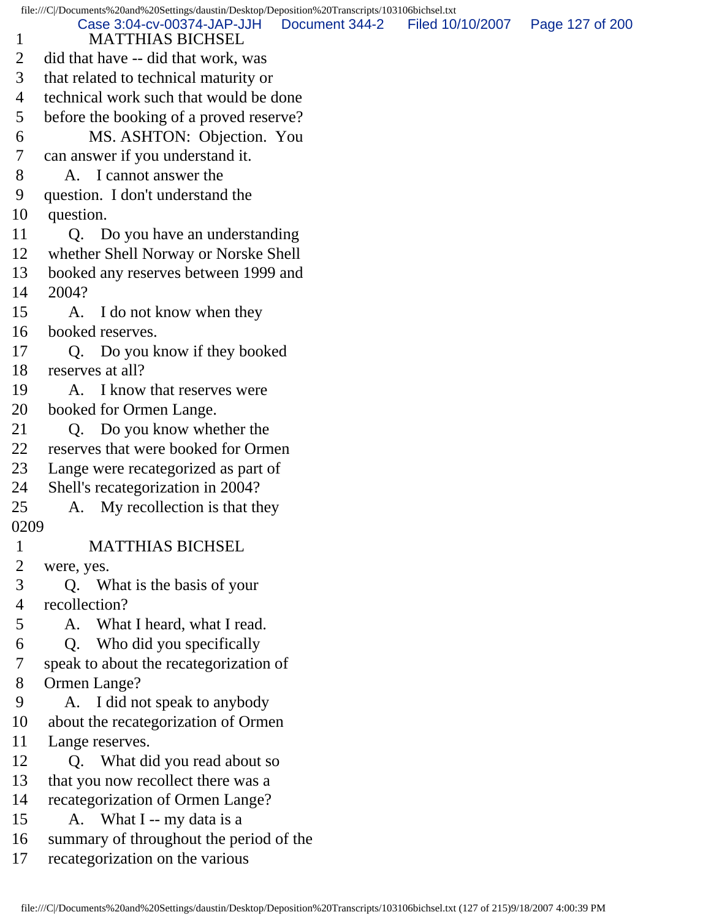1 MATTHIAS BICHSEL
2 did that have -- did that work, was
3 that related to technical maturity or
4 technical work such that would be done
5 before the booking of a proved reserve?
6 MS. ASHTON: Objection. You
7 can answer if you understand it.
8 A. I cannot answer the
9 question. I don't understand the
10 question.
11 Q. Do you have an understanding
12 whether Shell Norway or Norske Shell
13 booked any reserves between 1999 and
14 2004?
15 A. I do not know when they
16 booked reserves.
17 Q. Do you know if they booked
18 reserves at all?
19 A. I know that reserves were
20 booked for Ormen Lange.
21 Q. Do you know whether the
22 reserves that were booked for Ormen
23 Lange were recategorized as part of
24 Shell's recategorization in 2004?
25 A. My recollection is that they
0209
1 MATTHIAS BICHSEL
2 were, yes.
3 Q. What is the basis of your
4 recollection?
5 A. What I heard, what I read.
6 Q. Who did you specifically
7 speak to about the recategorization of
8 Ormen Lange?
9 A. I did not speak to anybody
10 about the recategorization of Ormen
11 Lange reserves.
12 Q. What did you read about so
13 that you now recollect there was a
14 recategorization of Ormen Lange?
15 A. What I -- my data is a
16 summary of throughout the period of the
17 recategorization on the various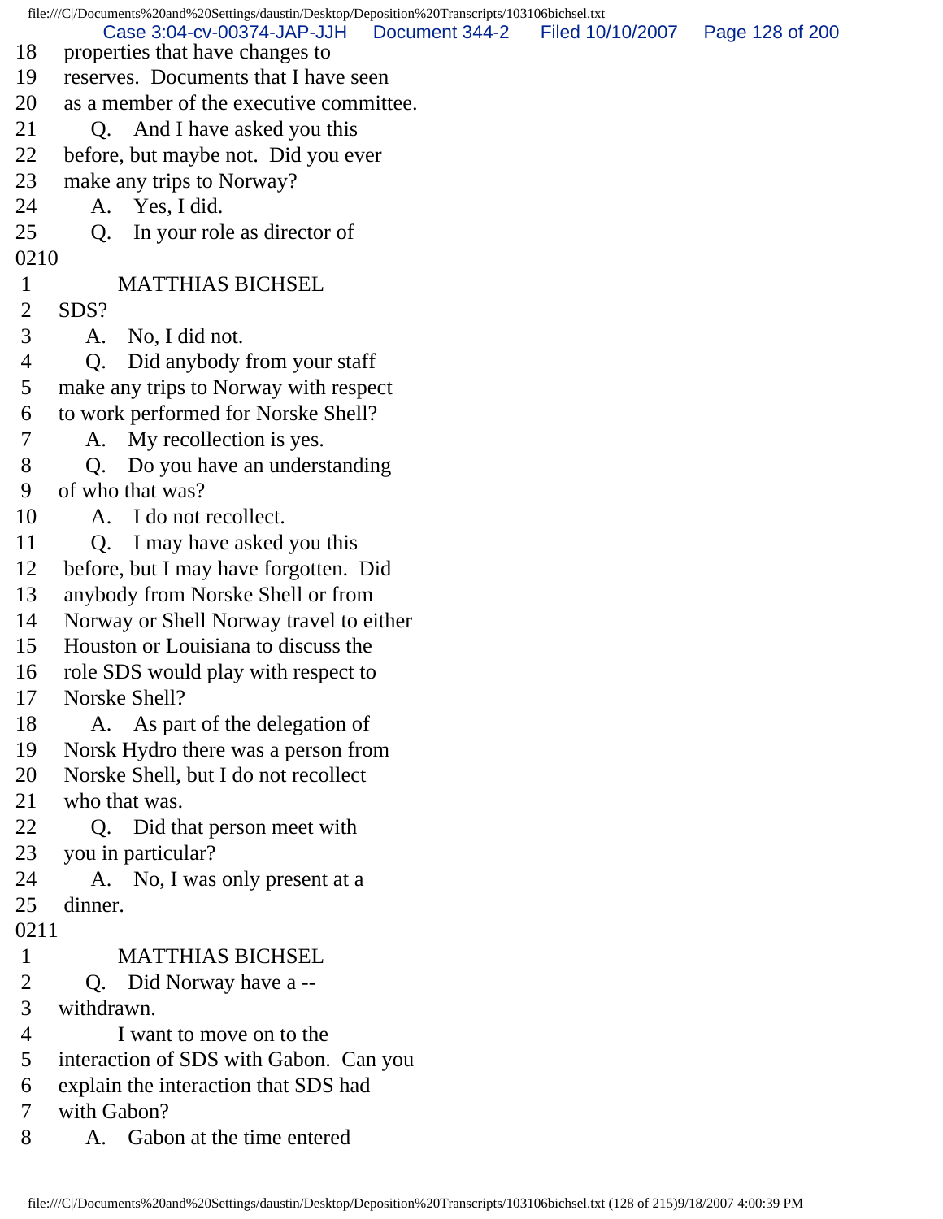18 properties that have changes to
19 reserves. Documents that I have seen
20 as a member of the executive committee.
21 Q. And I have asked you this
22 before, but maybe not. Did you ever
23 make any trips to Norway?
24 A. Yes, I did.
25 Q. In your role as director of
0210
1 MATTHIAS BICHSEL
2 SDS?
3 A. No, I did not.
4 Q. Did anybody from your staff
5 make any trips to Norway with respect
6 to work performed for Norske Shell?
7 A. My recollection is yes.
8 Q. Do you have an understanding
9 of who that was?
10 A. I do not recollect.
11 Q. I may have asked you this
12 before, but I may have forgotten. Did
13 anybody from Norske Shell or from
14 Norway or Shell Norway travel to either
15 Houston or Louisiana to discuss the
16 role SDS would play with respect to
17 Norske Shell?
18 A. As part of the delegation of
19 Norsk Hydro there was a person from
20 Norske Shell, but I do not recollect
21 who that was.
22 Q. Did that person meet with
23 you in particular?
24 A. No, I was only present at a
25 dinner.
0211
1 MATTHIAS BICHSEL
2 Q. Did Norway have a --
3 withdrawn.
4 I want to move on to the
5 interaction of SDS with Gabon. Can you
6 explain the interaction that SDS had
7 with Gabon?
8 A. Gabon at the time entered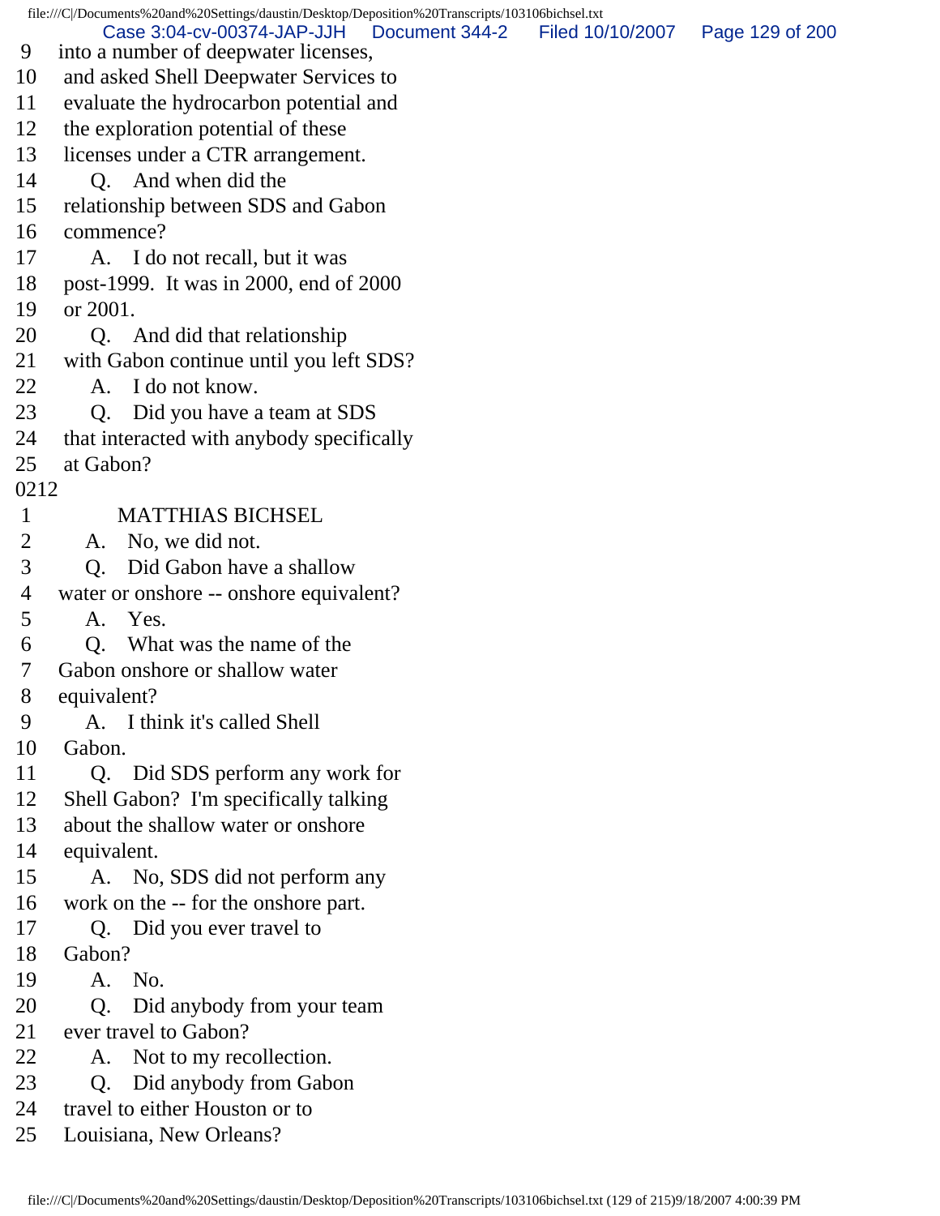9 into a number of deepwater licenses,
10 and asked Shell Deepwater Services to
11 evaluate the hydrocarbon potential and
12 the exploration potential of these
13 licenses under a CTR arrangement.
14 Q. And when did the
15 relationship between SDS and Gabon
16 commence?
17 A. I do not recall, but it was
18 post-1999. It was in 2000, end of 2000
19 or 2001.
20 Q. And did that relationship
21 with Gabon continue until you left SDS?
22 A. I do not know.
23 Q. Did you have a team at SDS
24 that interacted with anybody specifically
25 at Gabon?

0212

1 MATTHIAS BICHSEL
2 A. No, we did not.
3 Q. Did Gabon have a shallow
4 water or onshore -- onshore equivalent?
5 A. Yes.
6 Q. What was the name of the
7 Gabon onshore or shallow water
8 equivalent?
9 A. I think it's called Shell
10 Gabon.
11 Q. Did SDS perform any work for
12 Shell Gabon? I'm specifically talking
13 about the shallow water or onshore
14 equivalent.
15 A. No, SDS did not perform any
16 work on the -- for the onshore part.
17 Q. Did you ever travel to
18 Gabon?
19 A. No.
20 Q. Did anybody from your team
21 ever travel to Gabon?
22 A. Not to my recollection.
23 Q. Did anybody from Gabon
24 travel to either Houston or to
25 Louisiana, New Orleans?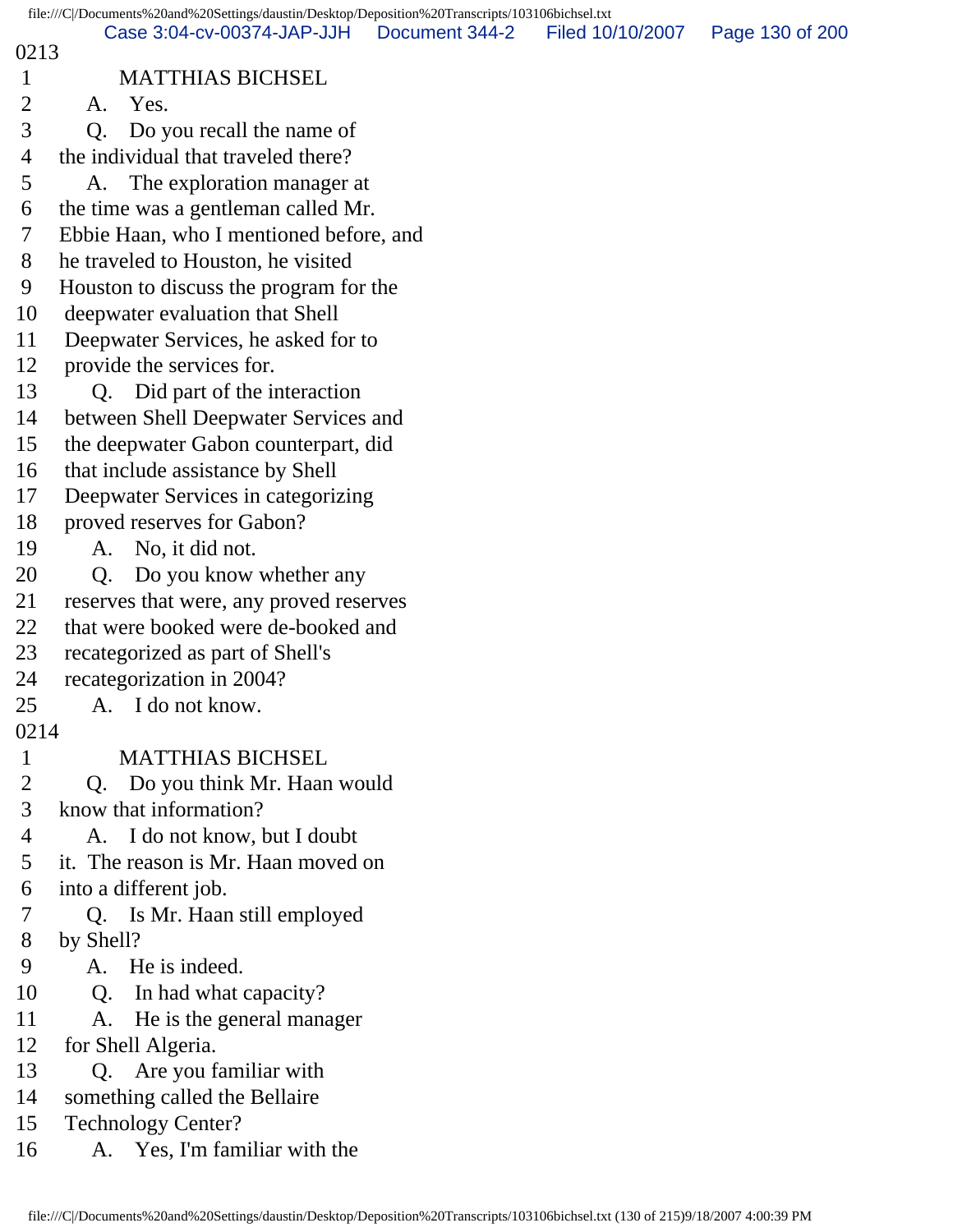0213

1 MATTHIAS BICHSEL

2 A. Yes.

3 Q. Do you recall the name of

4 the individual that traveled there?

5 A. The exploration manager at

6 the time was a gentleman called Mr.

7 Ebbie Haan, who I mentioned before, and

8 he traveled to Houston, he visited

9 Houston to discuss the program for the

10 deepwater evaluation that Shell

11 Deepwater Services, he asked for to

12 provide the services for.

13 Q. Did part of the interaction

14 between Shell Deepwater Services and

15 the deepwater Gabon counterpart, did

16 that include assistance by Shell

17 Deepwater Services in categorizing

18 proved reserves for Gabon?

19 A. No, it did not.

20 Q. Do you know whether any

21 reserves that were, any proved reserves

22 that were booked were de-booked and

23 recategorized as part of Shell's

24 recategorization in 2004?

25 A. I do not know.

0214

1 MATTHIAS BICHSEL

2 Q. Do you think Mr. Haan would

3 know that information?

4 A. I do not know, but I doubt

5 it. The reason is Mr. Haan moved on

6 into a different job.

7 Q. Is Mr. Haan still employed

8 by Shell?

9 A. He is indeed.

10 Q. In had what capacity?

11 A. He is the general manager

12 for Shell Algeria.

13 Q. Are you familiar with

14 something called the Bellaire

15 Technology Center?

16 A. Yes, I'm familiar with the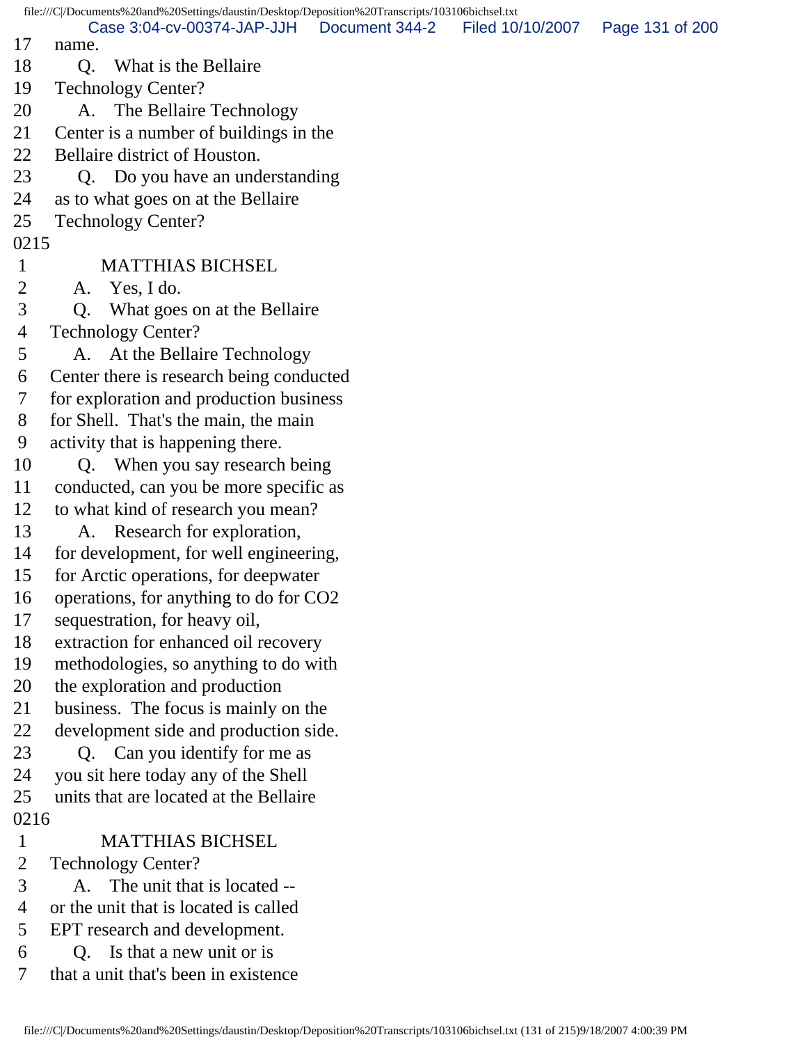17 name.
18 Q. What is the Bellaire
19 Technology Center?
20 A. The Bellaire Technology
21 Center is a number of buildings in the
22 Bellaire district of Houston.
23 Q. Do you have an understanding
24 as to what goes on at the Bellaire
25 Technology Center?
0215
1 MATTHIAS BICHSEL
2 A. Yes, I do.
3 Q. What goes on at the Bellaire
4 Technology Center?
5 A. At the Bellaire Technology
6 Center there is research being conducted
7 for exploration and production business
8 for Shell. That's the main, the main
9 activity that is happening there.
10 Q. When you say research being
11 conducted, can you be more specific as
12 to what kind of research you mean?
13 A. Research for exploration,
14 for development, for well engineering,
15 for Arctic operations, for deepwater
16 operations, for anything to do for $CO_2$
17 sequestration, for heavy oil,
18 extraction for enhanced oil recovery
19 methodologies, so anything to do with
20 the exploration and production
21 business. The focus is mainly on the
22 development side and production side.
23 Q. Can you identify for me as
24 you sit here today any of the Shell
25 units that are located at the Bellaire
0216
1 MATTHIAS BICHSEL
2 Technology Center?
3 A. The unit that is located --
4 or the unit that is located is called
5 EPT research and development.
6 Q. Is that a new unit or is
7 that a unit that's been in existence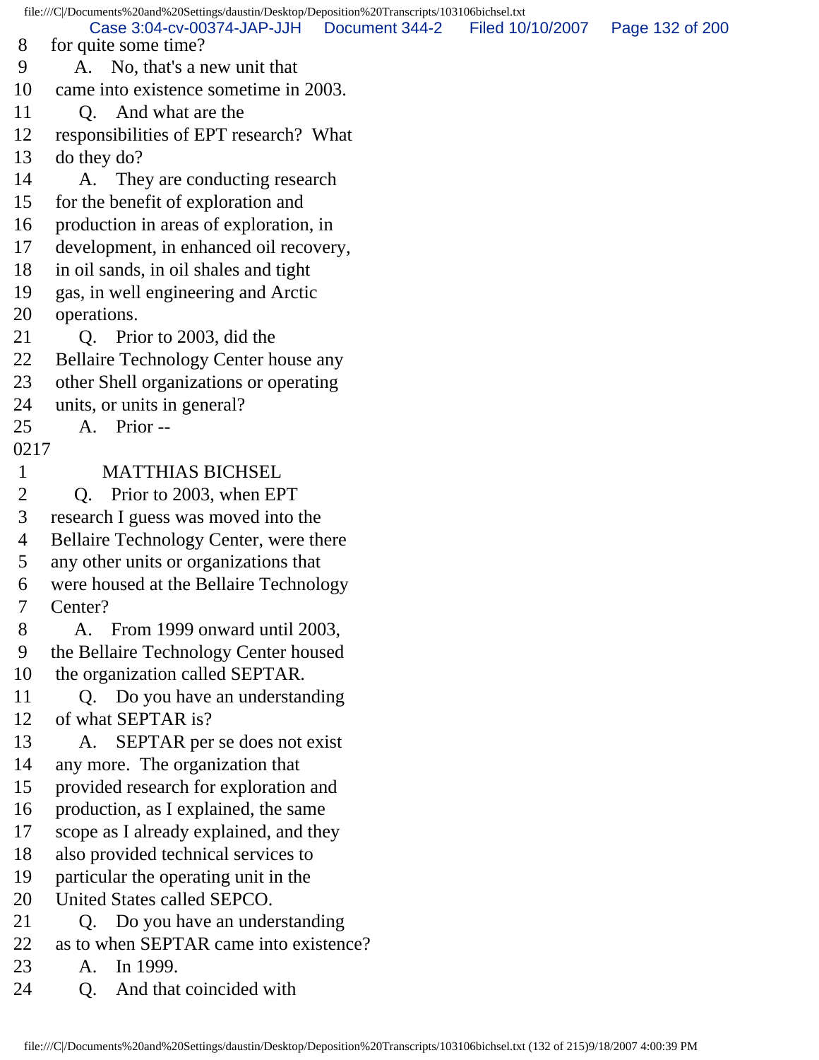8 for quite some time?
9 A. No, that's a new unit that
10 came into existence sometime in 2003.
11 Q. And what are the
12 responsibilities of EPT research? What
13 do they do?
14 A. They are conducting research
15 for the benefit of exploration and
16 production in areas of exploration, in
17 development, in enhanced oil recovery,
18 in oil sands, in oil shales and tight
19 gas, in well engineering and Arctic
20 operations.
21 Q. Prior to 2003, did the
22 Bellaire Technology Center house any
23 other Shell organizations or operating
24 units, or units in general?
25 A. Prior --

0217

1 MATTHIAS BICHSEL
2 Q. Prior to 2003, when EPT
3 research I guess was moved into the
4 Bellaire Technology Center, were there
5 any other units or organizations that
6 were housed at the Bellaire Technology
7 Center?
8 A. From 1999 onward until 2003,
9 the Bellaire Technology Center housed
10 the organization called SEPTAR.
11 Q. Do you have an understanding
12 of what SEPTAR is?
13 A. SEPTAR per se does not exist
14 any more. The organization that
15 provided research for exploration and
16 production, as I explained, the same
17 scope as I already explained, and they
18 also provided technical services to
19 particular the operating unit in the
20 United States called SEPCO.
21 Q. Do you have an understanding
22 as to when SEPTAR came into existence?
23 A. In 1999.
24 Q. And that coincided with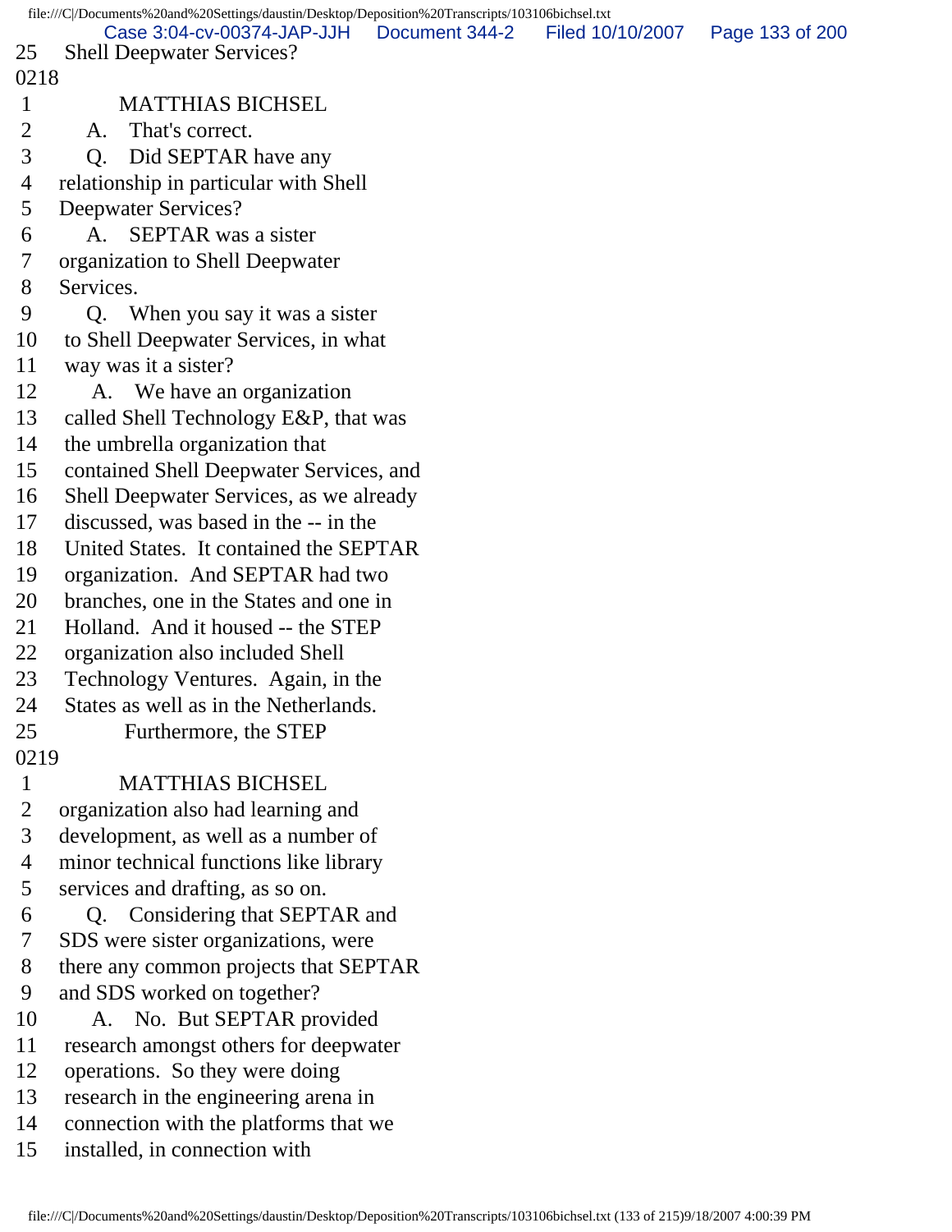25 Shell Deepwater Services?
0218
1 MATTHIAS BICHSEL
2 A. That's correct.
3 Q. Did SEPTAR have any
4 relationship in particular with Shell
5 Deepwater Services?
6 A. SEPTAR was a sister
7 organization to Shell Deepwater
8 Services.
9 Q. When you say it was a sister
10 to Shell Deepwater Services, in what
11 way was it a sister?
12 A. We have an organization
13 called Shell Technology E&P, that was
14 the umbrella organization that
15 contained Shell Deepwater Services, and
16 Shell Deepwater Services, as we already
17 discussed, was based in the -- in the
18 United States. It contained the SEPTAR
19 organization. And SEPTAR had two
20 branches, one in the States and one in
21 Holland. And it housed -- the STEP
22 organization also included Shell
23 Technology Ventures. Again, in the
24 States as well as in the Netherlands.
25 Furthermore, the STEP
0219
1 MATTHIAS BICHSEL
2 organization also had learning and
3 development, as well as a number of
4 minor technical functions like library
5 services and drafting, as so on.
6 Q. Considering that SEPTAR and
7 SDS were sister organizations, were
8 there any common projects that SEPTAR
9 and SDS worked on together?
10 A. No. But SEPTAR provided
11 research amongst others for deepwater
12 operations. So they were doing
13 research in the engineering arena in
14 connection with the platforms that we
15 installed, in connection with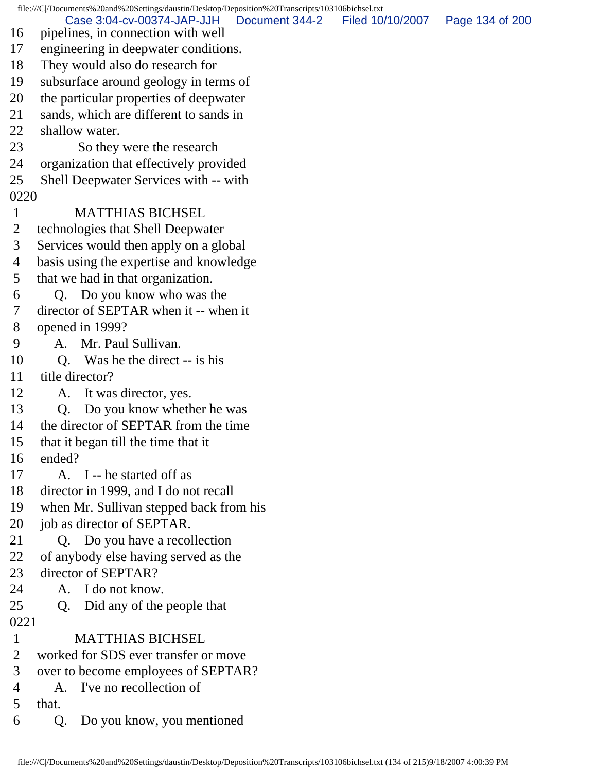16 pipelines, in connection with well
17 engineering in deepwater conditions.
18 They would also do research for
19 subsurface around geology in terms of
20 the particular properties of deepwater
21 sands, which are different to sands in
22 shallow water.
23 So they were the research
24 organization that effectively provided
25 Shell Deepwater Services with -- with

0220

1 MATTHIAS BICHSEL
2 technologies that Shell Deepwater
3 Services would then apply on a global
4 basis using the expertise and knowledge
5 that we had in that organization.
6 Q. Do you know who was the
7 director of SEPTAR when it -- when it
8 opened in 1999?
9 A. Mr. Paul Sullivan.
10 Q. Was he the direct -- is his
11 title director?
12 A. It was director, yes.
13 Q. Do you know whether he was
14 the director of SEPTAR from the time
15 that it began till the time that it
16 ended?
17 A. I -- he started off as
18 director in 1999, and I do not recall
19 when Mr. Sullivan stepped back from his
20 job as director of SEPTAR.
21 Q. Do you have a recollection
22 of anybody else having served as the
23 director of SEPTAR?
24 A. I do not know.
25 Q. Did any of the people that

0221

1 MATTHIAS BICHSEL
2 worked for SDS ever transfer or move
3 over to become employees of SEPTAR?
4 A. I've no recollection of
5 that.
6 Q. Do you know, you mentioned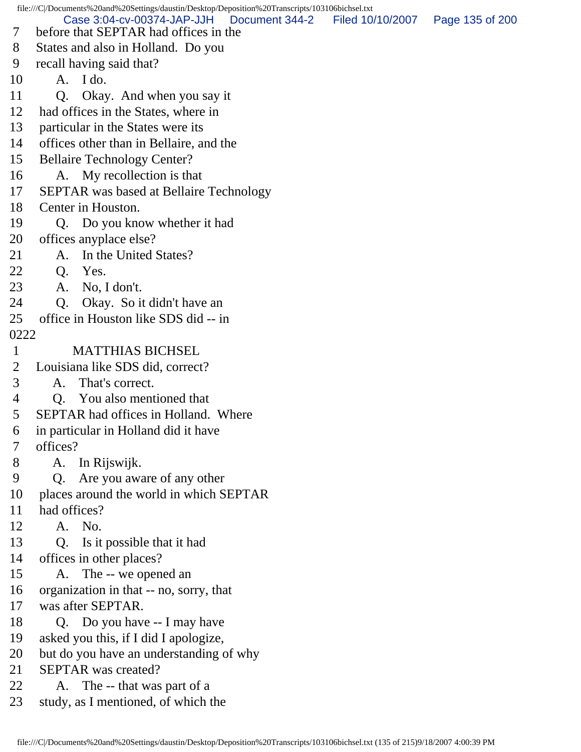7 before that SEPTAR had offices in the
8 States and also in Holland. Do you
9 recall having said that?
10 A. I do.
11 Q. Okay. And when you say it
12 had offices in the States, where in
13 particular in the States were its
14 offices other than in Bellaire, and the
15 Bellaire Technology Center?
16 A. My recollection is that
17 SEPTAR was based at Bellaire Technology
18 Center in Houston.
19 Q. Do you know whether it had
20 offices anyplace else?
21 A. In the United States?
22 Q. Yes.
23 A. No, I don't.
24 Q. Okay. So it didn't have an
25 office in Houston like SDS did -- in

0222

1 MATTHIAS BICHSEL
2 Louisiana like SDS did, correct?
3 A. That's correct.
4 Q. You also mentioned that
5 SEPTAR had offices in Holland. Where
6 in particular in Holland did it have
7 offices?
8 A. In Rijswijk.
9 Q. Are you aware of any other
10 places around the world in which SEPTAR
11 had offices?
12 A. No.
13 Q. Is it possible that it had
14 offices in other places?
15 A. The -- we opened an
16 organization in that -- no, sorry, that
17 was after SEPTAR.
18 Q. Do you have -- I may have
19 asked you this, if I did I apologize,
20 but do you have an understanding of why
21 SEPTAR was created?
22 A. The -- that was part of a
23 study, as I mentioned, of which the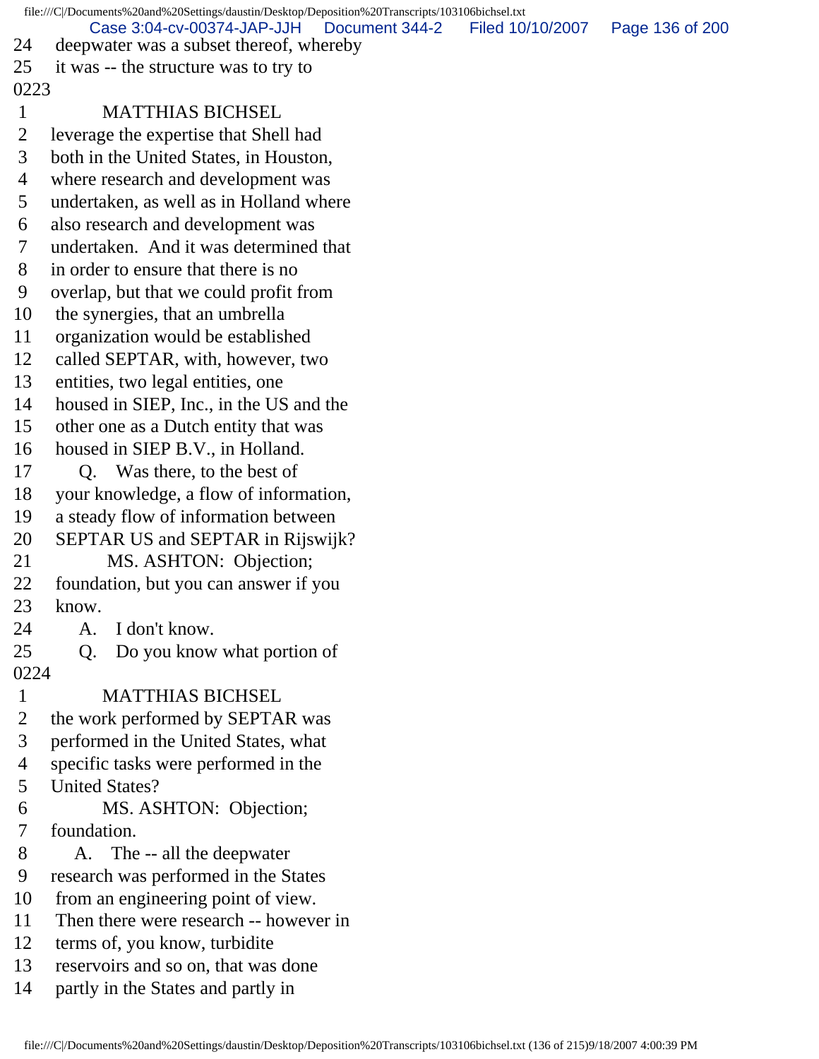24 deepwater was a subset thereof, whereby
25 it was -- the structure was to try to

0223

1 MATTHIAS BICHSEL
2 leverage the expertise that Shell had
3 both in the United States, in Houston,
4 where research and development was
5 undertaken, as well as in Holland where
6 also research and development was
7 undertaken. And it was determined that
8 in order to ensure that there is no
9 overlap, but that we could profit from
10 the synergies, that an umbrella
11 organization would be established
12 called SEPTAR, with, however, two
13 entities, two legal entities, one
14 housed in SIEP, Inc., in the US and the
15 other one as a Dutch entity that was
16 housed in SIEP B.V., in Holland.
17 Q. Was there, to the best of
18 your knowledge, a flow of information,
19 a steady flow of information between
20 SEPTAR US and SEPTAR in Rijswijk?
21 MS. ASHTON: Objection;
22 foundation, but you can answer if you
23 know.
24 A. I don't know.
25 Q. Do you know what portion of

0224

1 MATTHIAS BICHSEL
2 the work performed by SEPTAR was
3 performed in the United States, what
4 specific tasks were performed in the
5 United States?
6 MS. ASHTON: Objection;
7 foundation.
8 A. The -- all the deepwater
9 research was performed in the States
10 from an engineering point of view.
11 Then there were research -- however in
12 terms of, you know, turbidite
13 reservoirs and so on, that was done
14 partly in the States and partly in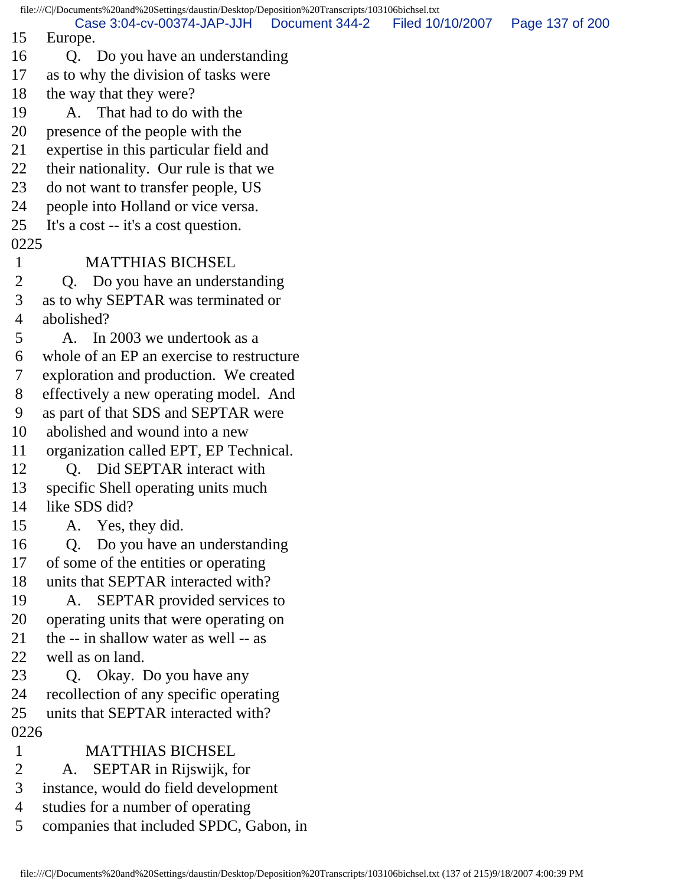15 Europe.
16 Q. Do you have an understanding
17 as to why the division of tasks were
18 the way that they were?
19 A. That had to do with the
20 presence of the people with the
21 expertise in this particular field and
22 their nationality. Our rule is that we
23 do not want to transfer people, US
24 people into Holland or vice versa.
25 It's a cost -- it's a cost question.
0225
1 MATTHIAS BICHSEL
2 Q. Do you have an understanding
3 as to why SEPTAR was terminated or
4 abolished?
5 A. In 2003 we undertook as a
6 whole of an EP an exercise to restructure
7 exploration and production. We created
8 effectively a new operating model. And
9 as part of that SDS and SEPTAR were
10 abolished and wound into a new
11 organization called EPT, EP Technical.
12 Q. Did SEPTAR interact with
13 specific Shell operating units much
14 like SDS did?
15 A. Yes, they did.
16 Q. Do you have an understanding
17 of some of the entities or operating
18 units that SEPTAR interacted with?
19 A. SEPTAR provided services to
20 operating units that were operating on
21 the -- in shallow water as well -- as
22 well as on land.
23 Q. Okay. Do you have any
24 recollection of any specific operating
25 units that SEPTAR interacted with?
0226
1 MATTHIAS BICHSEL
2 A. SEPTAR in Rijswijk, for
3 instance, would do field development
4 studies for a number of operating
5 companies that included SPDC, Gabon, in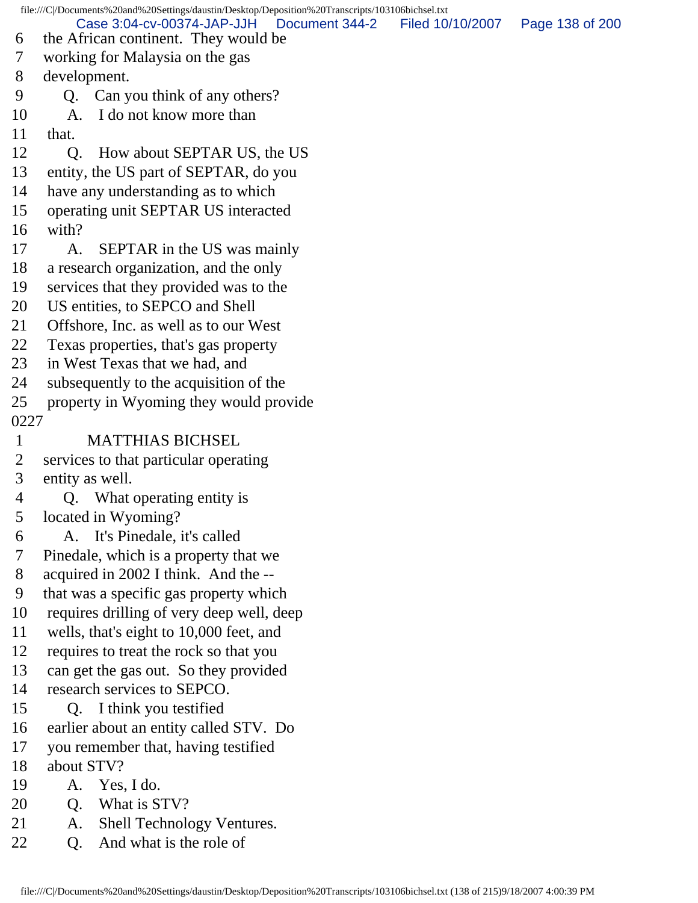6 the African continent. They would be
7 working for Malaysia on the gas
8 development.
9 Q. Can you think of any others?
10 A. I do not know more than
11 that.
12 Q. How about SEPTAR US, the US
13 entity, the US part of SEPTAR, do you
14 have any understanding as to which
15 operating unit SEPTAR US interacted
16 with?
17 A. SEPTAR in the US was mainly
18 a research organization, and the only
19 services that they provided was to the
20 US entities, to SEPCO and Shell
21 Offshore, Inc. as well as to our West
22 Texas properties, that's gas property
23 in West Texas that we had, and
24 subsequently to the acquisition of the
25 property in Wyoming they would provide

0227

1 MATTHIAS BICHSEL
2 services to that particular operating
3 entity as well.
4 Q. What operating entity is
5 located in Wyoming?
6 A. It's Pinedale, it's called
7 Pinedale, which is a property that we
8 acquired in 2002 I think. And the --
9 that was a specific gas property which
10 requires drilling of very deep well, deep
11 wells, that's eight to 10,000 feet, and
12 requires to treat the rock so that you
13 can get the gas out. So they provided
14 research services to SEPCO.
15 Q. I think you testified
16 earlier about an entity called STV. Do
17 you remember that, having testified
18 about STV?
19 A. Yes, I do.
20 Q. What is STV?
21 A. Shell Technology Ventures.
22 Q. And what is the role of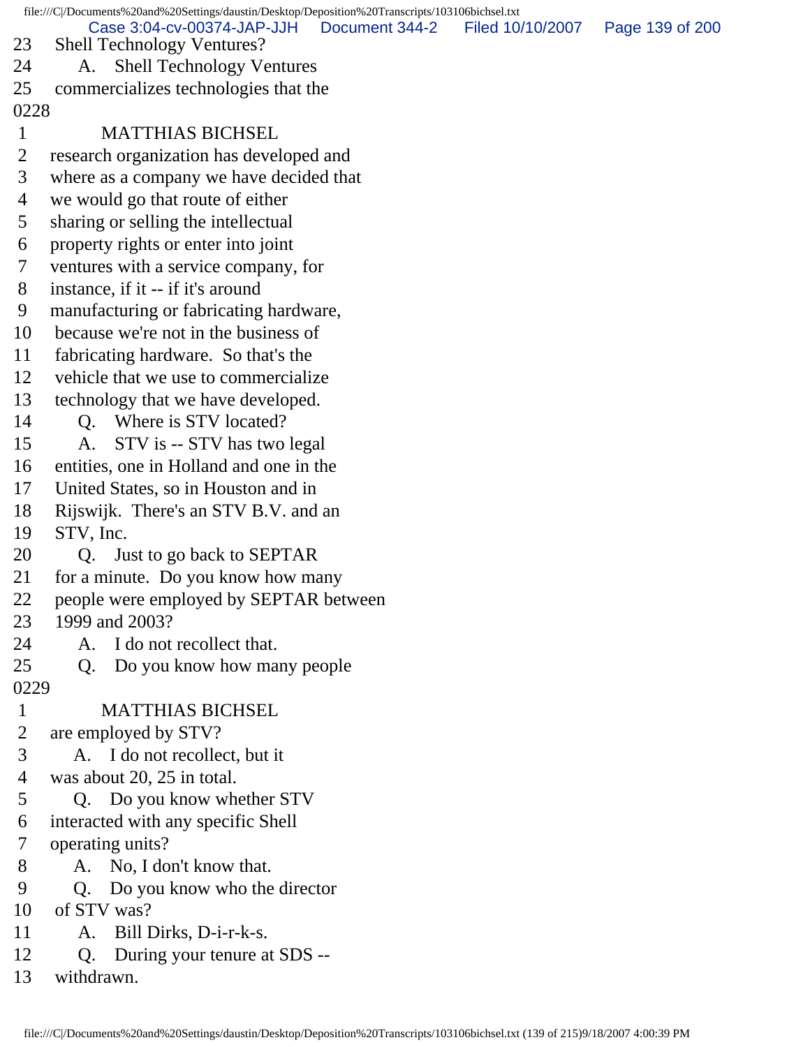23 Shell Technology Ventures?
24 A. Shell Technology Ventures
25 commercializes technologies that the
0228
1 MATTHIAS BICHSEL
2 research organization has developed and
3 where as a company we have decided that
4 we would go that route of either
5 sharing or selling the intellectual
6 property rights or enter into joint
7 ventures with a service company, for
8 instance, if it -- if it's around
9 manufacturing or fabricating hardware,
10 because we're not in the business of
11 fabricating hardware. So that's the
12 vehicle that we use to commercialize
13 technology that we have developed.
14 Q. Where is STV located?
15 A. STV is -- STV has two legal
16 entities, one in Holland and one in the
17 United States, so in Houston and in
18 Rijswijk. There's an STV B.V. and an
19 STV, Inc.
20 Q. Just to go back to SEPTAR
21 for a minute. Do you know how many
22 people were employed by SEPTAR between
23 1999 and 2003?
24 A. I do not recollect that.
25 Q. Do you know how many people
0229
1 MATTHIAS BICHSEL
2 are employed by STV?
3 A. I do not recollect, but it
4 was about 20, 25 in total.
5 Q. Do you know whether STV
6 interacted with any specific Shell
7 operating units?
8 A. No, I don't know that.
9 Q. Do you know who the director
10 of STV was?
11 A. Bill Dirks, D-i-r-k-s.
12 Q. During your tenure at SDS --
13 withdrawn.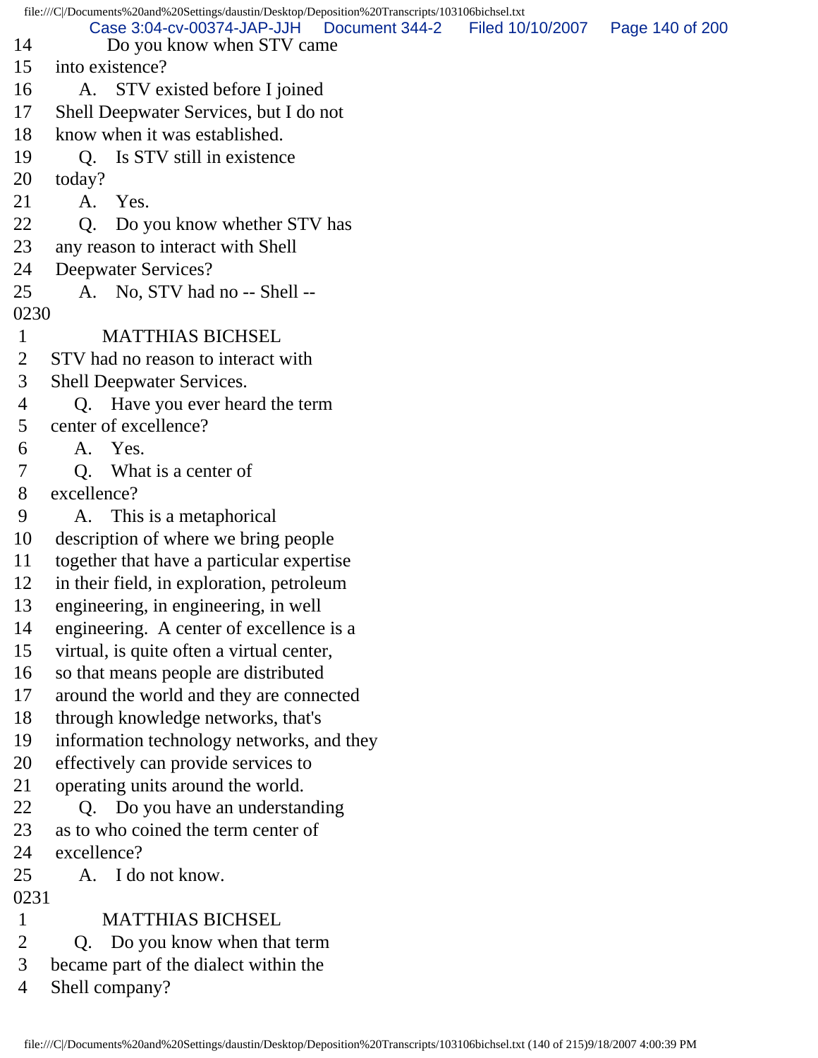14 Do you know when STV came
15 into existence?
16 A. STV existed before I joined
17 Shell Deepwater Services, but I do not
18 know when it was established.
19 Q. Is STV still in existence
20 today?
21 A. Yes.
22 Q. Do you know whether STV has
23 any reason to interact with Shell
24 Deepwater Services?
25 A. No, STV had no -- Shell --

0230

1 MATTHIAS BICHSEL
2 STV had no reason to interact with
3 Shell Deepwater Services.
4 Q. Have you ever heard the term
5 center of excellence?
6 A. Yes.
7 Q. What is a center of
8 excellence?
9 A. This is a metaphorical
10 description of where we bring people
11 together that have a particular expertise
12 in their field, in exploration, petroleum
13 engineering, in engineering, in well
14 engineering. A center of excellence is a
15 virtual, is quite often a virtual center,
16 so that means people are distributed
17 around the world and they are connected
18 through knowledge networks, that's
19 information technology networks, and they
20 effectively can provide services to
21 operating units around the world.
22 Q. Do you have an understanding
23 as to who coined the term center of
24 excellence?
25 A. I do not know.

0231

1 MATTHIAS BICHSEL
2 Q. Do you know when that term
3 became part of the dialect within the
4 Shell company?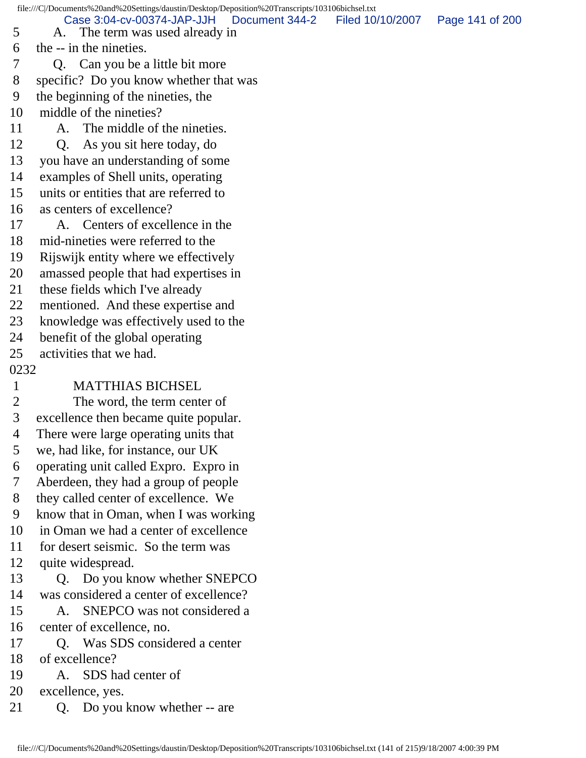5 A. The term was used already in
6 the -- in the nineties.
7 Q. Can you be a little bit more
8 specific? Do you know whether that was
9 the beginning of the nineties, the
10 middle of the nineties?
11 A. The middle of the nineties.
12 Q. As you sit here today, do
13 you have an understanding of some
14 examples of Shell units, operating
15 units or entities that are referred to
16 as centers of excellence?
17 A. Centers of excellence in the
18 mid-nineties were referred to the
19 Rijswijk entity where we effectively
20 amassed people that had expertises in
21 these fields which I've already
22 mentioned. And these expertise and
23 knowledge was effectively used to the
24 benefit of the global operating
25 activities that we had.

0232

1 MATTHIAS BICHSEL
2 The word, the term center of
3 excellence then became quite popular.
4 There were large operating units that
5 we, had like, for instance, our UK
6 operating unit called Expro. Expro in
7 Aberdeen, they had a group of people
8 they called center of excellence. We
9 know that in Oman, when I was working
10 in Oman we had a center of excellence
11 for desert seismic. So the term was
12 quite widespread.
13 Q. Do you know whether SNEPCO
14 was considered a center of excellence?
15 A. SNEPCO was not considered a
16 center of excellence, no.
17 Q. Was SDS considered a center
18 of excellence?
19 A. SDS had center of
20 excellence, yes.
21 Q. Do you know whether -- are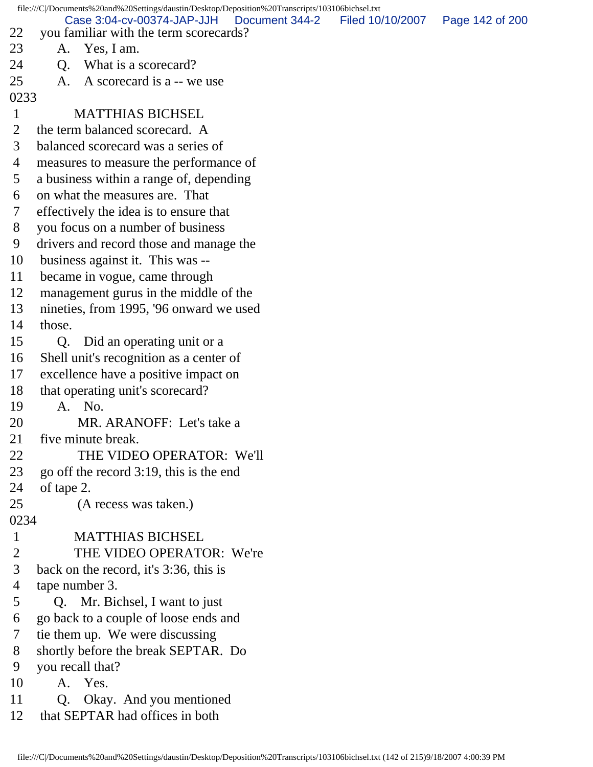22 you familiar with the term scorecards?
23 A. Yes, I am.
24 Q. What is a scorecard?
25 A. A scorecard is a -- we use

0233

1 MATTHIAS BICHSEL
2 the term balanced scorecard. A
3 balanced scorecard was a series of
4 measures to measure the performance of
5 a business within a range of, depending
6 on what the measures are. That
7 effectively the idea is to ensure that
8 you focus on a number of business
9 drivers and record those and manage the
10 business against it. This was --
11 became in vogue, came through
12 management gurus in the middle of the
13 nineties, from 1995, '96 onward we used
14 those.
15 Q. Did an operating unit or a
16 Shell unit's recognition as a center of
17 excellence have a positive impact on
18 that operating unit's scorecard?
19 A. No.
20 MR. ARANOFF: Let's take a
21 five minute break.
22 THE VIDEO OPERATOR: We'll
23 go off the record 3:19, this is the end
24 of tape 2.
25 (A recess was taken.)

0234

1 MATTHIAS BICHSEL
2 THE VIDEO OPERATOR: We're
3 back on the record, it's 3:36, this is
4 tape number 3.
5 Q. Mr. Bichsel, I want to just
6 go back to a couple of loose ends and
7 tie them up. We were discussing
8 shortly before the break SEPTAR. Do
9 you recall that?
10 A. Yes.
11 Q. Okay. And you mentioned
12 that SEPTAR had offices in both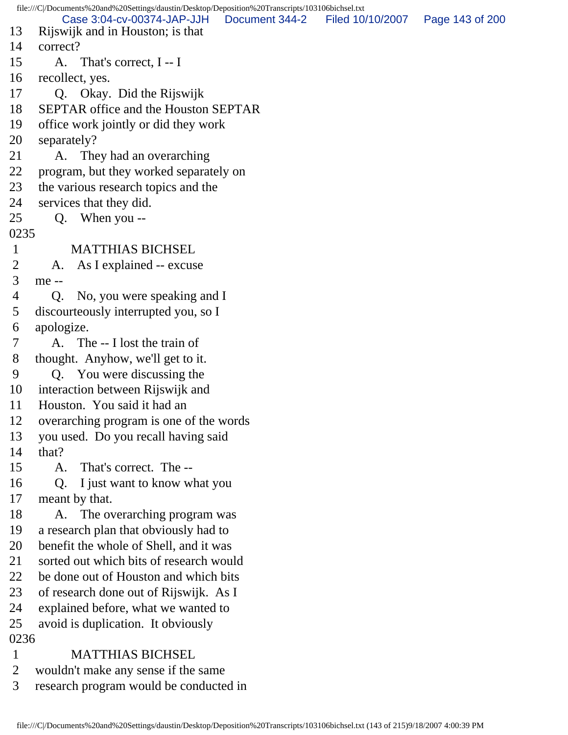13 Rijswijk and in Houston; is that
14 correct?
15 A. That's correct, I -- I
16 recollect, yes.
17 Q. Okay. Did the Rijswijk
18 SEPTAR office and the Houston SEPTAR
19 office work jointly or did they work
20 separately?
21 A. They had an overarching
22 program, but they worked separately on
23 the various research topics and the
24 services that they did.
25 Q. When you --
0235
1 MATTHIAS BICHSEL
2 A. As I explained -- excuse
3 me --
4 Q. No, you were speaking and I
5 discourteously interrupted you, so I
6 apologize.
7 A. The -- I lost the train of
8 thought. Anyhow, we'll get to it.
9 Q. You were discussing the
10 interaction between Rijswijk and
11 Houston. You said it had an
12 overarching program is one of the words
13 you used. Do you recall having said
14 that?
15 A. That's correct. The --
16 Q. I just want to know what you
17 meant by that.
18 A. The overarching program was
19 a research plan that obviously had to
20 benefit the whole of Shell, and it was
21 sorted out which bits of research would
22 be done out of Houston and which bits
23 of research done out of Rijswijk. As I
24 explained before, what we wanted to
25 avoid is duplication. It obviously
0236
1 MATTHIAS BICHSEL
2 wouldn't make any sense if the same
3 research program would be conducted in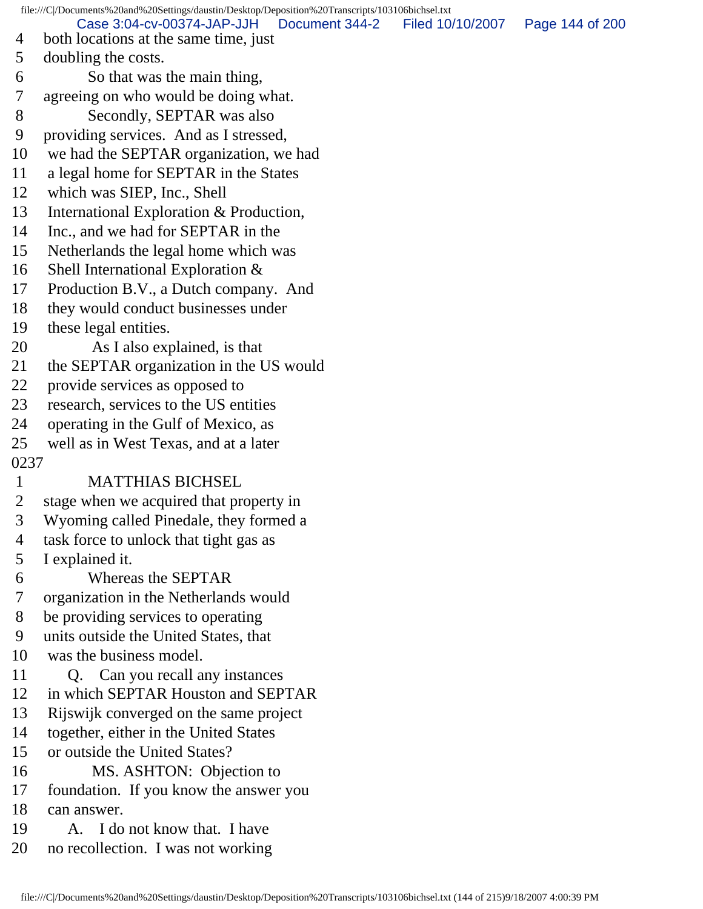4 both locations at the same time, just
5 doubling the costs.
6 So that was the main thing,
7 agreeing on who would be doing what.
8 Secondly, SEPTAR was also
9 providing services. And as I stressed,
10 we had the SEPTAR organization, we had
11 a legal home for SEPTAR in the States
12 which was SIEP, Inc., Shell
13 International Exploration & Production,
14 Inc., and we had for SEPTAR in the
15 Netherlands the legal home which was
16 Shell International Exploration &
17 Production B.V., a Dutch company. And
18 they would conduct businesses under
19 these legal entities.
20 As I also explained, is that
21 the SEPTAR organization in the US would
22 provide services as opposed to
23 research, services to the US entities
24 operating in the Gulf of Mexico, as
25 well as in West Texas, and at a later

0237

1 MATTHIAS BICHSEL
2 stage when we acquired that property in
3 Wyoming called Pinedale, they formed a
4 task force to unlock that tight gas as
5 I explained it.
6 Whereas the SEPTAR
7 organization in the Netherlands would
8 be providing services to operating
9 units outside the United States, that
10 was the business model.
11 Q. Can you recall any instances
12 in which SEPTAR Houston and SEPTAR
13 Rijswijk converged on the same project
14 together, either in the United States
15 or outside the United States?
16 MS. ASHTON: Objection to
17 foundation. If you know the answer you
18 can answer.
19 A. I do not know that. I have
20 no recollection. I was not working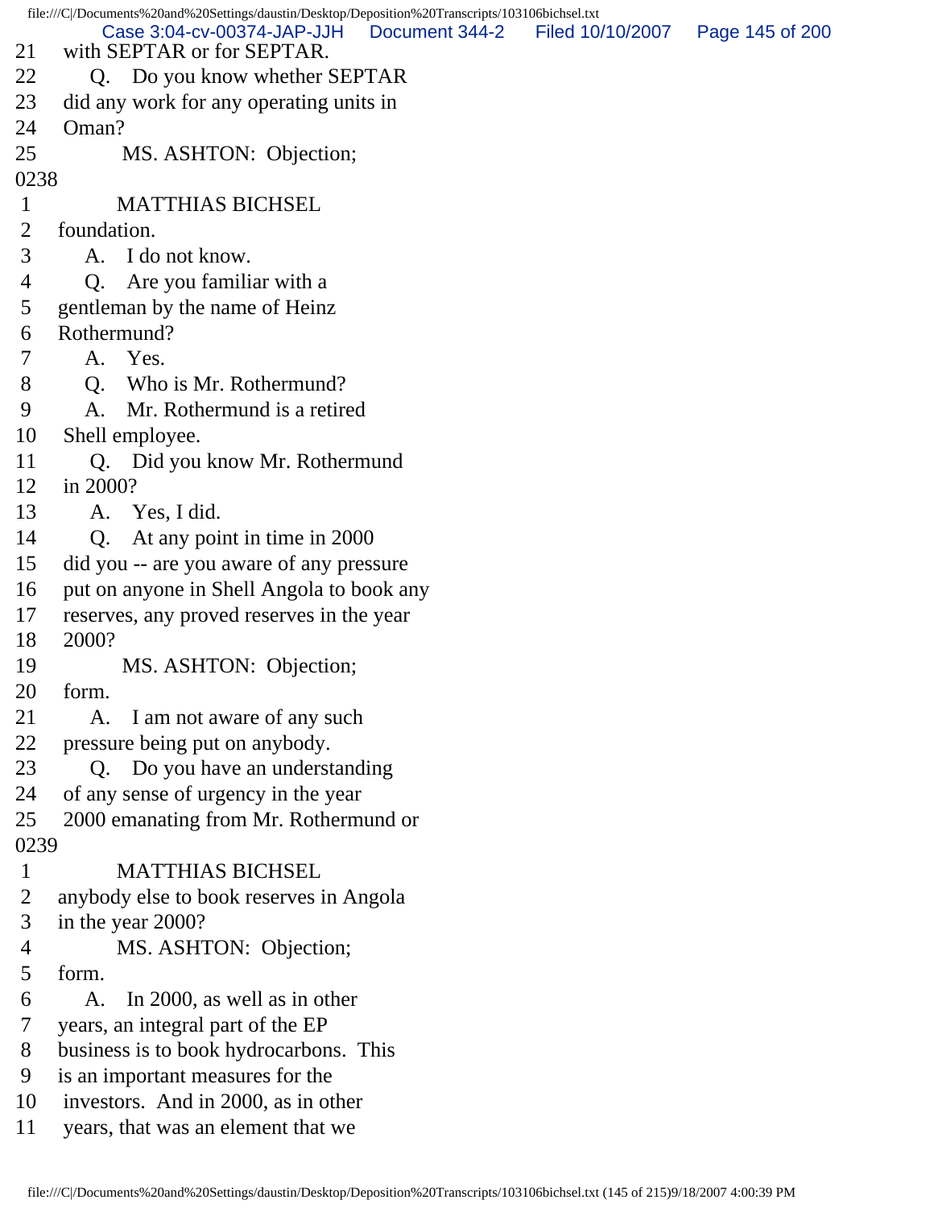21 with SEPTAR or for SEPTAR.
22 Q. Do you know whether SEPTAR
23 did any work for any operating units in
24 Oman?
25 MS. ASHTON: Objection;
0238
1 MATTHIAS BICHSEL
2 foundation.
3 A. I do not know.
4 Q. Are you familiar with a
5 gentleman by the name of Heinz
6 Rothermund?
7 A. Yes.
8 Q. Who is Mr. Rothermund?
9 A. Mr. Rothermund is a retired
10 Shell employee.
11 Q. Did you know Mr. Rothermund
12 in 2000?
13 A. Yes, I did.
14 Q. At any point in time in 2000
15 did you -- are you aware of any pressure
16 put on anyone in Shell Angola to book any
17 reserves, any proved reserves in the year
18 2000?
19 MS. ASHTON: Objection;
20 form.
21 A. I am not aware of any such
22 pressure being put on anybody.
23 Q. Do you have an understanding
24 of any sense of urgency in the year
25 2000 emanating from Mr. Rothermund or
0239
1 MATTHIAS BICHSEL
2 anybody else to book reserves in Angola
3 in the year 2000?
4 MS. ASHTON: Objection;
5 form.
6 A. In 2000, as well as in other
7 years, an integral part of the EP
8 business is to book hydrocarbons. This
9 is an important measures for the
10 investors. And in 2000, as in other
11 years, that was an element that we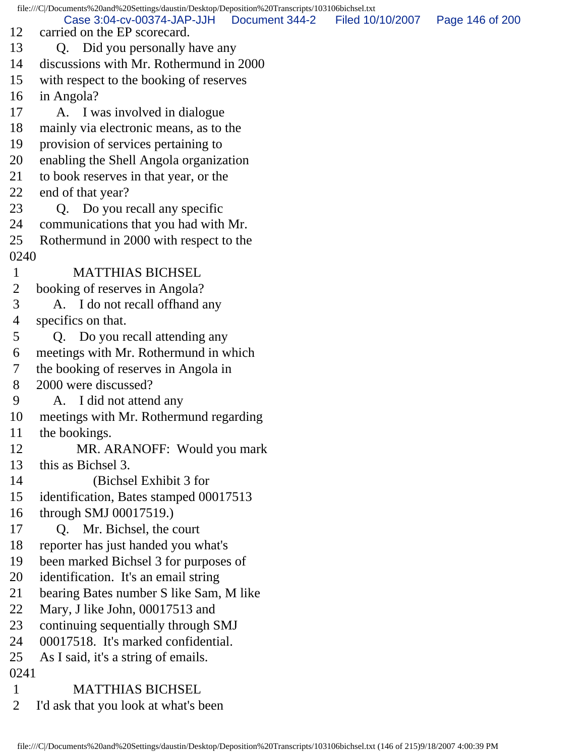12 carried on the EP scorecard.
13 Q. Did you personally have any
14 discussions with Mr. Rothermund in 2000
15 with respect to the booking of reserves
16 in Angola?
17 A. I was involved in dialogue
18 mainly via electronic means, as to the
19 provision of services pertaining to
20 enabling the Shell Angola organization
21 to book reserves in that year, or the
22 end of that year?
23 Q. Do you recall any specific
24 communications that you had with Mr.
25 Rothermund in 2000 with respect to the
0240
1 MATTHIAS BICHSEL
2 booking of reserves in Angola?
3 A. I do not recall offhand any
4 specifics on that.
5 Q. Do you recall attending any
6 meetings with Mr. Rothermund in which
7 the booking of reserves in Angola in
8 2000 were discussed?
9 A. I did not attend any
10 meetings with Mr. Rothermund regarding
11 the bookings.
12 MR. ARANOFF: Would you mark
13 this as Bichsel 3.
14 (Bichsel Exhibit 3 for
15 identification, Bates stamped 00017513
16 through SMJ 00017519.)
17 Q. Mr. Bichsel, the court
18 reporter has just handed you what's
19 been marked Bichsel 3 for purposes of
20 identification. It's an email string
21 bearing Bates number S like Sam, M like
22 Mary, J like John, 00017513 and
23 continuing sequentially through SMJ
24 00017518. It's marked confidential.
25 As I said, it's a string of emails.
0241
1 MATTHIAS BICHSEL
2 I'd ask that you look at what's been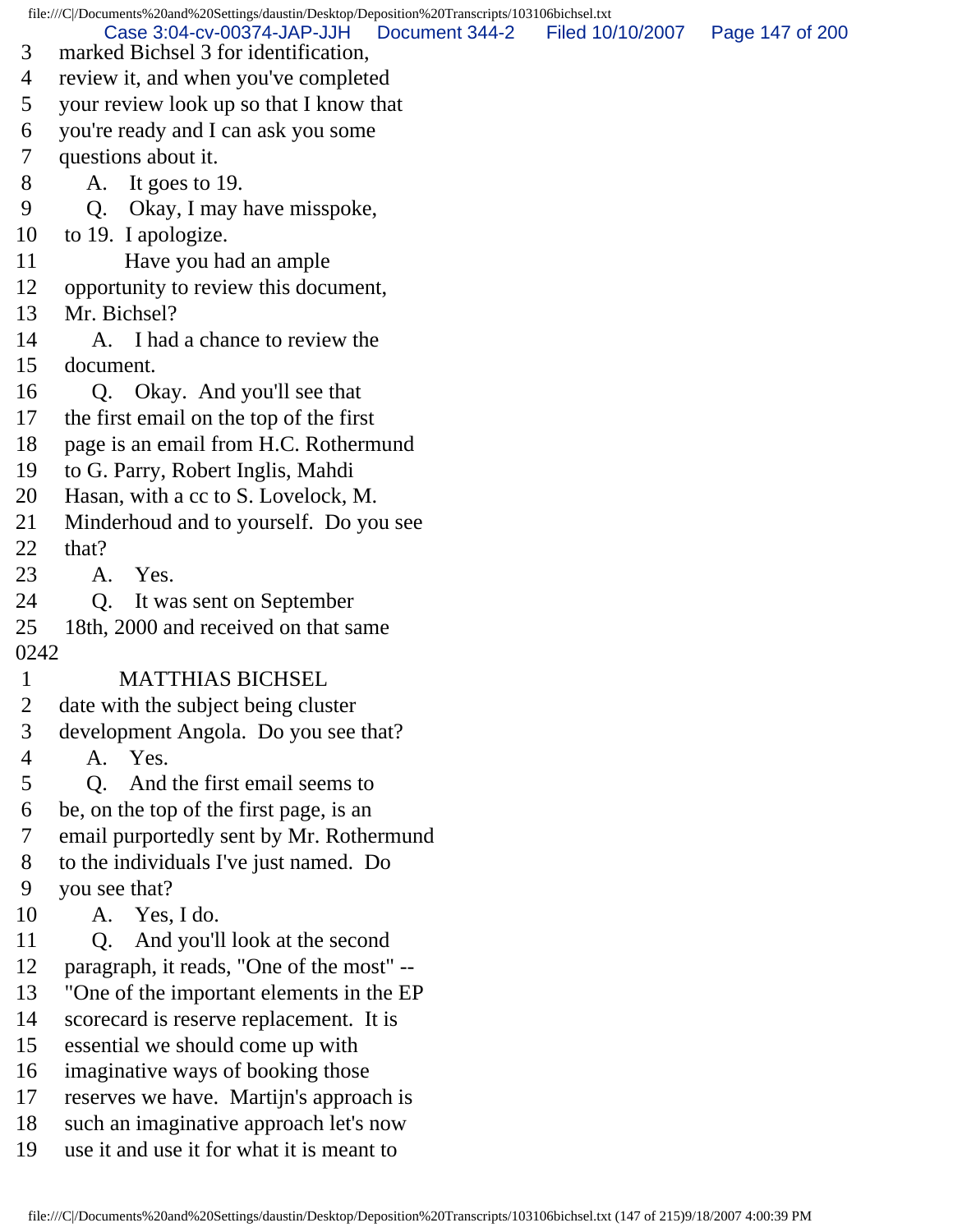3 marked Bichsel 3 for identification,
4 review it, and when you've completed
5 your review look up so that I know that
6 you're ready and I can ask you some
7 questions about it.
8 A. It goes to 19.
9 Q. Okay, I may have misspoke,
10 to 19. I apologize.
11 Have you had an ample
12 opportunity to review this document,
13 Mr. Bichsel?
14 A. I had a chance to review the
15 document.
16 Q. Okay. And you'll see that
17 the first email on the top of the first
18 page is an email from H.C. Rothermund
19 to G. Parry, Robert Inglis, Mahdi
20 Hasan, with a cc to S. Lovelock, M.
21 Minderhoud and to yourself. Do you see
22 that?
23 A. Yes.
24 Q. It was sent on September
25 18th, 2000 and received on that same
0242
1 MATTHIAS BICHSEL
2 date with the subject being cluster
3 development Angola. Do you see that?
4 A. Yes.
5 Q. And the first email seems to
6 be, on the top of the first page, is an
7 email purportedly sent by Mr. Rothermund
8 to the individuals I've just named. Do
9 you see that?
10 A. Yes, I do.
11 Q. And you'll look at the second
12 paragraph, it reads, "One of the most" --
13 "One of the important elements in the EP
14 scorecard is reserve replacement. It is
15 essential we should come up with
16 imaginative ways of booking those
17 reserves we have. Martijn's approach is
18 such an imaginative approach let's now
19 use it and use it for what it is meant to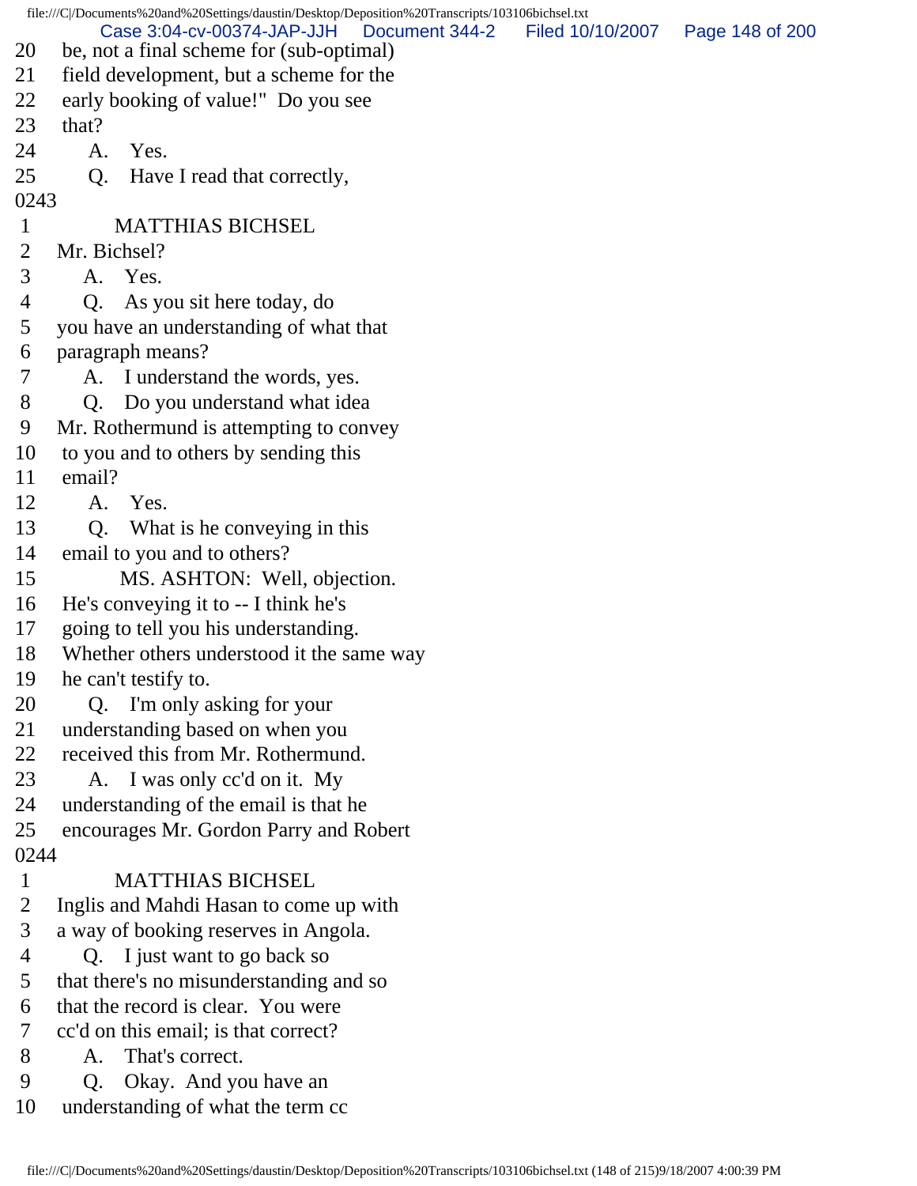20 be, not a final scheme for (sub-optimal)
21 field development, but a scheme for the
22 early booking of value!" Do you see
23 that?
24 A. Yes.
25 Q. Have I read that correctly,
0243
1 MATTHIAS BICHSEL
2 Mr. Bichsel?
3 A. Yes.
4 Q. As you sit here today, do
5 you have an understanding of what that
6 paragraph means?
7 A. I understand the words, yes.
8 Q. Do you understand what idea
9 Mr. Rothermund is attempting to convey
10 to you and to others by sending this
11 email?
12 A. Yes.
13 Q. What is he conveying in this
14 email to you and to others?
15 MS. ASHTON: Well, objection.
16 He's conveying it to -- I think he's
17 going to tell you his understanding.
18 Whether others understood it the same way
19 he can't testify to.
20 Q. I'm only asking for your
21 understanding based on when you
22 received this from Mr. Rothermund.
23 A. I was only cc'd on it. My
24 understanding of the email is that he
25 encourages Mr. Gordon Parry and Robert
0244
1 MATTHIAS BICHSEL
2 Inglis and Mahdi Hasan to come up with
3 a way of booking reserves in Angola.
4 Q. I just want to go back so
5 that there's no misunderstanding and so
6 that the record is clear. You were
7 cc'd on this email; is that correct?
8 A. That's correct.
9 Q. Okay. And you have an
10 understanding of what the term cc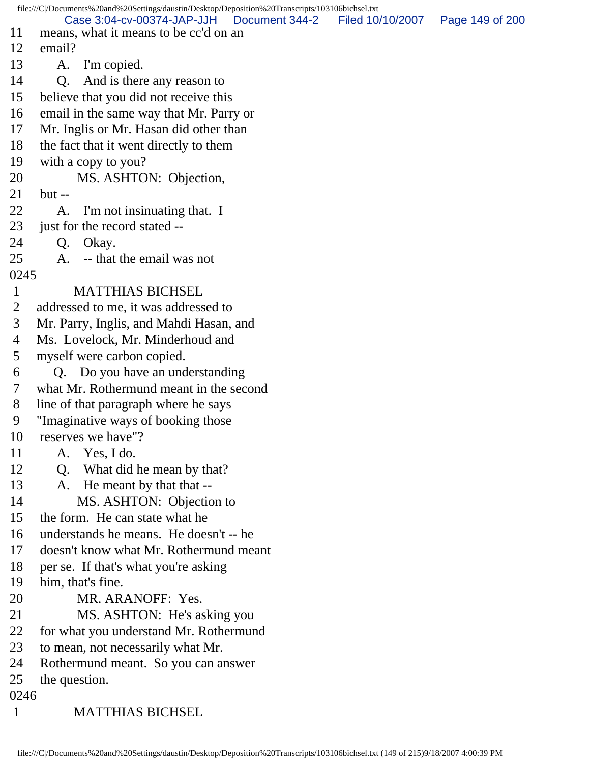11 means, what it means to be cc'd on an
12 email?
13 A. I'm copied.
14 Q. And is there any reason to
15 believe that you did not receive this
16 email in the same way that Mr. Parry or
17 Mr. Inglis or Mr. Hasan did other than
18 the fact that it went directly to them
19 with a copy to you?
20 MS. ASHTON: Objection,
21 but --
22 A. I'm not insinuating that. I
23 just for the record stated --
24 Q. Okay.
25 A. -- that the email was not
0245
1 MATTHIAS BICHSEL
2 addressed to me, it was addressed to
3 Mr. Parry, Inglis, and Mahdi Hasan, and
4 Ms. Lovelock, Mr. Minderhoud and
5 myself were carbon copied.
6 Q. Do you have an understanding
7 what Mr. Rothermund meant in the second
8 line of that paragraph where he says
9 "Imaginative ways of booking those
10 reserves we have"?
11 A. Yes, I do.
12 Q. What did he mean by that?
13 A. He meant by that that --
14 MS. ASHTON: Objection to
15 the form. He can state what he
16 understands he means. He doesn't -- he
17 doesn't know what Mr. Rothermund meant
18 per se. If that's what you're asking
19 him, that's fine.
20 MR. ARANOFF: Yes.
21 MS. ASHTON: He's asking you
22 for what you understand Mr. Rothermund
23 to mean, not necessarily what Mr.
24 Rothermund meant. So you can answer
25 the question.
0246
1 MATTHIAS BICHSEL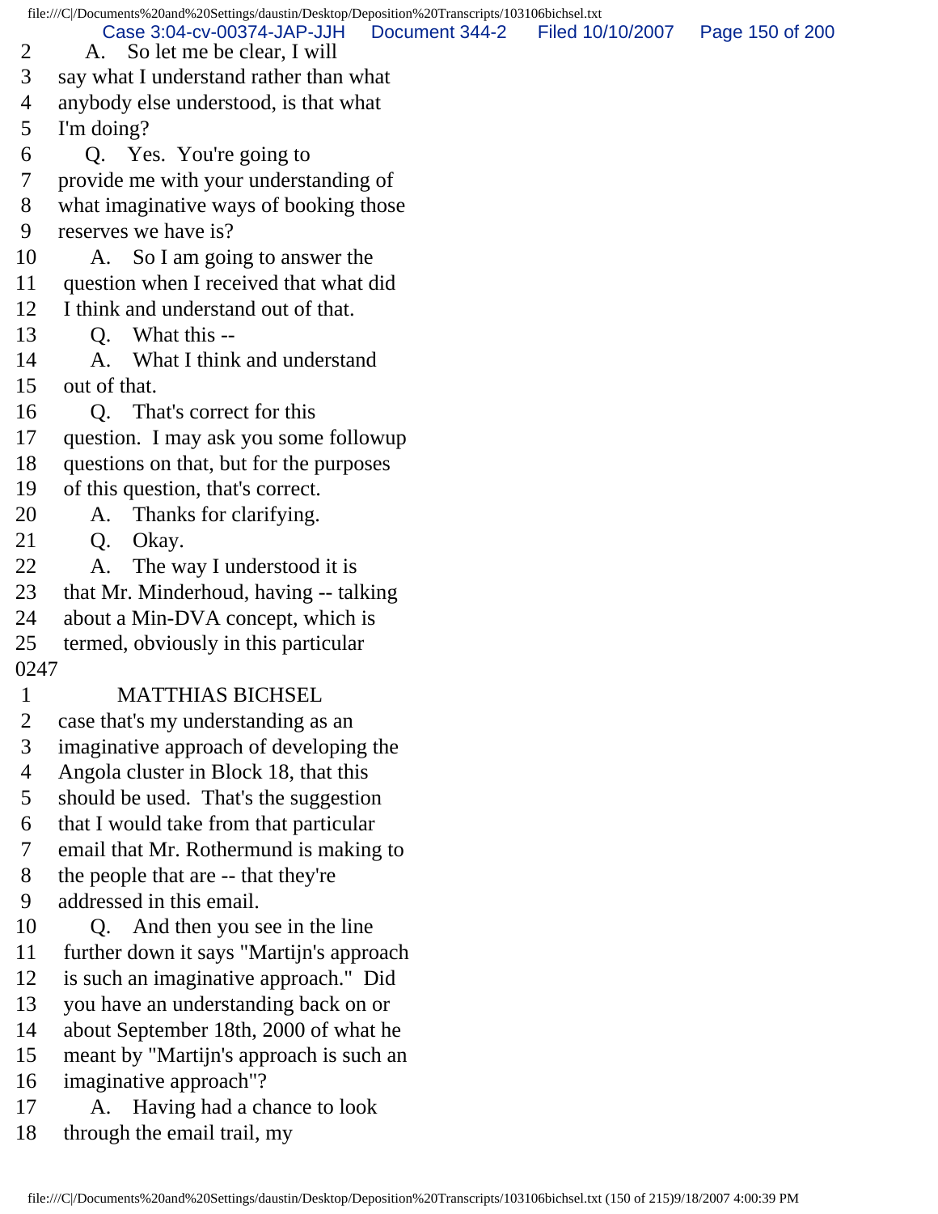2 A. So let me be clear, I will
3 say what I understand rather than what
4 anybody else understood, is that what
5 I'm doing?
6 Q. Yes. You're going to
7 provide me with your understanding of
8 what imaginative ways of booking those
9 reserves we have is?
10 A. So I am going to answer the
11 question when I received that what did
12 I think and understand out of that.
13 Q. What this --
14 A. What I think and understand
15 out of that.
16 Q. That's correct for this
17 question. I may ask you some followup
18 questions on that, but for the purposes
19 of this question, that's correct.
20 A. Thanks for clarifying.
21 Q. Okay.
22 A. The way I understood it is
23 that Mr. Minderhoud, having -- talking
24 about a Min-DVA concept, which is
25 termed, obviously in this particular

0247

1 MATTHIAS BICHSEL
2 case that's my understanding as an
3 imaginative approach of developing the
4 Angola cluster in Block 18, that this
5 should be used. That's the suggestion
6 that I would take from that particular
7 email that Mr. Rothermund is making to
8 the people that are -- that they're
9 addressed in this email.
10 Q. And then you see in the line
11 further down it says "Martijn's approach
12 is such an imaginative approach." Did
13 you have an understanding back on or
14 about September 18th, 2000 of what he
15 meant by "Martijn's approach is such an
16 imaginative approach"?
17 A. Having had a chance to look
18 through the email trail, my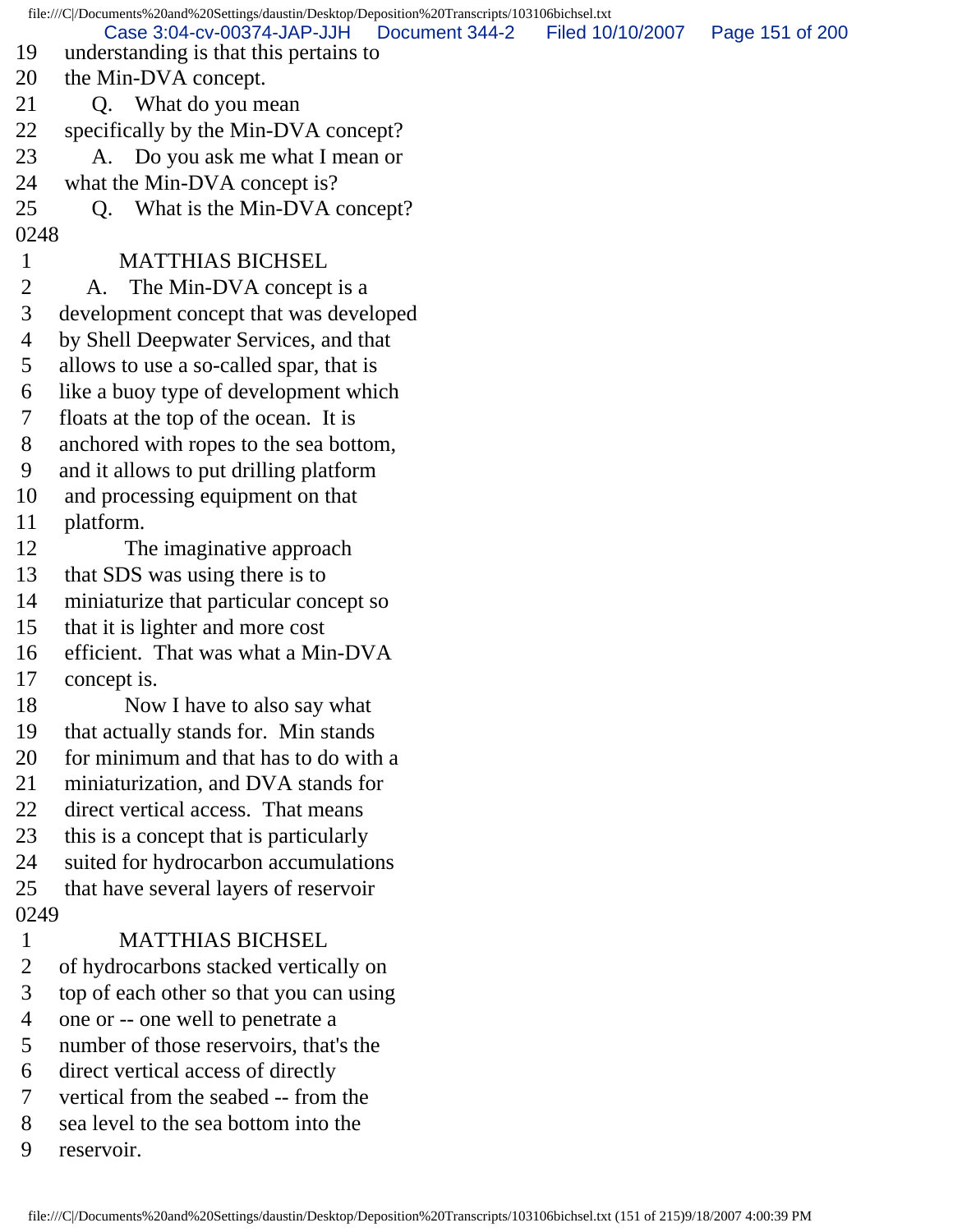19 understanding is that this pertains to
20 the Min-DVA concept.
21 Q. What do you mean
22 specifically by the Min-DVA concept?
23 A. Do you ask me what I mean or
24 what the Min-DVA concept is?
25 Q. What is the Min-DVA concept?

0248

1 MATTHIAS BICHSEL
2 A. The Min-DVA concept is a
3 development concept that was developed
4 by Shell Deepwater Services, and that
5 allows to use a so-called spar, that is
6 like a buoy type of development which
7 floats at the top of the ocean. It is
8 anchored with ropes to the sea bottom,
9 and it allows to put drilling platform
10 and processing equipment on that
11 platform.
12 The imaginative approach
13 that SDS was using there is to
14 miniaturize that particular concept so
15 that it is lighter and more cost
16 efficient. That was what a Min-DVA
17 concept is.
18 Now I have to also say what
19 that actually stands for. Min stands
20 for minimum and that has to do with a
21 miniaturization, and DVA stands for
22 direct vertical access. That means
23 this is a concept that is particularly
24 suited for hydrocarbon accumulations
25 that have several layers of reservoir

0249

1 MATTHIAS BICHSEL
2 of hydrocarbons stacked vertically on
3 top of each other so that you can using
4 one or -- one well to penetrate a
5 number of those reservoirs, that's the
6 direct vertical access of directly
7 vertical from the seabed -- from the
8 sea level to the sea bottom into the
9 reservoir.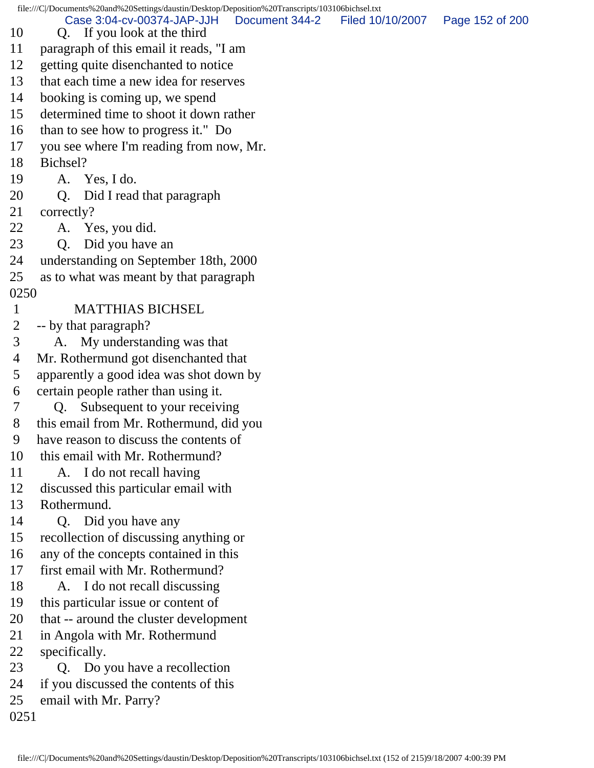10 Q. If you look at the third
11 paragraph of this email it reads, "I am
12 getting quite disenchanted to notice
13 that each time a new idea for reserves
14 booking is coming up, we spend
15 determined time to shoot it down rather
16 than to see how to progress it." Do
17 you see where I'm reading from now, Mr.
18 Bichsel?
19 A. Yes, I do.
20 Q. Did I read that paragraph
21 correctly?
22 A. Yes, you did.
23 Q. Did you have an
24 understanding on September 18th, 2000
25 as to what was meant by that paragraph

0250

1 MATTHIAS BICHSEL
2 -- by that paragraph?
3 A. My understanding was that
4 Mr. Rothermund got disenchanted that
5 apparently a good idea was shot down by
6 certain people rather than using it.
7 Q. Subsequent to your receiving
8 this email from Mr. Rothermund, did you
9 have reason to discuss the contents of
10 this email with Mr. Rothermund?
11 A. I do not recall having
12 discussed this particular email with
13 Rothermund.
14 Q. Did you have any
15 recollection of discussing anything or
16 any of the concepts contained in this
17 first email with Mr. Rothermund?
18 A. I do not recall discussing
19 this particular issue or content of
20 that -- around the cluster development
21 in Angola with Mr. Rothermund
22 specifically.
23 Q. Do you have a recollection
24 if you discussed the contents of this
25 email with Mr. Parry?

0251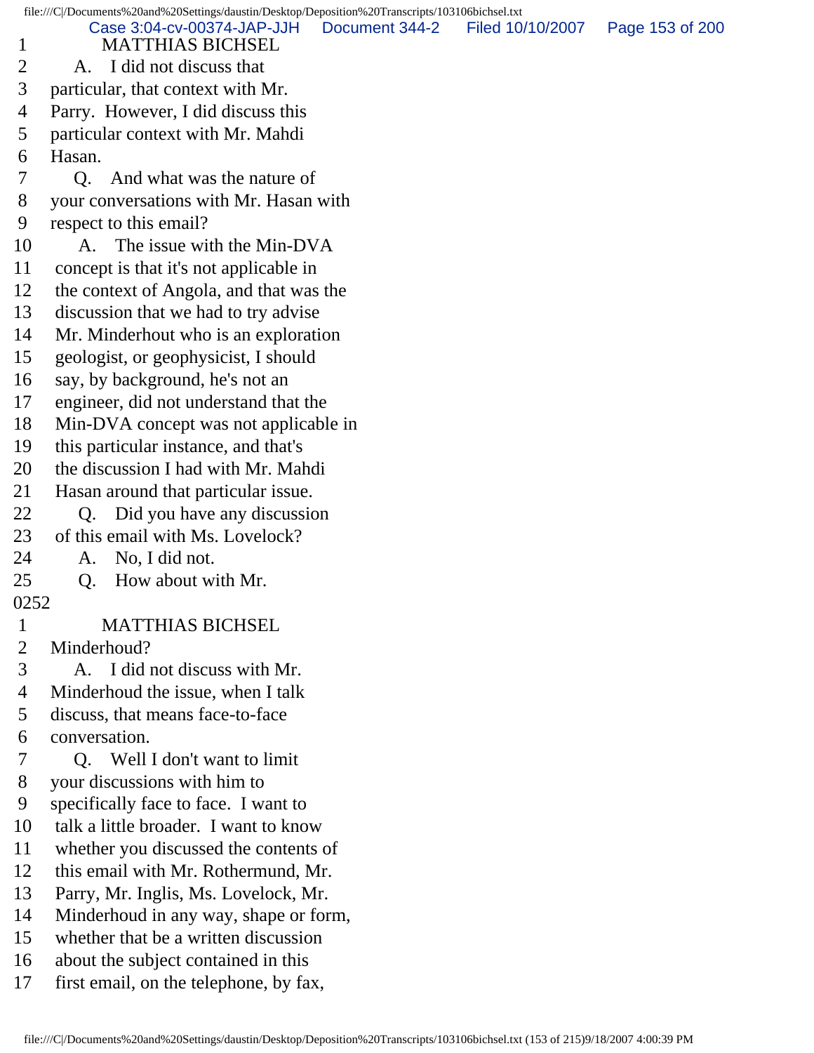1 MATTHIAS BICHSEL
2 A. I did not discuss that
3 particular, that context with Mr.
4 Parry. However, I did discuss this
5 particular context with Mr. Mahdi
6 Hasan.
7 Q. And what was the nature of
8 your conversations with Mr. Hasan with
9 respect to this email?
10 A. The issue with the Min-DVA
11 concept is that it's not applicable in
12 the context of Angola, and that was the
13 discussion that we had to try advise
14 Mr. Minderhout who is an exploration
15 geologist, or geophysicist, I should
16 say, by background, he's not an
17 engineer, did not understand that the
18 Min-DVA concept was not applicable in
19 this particular instance, and that's
20 the discussion I had with Mr. Mahdi
21 Hasan around that particular issue.
22 Q. Did you have any discussion
23 of this email with Ms. Lovelock?
24 A. No, I did not.
25 Q. How about with Mr.

0252

1 MATTHIAS BICHSEL
2 Minderhoud?
3 A. I did not discuss with Mr.
4 Minderhoud the issue, when I talk
5 discuss, that means face-to-face
6 conversation.
7 Q. Well I don't want to limit
8 your discussions with him to
9 specifically face to face. I want to
10 talk a little broader. I want to know
11 whether you discussed the contents of
12 this email with Mr. Rothermund, Mr.
13 Parry, Mr. Inglis, Ms. Lovelock, Mr.
14 Minderhoud in any way, shape or form,
15 whether that be a written discussion
16 about the subject contained in this
17 first email, on the telephone, by fax,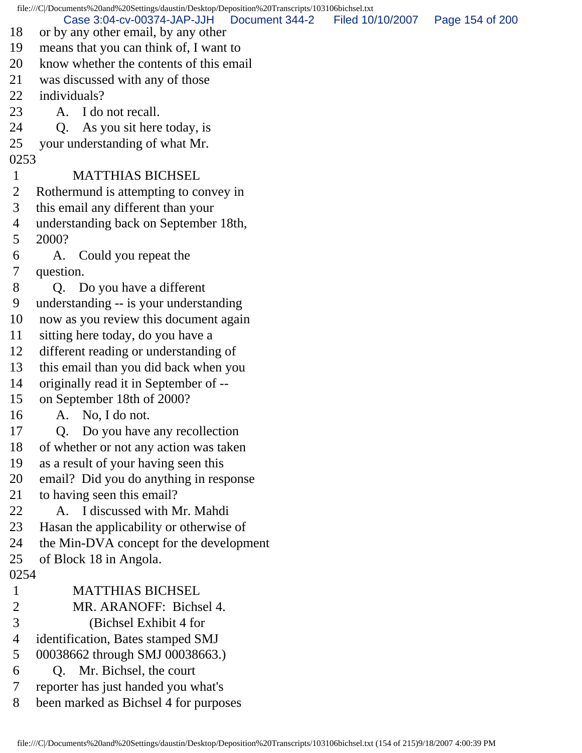18 or by any other email, by any other
19 means that you can think of, I want to
20 know whether the contents of this email
21 was discussed with any of those
22 individuals?
23 A. I do not recall.
24 Q. As you sit here today, is
25 your understanding of what Mr.
0253
1 MATTHIAS BICHSEL
2 Rothermund is attempting to convey in
3 this email any different than your
4 understanding back on September 18th,
5 2000?
6 A. Could you repeat the
7 question.
8 Q. Do you have a different
9 understanding -- is your understanding
10 now as you review this document again
11 sitting here today, do you have a
12 different reading or understanding of
13 this email than you did back when you
14 originally read it in September of --
15 on September 18th of 2000?
16 A. No, I do not.
17 Q. Do you have any recollection
18 of whether or not any action was taken
19 as a result of your having seen this
20 email? Did you do anything in response
21 to having seen this email?
22 A. I discussed with Mr. Mahdi
23 Hasan the applicability or otherwise of
24 the Min-DVA concept for the development
25 of Block 18 in Angola.
0254
1 MATTHIAS BICHSEL
2 MR. ARANOFF: Bichsel 4.
3 (Bichsel Exhibit 4 for
4 identification, Bates stamped SMJ
5 00038662 through SMJ 00038663.)
6 Q. Mr. Bichsel, the court
7 reporter has just handed you what's
8 been marked as Bichsel 4 for purposes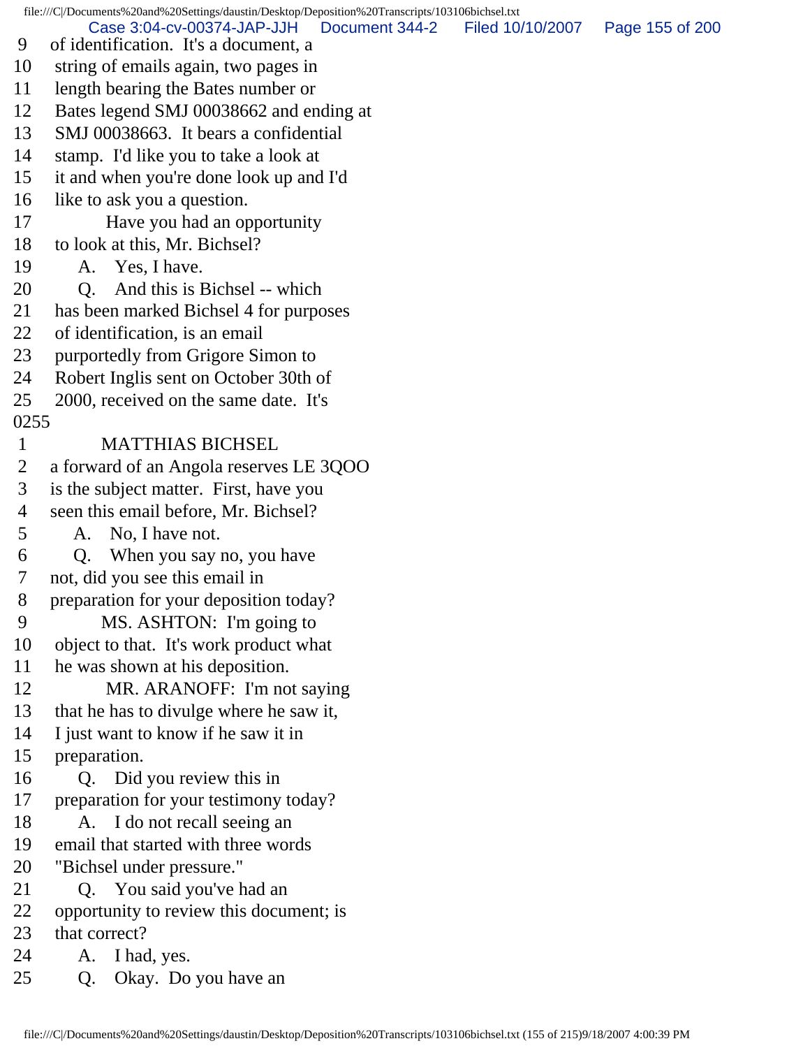9 of identification. It's a document, a
10 string of emails again, two pages in
11 length bearing the Bates number or
12 Bates legend SMJ 00038662 and ending at
13 SMJ 00038663. It bears a confidential
14 stamp. I'd like you to take a look at
15 it and when you're done look up and I'd
16 like to ask you a question.
17 Have you had an opportunity
18 to look at this, Mr. Bichsel?
19 A. Yes, I have.
20 Q. And this is Bichsel -- which
21 has been marked Bichsel 4 for purposes
22 of identification, is an email
23 purportedly from Grigore Simon to
24 Robert Inglis sent on October 30th of
25 2000, received on the same date. It's
0255
1 MATTHIAS BICHSEL
2 a forward of an Angola reserves LE 3QOO
3 is the subject matter. First, have you
4 seen this email before, Mr. Bichsel?
5 A. No, I have not.
6 Q. When you say no, you have
7 not, did you see this email in
8 preparation for your deposition today?
9 MS. ASHTON: I'm going to
10 object to that. It's work product what
11 he was shown at his deposition.
12 MR. ARANOFF: I'm not saying
13 that he has to divulge where he saw it,
14 I just want to know if he saw it in
15 preparation.
16 Q. Did you review this in
17 preparation for your testimony today?
18 A. I do not recall seeing an
19 email that started with three words
20 "Bichsel under pressure."
21 Q. You said you've had an
22 opportunity to review this document; is
23 that correct?
24 A. I had, yes.
25 Q. Okay. Do you have an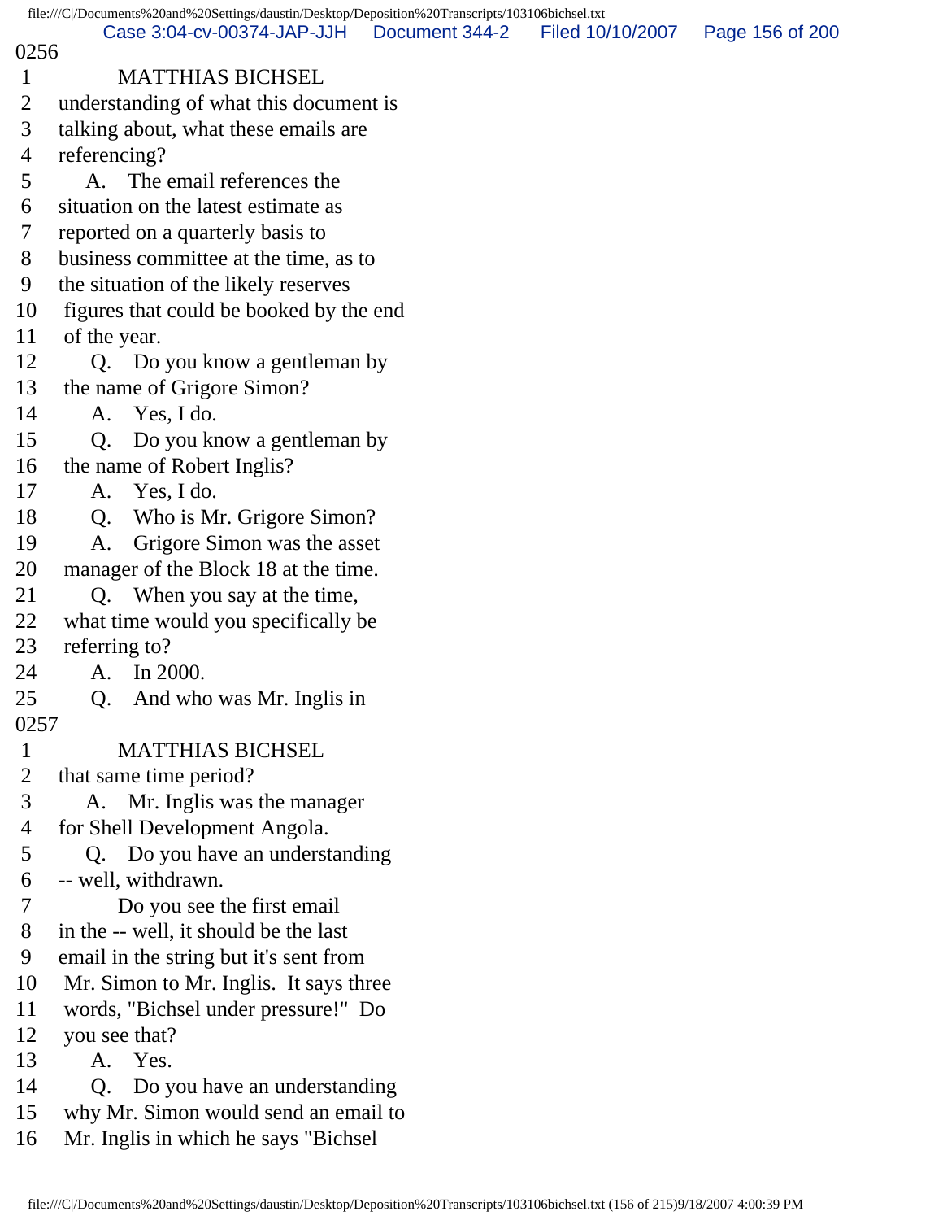0256

1 MATTHIAS BICHSEL
2 understanding of what this document is
3 talking about, what these emails are
4 referencing?
5 A. The email references the
6 situation on the latest estimate as
7 reported on a quarterly basis to
8 business committee at the time, as to
9 the situation of the likely reserves
10 figures that could be booked by the end
11 of the year.
12 Q. Do you know a gentleman by
13 the name of Grigore Simon?
14 A. Yes, I do.
15 Q. Do you know a gentleman by
16 the name of Robert Inglis?
17 A. Yes, I do.
18 Q. Who is Mr. Grigore Simon?
19 A. Grigore Simon was the asset
20 manager of the Block 18 at the time.
21 Q. When you say at the time,
22 what time would you specifically be
23 referring to?
24 A. In 2000.
25 Q. And who was Mr. Inglis in

0257

1 MATTHIAS BICHSEL
2 that same time period?
3 A. Mr. Inglis was the manager
4 for Shell Development Angola.
5 Q. Do you have an understanding
6 -- well, withdrawn.
7 Do you see the first email
8 in the -- well, it should be the last
9 email in the string but it's sent from
10 Mr. Simon to Mr. Inglis. It says three
11 words, "Bichsel under pressure!" Do
12 you see that?
13 A. Yes.
14 Q. Do you have an understanding
15 why Mr. Simon would send an email to
16 Mr. Inglis in which he says "Bichsel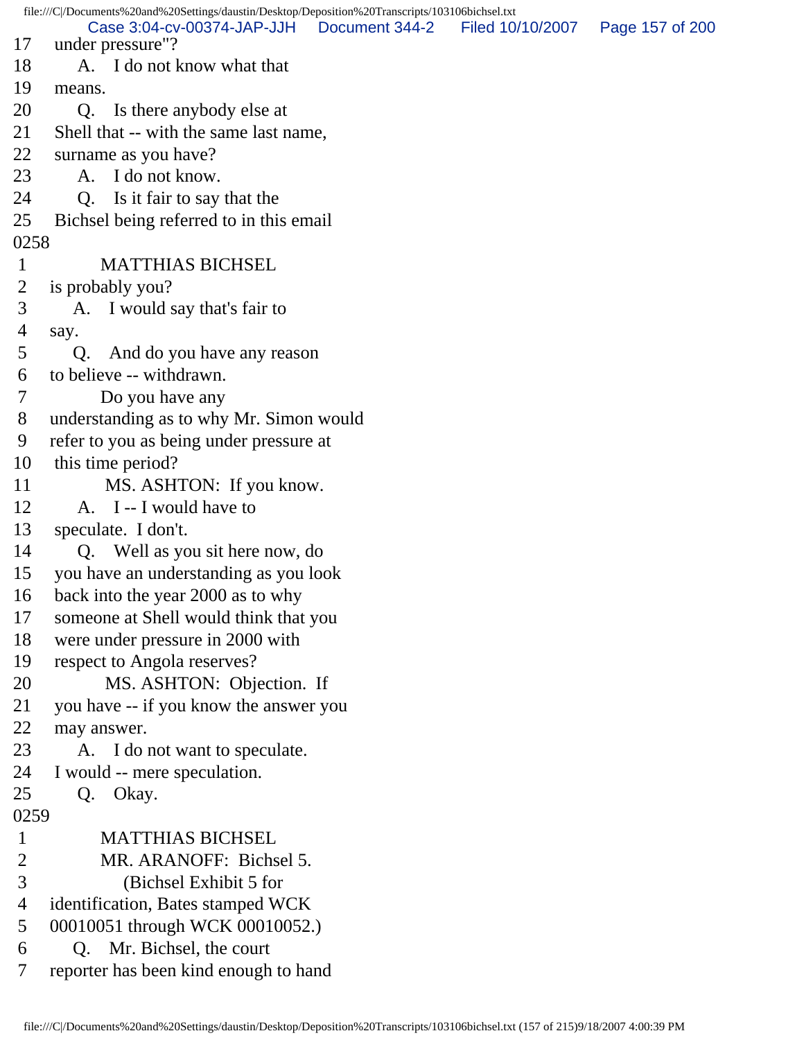17 under pressure"?
18 A. I do not know what that
19 means.
20 Q. Is there anybody else at
21 Shell that -- with the same last name,
22 surname as you have?
23 A. I do not know.
24 Q. Is it fair to say that the
25 Bichsel being referred to in this email
0258
1 MATTHIAS BICHSEL
2 is probably you?
3 A. I would say that's fair to
4 say.
5 Q. And do you have any reason
6 to believe -- withdrawn.
7 Do you have any
8 understanding as to why Mr. Simon would
9 refer to you as being under pressure at
10 this time period?
11 MS. ASHTON: If you know.
12 A. I -- I would have to
13 speculate. I don't.
14 Q. Well as you sit here now, do
15 you have an understanding as you look
16 back into the year 2000 as to why
17 someone at Shell would think that you
18 were under pressure in 2000 with
19 respect to Angola reserves?
20 MS. ASHTON: Objection. If
21 you have -- if you know the answer you
22 may answer.
23 A. I do not want to speculate.
24 I would -- mere speculation.
25 Q. Okay.
0259
1 MATTHIAS BICHSEL
2 MR. ARANOFF: Bichsel 5.
3 (Bichsel Exhibit 5 for
4 identification, Bates stamped WCK
5 00010051 through WCK 00010052.)
6 Q. Mr. Bichsel, the court
7 reporter has been kind enough to hand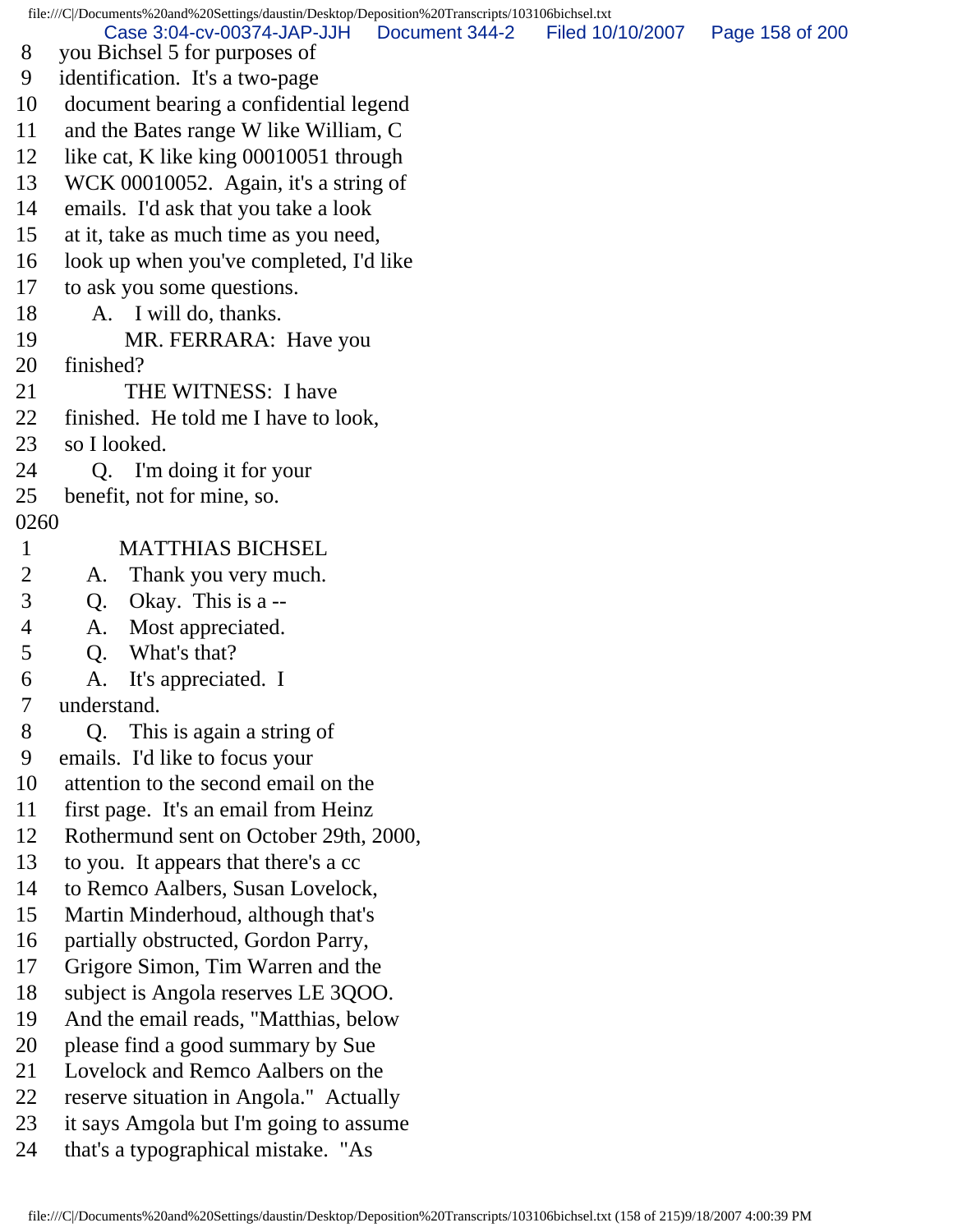8 you Bichsel 5 for purposes of
9 identification. It's a two-page
10 document bearing a confidential legend
11 and the Bates range W like William, C
12 like cat, K like king 00010051 through
13 WCK 00010052. Again, it's a string of
14 emails. I'd ask that you take a look
15 at it, take as much time as you need,
16 look up when you've completed, I'd like
17 to ask you some questions.
18 A. I will do, thanks.
19 MR. FERRARA: Have you
20 finished?
21 THE WITNESS: I have
22 finished. He told me I have to look,
23 so I looked.
24 Q. I'm doing it for your
25 benefit, not for mine, so.

0260

1 MATTHIAS BICHSEL
2 A. Thank you very much.
3 Q. Okay. This is a --
4 A. Most appreciated.
5 Q. What's that?
6 A. It's appreciated. I
7 understand.
8 Q. This is again a string of
9 emails. I'd like to focus your
10 attention to the second email on the
11 first page. It's an email from Heinz
12 Rothermund sent on October 29th, 2000,
13 to you. It appears that there's a cc
14 to Remco Aalbers, Susan Lovelock,
15 Martin Minderhoud, although that's
16 partially obstructed, Gordon Parry,
17 Grigore Simon, Tim Warren and the
18 subject is Angola reserves LE 3QOO.
19 And the email reads, "Matthias, below
20 please find a good summary by Sue
21 Lovelock and Remco Aalbers on the
22 reserve situation in Angola." Actually
23 it says Amgola but I'm going to assume
24 that's a typographical mistake. "As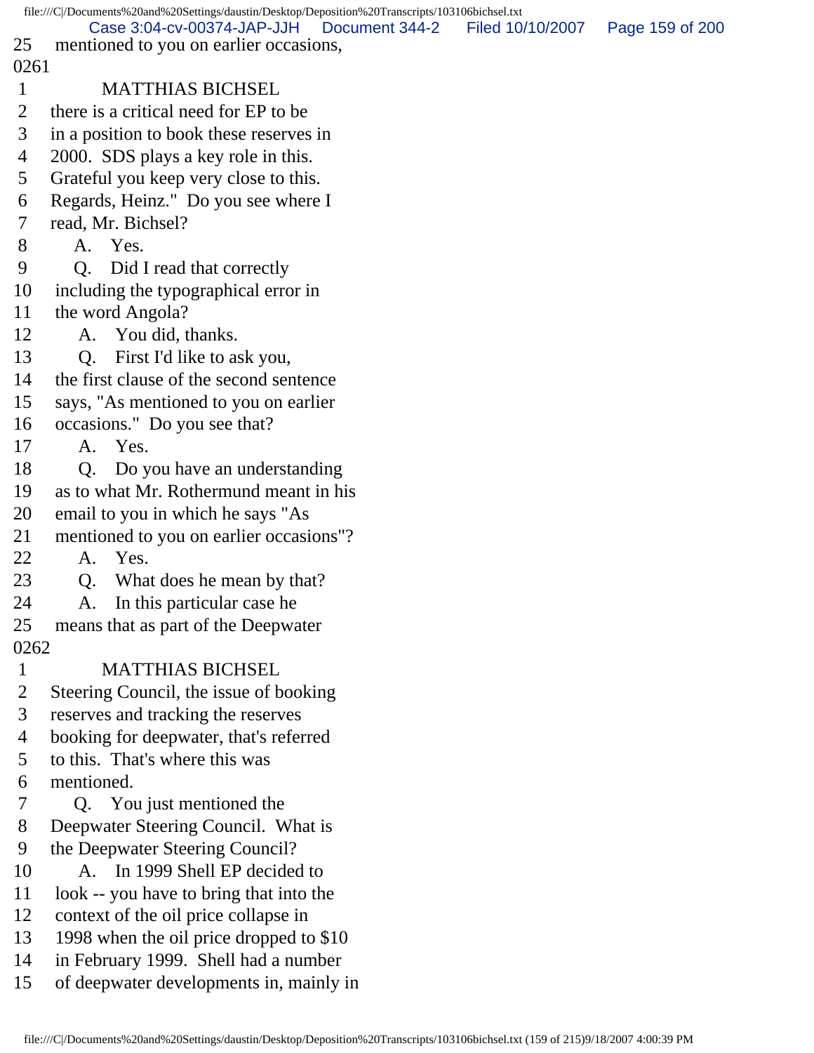25 mentioned to you on earlier occasions,

0261

1 MATTHIAS BICHSEL

2 there is a critical need for EP to be

3 in a position to book these reserves in

4 2000. SDS plays a key role in this.

5 Grateful you keep very close to this.

6 Regards, Heinz." Do you see where I

7 read, Mr. Bichsel?

8 A. Yes.

9 Q. Did I read that correctly

10 including the typographical error in

11 the word Angola?

12 A. You did, thanks.

13 Q. First I'd like to ask you,

14 the first clause of the second sentence

15 says, "As mentioned to you on earlier

16 occasions." Do you see that?

17 A. Yes.

18 Q. Do you have an understanding

19 as to what Mr. Rothermund meant in his

20 email to you in which he says "As

21 mentioned to you on earlier occasions"?

22 A. Yes.

23 Q. What does he mean by that?

24 A. In this particular case he

25 means that as part of the Deepwater

0262

1 MATTHIAS BICHSEL

2 Steering Council, the issue of booking

3 reserves and tracking the reserves

4 booking for deepwater, that's referred

5 to this. That's where this was

6 mentioned.

7 Q. You just mentioned the

8 Deepwater Steering Council. What is

9 the Deepwater Steering Council?

10 A. In 1999 Shell EP decided to

11 look -- you have to bring that into the

12 context of the oil price collapse in

13 1998 when the oil price dropped to $10

14 in February 1999. Shell had a number

15 of deepwater developments in, mainly in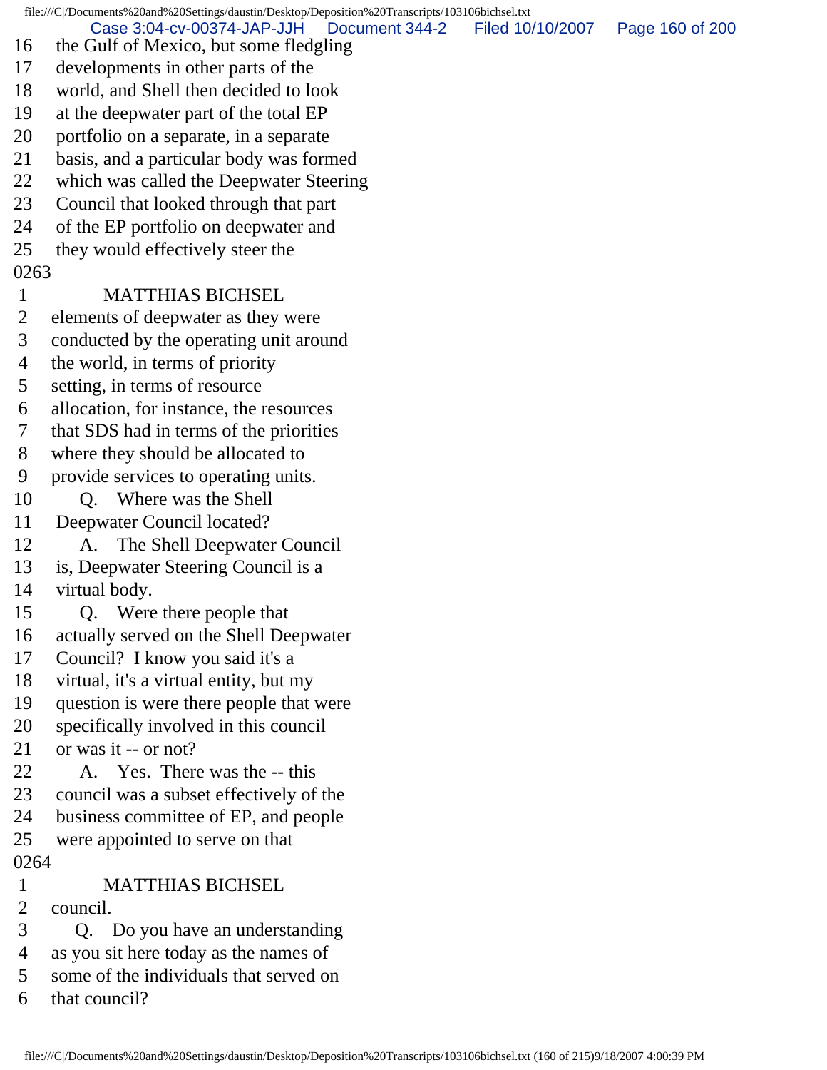16 the Gulf of Mexico, but some fledgling
17 developments in other parts of the
18 world, and Shell then decided to look
19 at the deepwater part of the total EP
20 portfolio on a separate, in a separate
21 basis, and a particular body was formed
22 which was called the Deepwater Steering
23 Council that looked through that part
24 of the EP portfolio on deepwater and
25 they would effectively steer the

0263

1 MATTHIAS BICHSEL
2 elements of deepwater as they were
3 conducted by the operating unit around
4 the world, in terms of priority
5 setting, in terms of resource
6 allocation, for instance, the resources
7 that SDS had in terms of the priorities
8 where they should be allocated to
9 provide services to operating units.
10 Q. Where was the Shell
11 Deepwater Council located?
12 A. The Shell Deepwater Council
13 is, Deepwater Steering Council is a
14 virtual body.
15 Q. Were there people that
16 actually served on the Shell Deepwater
17 Council? I know you said it's a
18 virtual, it's a virtual entity, but my
19 question is were there people that were
20 specifically involved in this council
21 or was it -- or not?
22 A. Yes. There was the -- this
23 council was a subset effectively of the
24 business committee of EP, and people
25 were appointed to serve on that

0264

1 MATTHIAS BICHSEL
2 council.
3 Q. Do you have an understanding
4 as you sit here today as the names of
5 some of the individuals that served on
6 that council?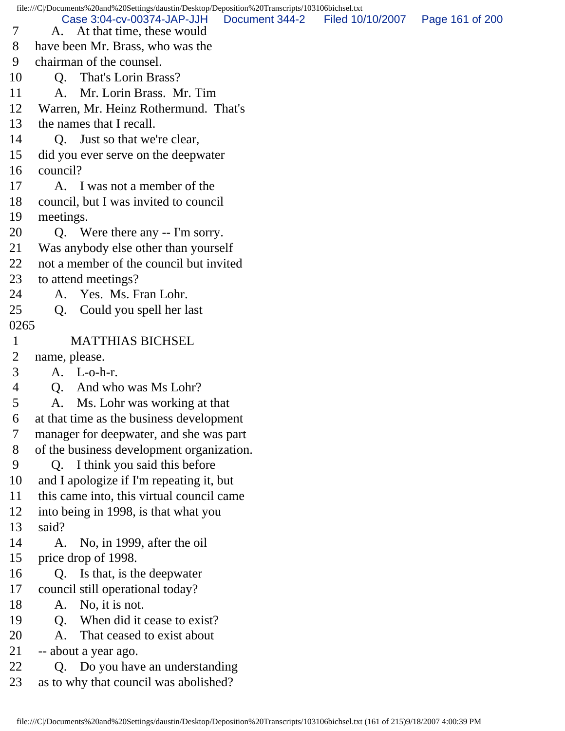7 A. At that time, these would
8 have been Mr. Brass, who was the
9 chairman of the counsel.
10 Q. That's Lorin Brass?
11 A. Mr. Lorin Brass. Mr. Tim
12 Warren, Mr. Heinz Rothermund. That's
13 the names that I recall.
14 Q. Just so that we're clear,
15 did you ever serve on the deepwater
16 council?
17 A. I was not a member of the
18 council, but I was invited to council
19 meetings.
20 Q. Were there any -- I'm sorry.
21 Was anybody else other than yourself
22 not a member of the council but invited
23 to attend meetings?
24 A. Yes. Ms. Fran Lohr.
25 Q. Could you spell her last

0265

1 MATTHIAS BICHSEL
2 name, please.
3 A. L-o-h-r.
4 Q. And who was Ms Lohr?
5 A. Ms. Lohr was working at that
6 at that time as the business development
7 manager for deepwater, and she was part
8 of the business development organization.
9 Q. I think you said this before
10 and I apologize if I'm repeating it, but
11 this came into, this virtual council came
12 into being in 1998, is that what you
13 said?
14 A. No, in 1999, after the oil
15 price drop of 1998.
16 Q. Is that, is the deepwater
17 council still operational today?
18 A. No, it is not.
19 Q. When did it cease to exist?
20 A. That ceased to exist about
21 -- about a year ago.
22 Q. Do you have an understanding
23 as to why that council was abolished?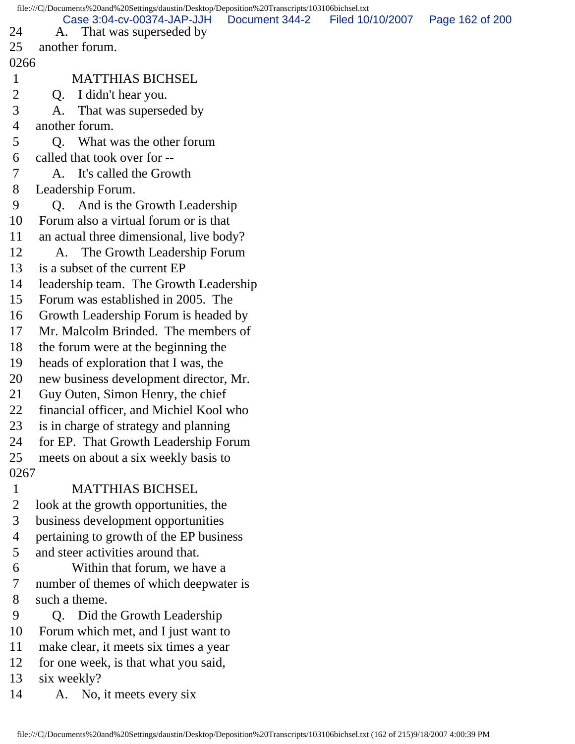24 A. That was superseded by
25 another forum.

0266

1 MATTHIAS BICHSEL
2 Q. I didn't hear you.
3 A. That was superseded by
4 another forum.
5 Q. What was the other forum
6 called that took over for --
7 A. It's called the Growth
8 Leadership Forum.
9 Q. And is the Growth Leadership
10 Forum also a virtual forum or is that
11 an actual three dimensional, live body?
12 A. The Growth Leadership Forum
13 is a subset of the current EP
14 leadership team. The Growth Leadership
15 Forum was established in 2005. The
16 Growth Leadership Forum is headed by
17 Mr. Malcolm Brinded. The members of
18 the forum were at the beginning the
19 heads of exploration that I was, the
20 new business development director, Mr.
21 Guy Outen, Simon Henry, the chief
22 financial officer, and Michiel Kool who
23 is in charge of strategy and planning
24 for EP. That Growth Leadership Forum
25 meets on about a six weekly basis to

0267

1 MATTHIAS BICHSEL
2 look at the growth opportunities, the
3 business development opportunities
4 pertaining to growth of the EP business
5 and steer activities around that.
6 Within that forum, we have a
7 number of themes of which deepwater is
8 such a theme.
9 Q. Did the Growth Leadership
10 Forum which met, and I just want to
11 make clear, it meets six times a year
12 for one week, is that what you said,
13 six weekly?
14 A. No, it meets every six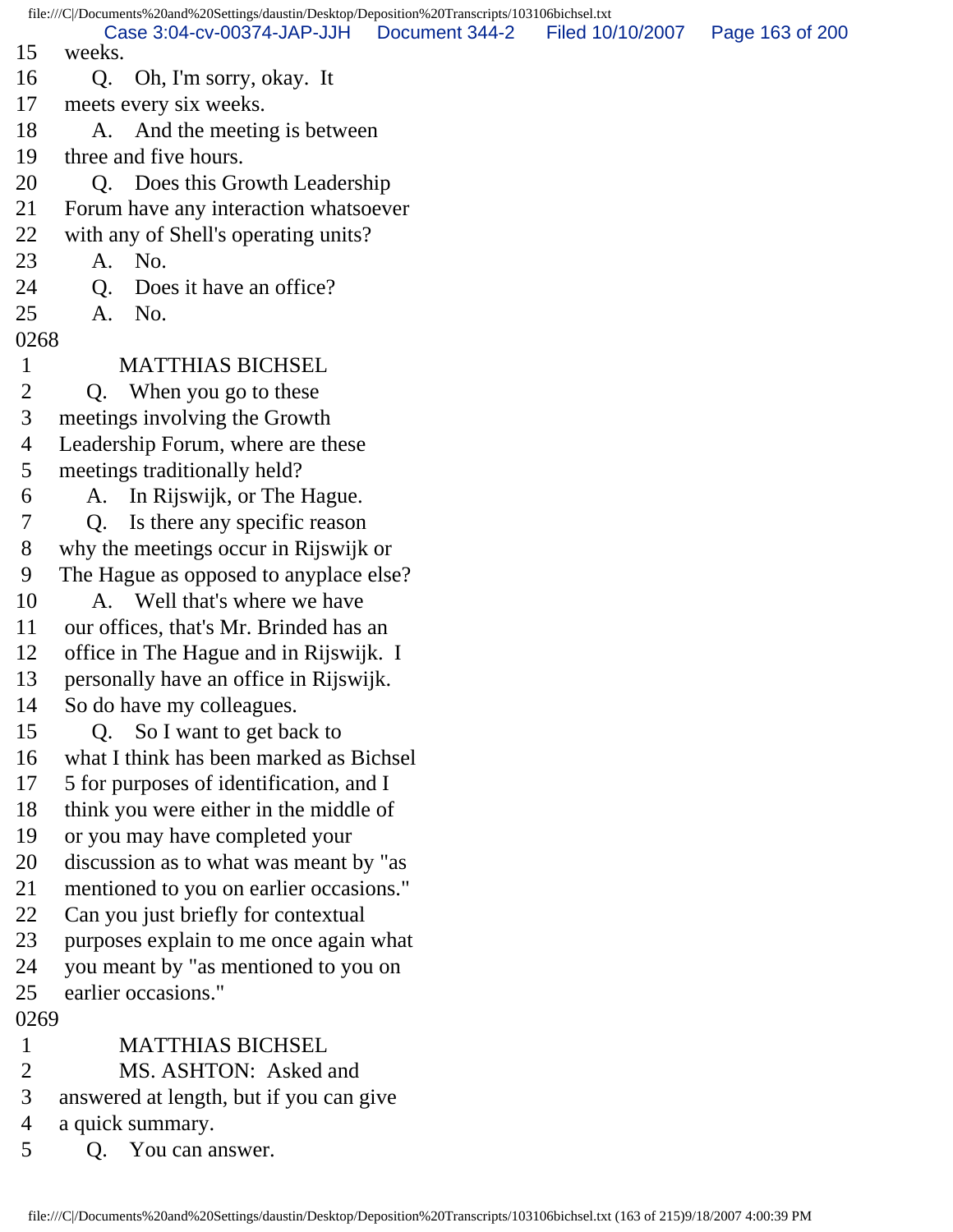15 weeks.
16 Q. Oh, I'm sorry, okay. It
17 meets every six weeks.
18 A. And the meeting is between
19 three and five hours.
20 Q. Does this Growth Leadership
21 Forum have any interaction whatsoever
22 with any of Shell's operating units?
23 A. No.
24 Q. Does it have an office?
25 A. No.
0268
1 MATTHIAS BICHSEL
2 Q. When you go to these
3 meetings involving the Growth
4 Leadership Forum, where are these
5 meetings traditionally held?
6 A. In Rijswijk, or The Hague.
7 Q. Is there any specific reason
8 why the meetings occur in Rijswijk or
9 The Hague as opposed to anyplace else?
10 A. Well that's where we have
11 our offices, that's Mr. Brinded has an
12 office in The Hague and in Rijswijk. I
13 personally have an office in Rijswijk.
14 So do have my colleagues.
15 Q. So I want to get back to
16 what I think has been marked as Bichsel
17 5 for purposes of identification, and I
18 think you were either in the middle of
19 or you may have completed your
20 discussion as to what was meant by "as
21 mentioned to you on earlier occasions."
22 Can you just briefly for contextual
23 purposes explain to me once again what
24 you meant by "as mentioned to you on
25 earlier occasions."
0269
1 MATTHIAS BICHSEL
2 MS. ASHTON: Asked and
3 answered at length, but if you can give
4 a quick summary.
5 Q. You can answer.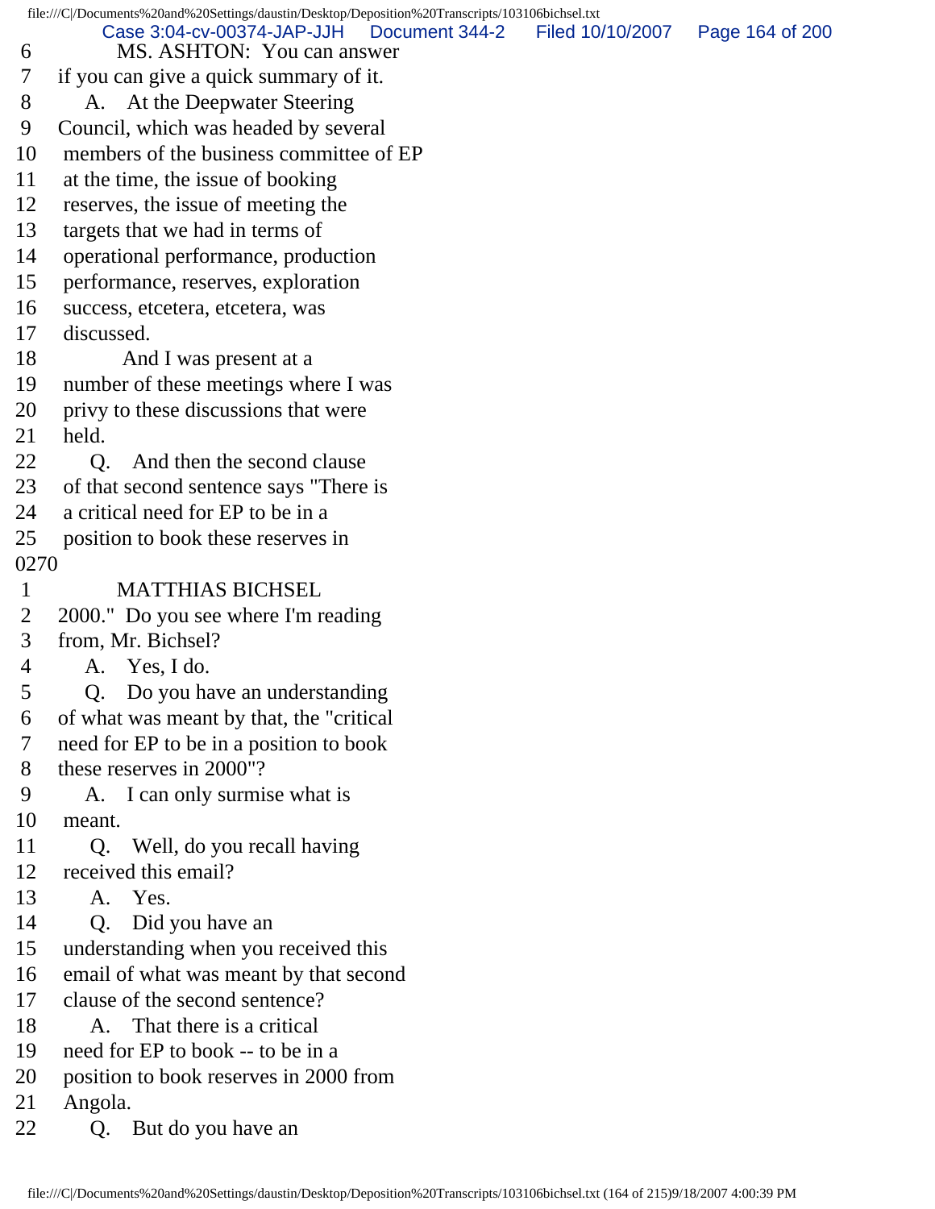6 MS. ASHTON: You can answer
7 if you can give a quick summary of it.
8 A. At the Deepwater Steering
9 Council, which was headed by several
10 members of the business committee of EP
11 at the time, the issue of booking
12 reserves, the issue of meeting the
13 targets that we had in terms of
14 operational performance, production
15 performance, reserves, exploration
16 success, etcetera, etcetera, was
17 discussed.
18 And I was present at a
19 number of these meetings where I was
20 privy to these discussions that were
21 held.
22 Q. And then the second clause
23 of that second sentence says "There is
24 a critical need for EP to be in a
25 position to book these reserves in
0270
1 MATTHIAS BICHSEL
2 2000." Do you see where I'm reading
3 from, Mr. Bichsel?
4 A. Yes, I do.
5 Q. Do you have an understanding
6 of what was meant by that, the "critical
7 need for EP to be in a position to book
8 these reserves in 2000"?
9 A. I can only surmise what is
10 meant.
11 Q. Well, do you recall having
12 received this email?
13 A. Yes.
14 Q. Did you have an
15 understanding when you received this
16 email of what was meant by that second
17 clause of the second sentence?
18 A. That there is a critical
19 need for EP to book -- to be in a
20 position to book reserves in 2000 from
21 Angola.
22 Q. But do you have an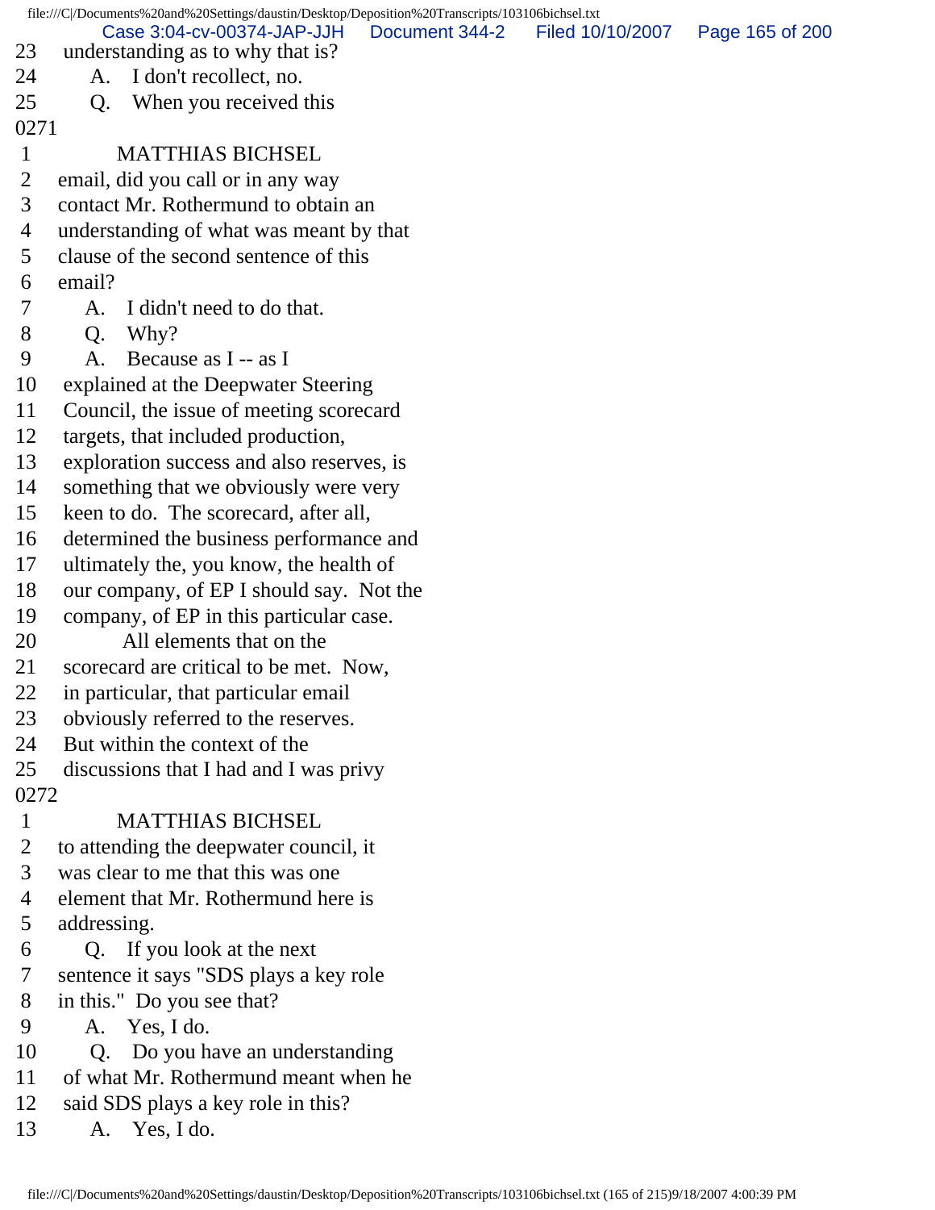23 understanding as to why that is?
24 A. I don't recollect, no.
25 Q. When you received this
0271
1 MATTHIAS BICHSEL
2 email, did you call or in any way
3 contact Mr. Rothermund to obtain an
4 understanding of what was meant by that
5 clause of the second sentence of this
6 email?
7 A. I didn't need to do that.
8 Q. Why?
9 A. Because as I -- as I
10 explained at the Deepwater Steering
11 Council, the issue of meeting scorecard
12 targets, that included production,
13 exploration success and also reserves, is
14 something that we obviously were very
15 keen to do. The scorecard, after all,
16 determined the business performance and
17 ultimately the, you know, the health of
18 our company, of EP I should say. Not the
19 company, of EP in this particular case.
20 All elements that on the
21 scorecard are critical to be met. Now,
22 in particular, that particular email
23 obviously referred to the reserves.
24 But within the context of the
25 discussions that I had and I was privy
0272
1 MATTHIAS BICHSEL
2 to attending the deepwater council, it
3 was clear to me that this was one
4 element that Mr. Rothermund here is
5 addressing.
6 Q. If you look at the next
7 sentence it says "SDS plays a key role
8 in this." Do you see that?
9 A. Yes, I do.
10 Q. Do you have an understanding
11 of what Mr. Rothermund meant when he
12 said SDS plays a key role in this?
13 A. Yes, I do.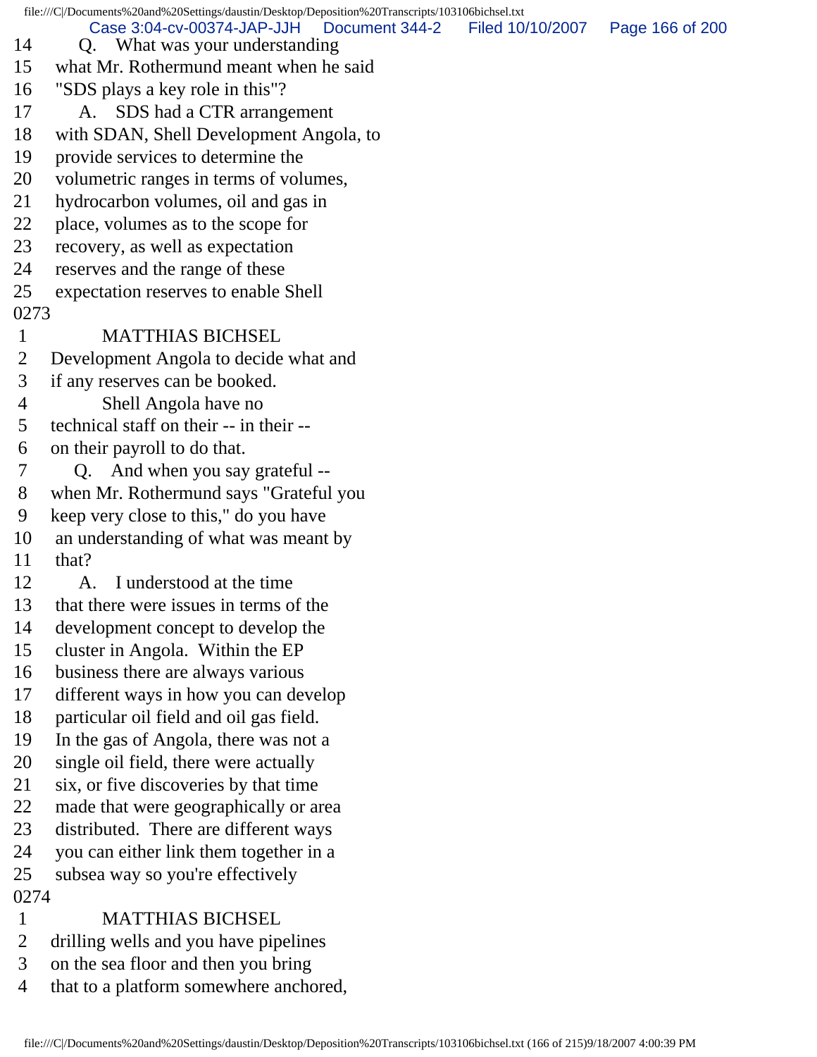14 Q. What was your understanding
15 what Mr. Rothermund meant when he said
16 "SDS plays a key role in this"?
17 A. SDS had a CTR arrangement
18 with SDAN, Shell Development Angola, to
19 provide services to determine the
20 volumetric ranges in terms of volumes,
21 hydrocarbon volumes, oil and gas in
22 place, volumes as to the scope for
23 recovery, as well as expectation
24 reserves and the range of these
25 expectation reserves to enable Shell

0273

1 MATTHIAS BICHSEL
2 Development Angola to decide what and
3 if any reserves can be booked.
4 Shell Angola have no
5 technical staff on their -- in their --
6 on their payroll to do that.
7 Q. And when you say grateful --
8 when Mr. Rothermund says "Grateful you
9 keep very close to this," do you have
10 an understanding of what was meant by
11 that?
12 A. I understood at the time
13 that there were issues in terms of the
14 development concept to develop the
15 cluster in Angola. Within the EP
16 business there are always various
17 different ways in how you can develop
18 particular oil field and oil gas field.
19 In the gas of Angola, there was not a
20 single oil field, there were actually
21 six, or five discoveries by that time
22 made that were geographically or area
23 distributed. There are different ways
24 you can either link them together in a
25 subsea way so you're effectively

0274

1 MATTHIAS BICHSEL
2 drilling wells and you have pipelines
3 on the sea floor and then you bring
4 that to a platform somewhere anchored,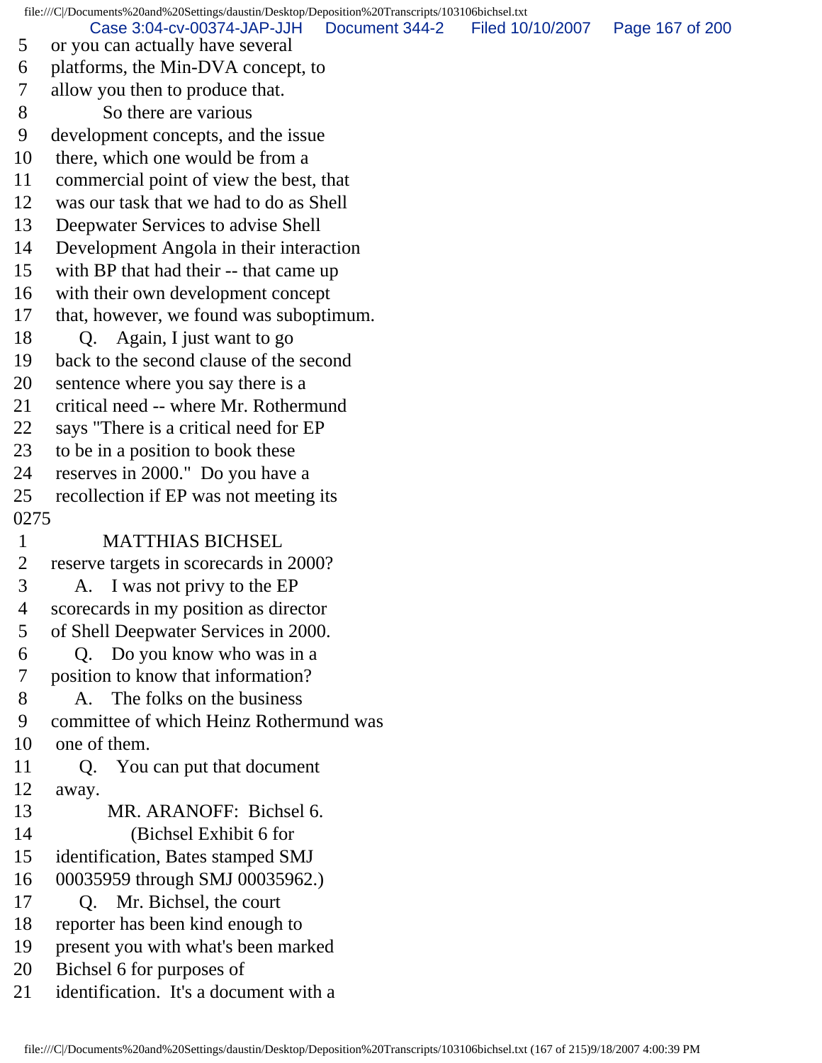5 or you can actually have several
6 platforms, the Min-DVA concept, to
7 allow you then to produce that.
8 So there are various
9 development concepts, and the issue
10 there, which one would be from a
11 commercial point of view the best, that
12 was our task that we had to do as Shell
13 Deepwater Services to advise Shell
14 Development Angola in their interaction
15 with BP that had their -- that came up
16 with their own development concept
17 that, however, we found was suboptimum.
18 Q. Again, I just want to go
19 back to the second clause of the second
20 sentence where you say there is a
21 critical need -- where Mr. Rothermund
22 says "There is a critical need for EP
23 to be in a position to book these
24 reserves in 2000." Do you have a
25 recollection if EP was not meeting its
0275
1 MATTHIAS BICHSEL
2 reserve targets in scorecards in 2000?
3 A. I was not privy to the EP
4 scorecards in my position as director
5 of Shell Deepwater Services in 2000.
6 Q. Do you know who was in a
7 position to know that information?
8 A. The folks on the business
9 committee of which Heinz Rothermund was
10 one of them.
11 Q. You can put that document
12 away.
13 MR. ARANOFF: Bichsel 6.
14 (Bichsel Exhibit 6 for
15 identification, Bates stamped SMJ
16 00035959 through SMJ 00035962.)
17 Q. Mr. Bichsel, the court
18 reporter has been kind enough to
19 present you with what's been marked
20 Bichsel 6 for purposes of
21 identification. It's a document with a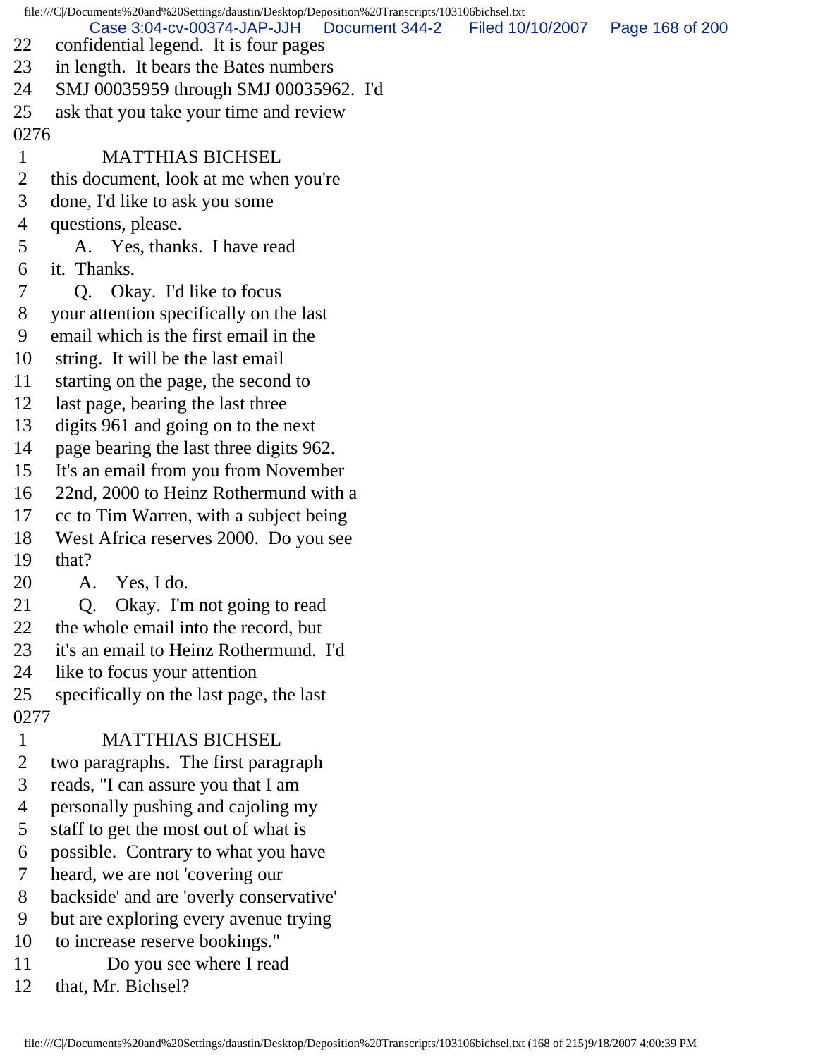22 confidential legend. It is four pages
23 in length. It bears the Bates numbers
24 SMJ 00035959 through SMJ 00035962. I'd
25 ask that you take your time and review
0276
1 MATTHIAS BICHSEL
2 this document, look at me when you're
3 done, I'd like to ask you some
4 questions, please.
5 A. Yes, thanks. I have read
6 it. Thanks.
7 Q. Okay. I'd like to focus
8 your attention specifically on the last
9 email which is the first email in the
10 string. It will be the last email
11 starting on the page, the second to
12 last page, bearing the last three
13 digits 961 and going on to the next
14 page bearing the last three digits 962.
15 It's an email from you from November
16 22nd, 2000 to Heinz Rothermund with a
17 cc to Tim Warren, with a subject being
18 West Africa reserves 2000. Do you see
19 that?
20 A. Yes, I do.
21 Q. Okay. I'm not going to read
22 the whole email into the record, but
23 it's an email to Heinz Rothermund. I'd
24 like to focus your attention
25 specifically on the last page, the last
0277
1 MATTHIAS BICHSEL
2 two paragraphs. The first paragraph
3 reads, "I can assure you that I am
4 personally pushing and cajoling my
5 staff to get the most out of what is
6 possible. Contrary to what you have
7 heard, we are not 'covering our
8 backside' and are 'overly conservative'
9 but are exploring every avenue trying
10 to increase reserve bookings."
11 Do you see where I read
12 that, Mr. Bichsel?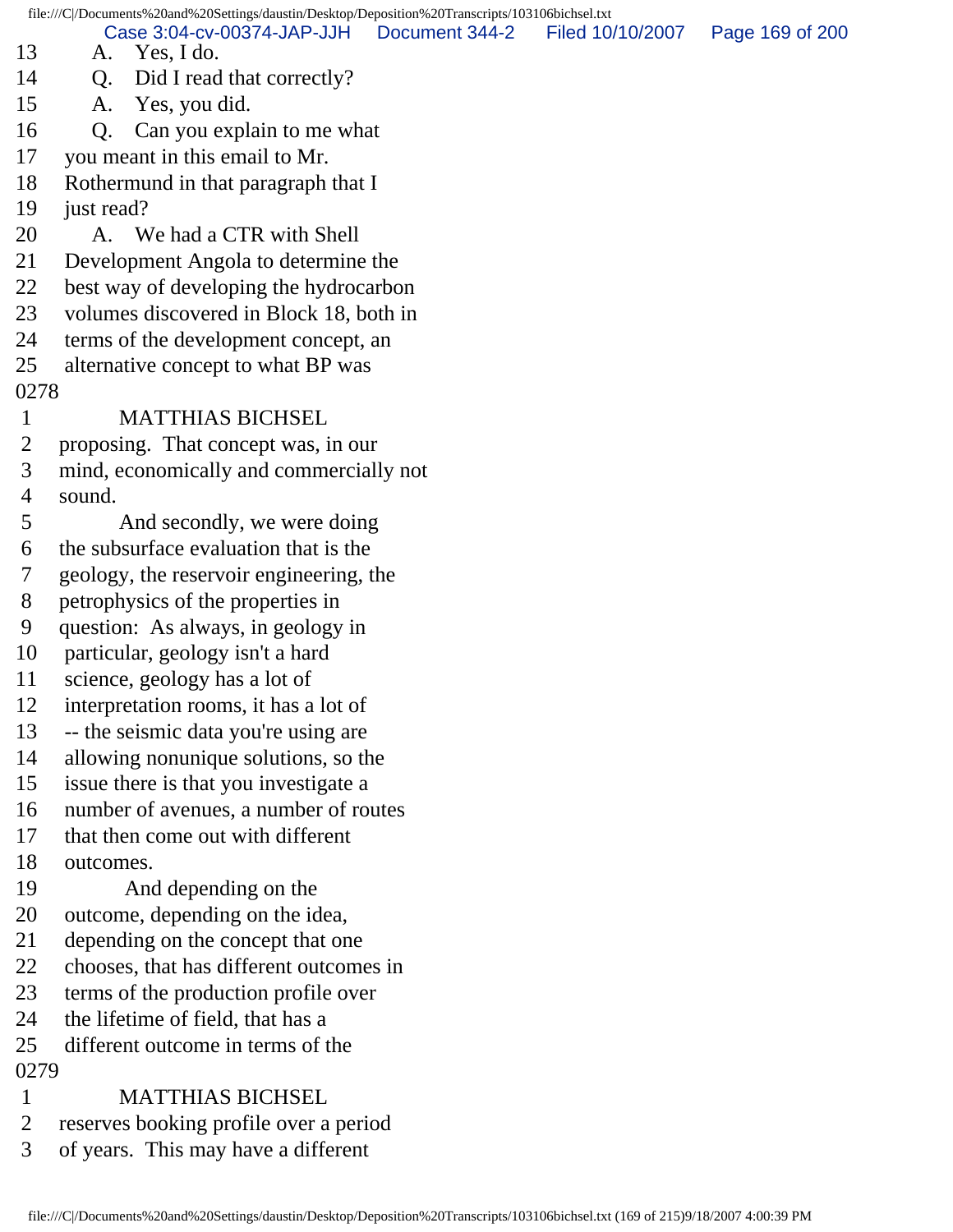13 A. Yes, I do.
14 Q. Did I read that correctly?
15 A. Yes, you did.
16 Q. Can you explain to me what
17 you meant in this email to Mr.
18 Rothermund in that paragraph that I
19 just read?
20 A. We had a CTR with Shell
21 Development Angola to determine the
22 best way of developing the hydrocarbon
23 volumes discovered in Block 18, both in
24 terms of the development concept, an
25 alternative concept to what BP was
0278
1 MATTHIAS BICHSEL
2 proposing. That concept was, in our
3 mind, economically and commercially not
4 sound.
5 And secondly, we were doing
6 the subsurface evaluation that is the
7 geology, the reservoir engineering, the
8 petrophysics of the properties in
9 question: As always, in geology in
10 particular, geology isn't a hard
11 science, geology has a lot of
12 interpretation rooms, it has a lot of
13 -- the seismic data you're using are
14 allowing nonunique solutions, so the
15 issue there is that you investigate a
16 number of avenues, a number of routes
17 that then come out with different
18 outcomes.
19 And depending on the
20 outcome, depending on the idea,
21 depending on the concept that one
22 chooses, that has different outcomes in
23 terms of the production profile over
24 the lifetime of field, that has a
25 different outcome in terms of the
0279
1 MATTHIAS BICHSEL
2 reserves booking profile over a period
3 of years. This may have a different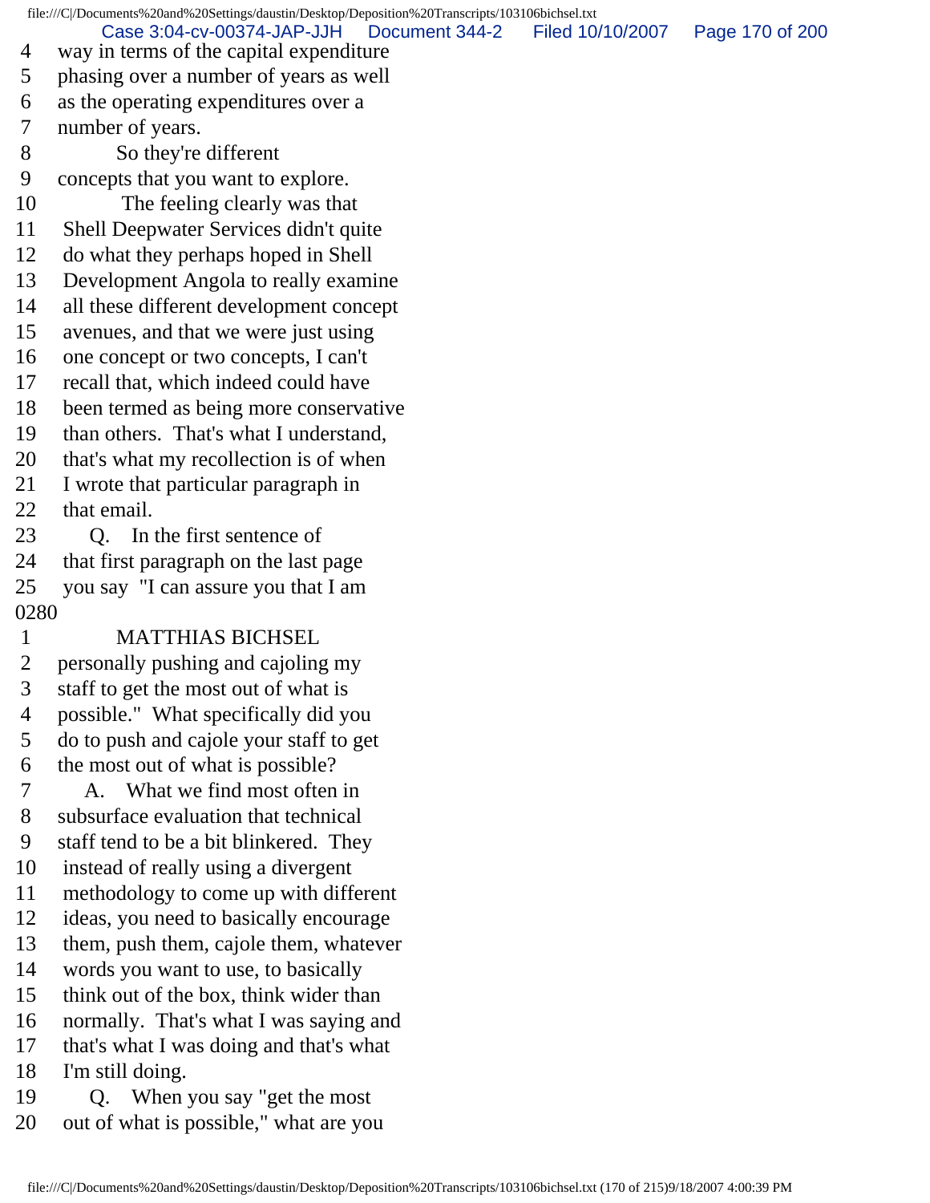4 way in terms of the capital expenditure
5 phasing over a number of years as well
6 as the operating expenditures over a
7 number of years.
8 So they're different
9 concepts that you want to explore.
10 The feeling clearly was that
11 Shell Deepwater Services didn't quite
12 do what they perhaps hoped in Shell
13 Development Angola to really examine
14 all these different development concept
15 avenues, and that we were just using
16 one concept or two concepts, I can't
17 recall that, which indeed could have
18 been termed as being more conservative
19 than others. That's what I understand,
20 that's what my recollection is of when
21 I wrote that particular paragraph in
22 that email.
23 Q. In the first sentence of
24 that first paragraph on the last page
25 you say "I can assure you that I am
0280
1 MATTHIAS BICHSEL
2 personally pushing and cajoling my
3 staff to get the most out of what is
4 possible." What specifically did you
5 do to push and cajole your staff to get
6 the most out of what is possible?
7 A. What we find most often in
8 subsurface evaluation that technical
9 staff tend to be a bit blinkered. They
10 instead of really using a divergent
11 methodology to come up with different
12 ideas, you need to basically encourage
13 them, push them, cajole them, whatever
14 words you want to use, to basically
15 think out of the box, think wider than
16 normally. That's what I was saying and
17 that's what I was doing and that's what
18 I'm still doing.
19 Q. When you say "get the most
20 out of what is possible," what are you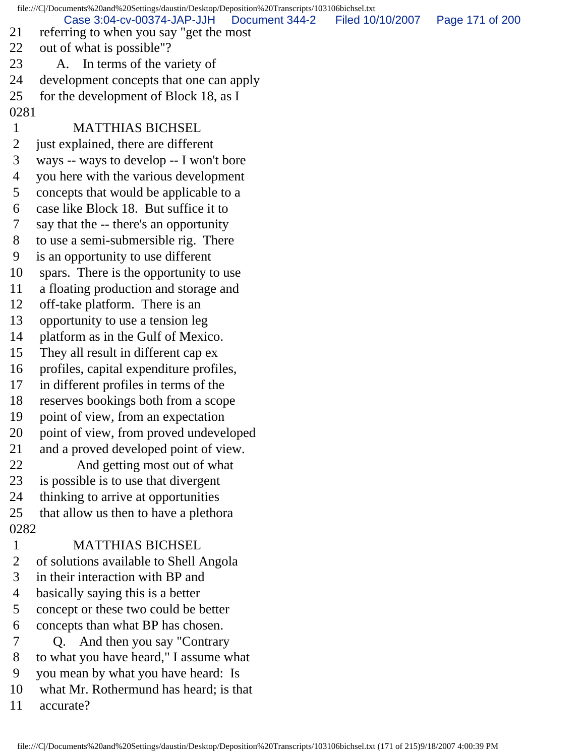21 referring to when you say "get the most
22 out of what is possible"?
23 A. In terms of the variety of
24 development concepts that one can apply
25 for the development of Block 18, as I
0281
1 MATTHIAS BICHSEL
2 just explained, there are different
3 ways -- ways to develop -- I won't bore
4 you here with the various development
5 concepts that would be applicable to a
6 case like Block 18. But suffice it to
7 say that the -- there's an opportunity
8 to use a semi-submersible rig. There
9 is an opportunity to use different
10 spars. There is the opportunity to use
11 a floating production and storage and
12 off-take platform. There is an
13 opportunity to use a tension leg
14 platform as in the Gulf of Mexico.
15 They all result in different cap ex
16 profiles, capital expenditure profiles,
17 in different profiles in terms of the
18 reserves bookings both from a scope
19 point of view, from an expectation
20 point of view, from proved undeveloped
21 and a proved developed point of view.
22 And getting most out of what
23 is possible is to use that divergent
24 thinking to arrive at opportunities
25 that allow us then to have a plethora
0282
1 MATTHIAS BICHSEL
2 of solutions available to Shell Angola
3 in their interaction with BP and
4 basically saying this is a better
5 concept or these two could be better
6 concepts than what BP has chosen.
7 Q. And then you say "Contrary
8 to what you have heard," I assume what
9 you mean by what you have heard: Is
10 what Mr. Rothermund has heard; is that
11 accurate?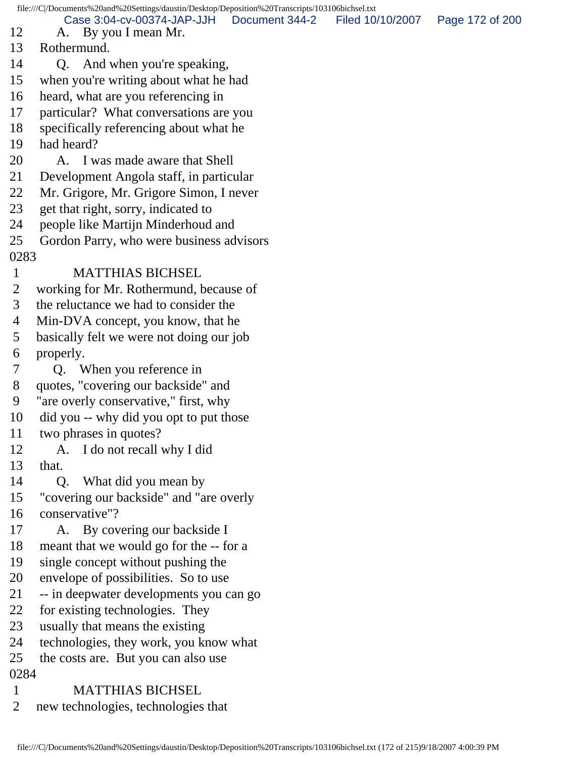12 A. By you I mean Mr.
13 Rothermund.
14 Q. And when you're speaking,
15 when you're writing about what he had
16 heard, what are you referencing in
17 particular? What conversations are you
18 specifically referencing about what he
19 had heard?
20 A. I was made aware that Shell
21 Development Angola staff, in particular
22 Mr. Grigore, Mr. Grigore Simon, I never
23 get that right, sorry, indicated to
24 people like Martijn Minderhoud and
25 Gordon Parry, who were business advisors
0283
1 MATTHIAS BICHSEL
2 working for Mr. Rothermund, because of
3 the reluctance we had to consider the
4 Min-DVA concept, you know, that he
5 basically felt we were not doing our job
6 properly.
7 Q. When you reference in
8 quotes, "covering our backside" and
9 "are overly conservative," first, why
10 did you -- why did you opt to put those
11 two phrases in quotes?
12 A. I do not recall why I did
13 that.
14 Q. What did you mean by
15 "covering our backside" and "are overly
16 conservative"?
17 A. By covering our backside I
18 meant that we would go for the -- for a
19 single concept without pushing the
20 envelope of possibilities. So to use
21 -- in deepwater developments you can go
22 for existing technologies. They
23 usually that means the existing
24 technologies, they work, you know what
25 the costs are. But you can also use
0284
1 MATTHIAS BICHSEL
2 new technologies, technologies that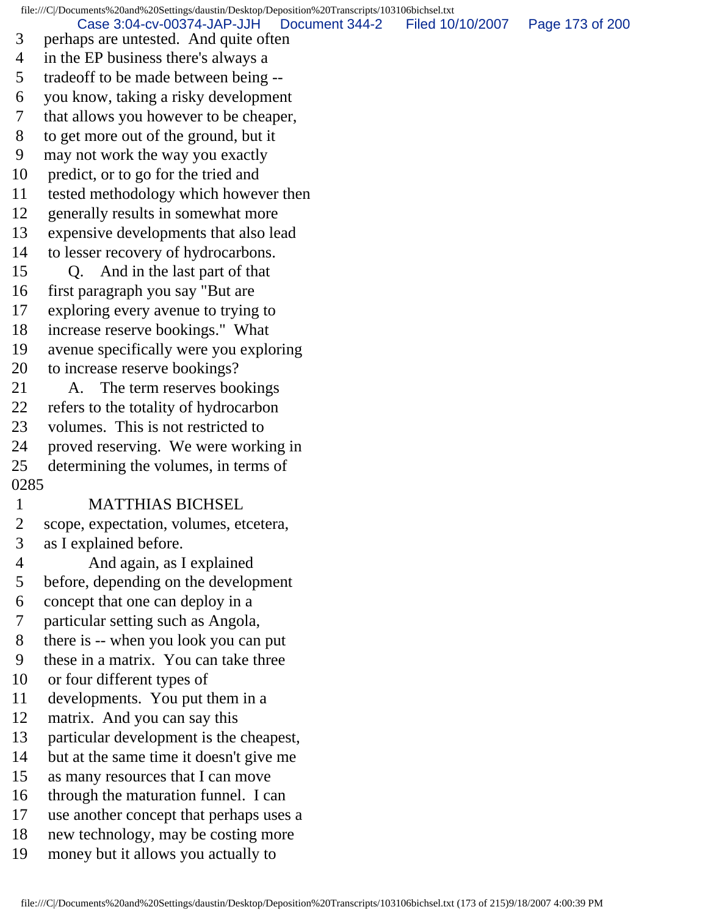3 perhaps are untested. And quite often
4 in the EP business there's always a
5 tradeoff to be made between being --
6 you know, taking a risky development
7 that allows you however to be cheaper,
8 to get more out of the ground, but it
9 may not work the way you exactly
10 predict, or to go for the tried and
11 tested methodology which however then
12 generally results in somewhat more
13 expensive developments that also lead
14 to lesser recovery of hydrocarbons.
15 Q. And in the last part of that
16 first paragraph you say "But are
17 exploring every avenue to trying to
18 increase reserve bookings." What
19 avenue specifically were you exploring
20 to increase reserve bookings?
21 A. The term reserves bookings
22 refers to the totality of hydrocarbon
23 volumes. This is not restricted to
24 proved reserving. We were working in
25 determining the volumes, in terms of
0285
1 MATTHIAS BICHSEL
2 scope, expectation, volumes, etcetera,
3 as I explained before.
4 And again, as I explained
5 before, depending on the development
6 concept that one can deploy in a
7 particular setting such as Angola,
8 there is -- when you look you can put
9 these in a matrix. You can take three
10 or four different types of
11 developments. You put them in a
12 matrix. And you can say this
13 particular development is the cheapest,
14 but at the same time it doesn't give me
15 as many resources that I can move
16 through the maturation funnel. I can
17 use another concept that perhaps uses a
18 new technology, may be costing more
19 money but it allows you actually to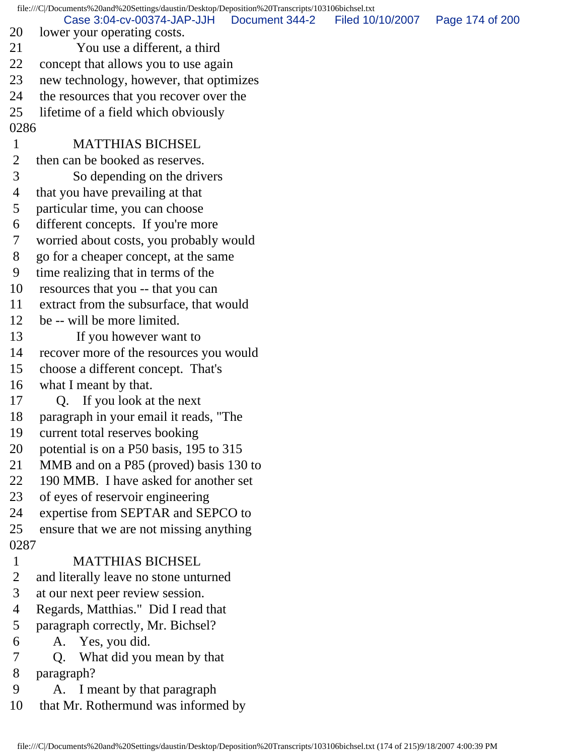20 lower your operating costs.
21 You use a different, a third
22 concept that allows you to use again
23 new technology, however, that optimizes
24 the resources that you recover over the
25 lifetime of a field which obviously

0286

1 MATTHIAS BICHSEL
2 then can be booked as reserves.
3 So depending on the drivers
4 that you have prevailing at that
5 particular time, you can choose
6 different concepts. If you're more
7 worried about costs, you probably would
8 go for a cheaper concept, at the same
9 time realizing that in terms of the
10 resources that you -- that you can
11 extract from the subsurface, that would
12 be -- will be more limited.
13 If you however want to
14 recover more of the resources you would
15 choose a different concept. That's
16 what I meant by that.
17 Q. If you look at the next
18 paragraph in your email it reads, "The
19 current total reserves booking
20 potential is on a P50 basis, 195 to 315
21 MMB and on a P85 (proved) basis 130 to
22 190 MMB. I have asked for another set
23 of eyes of reservoir engineering
24 expertise from SEPTAR and SEPCO to
25 ensure that we are not missing anything

0287

1 MATTHIAS BICHSEL
2 and literally leave no stone unturned
3 at our next peer review session.
4 Regards, Matthias." Did I read that
5 paragraph correctly, Mr. Bichsel?
6 A. Yes, you did.
7 Q. What did you mean by that
8 paragraph?
9 A. I meant by that paragraph
10 that Mr. Rothermund was informed by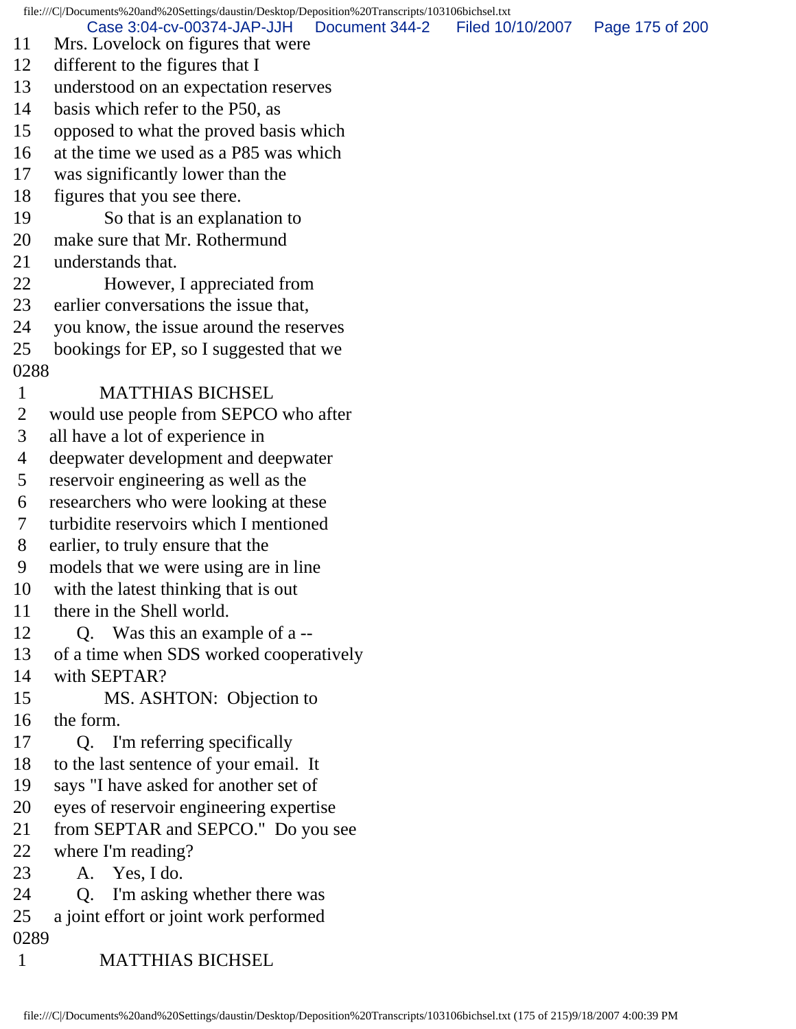11 Mrs. Lovelock on figures that were
12 different to the figures that I
13 understood on an expectation reserves
14 basis which refer to the P50, as
15 opposed to what the proved basis which
16 at the time we used as a P85 was which
17 was significantly lower than the
18 figures that you see there.
19 So that is an explanation to
20 make sure that Mr. Rothermund
21 understands that.
22 However, I appreciated from
23 earlier conversations the issue that,
24 you know, the issue around the reserves
25 bookings for EP, so I suggested that we

0288

1 MATTHIAS BICHSEL
2 would use people from SEPCO who after
3 all have a lot of experience in
4 deepwater development and deepwater
5 reservoir engineering as well as the
6 researchers who were looking at these
7 turbidite reservoirs which I mentioned
8 earlier, to truly ensure that the
9 models that we were using are in line
10 with the latest thinking that is out
11 there in the Shell world.
12 Q. Was this an example of a --
13 of a time when SDS worked cooperatively
14 with SEPTAR?
15 MS. ASHTON: Objection to
16 the form.
17 Q. I'm referring specifically
18 to the last sentence of your email. It
19 says "I have asked for another set of
20 eyes of reservoir engineering expertise
21 from SEPTAR and SEPCO." Do you see
22 where I'm reading?
23 A. Yes, I do.
24 Q. I'm asking whether there was
25 a joint effort or joint work performed

0289

1 MATTHIAS BICHSEL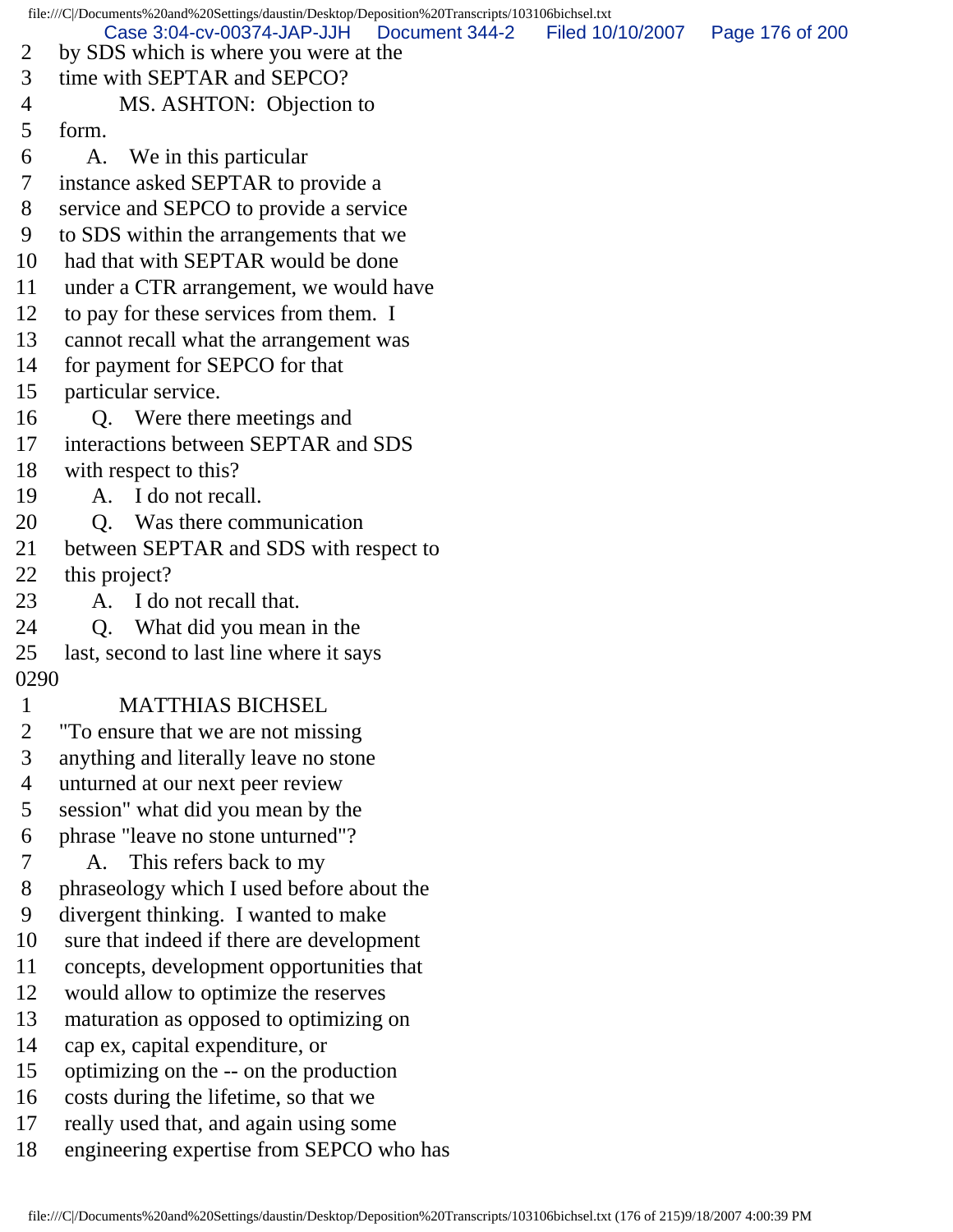2 by SDS which is where you were at the
3 time with SEPTAR and SEPCO?
4 MS. ASHTON: Objection to
5 form.
6 A. We in this particular
7 instance asked SEPTAR to provide a
8 service and SEPCO to provide a service
9 to SDS within the arrangements that we
10 had that with SEPTAR would be done
11 under a CTR arrangement, we would have
12 to pay for these services from them. I
13 cannot recall what the arrangement was
14 for payment for SEPCO for that
15 particular service.
16 Q. Were there meetings and
17 interactions between SEPTAR and SDS
18 with respect to this?
19 A. I do not recall.
20 Q. Was there communication
21 between SEPTAR and SDS with respect to
22 this project?
23 A. I do not recall that.
24 Q. What did you mean in the
25 last, second to last line where it says

0290

1 MATTHIAS BICHSEL
2 "To ensure that we are not missing
3 anything and literally leave no stone
4 unturned at our next peer review
5 session" what did you mean by the
6 phrase "leave no stone unturned"?
7 A. This refers back to my
8 phraseology which I used before about the
9 divergent thinking. I wanted to make
10 sure that indeed if there are development
11 concepts, development opportunities that
12 would allow to optimize the reserves
13 maturation as opposed to optimizing on
14 cap ex, capital expenditure, or
15 optimizing on the -- on the production
16 costs during the lifetime, so that we
17 really used that, and again using some
18 engineering expertise from SEPCO who has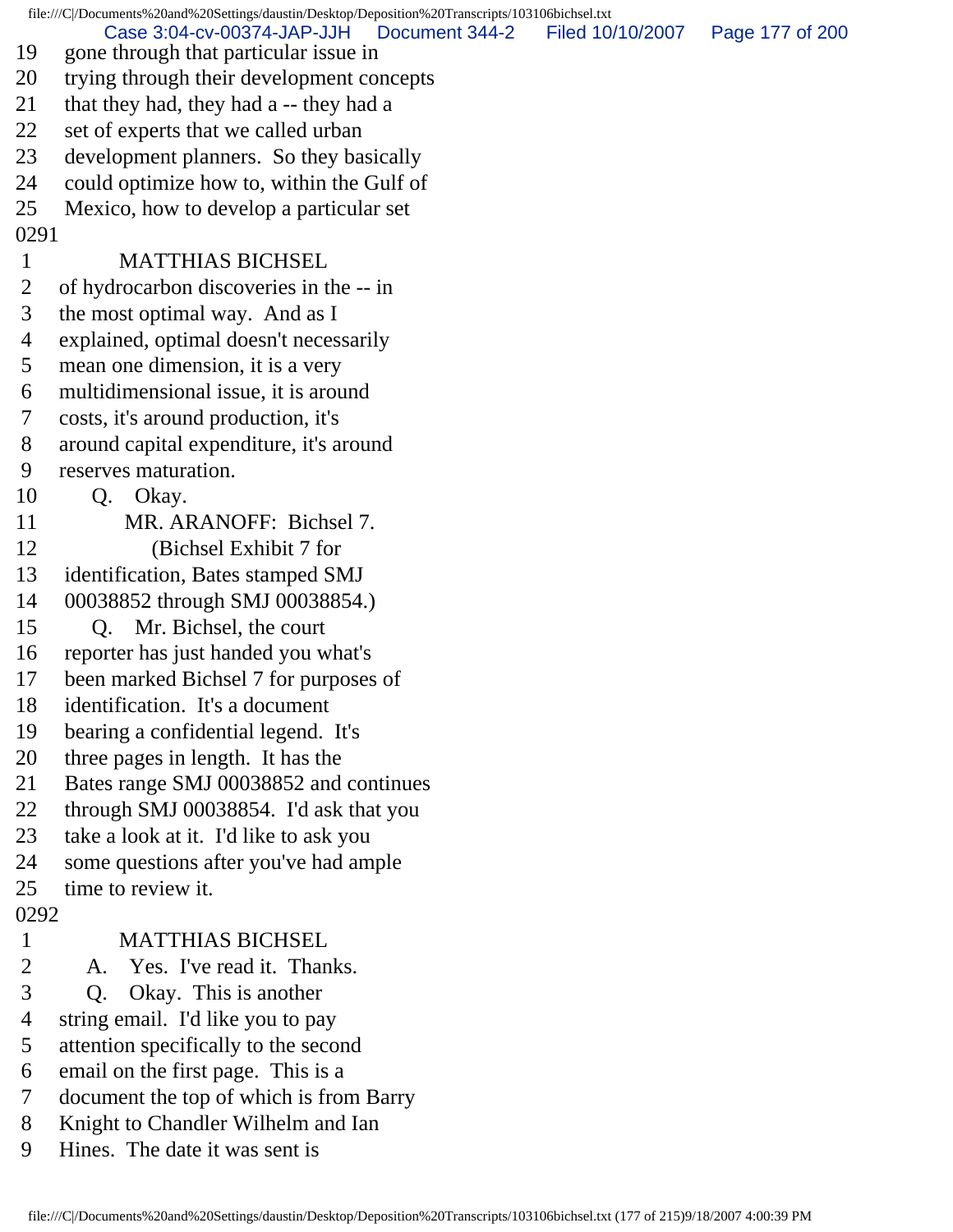19 gone through that particular issue in
20 trying through their development concepts
21 that they had, they had a -- they had a
22 set of experts that we called urban
23 development planners. So they basically
24 could optimize how to, within the Gulf of
25 Mexico, how to develop a particular set

0291

1 MATTHIAS BICHSEL
2 of hydrocarbon discoveries in the -- in
3 the most optimal way. And as I
4 explained, optimal doesn't necessarily
5 mean one dimension, it is a very
6 multidimensional issue, it is around
7 costs, it's around production, it's
8 around capital expenditure, it's around
9 reserves maturation.
10 Q. Okay.
11 MR. ARANOFF: Bichsel 7.
12 (Bichsel Exhibit 7 for
13 identification, Bates stamped SMJ
14 00038852 through SMJ 00038854.)
15 Q. Mr. Bichsel, the court
16 reporter has just handed you what's
17 been marked Bichsel 7 for purposes of
18 identification. It's a document
19 bearing a confidential legend. It's
20 three pages in length. It has the
21 Bates range SMJ 00038852 and continues
22 through SMJ 00038854. I'd ask that you
23 take a look at it. I'd like to ask you
24 some questions after you've had ample
25 time to review it.

0292

1 MATTHIAS BICHSEL
2 A. Yes. I've read it. Thanks.
3 Q. Okay. This is another
4 string email. I'd like you to pay
5 attention specifically to the second
6 email on the first page. This is a
7 document the top of which is from Barry
8 Knight to Chandler Wilhelm and Ian
9 Hines. The date it was sent is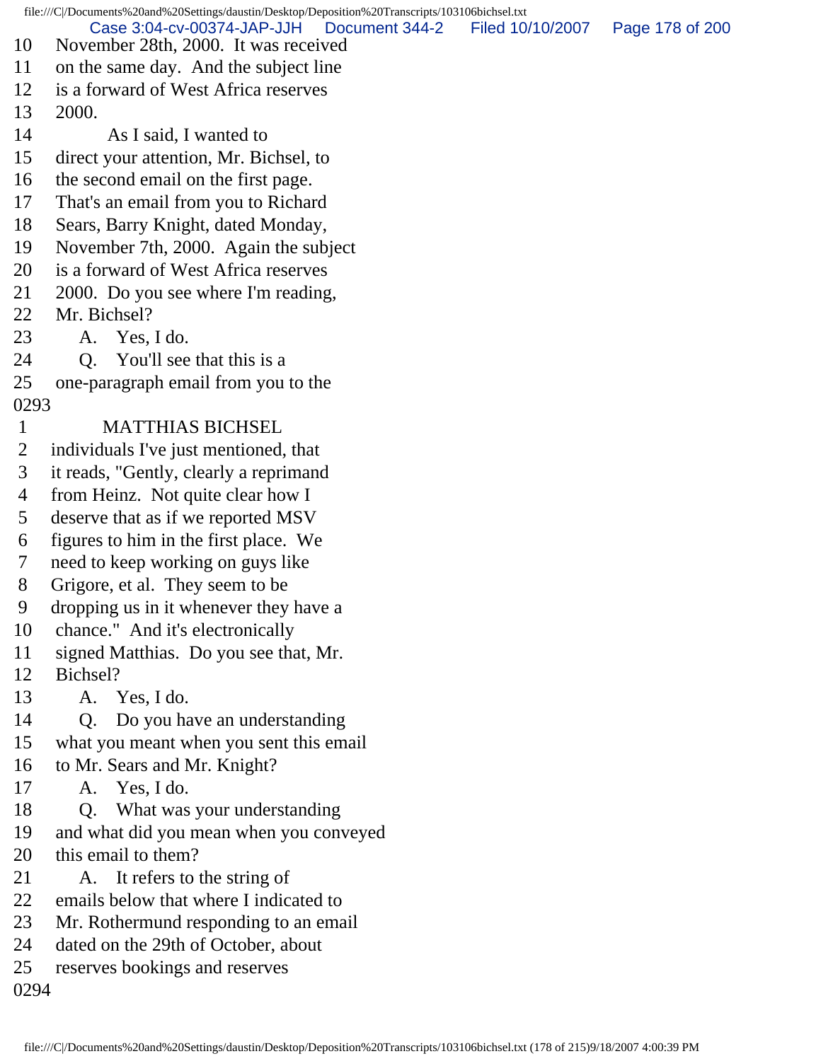10 November 28th, 2000. It was received
11 on the same day. And the subject line
12 is a forward of West Africa reserves
13 2000.
14 As I said, I wanted to
15 direct your attention, Mr. Bichsel, to
16 the second email on the first page.
17 That's an email from you to Richard
18 Sears, Barry Knight, dated Monday,
19 November 7th, 2000. Again the subject
20 is a forward of West Africa reserves
21 2000. Do you see where I'm reading,
22 Mr. Bichsel?
23 A. Yes, I do.
24 Q. You'll see that this is a
25 one-paragraph email from you to the
0293
1 MATTHIAS BICHSEL
2 individuals I've just mentioned, that
3 it reads, "Gently, clearly a reprimand
4 from Heinz. Not quite clear how I
5 deserve that as if we reported MSV
6 figures to him in the first place. We
7 need to keep working on guys like
8 Grigore, et al. They seem to be
9 dropping us in it whenever they have a
10 chance." And it's electronically
11 signed Matthias. Do you see that, Mr.
12 Bichsel?
13 A. Yes, I do.
14 Q. Do you have an understanding
15 what you meant when you sent this email
16 to Mr. Sears and Mr. Knight?
17 A. Yes, I do.
18 Q. What was your understanding
19 and what did you mean when you conveyed
20 this email to them?
21 A. It refers to the string of
22 emails below that where I indicated to
23 Mr. Rothermund responding to an email
24 dated on the 29th of October, about
25 reserves bookings and reserves
0294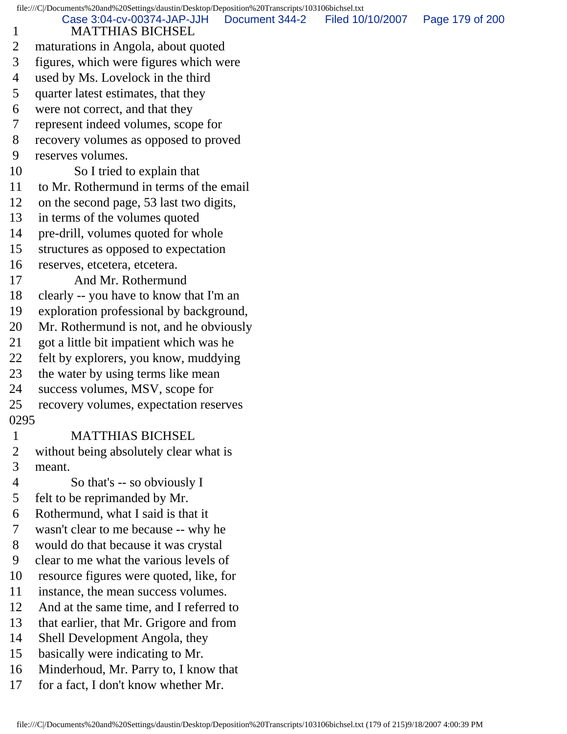1 MATTHIAS BICHSEL
2 maturations in Angola, about quoted
3 figures, which were figures which were
4 used by Ms. Lovelock in the third
5 quarter latest estimates, that they
6 were not correct, and that they
7 represent indeed volumes, scope for
8 recovery volumes as opposed to proved
9 reserves volumes.
10 So I tried to explain that
11 to Mr. Rothermund in terms of the email
12 on the second page, 53 last two digits,
13 in terms of the volumes quoted
14 pre-drill, volumes quoted for whole
15 structures as opposed to expectation
16 reserves, etcetera, etcetera.
17 And Mr. Rothermund
18 clearly -- you have to know that I'm an
19 exploration professional by background,
20 Mr. Rothermund is not, and he obviously
21 got a little bit impatient which was he
22 felt by explorers, you know, muddying
23 the water by using terms like mean
24 success volumes, MSV, scope for
25 recovery volumes, expectation reserves

0295

1 MATTHIAS BICHSEL
2 without being absolutely clear what is
3 meant.
4 So that's -- so obviously I
5 felt to be reprimanded by Mr.
6 Rothermund, what I said is that it
7 wasn't clear to me because -- why he
8 would do that because it was crystal
9 clear to me what the various levels of
10 resource figures were quoted, like, for
11 instance, the mean success volumes.
12 And at the same time, and I referred to
13 that earlier, that Mr. Grigore and from
14 Shell Development Angola, they
15 basically were indicating to Mr.
16 Minderhoud, Mr. Parry to, I know that
17 for a fact, I don't know whether Mr.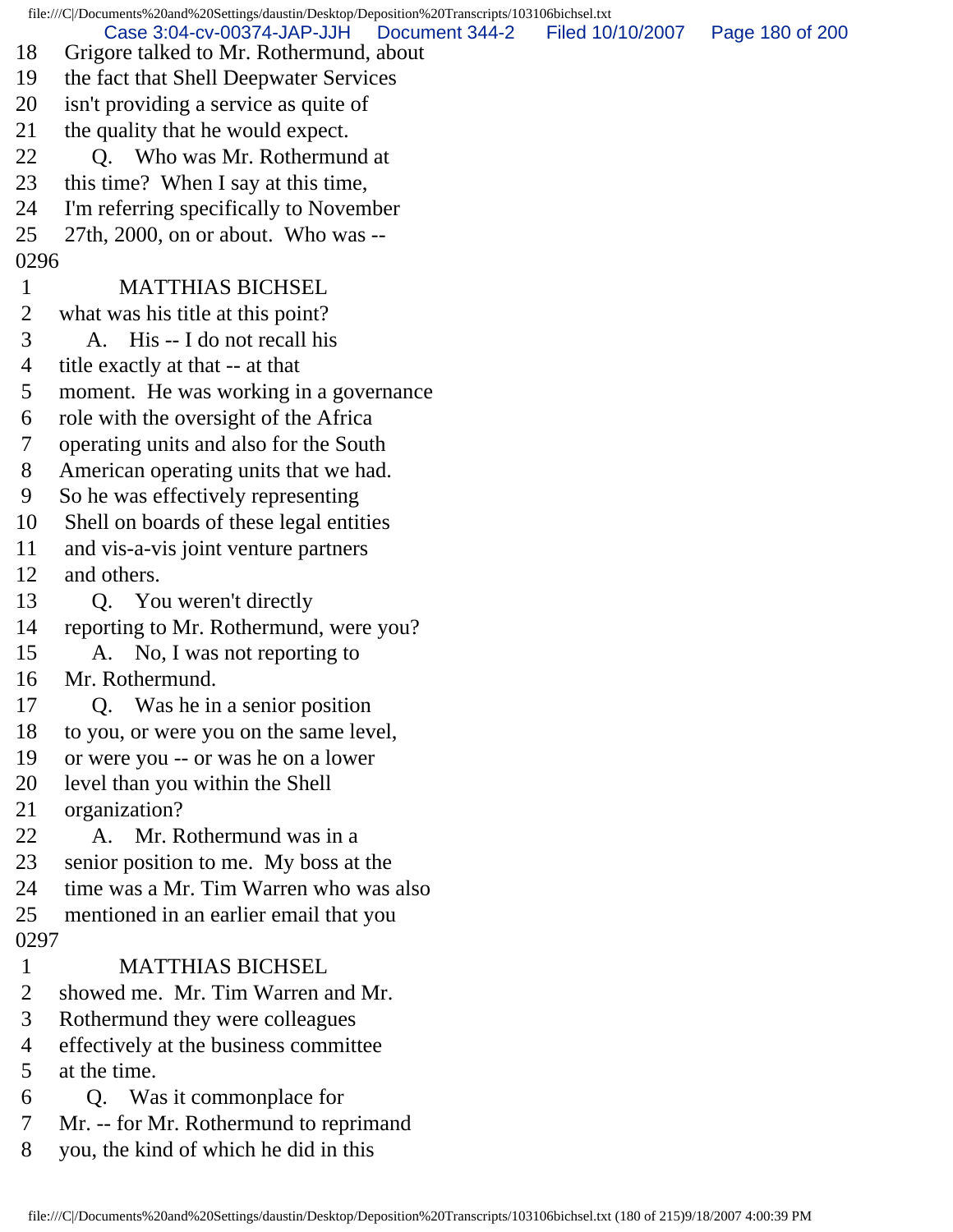18 Grigore talked to Mr. Rothermund, about
19 the fact that Shell Deepwater Services
20 isn't providing a service as quite of
21 the quality that he would expect.
22 Q. Who was Mr. Rothermund at
23 this time? When I say at this time,
24 I'm referring specifically to November
25 27th, 2000, on or about. Who was --
0296
1 MATTHIAS BICHSEL
2 what was his title at this point?
3 A. His -- I do not recall his
4 title exactly at that -- at that
5 moment. He was working in a governance
6 role with the oversight of the Africa
7 operating units and also for the South
8 American operating units that we had.
9 So he was effectively representing
10 Shell on boards of these legal entities
11 and vis-a-vis joint venture partners
12 and others.
13 Q. You weren't directly
14 reporting to Mr. Rothermund, were you?
15 A. No, I was not reporting to
16 Mr. Rothermund.
17 Q. Was he in a senior position
18 to you, or were you on the same level,
19 or were you -- or was he on a lower
20 level than you within the Shell
21 organization?
22 A. Mr. Rothermund was in a
23 senior position to me. My boss at the
24 time was a Mr. Tim Warren who was also
25 mentioned in an earlier email that you
0297
1 MATTHIAS BICHSEL
2 showed me. Mr. Tim Warren and Mr.
3 Rothermund they were colleagues
4 effectively at the business committee
5 at the time.
6 Q. Was it commonplace for
7 Mr. -- for Mr. Rothermund to reprimand
8 you, the kind of which he did in this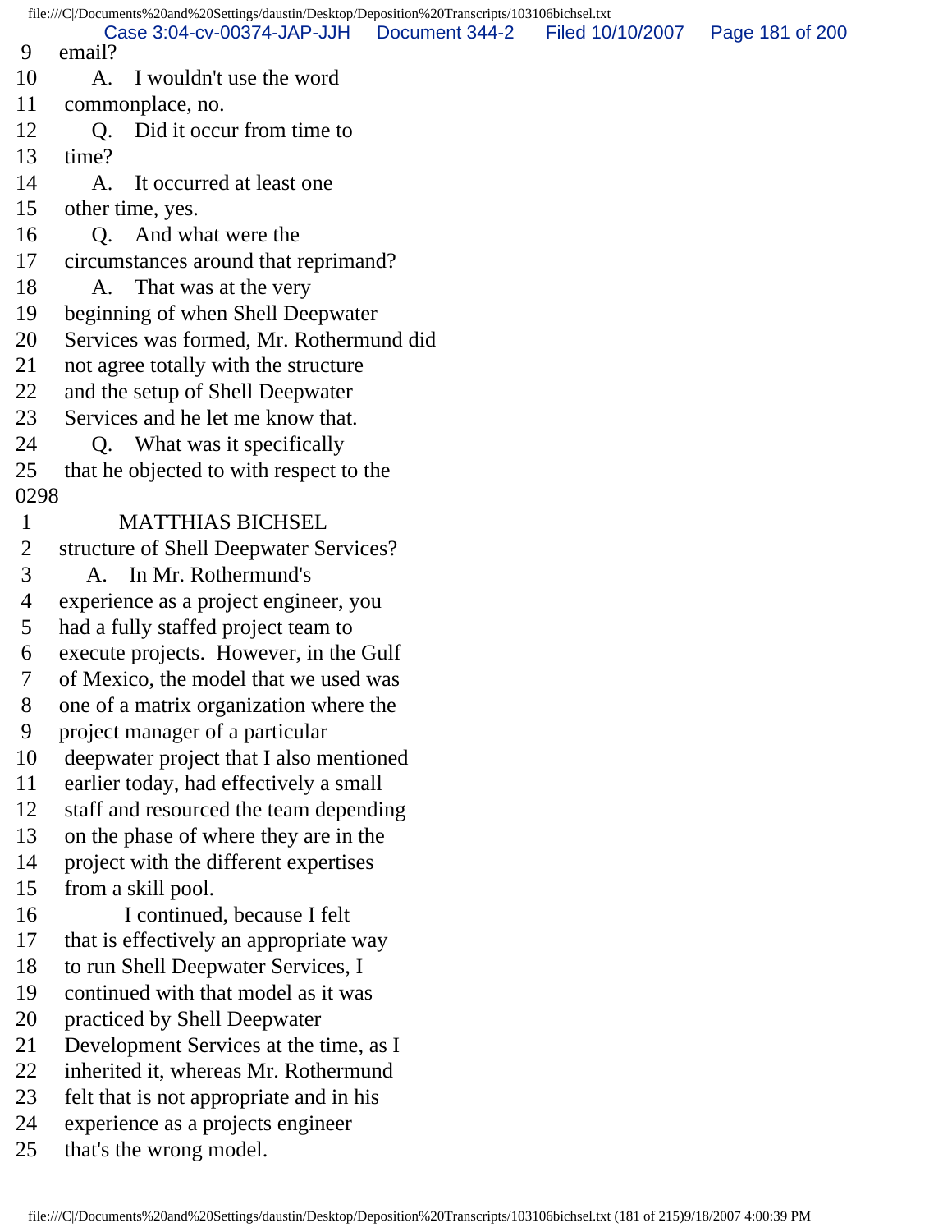9 email?

10 A. I wouldn't use the word

11 commonplace, no.

12 Q. Did it occur from time to

13 time?

14 A. It occurred at least one

15 other time, yes.

16 Q. And what were the

17 circumstances around that reprimand?

18 A. That was at the very

19 beginning of when Shell Deepwater

20 Services was formed, Mr. Rothermund did

21 not agree totally with the structure

22 and the setup of Shell Deepwater

23 Services and he let me know that.

24 Q. What was it specifically

25 that he objected to with respect to the

0298

1 MATTHIAS BICHSEL

2 structure of Shell Deepwater Services?

3 A. In Mr. Rothermund's

4 experience as a project engineer, you

5 had a fully staffed project team to

6 execute projects. However, in the Gulf

7 of Mexico, the model that we used was

8 one of a matrix organization where the

9 project manager of a particular

10 deepwater project that I also mentioned

11 earlier today, had effectively a small

12 staff and resourced the team depending

13 on the phase of where they are in the

14 project with the different expertises

15 from a skill pool.

16 I continued, because I felt

17 that is effectively an appropriate way

18 to run Shell Deepwater Services, I

19 continued with that model as it was

20 practiced by Shell Deepwater

21 Development Services at the time, as I

22 inherited it, whereas Mr. Rothermund

23 felt that is not appropriate and in his

24 experience as a projects engineer

25 that's the wrong model.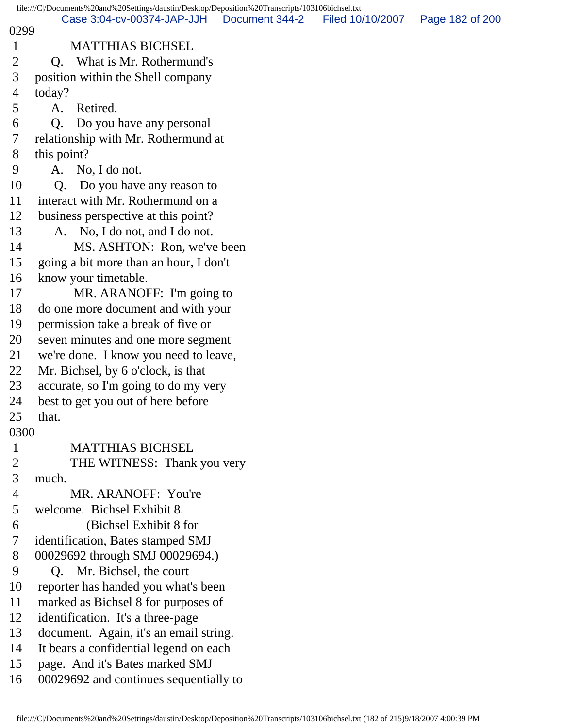0299

1 MATTHIAS BICHSEL

2 Q. What is Mr. Rothermund's

3 position within the Shell company

4 today?

5 A. Retired.

6 Q. Do you have any personal

7 relationship with Mr. Rothermund at

8 this point?

9 A. No, I do not.

10 Q. Do you have any reason to

11 interact with Mr. Rothermund on a

12 business perspective at this point?

13 A. No, I do not, and I do not.

14 MS. ASHTON: Ron, we've been

15 going a bit more than an hour, I don't

16 know your timetable.

17 MR. ARANOFF: I'm going to

18 do one more document and with your

19 permission take a break of five or

20 seven minutes and one more segment

21 we're done. I know you need to leave,

22 Mr. Bichsel, by 6 o'clock, is that

23 accurate, so I'm going to do my very

24 best to get you out of here before

25 that.

0300

1 MATTHIAS BICHSEL

2 THE WITNESS: Thank you very

3 much.

4 MR. ARANOFF: You're

5 welcome. Bichsel Exhibit 8.

6 (Bichsel Exhibit 8 for

7 identification, Bates stamped SMJ

8 00029692 through SMJ 00029694.)

9 Q. Mr. Bichsel, the court

10 reporter has handed you what's been

11 marked as Bichsel 8 for purposes of

12 identification. It's a three-page

13 document. Again, it's an email string.

14 It bears a confidential legend on each

15 page. And it's Bates marked SMJ

16 00029692 and continues sequentially to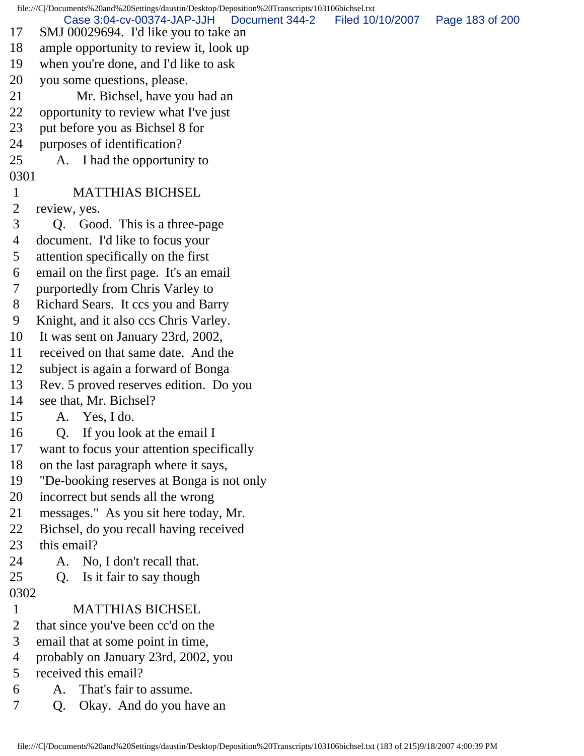17 SMJ 00029694. I'd like you to take an
18 ample opportunity to review it, look up
19 when you're done, and I'd like to ask
20 you some questions, please.
21 Mr. Bichsel, have you had an
22 opportunity to review what I've just
23 put before you as Bichsel 8 for
24 purposes of identification?
25 A. I had the opportunity to
0301
1 MATTHIAS BICHSEL
2 review, yes.
3 Q. Good. This is a three-page
4 document. I'd like to focus your
5 attention specifically on the first
6 email on the first page. It's an email
7 purportedly from Chris Varley to
8 Richard Sears. It ccs you and Barry
9 Knight, and it also ccs Chris Varley.
10 It was sent on January 23rd, 2002,
11 received on that same date. And the
12 subject is again a forward of Bonga
13 Rev. 5 proved reserves edition. Do you
14 see that, Mr. Bichsel?
15 A. Yes, I do.
16 Q. If you look at the email I
17 want to focus your attention specifically
18 on the last paragraph where it says,
19 "De-booking reserves at Bonga is not only
20 incorrect but sends all the wrong
21 messages." As you sit here today, Mr.
22 Bichsel, do you recall having received
23 this email?
24 A. No, I don't recall that.
25 Q. Is it fair to say though
0302
1 MATTHIAS BICHSEL
2 that since you've been cc'd on the
3 email that at some point in time,
4 probably on January 23rd, 2002, you
5 received this email?
6 A. That's fair to assume.
7 Q. Okay. And do you have an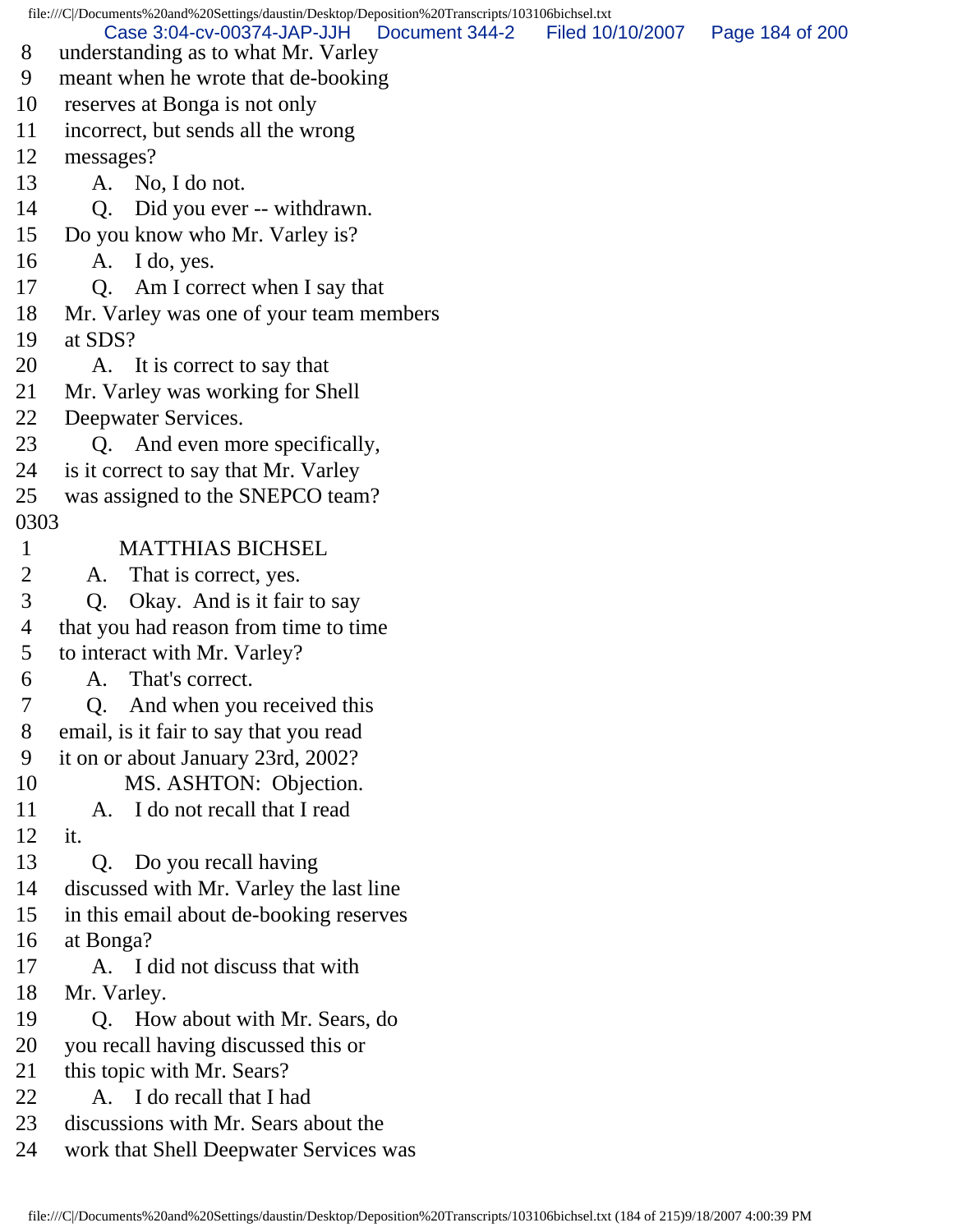8 understanding as to what Mr. Varley
9 meant when he wrote that de-booking
10 reserves at Bonga is not only
11 incorrect, but sends all the wrong
12 messages?
13 A. No, I do not.
14 Q. Did you ever -- withdrawn.
15 Do you know who Mr. Varley is?
16 A. I do, yes.
17 Q. Am I correct when I say that
18 Mr. Varley was one of your team members
19 at SDS?
20 A. It is correct to say that
21 Mr. Varley was working for Shell
22 Deepwater Services.
23 Q. And even more specifically,
24 is it correct to say that Mr. Varley
25 was assigned to the SNEPCO team?

0303

1 MATTHIAS BICHSEL
2 A. That is correct, yes.
3 Q. Okay. And is it fair to say
4 that you had reason from time to time
5 to interact with Mr. Varley?
6 A. That's correct.
7 Q. And when you received this
8 email, is it fair to say that you read
9 it on or about January 23rd, 2002?
10 MS. ASHTON: Objection.
11 A. I do not recall that I read
12 it.
13 Q. Do you recall having
14 discussed with Mr. Varley the last line
15 in this email about de-booking reserves
16 at Bonga?
17 A. I did not discuss that with
18 Mr. Varley.
19 Q. How about with Mr. Sears, do
20 you recall having discussed this or
21 this topic with Mr. Sears?
22 A. I do recall that I had
23 discussions with Mr. Sears about the
24 work that Shell Deepwater Services was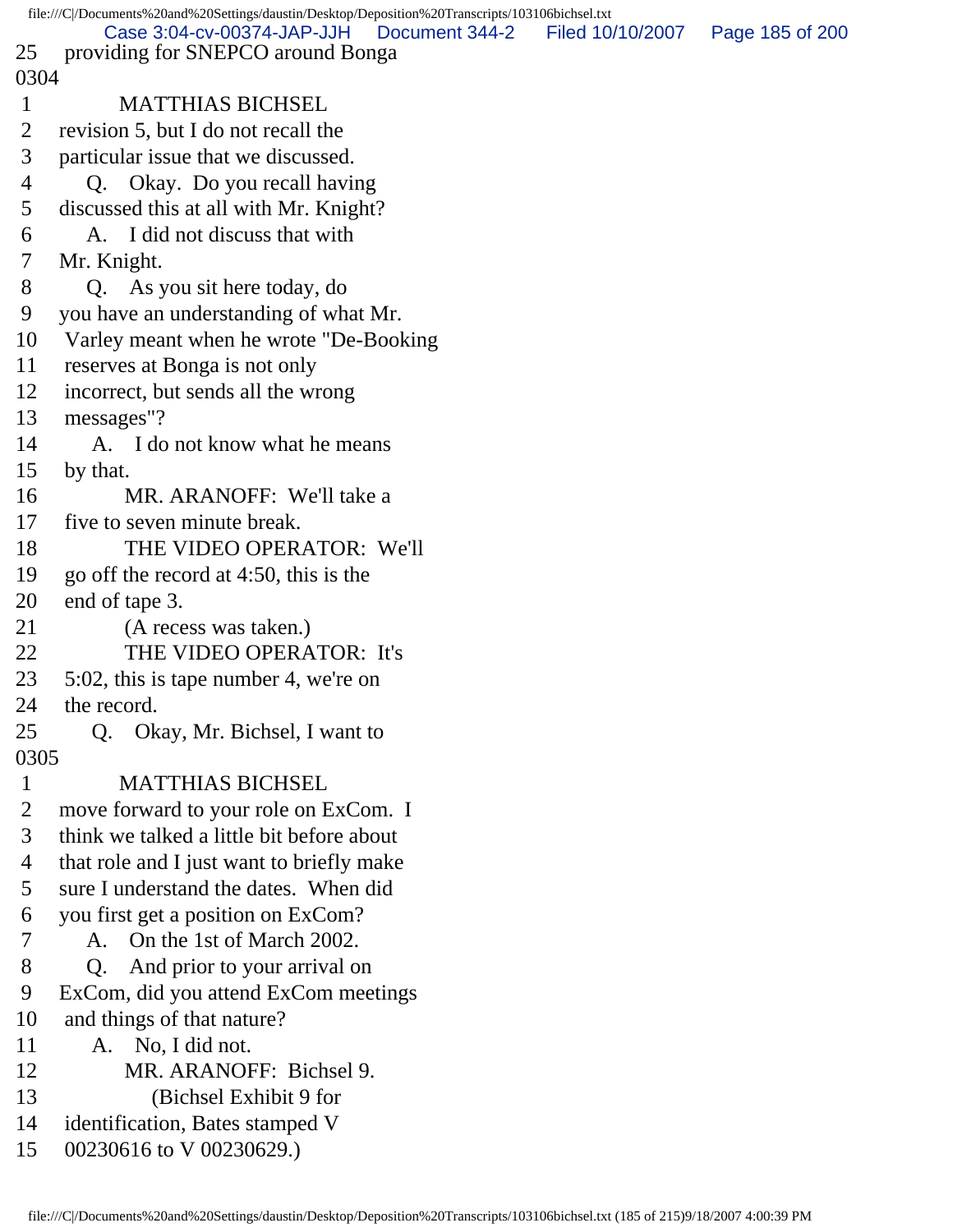25 providing for SNEPCO around Bonga

0304

1 MATTHIAS BICHSEL

2 revision 5, but I do not recall the

3 particular issue that we discussed.

4 Q. Okay. Do you recall having

5 discussed this at all with Mr. Knight?

6 A. I did not discuss that with

7 Mr. Knight.

8 Q. As you sit here today, do

9 you have an understanding of what Mr.

10 Varley meant when he wrote "De-Booking

11 reserves at Bonga is not only

12 incorrect, but sends all the wrong

13 messages"?

14 A. I do not know what he means

15 by that.

16 MR. ARANOFF: We'll take a

17 five to seven minute break.

18 THE VIDEO OPERATOR: We'll

19 go off the record at 4:50, this is the

20 end of tape 3.

21 (A recess was taken.)

22 THE VIDEO OPERATOR: It's

23 5:02, this is tape number 4, we're on

24 the record.

25 Q. Okay, Mr. Bichsel, I want to

0305

1 MATTHIAS BICHSEL

2 move forward to your role on ExCom. I

3 think we talked a little bit before about

4 that role and I just want to briefly make

5 sure I understand the dates. When did

6 you first get a position on ExCom?

7 A. On the 1st of March 2002.

8 Q. And prior to your arrival on

9 ExCom, did you attend ExCom meetings

10 and things of that nature?

11 A. No, I did not.

12 MR. ARANOFF: Bichsel 9.

13 (Bichsel Exhibit 9 for

14 identification, Bates stamped V

15 00230616 to V 00230629.)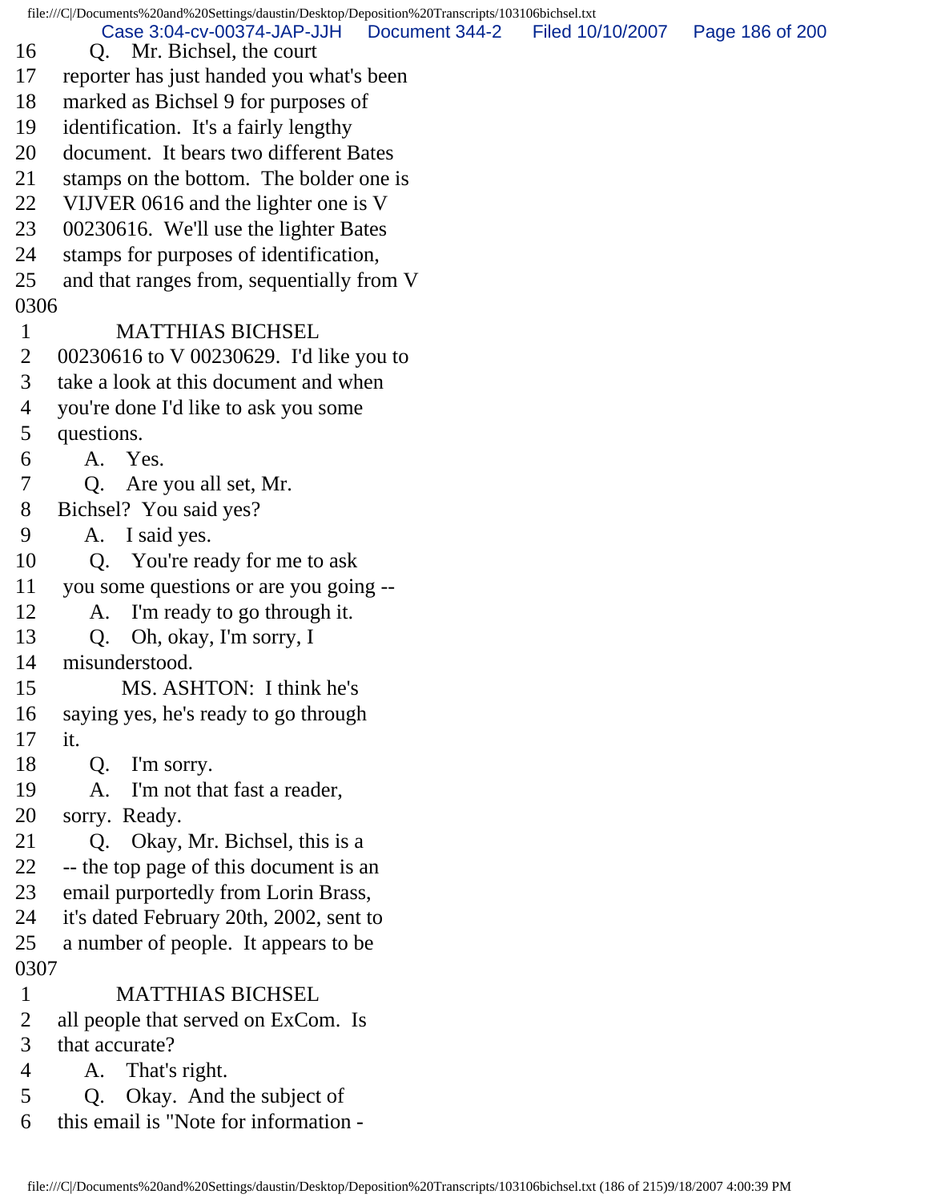16 Q. Mr. Bichsel, the court
17 reporter has just handed you what's been
18 marked as Bichsel 9 for purposes of
19 identification. It's a fairly lengthy
20 document. It bears two different Bates
21 stamps on the bottom. The bolder one is
22 VIJVER 0616 and the lighter one is V
23 00230616. We'll use the lighter Bates
24 stamps for purposes of identification,
25 and that ranges from, sequentially from V

0306

1 MATTHIAS BICHSEL
2 00230616 to V 00230629. I'd like you to
3 take a look at this document and when
4 you're done I'd like to ask you some
5 questions.
6 A. Yes.
7 Q. Are you all set, Mr.
8 Bichsel? You said yes?
9 A. I said yes.
10 Q. You're ready for me to ask
11 you some questions or are you going --
12 A. I'm ready to go through it.
13 Q. Oh, okay, I'm sorry, I
14 misunderstood.
15 MS. ASHTON: I think he's
16 saying yes, he's ready to go through
17 it.
18 Q. I'm sorry.
19 A. I'm not that fast a reader,
20 sorry. Ready.
21 Q. Okay, Mr. Bichsel, this is a
22 -- the top page of this document is an
23 email purportedly from Lorin Brass,
24 it's dated February 20th, 2002, sent to
25 a number of people. It appears to be

0307

1 MATTHIAS BICHSEL
2 all people that served on ExCom. Is
3 that accurate?
4 A. That's right.
5 Q. Okay. And the subject of
6 this email is "Note for information -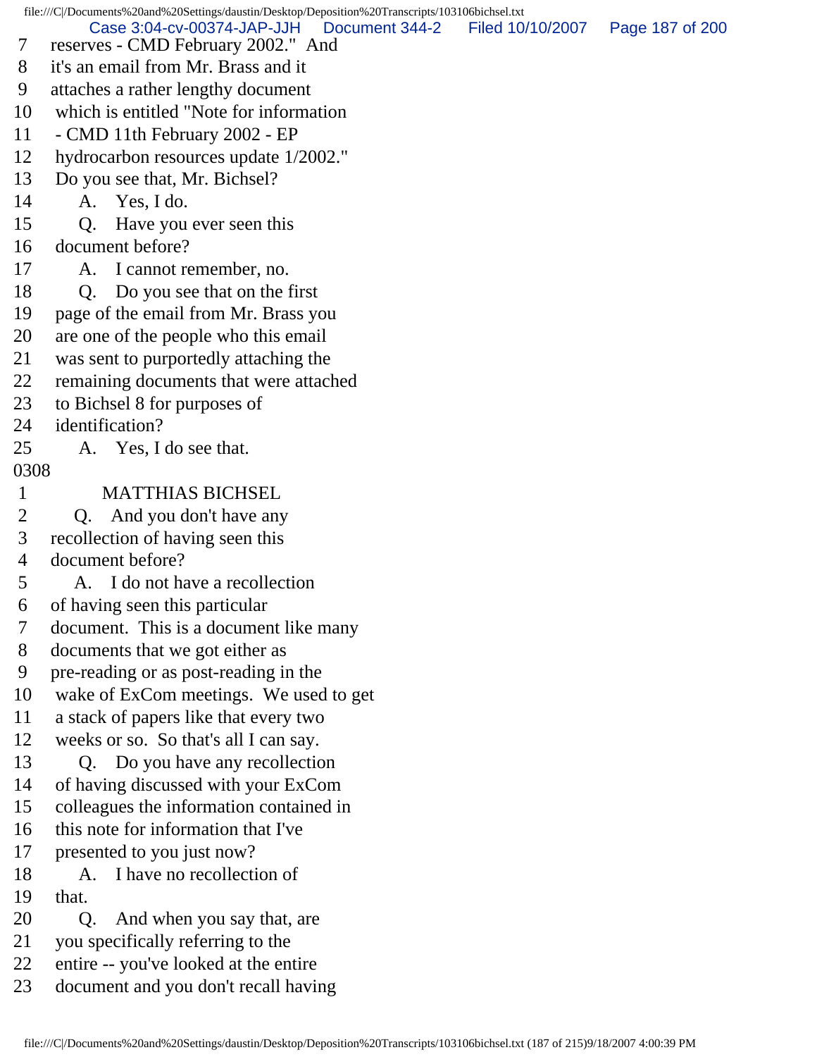7 reserves - CMD February 2002." And
8 it's an email from Mr. Brass and it
9 attaches a rather lengthy document
10 which is entitled "Note for information
11 - CMD 11th February 2002 - EP
12 hydrocarbon resources update 1/2002."
13 Do you see that, Mr. Bichsel?
14 A. Yes, I do.
15 Q. Have you ever seen this
16 document before?
17 A. I cannot remember, no.
18 Q. Do you see that on the first
19 page of the email from Mr. Brass you
20 are one of the people who this email
21 was sent to purportedly attaching the
22 remaining documents that were attached
23 to Bichsel 8 for purposes of
24 identification?
25 A. Yes, I do see that.
0308
1 MATTHIAS BICHSEL
2 Q. And you don't have any
3 recollection of having seen this
4 document before?
5 A. I do not have a recollection
6 of having seen this particular
7 document. This is a document like many
8 documents that we got either as
9 pre-reading or as post-reading in the
10 wake of ExCom meetings. We used to get
11 a stack of papers like that every two
12 weeks or so. So that's all I can say.
13 Q. Do you have any recollection
14 of having discussed with your ExCom
15 colleagues the information contained in
16 this note for information that I've
17 presented to you just now?
18 A. I have no recollection of
19 that.
20 Q. And when you say that, are
21 you specifically referring to the
22 entire -- you've looked at the entire
23 document and you don't recall having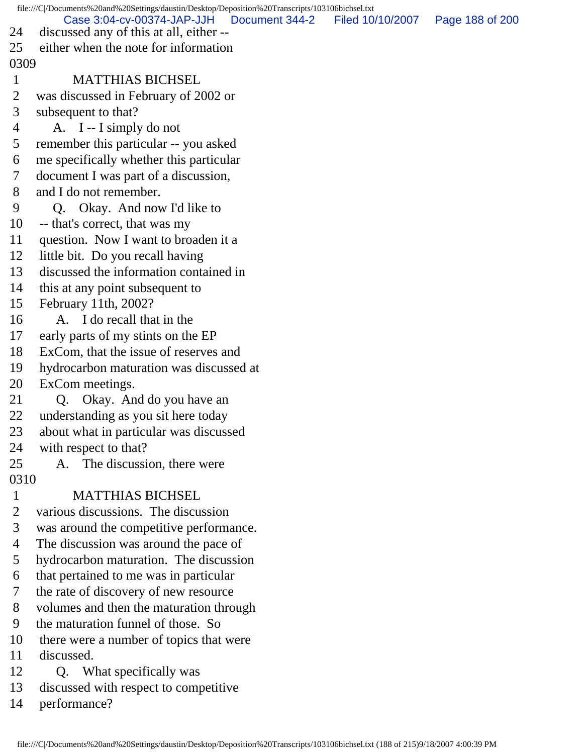24 discussed any of this at all, either --
25 either when the note for information
0309
1 MATTHIAS BICHSEL
2 was discussed in February of 2002 or
3 subsequent to that?
4 A. I -- I simply do not
5 remember this particular -- you asked
6 me specifically whether this particular
7 document I was part of a discussion,
8 and I do not remember.
9 Q. Okay. And now I'd like to
10 -- that's correct, that was my
11 question. Now I want to broaden it a
12 little bit. Do you recall having
13 discussed the information contained in
14 this at any point subsequent to
15 February 11th, 2002?
16 A. I do recall that in the
17 early parts of my stints on the EP
18 ExCom, that the issue of reserves and
19 hydrocarbon maturation was discussed at
20 ExCom meetings.
21 Q. Okay. And do you have an
22 understanding as you sit here today
23 about what in particular was discussed
24 with respect to that?
25 A. The discussion, there were
0310
1 MATTHIAS BICHSEL
2 various discussions. The discussion
3 was around the competitive performance.
4 The discussion was around the pace of
5 hydrocarbon maturation. The discussion
6 that pertained to me was in particular
7 the rate of discovery of new resource
8 volumes and then the maturation through
9 the maturation funnel of those. So
10 there were a number of topics that were
11 discussed.
12 Q. What specifically was
13 discussed with respect to competitive
14 performance?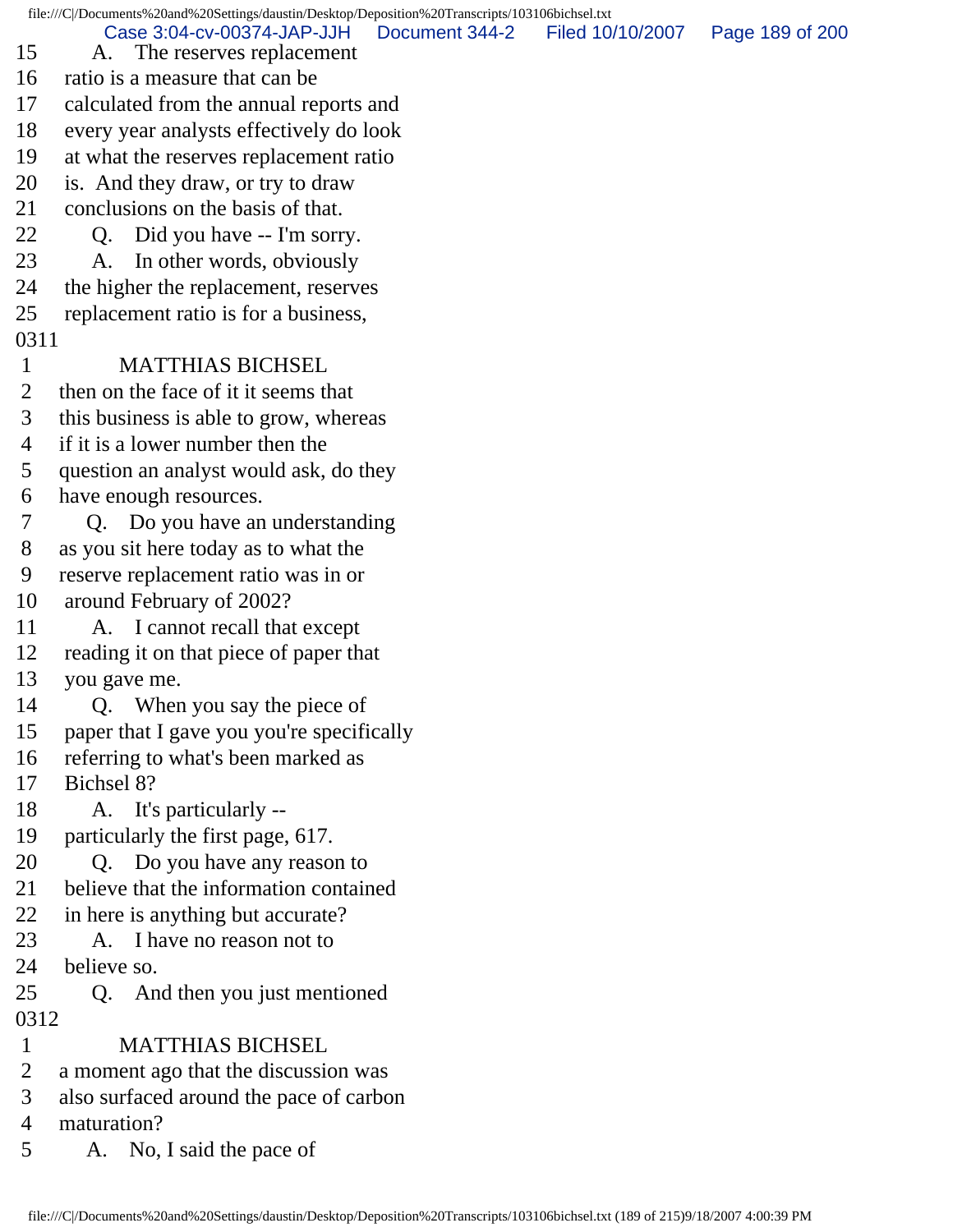15 A. The reserves replacement
16 ratio is a measure that can be
17 calculated from the annual reports and
18 every year analysts effectively do look
19 at what the reserves replacement ratio
20 is. And they draw, or try to draw
21 conclusions on the basis of that.
22 Q. Did you have -- I'm sorry.
23 A. In other words, obviously
24 the higher the replacement, reserves
25 replacement ratio is for a business,

0311

1 MATTHIAS BICHSEL
2 then on the face of it it seems that
3 this business is able to grow, whereas
4 if it is a lower number then the
5 question an analyst would ask, do they
6 have enough resources.
7 Q. Do you have an understanding
8 as you sit here today as to what the
9 reserve replacement ratio was in or
10 around February of 2002?
11 A. I cannot recall that except
12 reading it on that piece of paper that
13 you gave me.
14 Q. When you say the piece of
15 paper that I gave you you're specifically
16 referring to what's been marked as
17 Bichsel 8?
18 A. It's particularly --
19 particularly the first page, 617.
20 Q. Do you have any reason to
21 believe that the information contained
22 in here is anything but accurate?
23 A. I have no reason not to
24 believe so.
25 Q. And then you just mentioned

0312

1 MATTHIAS BICHSEL
2 a moment ago that the discussion was
3 also surfaced around the pace of carbon
4 maturation?
5 A. No, I said the pace of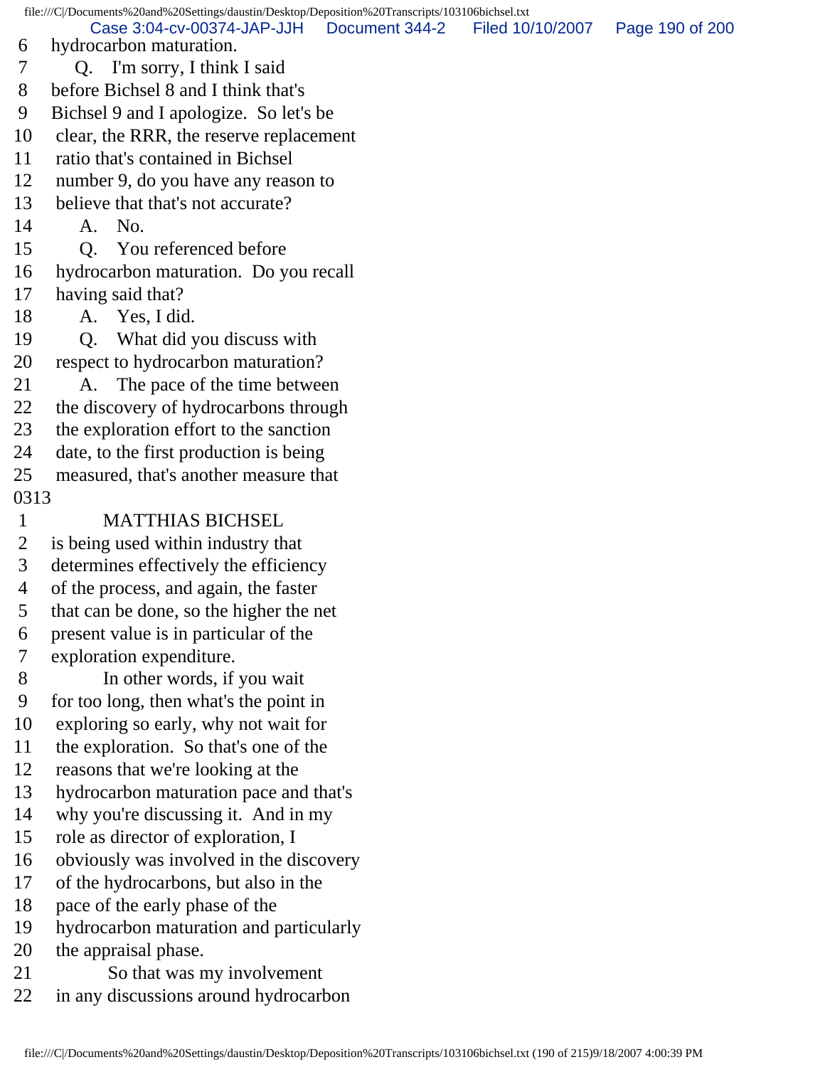6 hydrocarbon maturation.
7 Q. I'm sorry, I think I said
8 before Bichsel 8 and I think that's
9 Bichsel 9 and I apologize. So let's be
10 clear, the RRR, the reserve replacement
11 ratio that's contained in Bichsel
12 number 9, do you have any reason to
13 believe that that's not accurate?
14 A. No.
15 Q. You referenced before
16 hydrocarbon maturation. Do you recall
17 having said that?
18 A. Yes, I did.
19 Q. What did you discuss with
20 respect to hydrocarbon maturation?
21 A. The pace of the time between
22 the discovery of hydrocarbons through
23 the exploration effort to the sanction
24 date, to the first production is being
25 measured, that's another measure that
0313
1 MATTHIAS BICHSEL
2 is being used within industry that
3 determines effectively the efficiency
4 of the process, and again, the faster
5 that can be done, so the higher the net
6 present value is in particular of the
7 exploration expenditure.
8 In other words, if you wait
9 for too long, then what's the point in
10 exploring so early, why not wait for
11 the exploration. So that's one of the
12 reasons that we're looking at the
13 hydrocarbon maturation pace and that's
14 why you're discussing it. And in my
15 role as director of exploration, I
16 obviously was involved in the discovery
17 of the hydrocarbons, but also in the
18 pace of the early phase of the
19 hydrocarbon maturation and particularly
20 the appraisal phase.
21 So that was my involvement
22 in any discussions around hydrocarbon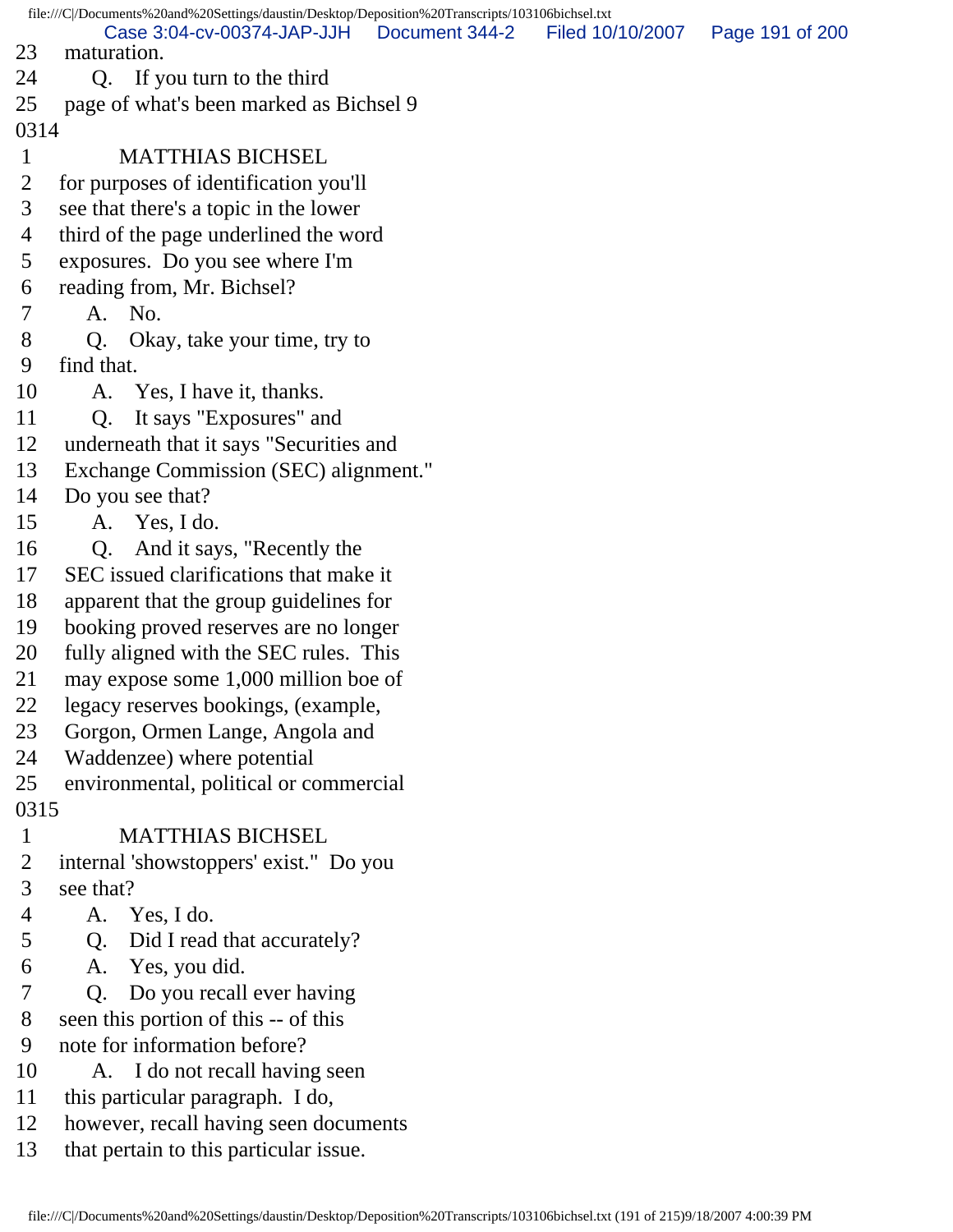23 maturation.
24 Q. If you turn to the third
25 page of what's been marked as Bichsel 9
0314
1 MATTHIAS BICHSEL
2 for purposes of identification you'll
3 see that there's a topic in the lower
4 third of the page underlined the word
5 exposures. Do you see where I'm
6 reading from, Mr. Bichsel?
7 A. No.
8 Q. Okay, take your time, try to
9 find that.
10 A. Yes, I have it, thanks.
11 Q. It says "Exposures" and
12 underneath that it says "Securities and
13 Exchange Commission (SEC) alignment."
14 Do you see that?
15 A. Yes, I do.
16 Q. And it says, "Recently the
17 SEC issued clarifications that make it
18 apparent that the group guidelines for
19 booking proved reserves are no longer
20 fully aligned with the SEC rules. This
21 may expose some 1,000 million boe of
22 legacy reserves bookings, (example,
23 Gorgon, Ormen Lange, Angola and
24 Waddenzee) where potential
25 environmental, political or commercial
0315
1 MATTHIAS BICHSEL
2 internal 'showstoppers' exist." Do you
3 see that?
4 A. Yes, I do.
5 Q. Did I read that accurately?
6 A. Yes, you did.
7 Q. Do you recall ever having
8 seen this portion of this -- of this
9 note for information before?
10 A. I do not recall having seen
11 this particular paragraph. I do,
12 however, recall having seen documents
13 that pertain to this particular issue.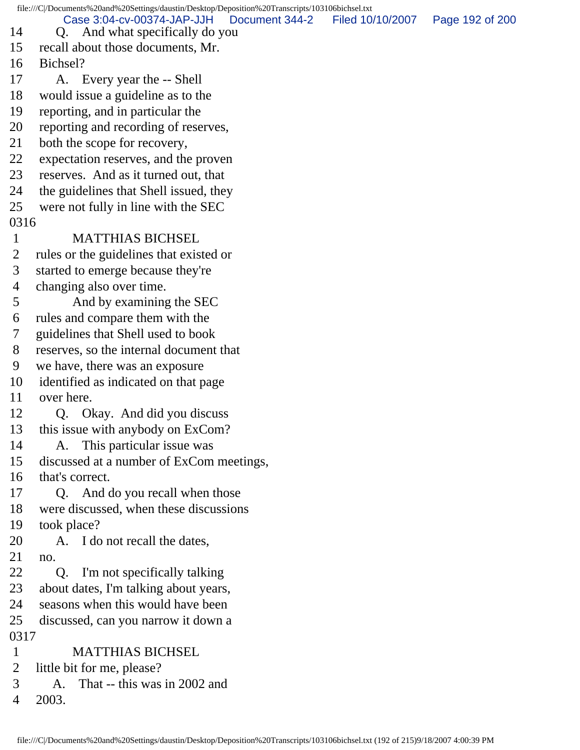14 Q. And what specifically do you
15 recall about those documents, Mr.
16 Bichsel?
17 A. Every year the -- Shell
18 would issue a guideline as to the
19 reporting, and in particular the
20 reporting and recording of reserves,
21 both the scope for recovery,
22 expectation reserves, and the proven
23 reserves. And as it turned out, that
24 the guidelines that Shell issued, they
25 were not fully in line with the SEC

0316

1 MATTHIAS BICHSEL
2 rules or the guidelines that existed or
3 started to emerge because they're
4 changing also over time.
5 And by examining the SEC
6 rules and compare them with the
7 guidelines that Shell used to book
8 reserves, so the internal document that
9 we have, there was an exposure
10 identified as indicated on that page
11 over here.
12 Q. Okay. And did you discuss
13 this issue with anybody on ExCom?
14 A. This particular issue was
15 discussed at a number of ExCom meetings,
16 that's correct.
17 Q. And do you recall when those
18 were discussed, when these discussions
19 took place?
20 A. I do not recall the dates,
21 no.
22 Q. I'm not specifically talking
23 about dates, I'm talking about years,
24 seasons when this would have been
25 discussed, can you narrow it down a

0317

1 MATTHIAS BICHSEL
2 little bit for me, please?
3 A. That -- this was in 2002 and
4 2003.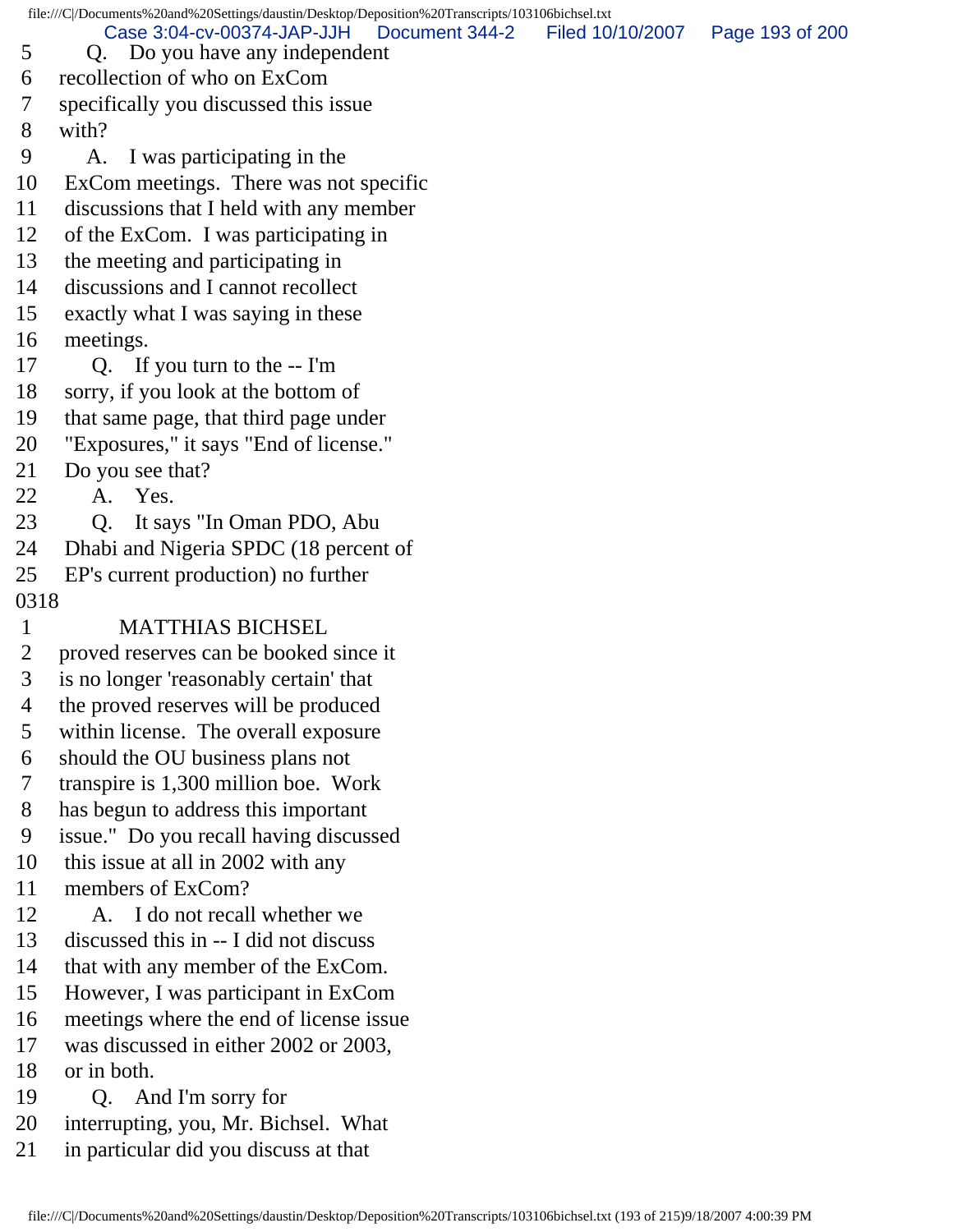5 Q. Do you have any independent
6 recollection of who on ExCom
7 specifically you discussed this issue
8 with?
9 A. I was participating in the
10 ExCom meetings. There was not specific
11 discussions that I held with any member
12 of the ExCom. I was participating in
13 the meeting and participating in
14 discussions and I cannot recollect
15 exactly what I was saying in these
16 meetings.
17 Q. If you turn to the -- I'm
18 sorry, if you look at the bottom of
19 that same page, that third page under
20 "Exposures," it says "End of license."
21 Do you see that?
22 A. Yes.
23 Q. It says "In Oman PDO, Abu
24 Dhabi and Nigeria SPDC (18 percent of
25 EP's current production) no further
0318
1 MATTHIAS BICHSEL
2 proved reserves can be booked since it
3 is no longer 'reasonably certain' that
4 the proved reserves will be produced
5 within license. The overall exposure
6 should the OU business plans not
7 transpire is 1,300 million boe. Work
8 has begun to address this important
9 issue." Do you recall having discussed
10 this issue at all in 2002 with any
11 members of ExCom?
12 A. I do not recall whether we
13 discussed this in -- I did not discuss
14 that with any member of the ExCom.
15 However, I was participant in ExCom
16 meetings where the end of license issue
17 was discussed in either 2002 or 2003,
18 or in both.
19 Q. And I'm sorry for
20 interrupting, you, Mr. Bichsel. What
21 in particular did you discuss at that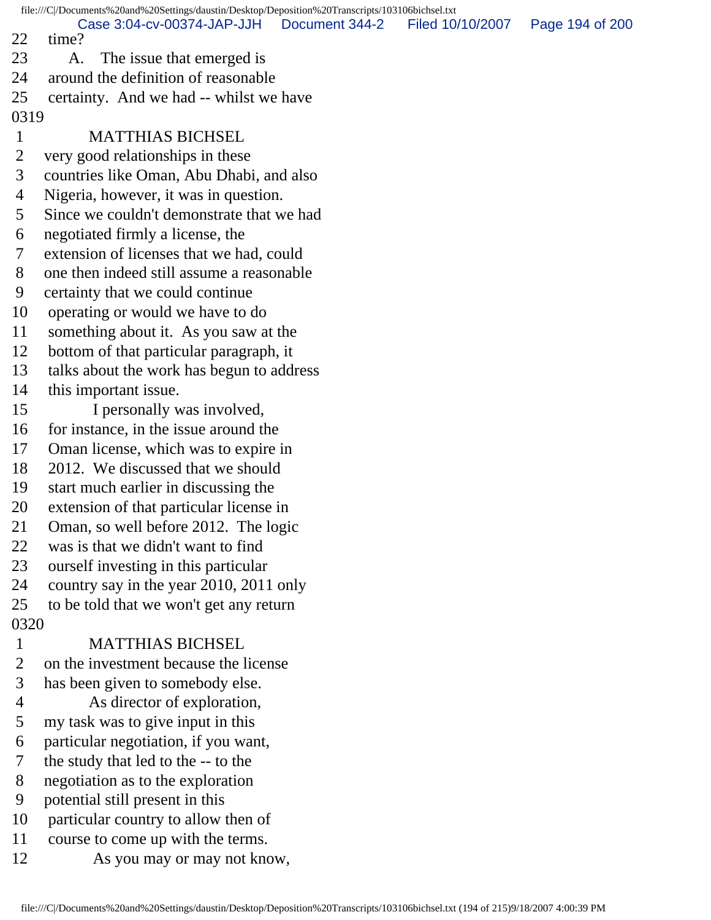22 time?
23 A. The issue that emerged is
24 around the definition of reasonable
25 certainty. And we had -- whilst we have
0319
1 MATTHIAS BICHSEL
2 very good relationships in these
3 countries like Oman, Abu Dhabi, and also
4 Nigeria, however, it was in question.
5 Since we couldn't demonstrate that we had
6 negotiated firmly a license, the
7 extension of licenses that we had, could
8 one then indeed still assume a reasonable
9 certainty that we could continue
10 operating or would we have to do
11 something about it. As you saw at the
12 bottom of that particular paragraph, it
13 talks about the work has begun to address
14 this important issue.
15 I personally was involved,
16 for instance, in the issue around the
17 Oman license, which was to expire in
18 2012. We discussed that we should
19 start much earlier in discussing the
20 extension of that particular license in
21 Oman, so well before 2012. The logic
22 was is that we didn't want to find
23 ourself investing in this particular
24 country say in the year 2010, 2011 only
25 to be told that we won't get any return
0320
1 MATTHIAS BICHSEL
2 on the investment because the license
3 has been given to somebody else.
4 As director of exploration,
5 my task was to give input in this
6 particular negotiation, if you want,
7 the study that led to the -- to the
8 negotiation as to the exploration
9 potential still present in this
10 particular country to allow then of
11 course to come up with the terms.
12 As you may or may not know,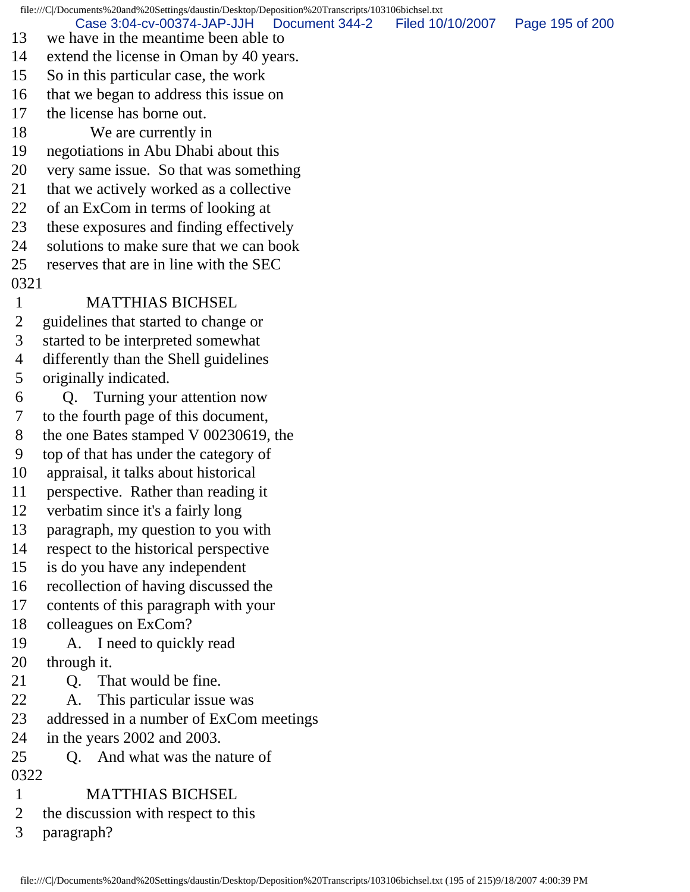13 we have in the meantime been able to
14 extend the license in Oman by 40 years.
15 So in this particular case, the work
16 that we began to address this issue on
17 the license has borne out.
18 We are currently in
19 negotiations in Abu Dhabi about this
20 very same issue. So that was something
21 that we actively worked as a collective
22 of an ExCom in terms of looking at
23 these exposures and finding effectively
24 solutions to make sure that we can book
25 reserves that are in line with the SEC

0321

1 MATTHIAS BICHSEL
2 guidelines that started to change or
3 started to be interpreted somewhat
4 differently than the Shell guidelines
5 originally indicated.
6 Q. Turning your attention now
7 to the fourth page of this document,
8 the one Bates stamped V 00230619, the
9 top of that has under the category of
10 appraisal, it talks about historical
11 perspective. Rather than reading it
12 verbatim since it's a fairly long
13 paragraph, my question to you with
14 respect to the historical perspective
15 is do you have any independent
16 recollection of having discussed the
17 contents of this paragraph with your
18 colleagues on ExCom?
19 A. I need to quickly read
20 through it.
21 Q. That would be fine.
22 A. This particular issue was
23 addressed in a number of ExCom meetings
24 in the years 2002 and 2003.
25 Q. And what was the nature of

0322

1 MATTHIAS BICHSEL
2 the discussion with respect to this
3 paragraph?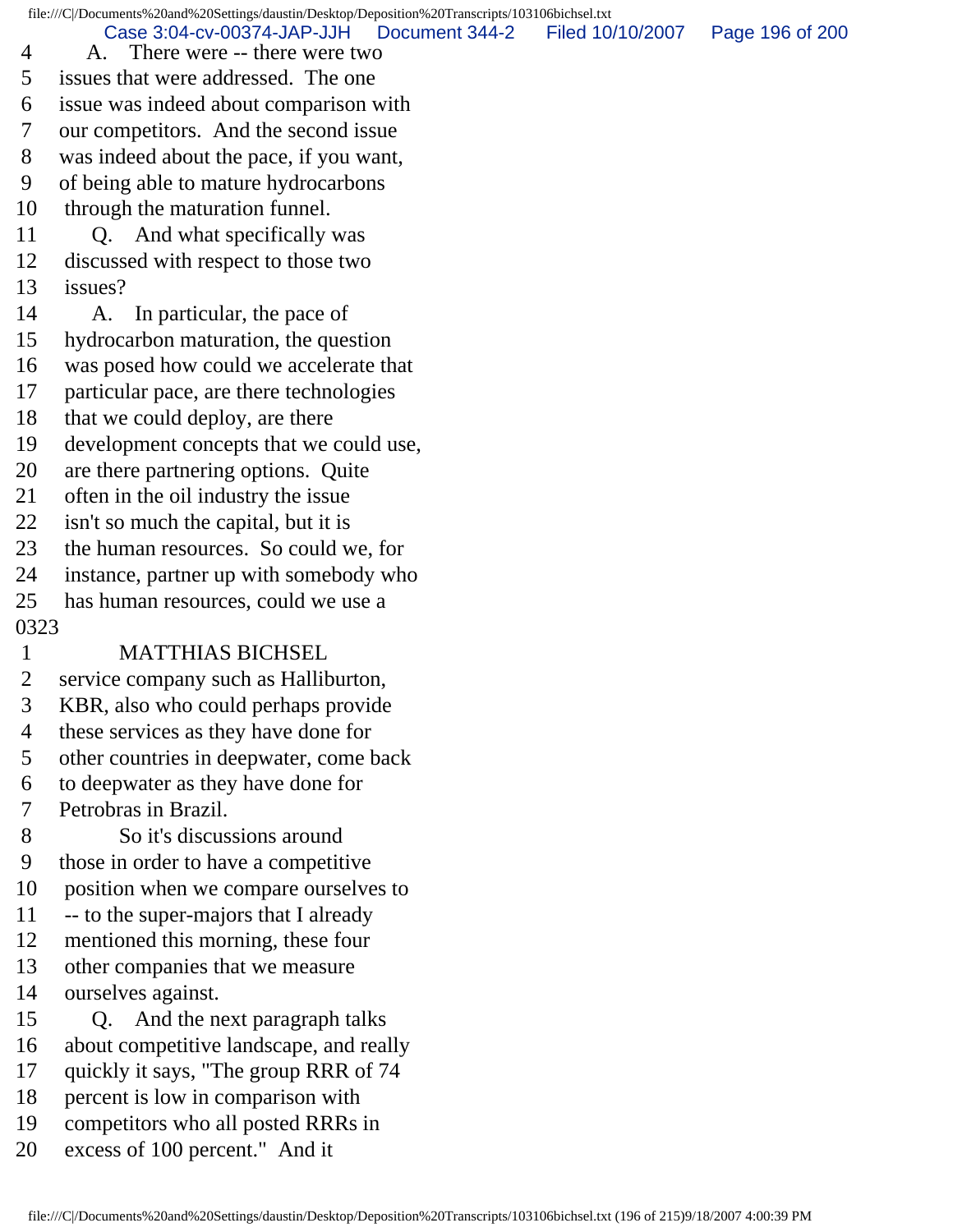4 A. There were -- there were two
5 issues that were addressed. The one
6 issue was indeed about comparison with
7 our competitors. And the second issue
8 was indeed about the pace, if you want,
9 of being able to mature hydrocarbons
10 through the maturation funnel.
11 Q. And what specifically was
12 discussed with respect to those two
13 issues?
14 A. In particular, the pace of
15 hydrocarbon maturation, the question
16 was posed how could we accelerate that
17 particular pace, are there technologies
18 that we could deploy, are there
19 development concepts that we could use,
20 are there partnering options. Quite
21 often in the oil industry the issue
22 isn't so much the capital, but it is
23 the human resources. So could we, for
24 instance, partner up with somebody who
25 has human resources, could we use a
0323
1 MATTHIAS BICHSEL
2 service company such as Halliburton,
3 KBR, also who could perhaps provide
4 these services as they have done for
5 other countries in deepwater, come back
6 to deepwater as they have done for
7 Petrobras in Brazil.
8 So it's discussions around
9 those in order to have a competitive
10 position when we compare ourselves to
11 -- to the super-majors that I already
12 mentioned this morning, these four
13 other companies that we measure
14 ourselves against.
15 Q. And the next paragraph talks
16 about competitive landscape, and really
17 quickly it says, "The group RRR of 74
18 percent is low in comparison with
19 competitors who all posted RRRs in
20 excess of 100 percent." And it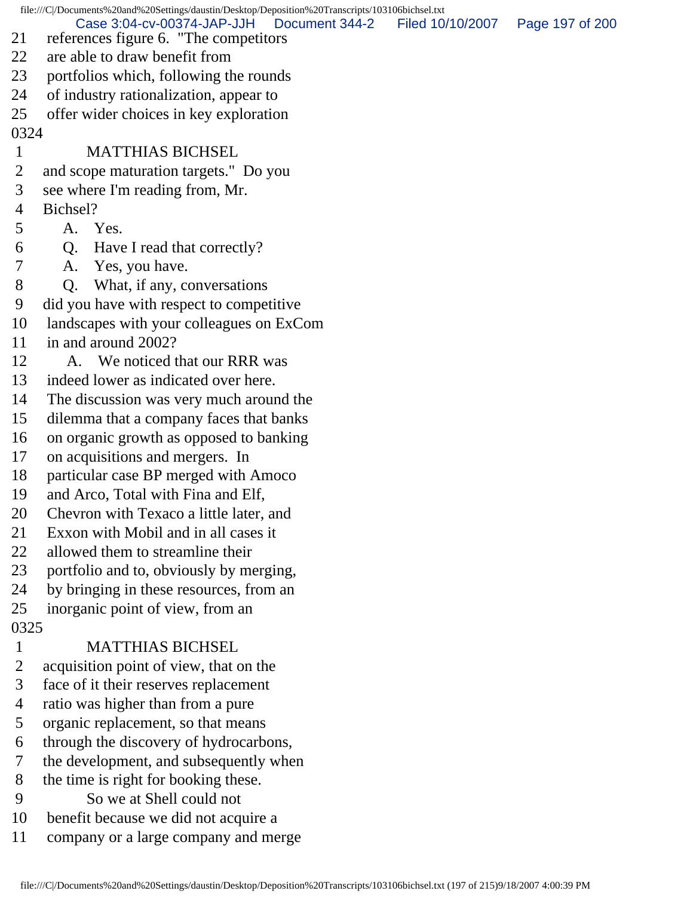21 references figure 6. "The competitors
22 are able to draw benefit from
23 portfolios which, following the rounds
24 of industry rationalization, appear to
25 offer wider choices in key exploration

0324

1 MATTHIAS BICHSEL
2 and scope maturation targets." Do you
3 see where I'm reading from, Mr.
4 Bichsel?
5 A. Yes.
6 Q. Have I read that correctly?
7 A. Yes, you have.
8 Q. What, if any, conversations
9 did you have with respect to competitive
10 landscapes with your colleagues on ExCom
11 in and around 2002?
12 A. We noticed that our RRR was
13 indeed lower as indicated over here.
14 The discussion was very much around the
15 dilemma that a company faces that banks
16 on organic growth as opposed to banking
17 on acquisitions and mergers. In
18 particular case BP merged with Amoco
19 and Arco, Total with Fina and Elf,
20 Chevron with Texaco a little later, and
21 Exxon with Mobil and in all cases it
22 allowed them to streamline their
23 portfolio and to, obviously by merging,
24 by bringing in these resources, from an
25 inorganic point of view, from an

0325

1 MATTHIAS BICHSEL
2 acquisition point of view, that on the
3 face of it their reserves replacement
4 ratio was higher than from a pure
5 organic replacement, so that means
6 through the discovery of hydrocarbons,
7 the development, and subsequently when
8 the time is right for booking these.
9 So we at Shell could not
10 benefit because we did not acquire a
11 company or a large company and merge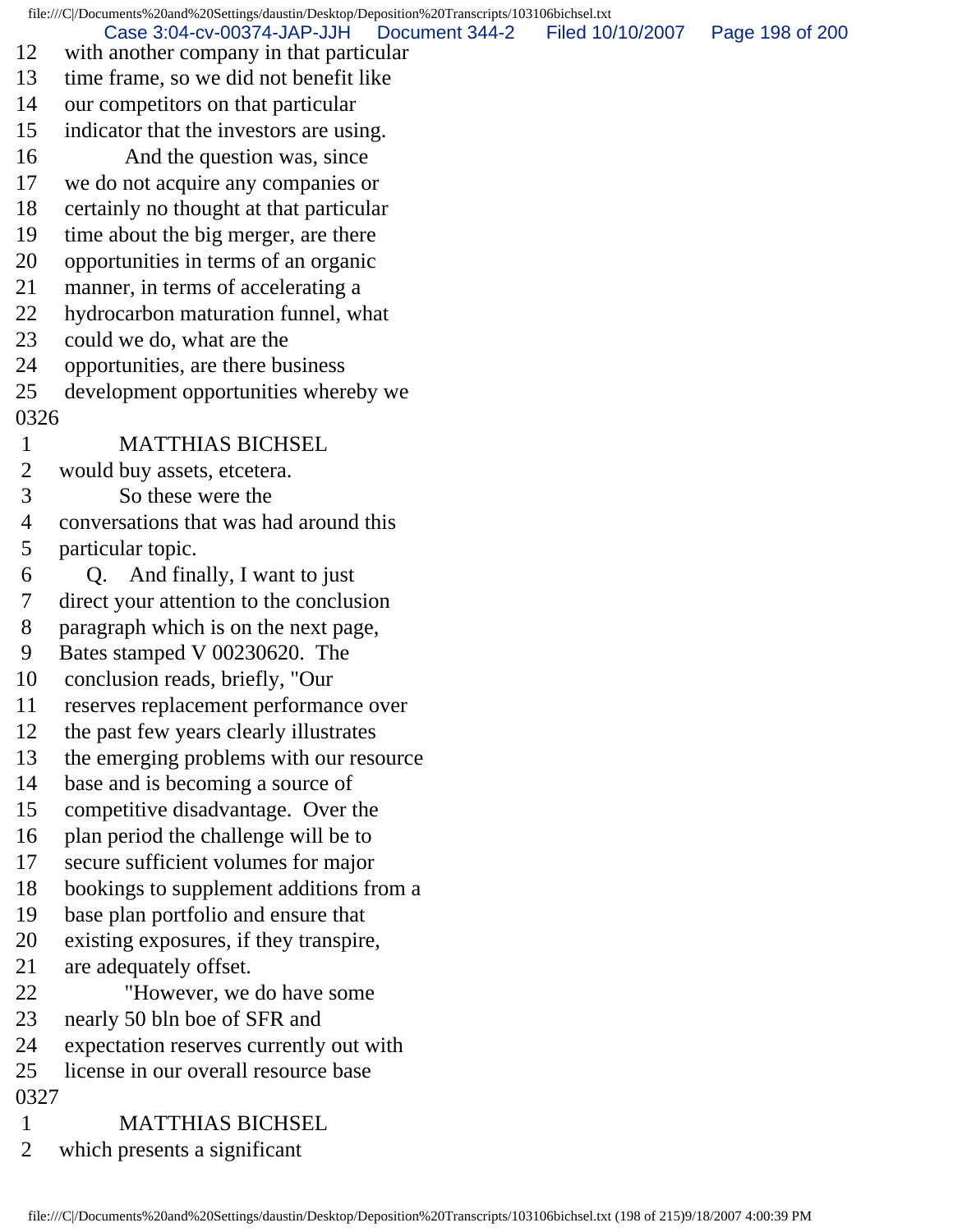12 with another company in that particular
13 time frame, so we did not benefit like
14 our competitors on that particular
15 indicator that the investors are using.
16 And the question was, since
17 we do not acquire any companies or
18 certainly no thought at that particular
19 time about the big merger, are there
20 opportunities in terms of an organic
21 manner, in terms of accelerating a
22 hydrocarbon maturation funnel, what
23 could we do, what are the
24 opportunities, are there business
25 development opportunities whereby we

0326

1 MATTHIAS BICHSEL
2 would buy assets, etcetera.
3 So these were the
4 conversations that was had around this
5 particular topic.
6 Q. And finally, I want to just
7 direct your attention to the conclusion
8 paragraph which is on the next page,
9 Bates stamped V 00230620. The
10 conclusion reads, briefly, "Our
11 reserves replacement performance over
12 the past few years clearly illustrates
13 the emerging problems with our resource
14 base and is becoming a source of
15 competitive disadvantage. Over the
16 plan period the challenge will be to
17 secure sufficient volumes for major
18 bookings to supplement additions from a
19 base plan portfolio and ensure that
20 existing exposures, if they transpire,
21 are adequately offset.
22 "However, we do have some
23 nearly 50 bln boe of SFR and
24 expectation reserves currently out with
25 license in our overall resource base

0327

1 MATTHIAS BICHSEL
2 which presents a significant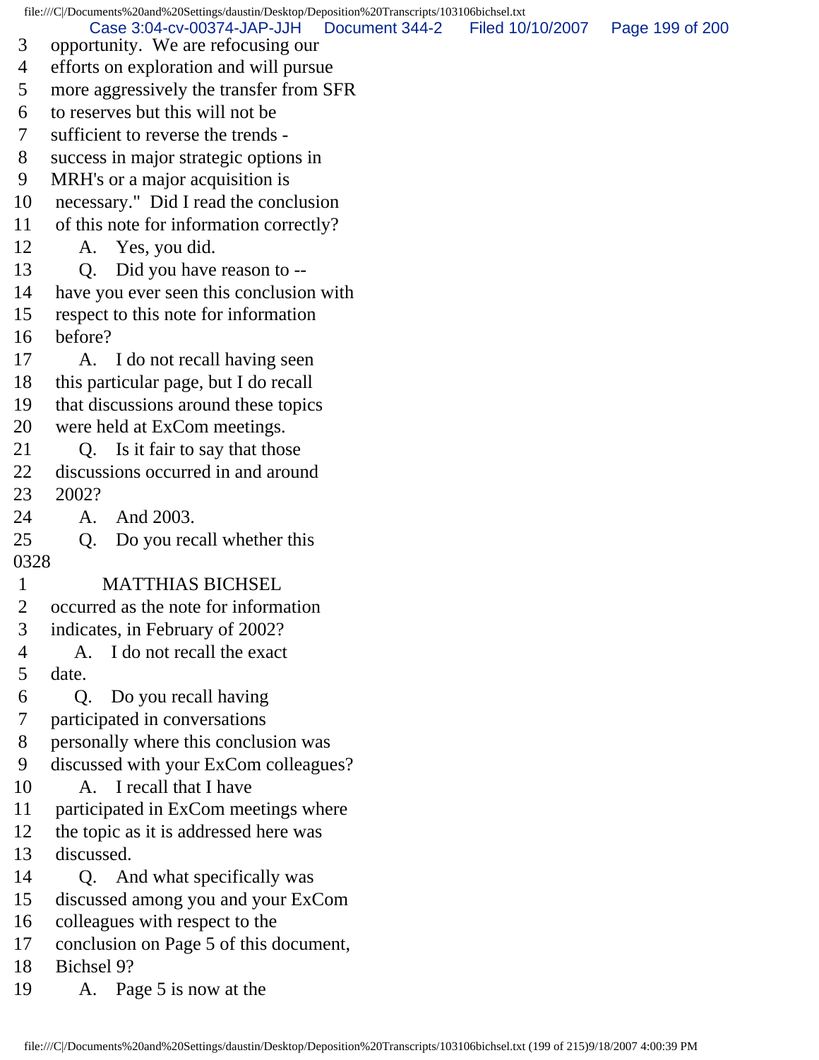3 opportunity. We are refocusing our
4 efforts on exploration and will pursue
5 more aggressively the transfer from SFR
6 to reserves but this will not be
7 sufficient to reverse the trends -
8 success in major strategic options in
9 MRH's or a major acquisition is
10 necessary." Did I read the conclusion
11 of this note for information correctly?
12 A. Yes, you did.
13 Q. Did you have reason to --
14 have you ever seen this conclusion with
15 respect to this note for information
16 before?
17 A. I do not recall having seen
18 this particular page, but I do recall
19 that discussions around these topics
20 were held at ExCom meetings.
21 Q. Is it fair to say that those
22 discussions occurred in and around
23 2002?
24 A. And 2003.
25 Q. Do you recall whether this

0328

1 MATTHIAS BICHSEL
2 occurred as the note for information
3 indicates, in February of 2002?
4 A. I do not recall the exact
5 date.
6 Q. Do you recall having
7 participated in conversations
8 personally where this conclusion was
9 discussed with your ExCom colleagues?
10 A. I recall that I have
11 participated in ExCom meetings where
12 the topic as it is addressed here was
13 discussed.
14 Q. And what specifically was
15 discussed among you and your ExCom
16 colleagues with respect to the
17 conclusion on Page 5 of this document,
18 Bichsel 9?
19 A. Page 5 is now at the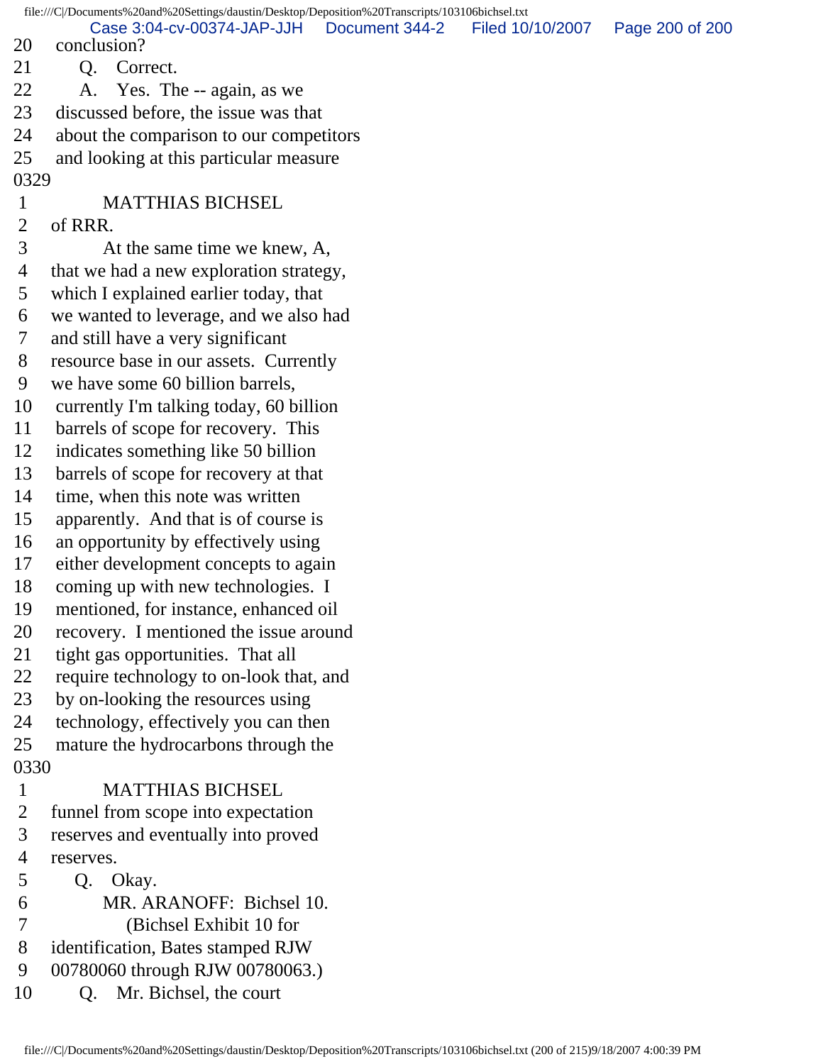20 conclusion?
21 Q. Correct.
22 A. Yes. The -- again, as we
23 discussed before, the issue was that
24 about the comparison to our competitors
25 and looking at this particular measure

0329

1 MATTHIAS BICHSEL
2 of RRR.
3 At the same time we knew, A,
4 that we had a new exploration strategy,
5 which I explained earlier today, that
6 we wanted to leverage, and we also had
7 and still have a very significant
8 resource base in our assets. Currently
9 we have some 60 billion barrels,
10 currently I'm talking today, 60 billion
11 barrels of scope for recovery. This
12 indicates something like 50 billion
13 barrels of scope for recovery at that
14 time, when this note was written
15 apparently. And that is of course is
16 an opportunity by effectively using
17 either development concepts to again
18 coming up with new technologies. I
19 mentioned, for instance, enhanced oil
20 recovery. I mentioned the issue around
21 tight gas opportunities. That all
22 require technology to on-look that, and
23 by on-looking the resources using
24 technology, effectively you can then
25 mature the hydrocarbons through the

0330

1 MATTHIAS BICHSEL
2 funnel from scope into expectation
3 reserves and eventually into proved
4 reserves.
5 Q. Okay.
6 MR. ARANOFF: Bichsel 10.
7 (Bichsel Exhibit 10 for
8 identification, Bates stamped RJW
9 00780060 through RJW 00780063.)
10 Q. Mr. Bichsel, the court